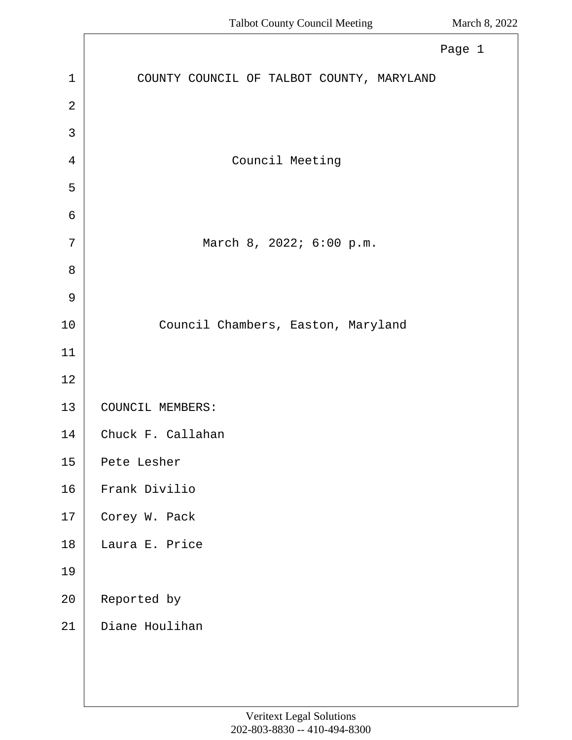# COUNTY COUNCIL OF TALBOT COUNTY, MARYLAND

Council Meeting

March 8, 2022; 6:00 p.m.

Council Chambers, Easton, Maryland

COUNCIL MEMBERS:

Chuck F. Callahan

Pete Lesher

Frank Divilio

Corey W. Pack

Laura E. Price

Reported by

Diane Houlihan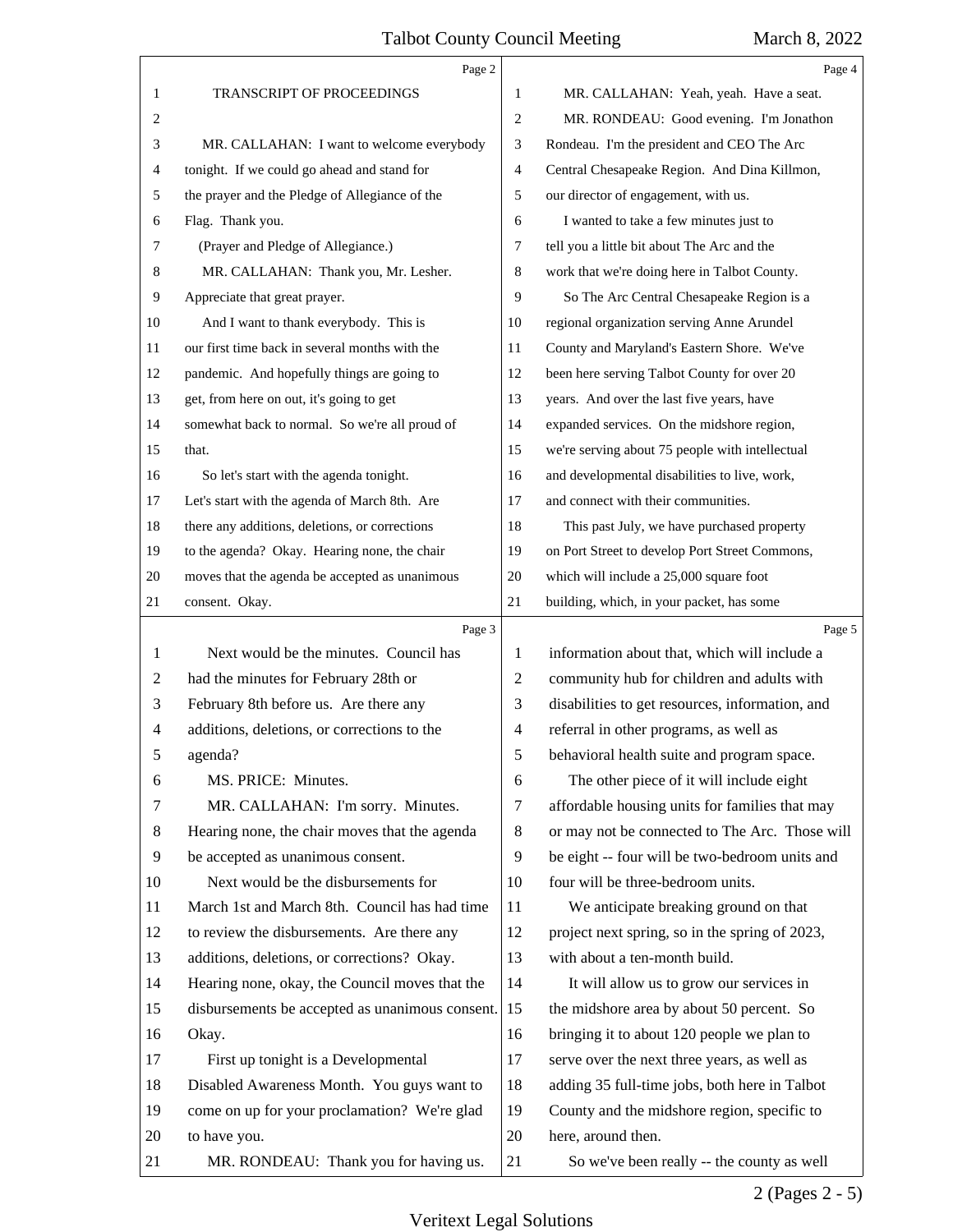TRANSCRIPT OF PROCEEDINGS

MR. CALLAHAN: I want to welcome everybody tonight. If we could go ahead and stand for the prayer and the Pledge of Allegiance of the Flag. Thank you.

(Prayer and Pledge of Allegiance.)

MR. CALLAHAN: Thank you, Mr. Lesher. Appreciate that great prayer.

And I want to thank everybody. This is our first time back in several months with the pandemic. And hopefully things are going to get, from here on out, it's going to get somewhat back to normal. So we're all proud of that.

So let's start with the agenda tonight. Let's start with the agenda of March 8th. Are there any additions, deletions, or corrections to the agenda? Okay. Hearing none, the chair moves that the agenda be accepted as unanimous consent. Okay.

Next would be the minutes. Council has had the minutes for February 28th or February 8th before us. Are there any additions, deletions, or corrections to the agenda?

MS. PRICE: Minutes.

MR. CALLAHAN: I'm sorry. Minutes. Hearing none, the chair moves that the agenda be accepted as unanimous consent.

Next would be the disbursements for March 1st and March 8th. Council has had time to review the disbursements. Are there any additions, deletions, or corrections? Okay. Hearing none, okay, the Council moves that the disbursements be accepted as unanimous consent. Okay.

First up tonight is a Developmental Disabled Awareness Month. You guys want to come on up for your proclamation? We're glad to have you.

MR. RONDEAU: Thank you for having us.

MR. CALLAHAN: Yeah, yeah. Have a seat.

MR. RONDEAU: Good evening. I'm Jonathon Rondeau. I'm the president and CEO The Arc Central Chesapeake Region. And Dina Killmon, our director of engagement, with us.

I wanted to take a few minutes just to tell you a little bit about The Arc and the work that we're doing here in Talbot County.

So The Arc Central Chesapeake Region is a regional organization serving Anne Arundel County and Maryland's Eastern Shore. We've been here serving Talbot County for over 20 years. And over the last five years, have expanded services. On the midshore region, we're serving about 75 people with intellectual and developmental disabilities to live, work, and connect with their communities.

This past July, we have purchased property on Port Street to develop Port Street Commons, which will include a 25,000 square foot building, which, in your packet, has some information about that, which will include a community hub for children and adults with disabilities to get resources, information, and referral in other programs, as well as behavioral health suite and program space.

The other piece of it will include eight affordable housing units for families that may or may not be connected to The Arc. Those will be eight -- four will be two-bedroom units and four will be three-bedroom units.

We anticipate breaking ground on that project next spring, so in the spring of 2023, with about a ten-month build.

It will allow us to grow our services in the midshore area by about 50 percent. So bringing it to about 120 people we plan to serve over the next three years, as well as adding 35 full-time jobs, both here in Talbot County and the midshore region, specific to here, around then.

So we've been really -- the county as well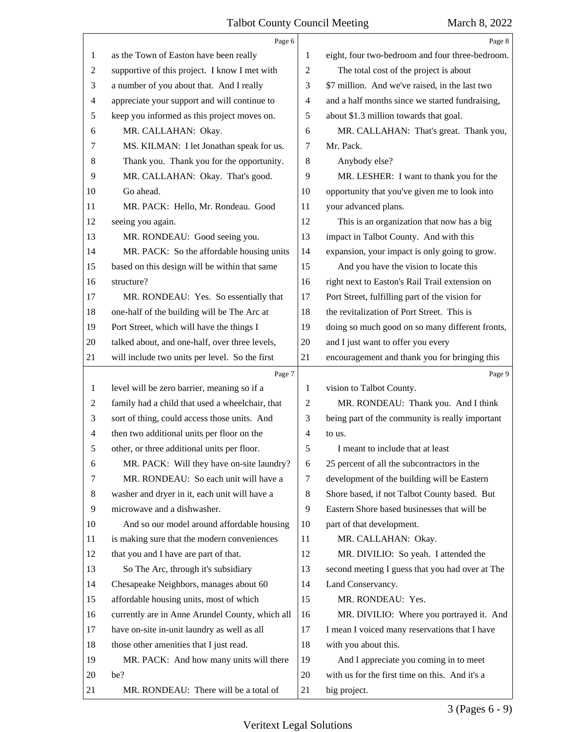as the Town of Easton have been really supportive of this project. I know I met with a number of you about that. And I really appreciate your support and will continue to keep you informed as this project moves on.

MR. CALLAHAN: Okay.

MS. KILMAN: I let Jonathan speak for us. Thank you. Thank you for the opportunity.

MR. CALLAHAN: Okay. That's good. Go ahead.

MR. PACK: Hello, Mr. Rondeau. Good seeing you again.

MR. RONDEAU: Good seeing you.

MR. PACK: So the affordable housing units based on this design will be within that same structure?

MR. RONDEAU: Yes. So essentially that one-half of the building will be The Arc at Port Street, which will have the things I talked about, and one-half, over three levels, will include two units per level. So the first level will be zero barrier, meaning so if a family had a child that used a wheelchair, that sort of thing, could access those units. And then two additional units per floor on the other, or three additional units per floor.

MR. PACK: Will they have on-site laundry?

MR. RONDEAU: So each unit will have a washer and dryer in it, each unit will have a microwave and a dishwasher.

And so our model around affordable housing is making sure that the modern conveniences that you and I have are part of that.

So The Arc, through it's subsidiary Chesapeake Neighbors, manages about 60 affordable housing units, most of which currently are in Anne Arundel County, which all have on-site in-unit laundry as well as all those other amenities that I just read.

MR. PACK: And how many units will there be?

MR. RONDEAU: There will be a total of eight, four two-bedroom and four three-bedroom.

The total cost of the project is about $7 million. And we've raised, in the last two and a half months since we started fundraising, about $1.3 million towards that goal.

MR. CALLAHAN: That's great. Thank you, Mr. Pack.

Anybody else?

MR. LESHER: I want to thank you for the opportunity that you've given me to look into your advanced plans.

This is an organization that now has a big impact in Talbot County. And with this expansion, your impact is only going to grow.

And you have the vision to locate this right next to Easton's Rail Trail extension on Port Street, fulfilling part of the vision for the revitalization of Port Street. This is doing so much good on so many different fronts, and I just want to offer you every encouragement and thank you for bringing this vision to Talbot County.

MR. RONDEAU: Thank you. And I think being part of the community is really important to us.

I meant to include that at least 25 percent of all the subcontractors in the development of the building will be Eastern Shore based, if not Talbot County based. But Eastern Shore based businesses that will be part of that development.

MR. CALLAHAN: Okay.

MR. DIVILIO: So yeah. I attended the second meeting I guess that you had over at The Land Conservancy.

MR. RONDEAU: Yes.

MR. DIVILIO: Where you portrayed it. And I mean I voiced many reservations that I have with you about this.

And I appreciate you coming in to meet with us for the first time on this. And it's a big project.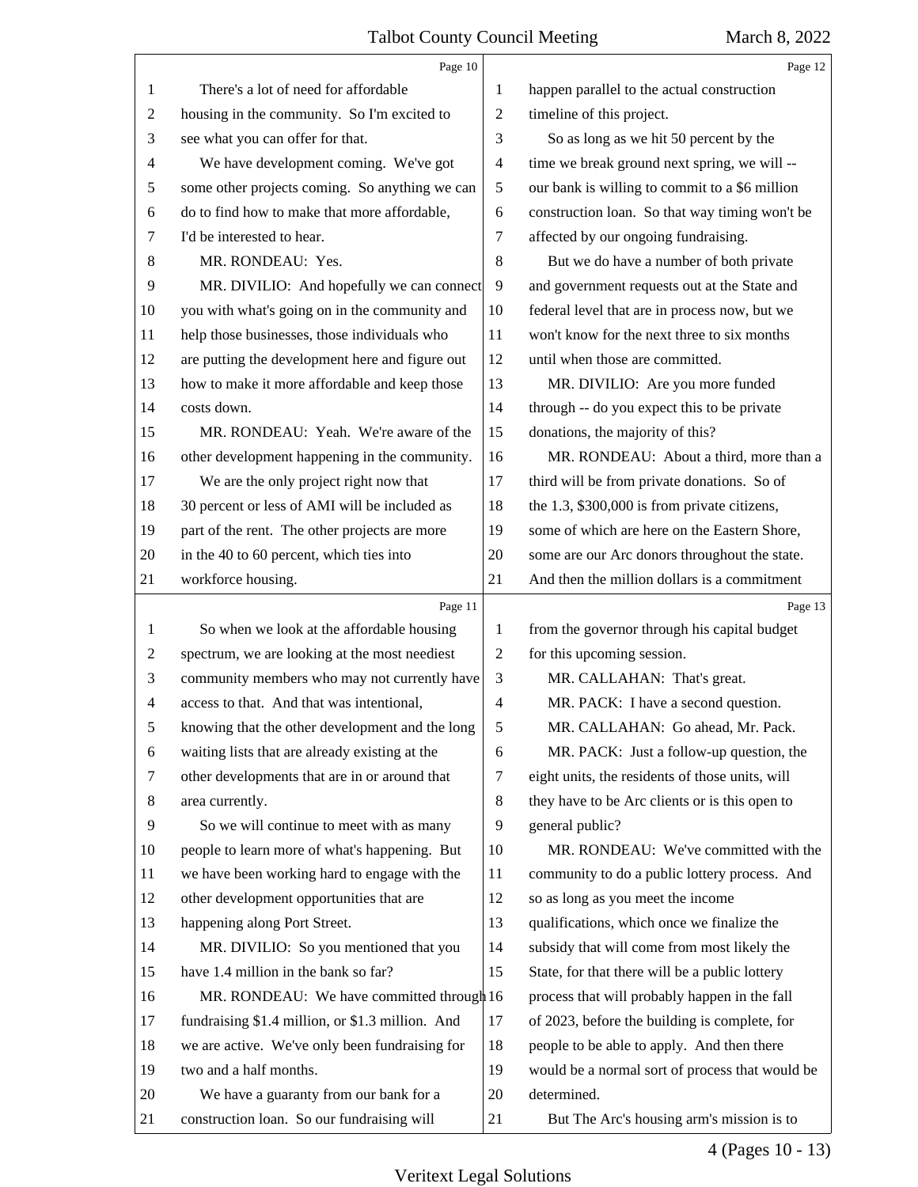Page 10

There's a lot of need for affordable housing in the community. So I'm excited to see what you can offer for that.

We have development coming. We've got some other projects coming. So anything we can do to find how to make that more affordable, I'd be interested to hear.

MR. RONDEAU: Yes.

MR. DIVILIO: And hopefully we can connect you with what's going on in the community and help those businesses, those individuals who are putting the development here and figure out how to make it more affordable and keep those costs down.

MR. RONDEAU: Yeah. We're aware of the other development happening in the community.

We are the only project right now that 30 percent or less of AMI will be included as part of the rent. The other projects are more in the 40 to 60 percent, which ties into workforce housing.

Page 11

So when we look at the affordable housing spectrum, we are looking at the most neediest community members who may not currently have access to that. And that was intentional, knowing that the other development and the long waiting lists that are already existing at the other developments that are in or around that area currently.

So we will continue to meet with as many people to learn more of what's happening. But we have been working hard to engage with the other development opportunities that are happening along Port Street.

MR. DIVILIO: So you mentioned that you have 1.4 million in the bank so far?

MR. RONDEAU: We have committed through fundraising $1.4 million, or $1.3 million. And we are active. We've only been fundraising for two and a half months.

We have a guaranty from our bank for a construction loan. So our fundraising will

Page 12

happen parallel to the actual construction timeline of this project.

So as long as we hit 50 percent by the time we break ground next spring, we will -- our bank is willing to commit to a $6 million construction loan. So that way timing won't be affected by our ongoing fundraising.

But we do have a number of both private and government requests out at the State and federal level that are in process now, but we won't know for the next three to six months until when those are committed.

MR. DIVILIO: Are you more funded through -- do you expect this to be private donations, the majority of this?

MR. RONDEAU: About a third, more than a third will be from private donations. So of the 1.3, $300,000 is from private citizens, some of which are here on the Eastern Shore, some are our Arc donors throughout the state. And then the million dollars is a commitment

Page 13

from the governor through his capital budget for this upcoming session.

MR. CALLAHAN: That's great.

MR. PACK: I have a second question.

MR. CALLAHAN: Go ahead, Mr. Pack.

MR. PACK: Just a follow-up question, the eight units, the residents of those units, will they have to be Arc clients or is this open to general public?

MR. RONDEAU: We've committed with the community to do a public lottery process. And so as long as you meet the income qualifications, which once we finalize the subsidy that will come from most likely the State, for that there will be a public lottery process that will probably happen in the fall of 2023, before the building is complete, for people to be able to apply. And then there would be a normal sort of process that would be determined.

But The Arc's housing arm's mission is to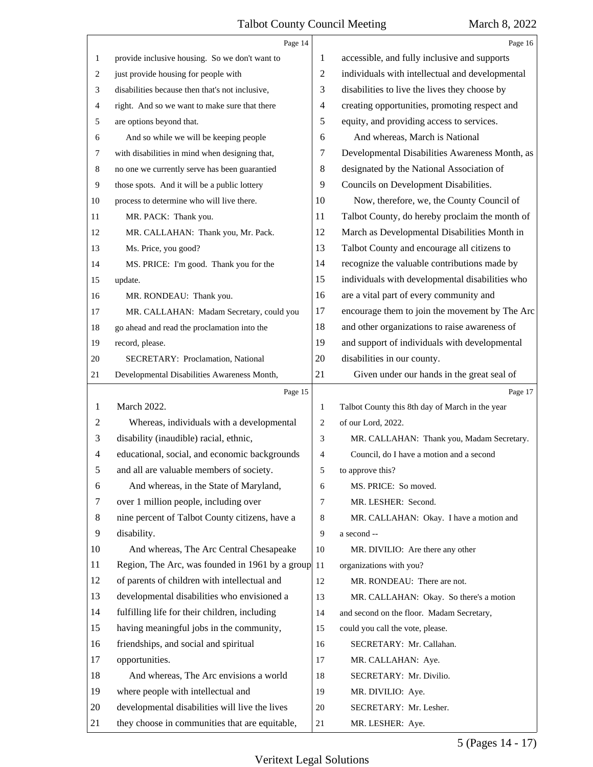provide inclusive housing. So we don't want to just provide housing for people with disabilities because then that's not inclusive, right. And so we want to make sure that there are options beyond that.

And so while we will be keeping people with disabilities in mind when designing that, no one we currently serve has been guarantied those spots. And it will be a public lottery process to determine who will live there.

MR. PACK: Thank you.

MR. CALLAHAN: Thank you, Mr. Pack. Ms. Price, you good?

MS. PRICE: I'm good. Thank you for the update.

MR. RONDEAU: Thank you.

MR. CALLAHAN: Madam Secretary, could you go ahead and read the proclamation into the record, please.

SECRETARY: Proclamation, National Developmental Disabilities Awareness Month, March 2022.

Whereas, individuals with a developmental disability (inaudible) racial, ethnic, educational, social, and economic backgrounds and all are valuable members of society.

And whereas, in the State of Maryland, over 1 million people, including over nine percent of Talbot County citizens, have a disability.

And whereas, The Arc Central Chesapeake Region, The Arc, was founded in 1961 by a group of parents of children with intellectual and developmental disabilities who envisioned a fulfilling life for their children, including having meaningful jobs in the community, friendships, and social and spiritual opportunities.

And whereas, The Arc envisions a world where people with intellectual and developmental disabilities will live the lives they choose in communities that are equitable, accessible, and fully inclusive and supports individuals with intellectual and developmental disabilities to live the lives they choose by creating opportunities, promoting respect and equity, and providing access to services.

And whereas, March is National Developmental Disabilities Awareness Month, as designated by the National Association of Councils on Development Disabilities.

Now, therefore, we, the County Council of Talbot County, do hereby proclaim the month of March as Developmental Disabilities Month in Talbot County and encourage all citizens to recognize the valuable contributions made by individuals with developmental disabilities who are a vital part of every community and encourage them to join the movement by The Arc and other organizations to raise awareness of and support of individuals with developmental disabilities in our county.

Given under our hands in the great seal of Talbot County this 8th day of March in the year of our Lord, 2022.

MR. CALLAHAN: Thank you, Madam Secretary. Council, do I have a motion and a second to approve this?

MS. PRICE: So moved.

MR. LESHER: Second.

MR. CALLAHAN: Okay. I have a motion and a second --

MR. DIVILIO: Are there any other organizations with you?

MR. RONDEAU: There are not.

MR. CALLAHAN: Okay. So there's a motion and second on the floor. Madam Secretary, could you call the vote, please.

SECRETARY: Mr. Callahan.

MR. CALLAHAN: Aye.

SECRETARY: Mr. Divilio.

MR. DIVILIO: Aye.

SECRETARY: Mr. Lesher.

MR. LESHER: Aye.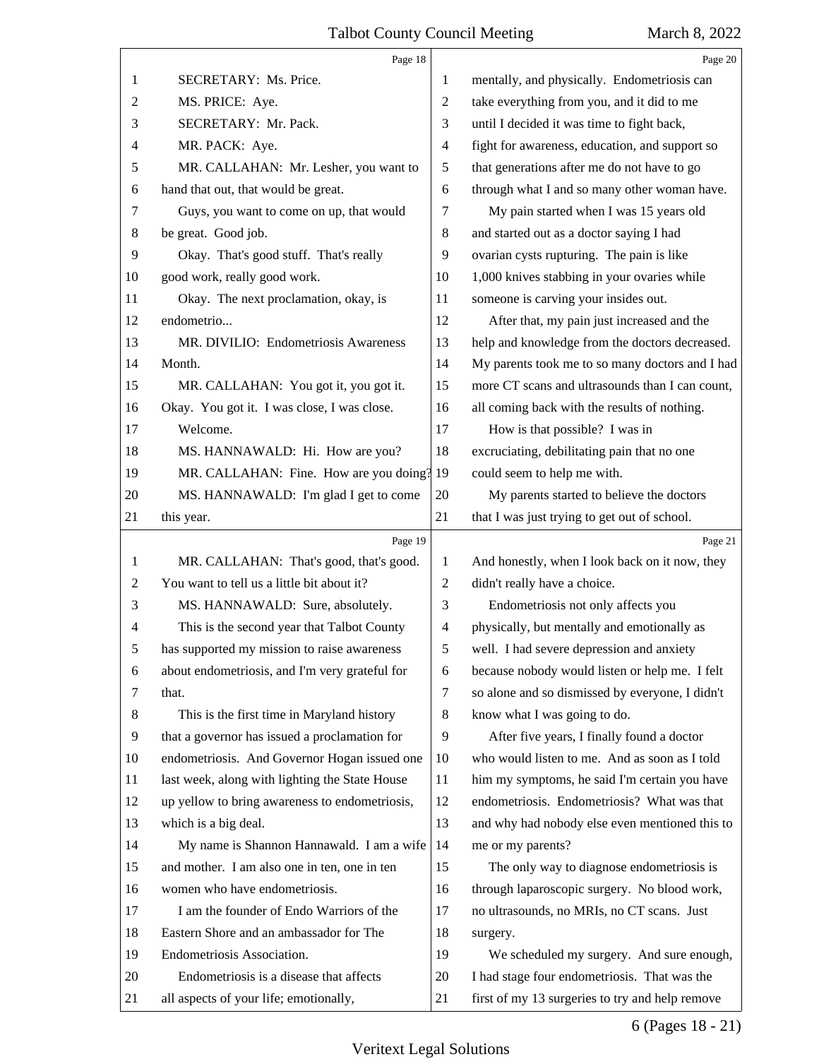SECRETARY: Ms. Price.

MS. PRICE: Aye.

SECRETARY: Mr. Pack.

MR. PACK: Aye.

MR. CALLAHAN: Mr. Lesher, you want to hand that out, that would be great.

Guys, you want to come on up, that would be great. Good job.

Okay. That's good stuff. That's really good work, really good work.

Okay. The next proclamation, okay, is endometrio...

MR. DIVILIO: Endometriosis Awareness Month.

MR. CALLAHAN: You got it, you got it. Okay. You got it. I was close, I was close.

Welcome.

MS. HANNAWALD: Hi. How are you?

MR. CALLAHAN: Fine. How are you doing?

MS. HANNAWALD: I'm glad I get to come this year.

MR. CALLAHAN: That's good, that's good. You want to tell us a little bit about it?

MS. HANNAWALD: Sure, absolutely.

This is the second year that Talbot County has supported my mission to raise awareness about endometriosis, and I'm very grateful for that.

This is the first time in Maryland history that a governor has issued a proclamation for endometriosis. And Governor Hogan issued one last week, along with lighting the State House up yellow to bring awareness to endometriosis, which is a big deal.

My name is Shannon Hannawald. I am a wife and mother. I am also one in ten, one in ten women who have endometriosis.

I am the founder of Endo Warriors of the Eastern Shore and an ambassador for The Endometriosis Association.

Endometriosis is a disease that affects all aspects of your life; emotionally, mentally, and physically. Endometriosis can take everything from you, and it did to me until I decided it was time to fight back, fight for awareness, education, and support so that generations after me do not have to go through what I and so many other woman have.

My pain started when I was 15 years old and started out as a doctor saying I had ovarian cysts rupturing. The pain is like 1,000 knives stabbing in your ovaries while someone is carving your insides out.

After that, my pain just increased and the help and knowledge from the doctors decreased. My parents took me to so many doctors and I had more CT scans and ultrasounds than I can count, all coming back with the results of nothing.

How is that possible? I was in excruciating, debilitating pain that no one could seem to help me with.

My parents started to believe the doctors that I was just trying to get out of school. And honestly, when I look back on it now, they didn't really have a choice.

Endometriosis not only affects you physically, but mentally and emotionally as well. I had severe depression and anxiety because nobody would listen or help me. I felt so alone and so dismissed by everyone, I didn't know what I was going to do.

After five years, I finally found a doctor who would listen to me. And as soon as I told him my symptoms, he said I'm certain you have endometriosis. Endometriosis? What was that and why had nobody else even mentioned this to me or my parents?

The only way to diagnose endometriosis is through laparoscopic surgery. No blood work, no ultrasounds, no MRIs, no CT scans. Just surgery.

We scheduled my surgery. And sure enough, I had stage four endometriosis. That was the first of my 13 surgeries to try and help remove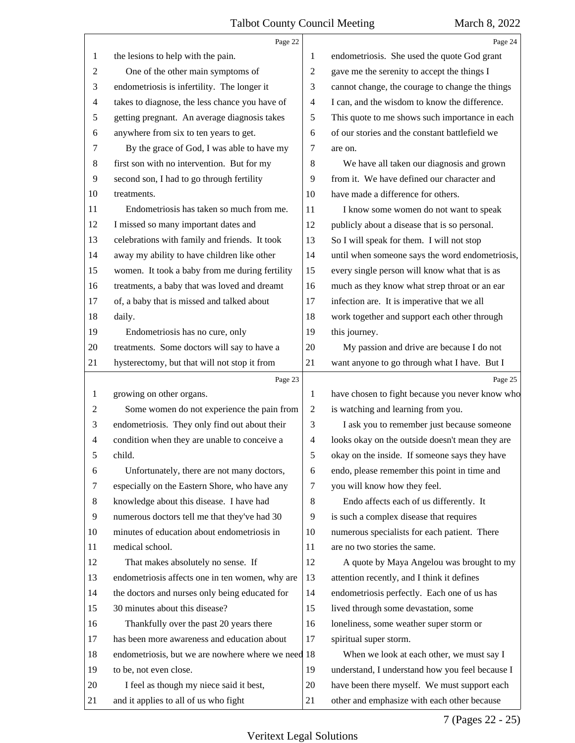the lesions to help with the pain.

One of the other main symptoms of endometriosis is infertility. The longer it takes to diagnose, the less chance you have of getting pregnant. An average diagnosis takes anywhere from six to ten years to get.

By the grace of God, I was able to have my first son with no intervention. But for my second son, I had to go through fertility treatments.

Endometriosis has taken so much from me. I missed so many important dates and celebrations with family and friends. It took away my ability to have children like other women. It took a baby from me during fertility treatments, a baby that was loved and dreamt of, a baby that is missed and talked about daily.

Endometriosis has no cure, only treatments. Some doctors will say to have a hysterectomy, but that will not stop it from growing on other organs.

Some women do not experience the pain from endometriosis. They only find out about their condition when they are unable to conceive a child.

Unfortunately, there are not many doctors, especially on the Eastern Shore, who have any knowledge about this disease. I have had numerous doctors tell me that they've had 30 minutes of education about endometriosis in medical school.

That makes absolutely no sense. If endometriosis affects one in ten women, why are the doctors and nurses only being educated for 30 minutes about this disease?

Thankfully over the past 20 years there has been more awareness and education about endometriosis, but we are nowhere where we need to be, not even close.

I feel as though my niece said it best, and it applies to all of us who fight endometriosis. She used the quote God grant gave me the serenity to accept the things I cannot change, the courage to change the things I can, and the wisdom to know the difference. This quote to me shows such importance in each of our stories and the constant battlefield we are on.

We have all taken our diagnosis and grown from it. We have defined our character and have made a difference for others.

I know some women do not want to speak publicly about a disease that is so personal. So I will speak for them. I will not stop until when someone says the word endometriosis, every single person will know what that is as much as they know what strep throat or an ear infection are. It is imperative that we all work together and support each other through this journey.

My passion and drive are because I do not want anyone to go through what I have. But I have chosen to fight because you never know who is watching and learning from you.

I ask you to remember just because someone looks okay on the outside doesn't mean they are okay on the inside. If someone says they have endo, please remember this point in time and you will know how they feel.

Endo affects each of us differently. It is such a complex disease that requires numerous specialists for each patient. There are no two stories the same.

A quote by Maya Angelou was brought to my attention recently, and I think it defines endometriosis perfectly. Each one of us has lived through some devastation, some loneliness, some weather super storm or spiritual super storm.

When we look at each other, we must say I understand, I understand how you feel because I have been there myself. We must support each other and emphasize with each other because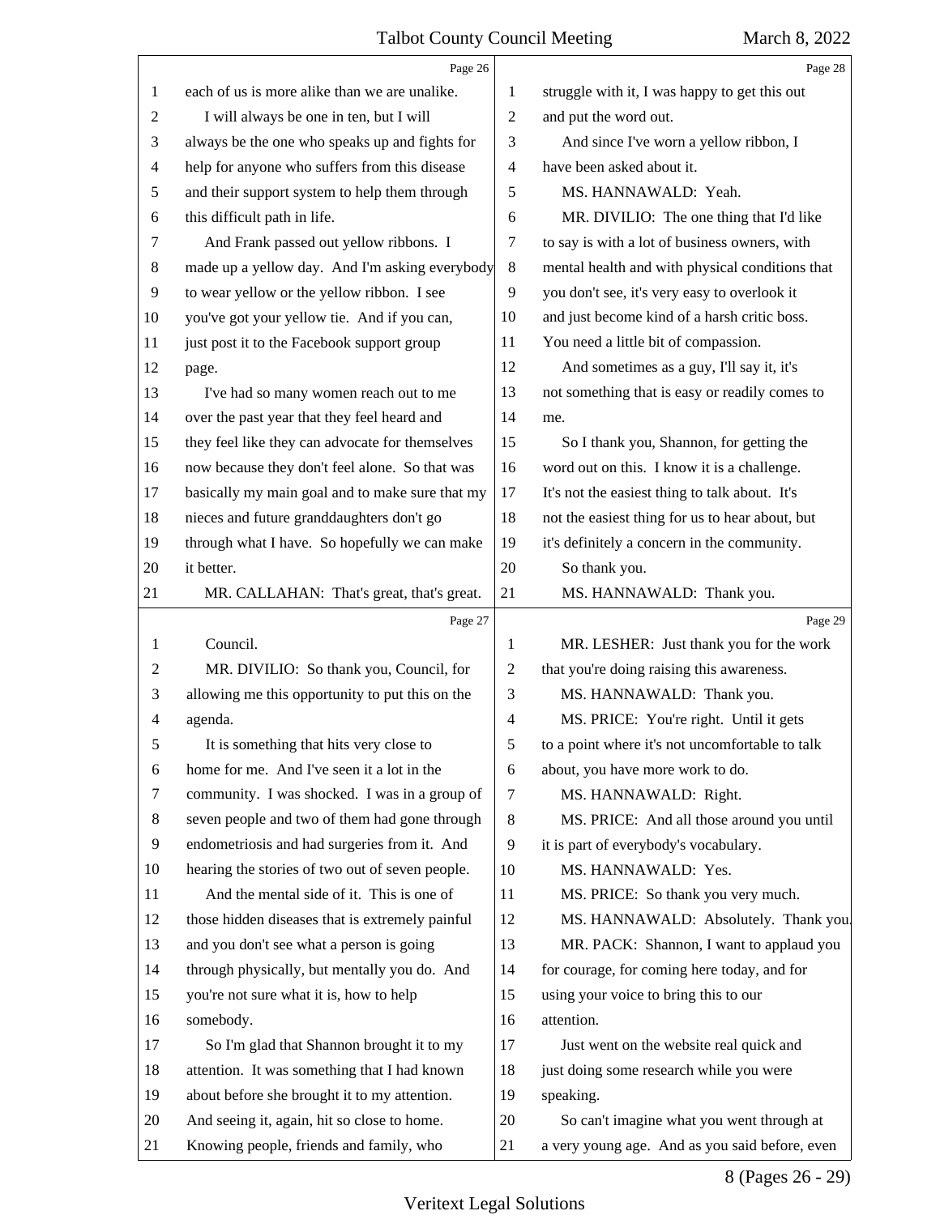each of us is more alike than we are unalike.

I will always be one in ten, but I will always be the one who speaks up and fights for help for anyone who suffers from this disease and their support system to help them through this difficult path in life.

And Frank passed out yellow ribbons. I made up a yellow day. And I'm asking everybody to wear yellow or the yellow ribbon. I see you've got your yellow tie. And if you can, just post it to the Facebook support group page.

I've had so many women reach out to me over the past year that they feel heard and they feel like they can advocate for themselves now because they don't feel alone. So that was basically my main goal and to make sure that my nieces and future granddaughters don't go through what I have. So hopefully we can make it better.

MR. CALLAHAN: That's great, that's great. Council.

MR. DIVILIO: So thank you, Council, for allowing me this opportunity to put this on the agenda.

It is something that hits very close to home for me. And I've seen it a lot in the community. I was shocked. I was in a group of seven people and two of them had gone through endometriosis and had surgeries from it. And hearing the stories of two out of seven people.

And the mental side of it. This is one of those hidden diseases that is extremely painful and you don't see what a person is going through physically, but mentally you do. And you're not sure what it is, how to help somebody.

So I'm glad that Shannon brought it to my attention. It was something that I had known about before she brought it to my attention. And seeing it, again, hit so close to home. Knowing people, friends and family, who struggle with it, I was happy to get this out and put the word out.

And since I've worn a yellow ribbon, I have been asked about it.

MS. HANNAWALD: Yeah.

MR. DIVILIO: The one thing that I'd like to say is with a lot of business owners, with mental health and with physical conditions that you don't see, it's very easy to overlook it and just become kind of a harsh critic boss. You need a little bit of compassion.

And sometimes as a guy, I'll say it, it's not something that is easy or readily comes to me.

So I thank you, Shannon, for getting the word out on this. I know it is a challenge. It's not the easiest thing to talk about. It's not the easiest thing for us to hear about, but it's definitely a concern in the community.

So thank you.

MS. HANNAWALD: Thank you.

MR. LESHER: Just thank you for the work that you're doing raising this awareness.

MS. HANNAWALD: Thank you.

MS. PRICE: You're right. Until it gets to a point where it's not uncomfortable to talk about, you have more work to do.

MS. HANNAWALD: Right.

MS. PRICE: And all those around you until it is part of everybody's vocabulary.

MS. HANNAWALD: Yes.

MS. PRICE: So thank you very much.

MS. HANNAWALD: Absolutely. Thank you.

MR. PACK: Shannon, I want to applaud you for courage, for coming here today, and for using your voice to bring this to our attention.

Just went on the website real quick and just doing some research while you were speaking.

So can't imagine what you went through at a very young age. And as you said before, even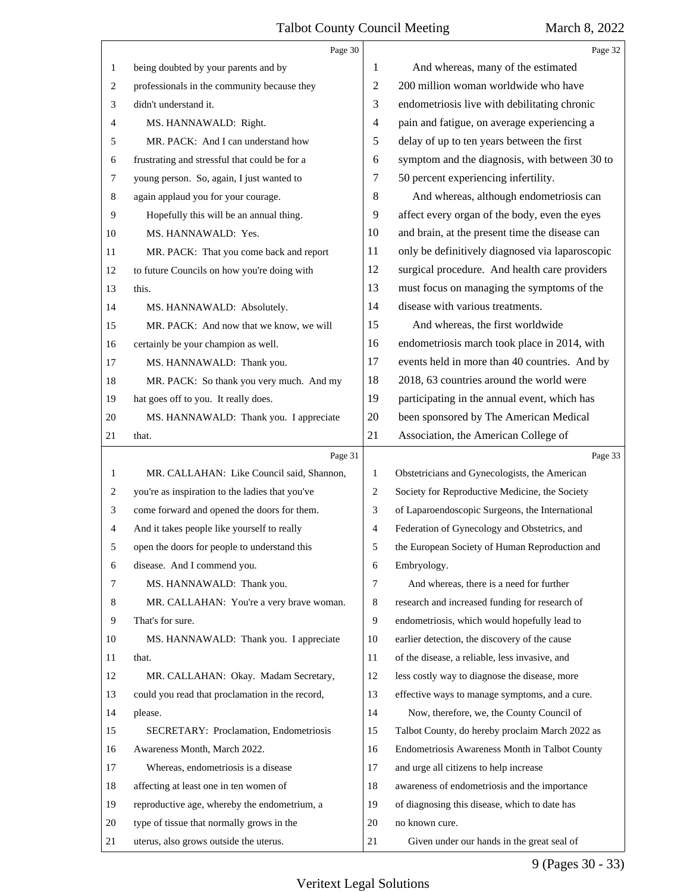being doubted by your parents and by professionals in the community because they didn't understand it.

MS. HANNAWALD: Right.

MR. PACK: And I can understand how frustrating and stressful that could be for a young person. So, again, I just wanted to again applaud you for your courage.

Hopefully this will be an annual thing.

MS. HANNAWALD: Yes.

MR. PACK: That you come back and report to future Councils on how you're doing with this.

MS. HANNAWALD: Absolutely.

MR. PACK: And now that we know, we will certainly be your champion as well.

MS. HANNAWALD: Thank you.

MR. PACK: So thank you very much. And my hat goes off to you. It really does.

MS. HANNAWALD: Thank you. I appreciate that.

MR. CALLAHAN: Like Council said, Shannon, you're as inspiration to the ladies that you've come forward and opened the doors for them. And it takes people like yourself to really open the doors for people to understand this disease. And I commend you.

MS. HANNAWALD: Thank you.

MR. CALLAHAN: You're a very brave woman. That's for sure.

MS. HANNAWALD: Thank you. I appreciate that.

MR. CALLAHAN: Okay. Madam Secretary, could you read that proclamation in the record, please.

SECRETARY: Proclamation, Endometriosis Awareness Month, March 2022.

Whereas, endometriosis is a disease affecting at least one in ten women of reproductive age, whereby the endometrium, a type of tissue that normally grows in the uterus, also grows outside the uterus.

And whereas, many of the estimated 200 million woman worldwide who have endometriosis live with debilitating chronic pain and fatigue, on average experiencing a delay of up to ten years between the first symptom and the diagnosis, with between 30 to 50 percent experiencing infertility.

And whereas, although endometriosis can affect every organ of the body, even the eyes and brain, at the present time the disease can only be definitively diagnosed via laparoscopic surgical procedure. And health care providers must focus on managing the symptoms of the disease with various treatments.

And whereas, the first worldwide endometriosis march took place in 2014, with events held in more than 40 countries. And by 2018, 63 countries around the world were participating in the annual event, which has been sponsored by The American Medical Association, the American College of Obstetricians and Gynecologists, the American Society for Reproductive Medicine, the Society of Laparoendoscopic Surgeons, the International Federation of Gynecology and Obstetrics, and the European Society of Human Reproduction and Embryology.

And whereas, there is a need for further research and increased funding for research of endometriosis, which would hopefully lead to earlier detection, the discovery of the cause of the disease, a reliable, less invasive, and less costly way to diagnose the disease, more effective ways to manage symptoms, and a cure.

Now, therefore, we, the County Council of Talbot County, do hereby proclaim March 2022 as Endometriosis Awareness Month in Talbot County and urge all citizens to help increase awareness of endometriosis and the importance of diagnosing this disease, which to date has no known cure.

Given under our hands in the great seal of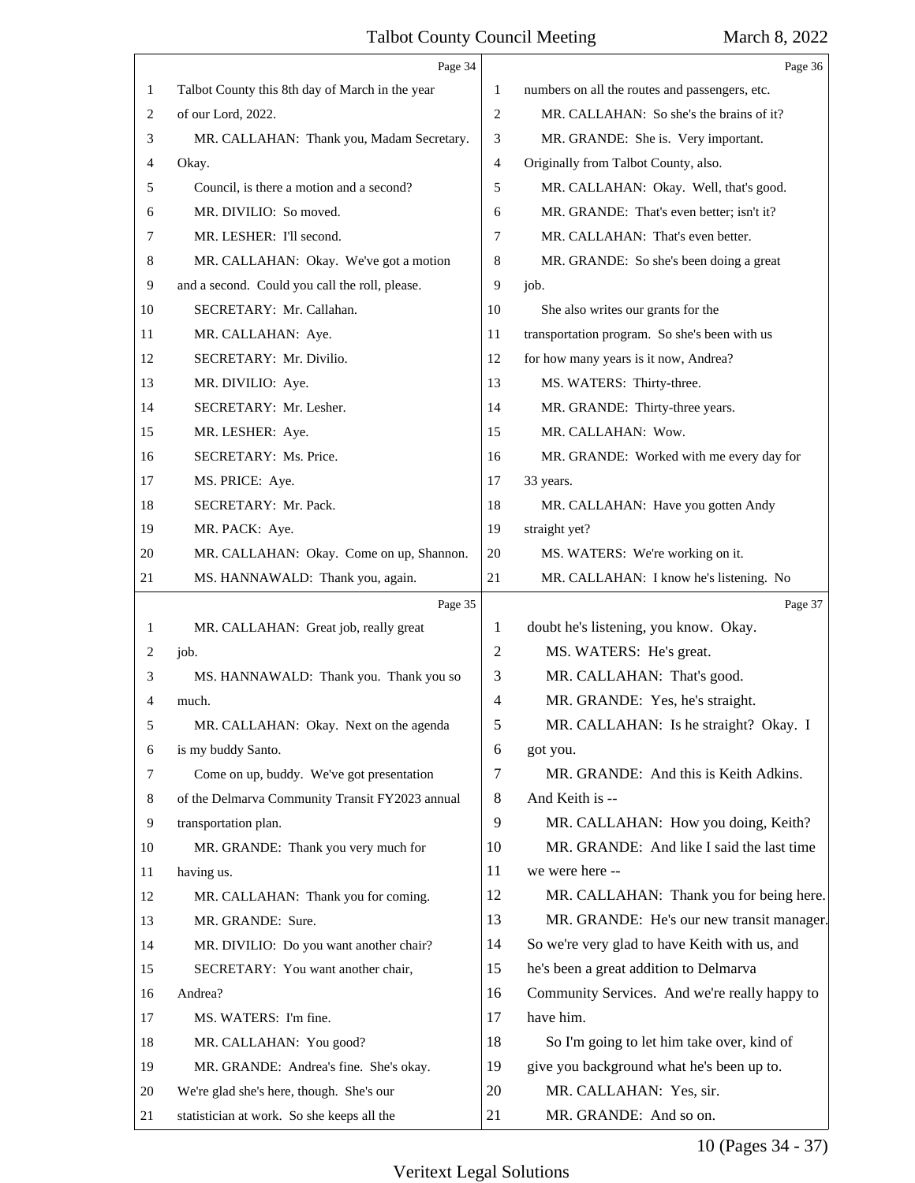Page 34

1 Talbot County this 8th day of March in the year
2 of our Lord, 2022.
3 MR. CALLAHAN: Thank you, Madam Secretary.
4 Okay.
5 Council, is there a motion and a second?
6 MR. DIVILIO: So moved.
7 MR. LESHER: I'll second.
8 MR. CALLAHAN: Okay. We've got a motion
9 and a second. Could you call the roll, please.
10 SECRETARY: Mr. Callahan.
11 MR. CALLAHAN: Aye.
12 SECRETARY: Mr. Divilio.
13 MR. DIVILIO: Aye.
14 SECRETARY: Mr. Lesher.
15 MR. LESHER: Aye.
16 SECRETARY: Ms. Price.
17 MS. PRICE: Aye.
18 SECRETARY: Mr. Pack.
19 MR. PACK: Aye.
20 MR. CALLAHAN: Okay. Come on up, Shannon.
21 MS. HANNAWALD: Thank you, again.

Page 35

1 MR. CALLAHAN: Great job, really great
2 job.
3 MS. HANNAWALD: Thank you. Thank you so
4 much.
5 MR. CALLAHAN: Okay. Next on the agenda
6 is my buddy Santo.
7 Come on up, buddy. We've got presentation
8 of the Delmarva Community Transit FY2023 annual
9 transportation plan.
10 MR. GRANDE: Thank you very much for
11 having us.
12 MR. CALLAHAN: Thank you for coming.
13 MR. GRANDE: Sure.
14 MR. DIVILIO: Do you want another chair?
15 SECRETARY: You want another chair,
16 Andrea?
17 MS. WATERS: I'm fine.
18 MR. CALLAHAN: You good?
19 MR. GRANDE: Andrea's fine. She's okay.
20 We're glad she's here, though. She's our
21 statistician at work. So she keeps all the

Page 36

1 numbers on all the routes and passengers, etc.
2 MR. CALLAHAN: So she's the brains of it?
3 MR. GRANDE: She is. Very important.
4 Originally from Talbot County, also.
5 MR. CALLAHAN: Okay. Well, that's good.
6 MR. GRANDE: That's even better; isn't it?
7 MR. CALLAHAN: That's even better.
8 MR. GRANDE: So she's been doing a great
9 job.
10 She also writes our grants for the
11 transportation program. So she's been with us
12 for how many years is it now, Andrea?
13 MS. WATERS: Thirty-three.
14 MR. GRANDE: Thirty-three years.
15 MR. CALLAHAN: Wow.
16 MR. GRANDE: Worked with me every day for
17 33 years.
18 MR. CALLAHAN: Have you gotten Andy
19 straight yet?
20 MS. WATERS: We're working on it.
21 MR. CALLAHAN: I know he's listening. No

Page 37

1 doubt he's listening, you know. Okay.
2 MS. WATERS: He's great.
3 MR. CALLAHAN: That's good.
4 MR. GRANDE: Yes, he's straight.
5 MR. CALLAHAN: Is he straight? Okay. I
6 got you.
7 MR. GRANDE: And this is Keith Adkins.
8 And Keith is --
9 MR. CALLAHAN: How you doing, Keith?
10 MR. GRANDE: And like I said the last time
11 we were here --
12 MR. CALLAHAN: Thank you for being here.
13 MR. GRANDE: He's our new transit manager.
14 So we're very glad to have Keith with us, and
15 he's been a great addition to Delmarva
16 Community Services. And we're really happy to
17 have him.
18 So I'm going to let him take over, kind of
19 give you background what he's been up to.
20 MR. CALLAHAN: Yes, sir.
21 MR. GRANDE: And so on.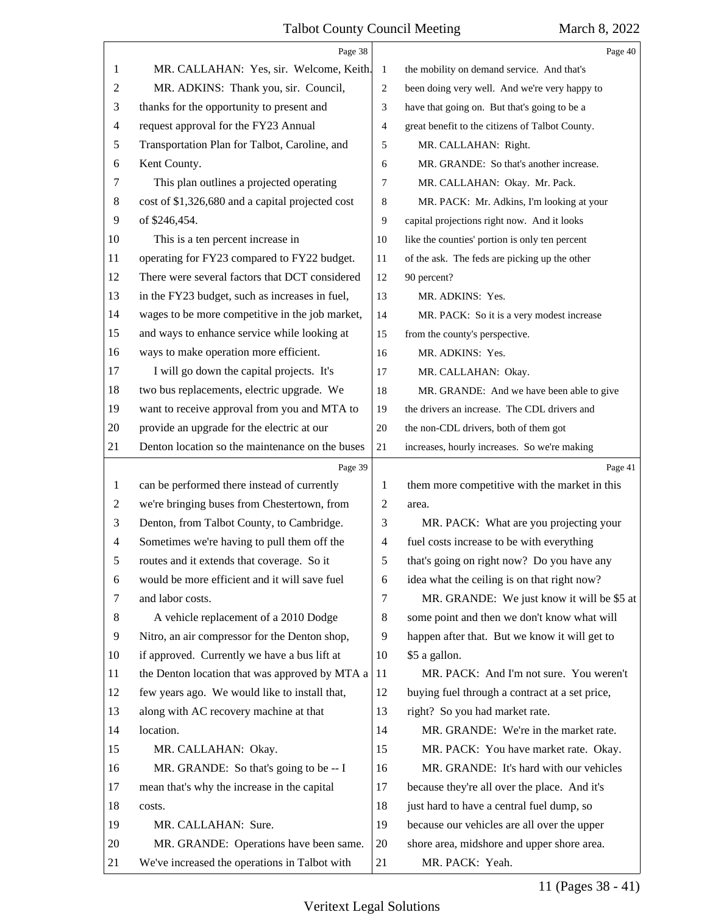MR. CALLAHAN: Yes, sir. Welcome, Keith.

MR. ADKINS: Thank you, sir. Council, thanks for the opportunity to present and request approval for the FY23 Annual Transportation Plan for Talbot, Caroline, and Kent County.

This plan outlines a projected operating cost of $1,326,680 and a capital projected cost of $246,454.

This is a ten percent increase in operating for FY23 compared to FY22 budget. There were several factors that DCT considered in the FY23 budget, such as increases in fuel, wages to be more competitive in the job market, and ways to enhance service while looking at ways to make operation more efficient.

I will go down the capital projects. It's two bus replacements, electric upgrade. We want to receive approval from you and MTA to provide an upgrade for the electric at our Denton location so the maintenance on the buses can be performed there instead of currently we're bringing buses from Chestertown, from Denton, from Talbot County, to Cambridge. Sometimes we're having to pull them off the routes and it extends that coverage. So it would be more efficient and it will save fuel and labor costs.

A vehicle replacement of a 2010 Dodge Nitro, an air compressor for the Denton shop, if approved. Currently we have a bus lift at the Denton location that was approved by MTA a few years ago. We would like to install that, along with AC recovery machine at that location.

MR. CALLAHAN: Okay.

MR. GRANDE: So that's going to be -- I mean that's why the increase in the capital costs.

MR. CALLAHAN: Sure.

MR. GRANDE: Operations have been same. We've increased the operations in Talbot with the mobility on demand service. And that's been doing very well. And we're very happy to have that going on. But that's going to be a great benefit to the citizens of Talbot County.

MR. CALLAHAN: Right.

MR. GRANDE: So that's another increase.

MR. CALLAHAN: Okay. Mr. Pack.

MR. PACK: Mr. Adkins, I'm looking at your capital projections right now. And it looks like the counties' portion is only ten percent of the ask. The feds are picking up the other 90 percent?

MR. ADKINS: Yes.

MR. PACK: So it is a very modest increase from the county's perspective.

MR. ADKINS: Yes.

MR. CALLAHAN: Okay.

MR. GRANDE: And we have been able to give the drivers an increase. The CDL drivers and the non-CDL drivers, both of them got increases, hourly increases. So we're making them more competitive with the market in this area.

MR. PACK: What are you projecting your fuel costs increase to be with everything that's going on right now? Do you have any idea what the ceiling is on that right now?

MR. GRANDE: We just know it will be $5 at some point and then we don't know what will happen after that. But we know it will get to $5 a gallon.

MR. PACK: And I'm not sure. You weren't buying fuel through a contract at a set price, right? So you had market rate.

MR. GRANDE: We're in the market rate.

MR. PACK: You have market rate. Okay.

MR. GRANDE: It's hard with our vehicles because they're all over the place. And it's just hard to have a central fuel dump, so because our vehicles are all over the upper shore area, midshore and upper shore area.

MR. PACK: Yeah.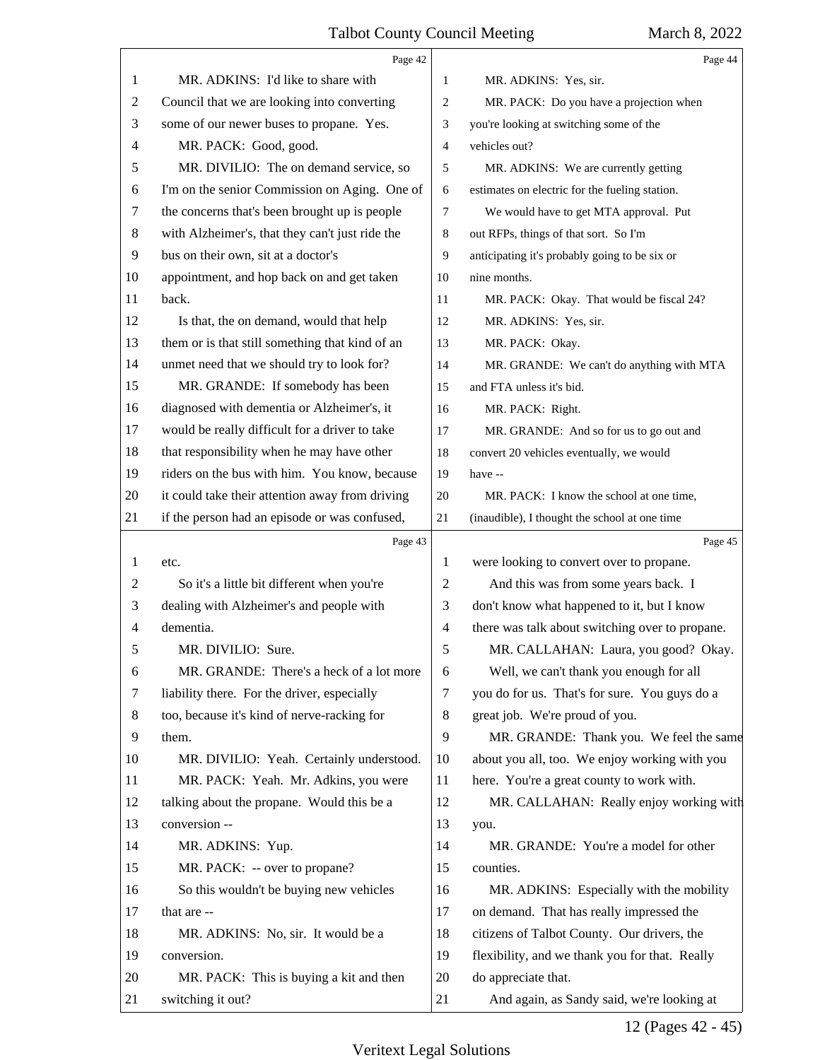Page 42

MR. ADKINS: I'd like to share with Council that we are looking into converting some of our newer buses to propane. Yes.

MR. PACK: Good, good.

MR. DIVILIO: The on demand service, so I'm on the senior Commission on Aging. One of the concerns that's been brought up is people with Alzheimer's, that they can't just ride the bus on their own, sit at a doctor's appointment, and hop back on and get taken back.

Is that, the on demand, would that help them or is that still something that kind of an unmet need that we should try to look for?

MR. GRANDE: If somebody has been diagnosed with dementia or Alzheimer's, it would be really difficult for a driver to take that responsibility when he may have other riders on the bus with him. You know, because it could take their attention away from driving if the person had an episode or was confused,

Page 43

etc.

So it's a little bit different when you're dealing with Alzheimer's and people with dementia.

MR. DIVILIO: Sure.

MR. GRANDE: There's a heck of a lot more liability there. For the driver, especially too, because it's kind of nerve-racking for them.

MR. DIVILIO: Yeah. Certainly understood.

MR. PACK: Yeah. Mr. Adkins, you were talking about the propane. Would this be a conversion --

MR. ADKINS: Yup.

MR. PACK: -- over to propane?

So this wouldn't be buying new vehicles that are --

MR. ADKINS: No, sir. It would be a conversion.

MR. PACK: This is buying a kit and then switching it out?

Page 44

MR. ADKINS: Yes, sir.

MR. PACK: Do you have a projection when you're looking at switching some of the vehicles out?

MR. ADKINS: We are currently getting estimates on electric for the fueling station.

We would have to get MTA approval. Put out RFPs, things of that sort. So I'm anticipating it's probably going to be six or nine months.

MR. PACK: Okay. That would be fiscal 24?

MR. ADKINS: Yes, sir.

MR. PACK: Okay.

MR. GRANDE: We can't do anything with MTA and FTA unless it's bid.

MR. PACK: Right.

MR. GRANDE: And so for us to go out and convert 20 vehicles eventually, we would have --

MR. PACK: I know the school at one time, (inaudible), I thought the school at one time

Page 45

were looking to convert over to propane.

And this was from some years back. I don't know what happened to it, but I know there was talk about switching over to propane.

MR. CALLAHAN: Laura, you good? Okay.

Well, we can't thank you enough for all you do for us. That's for sure. You guys do a great job. We're proud of you.

MR. GRANDE: Thank you. We feel the same about you all, too. We enjoy working with you here. You're a great county to work with.

MR. CALLAHAN: Really enjoy working with you.

MR. GRANDE: You're a model for other counties.

MR. ADKINS: Especially with the mobility on demand. That has really impressed the citizens of Talbot County. Our drivers, the flexibility, and we thank you for that. Really do appreciate that.

And again, as Sandy said, we're looking at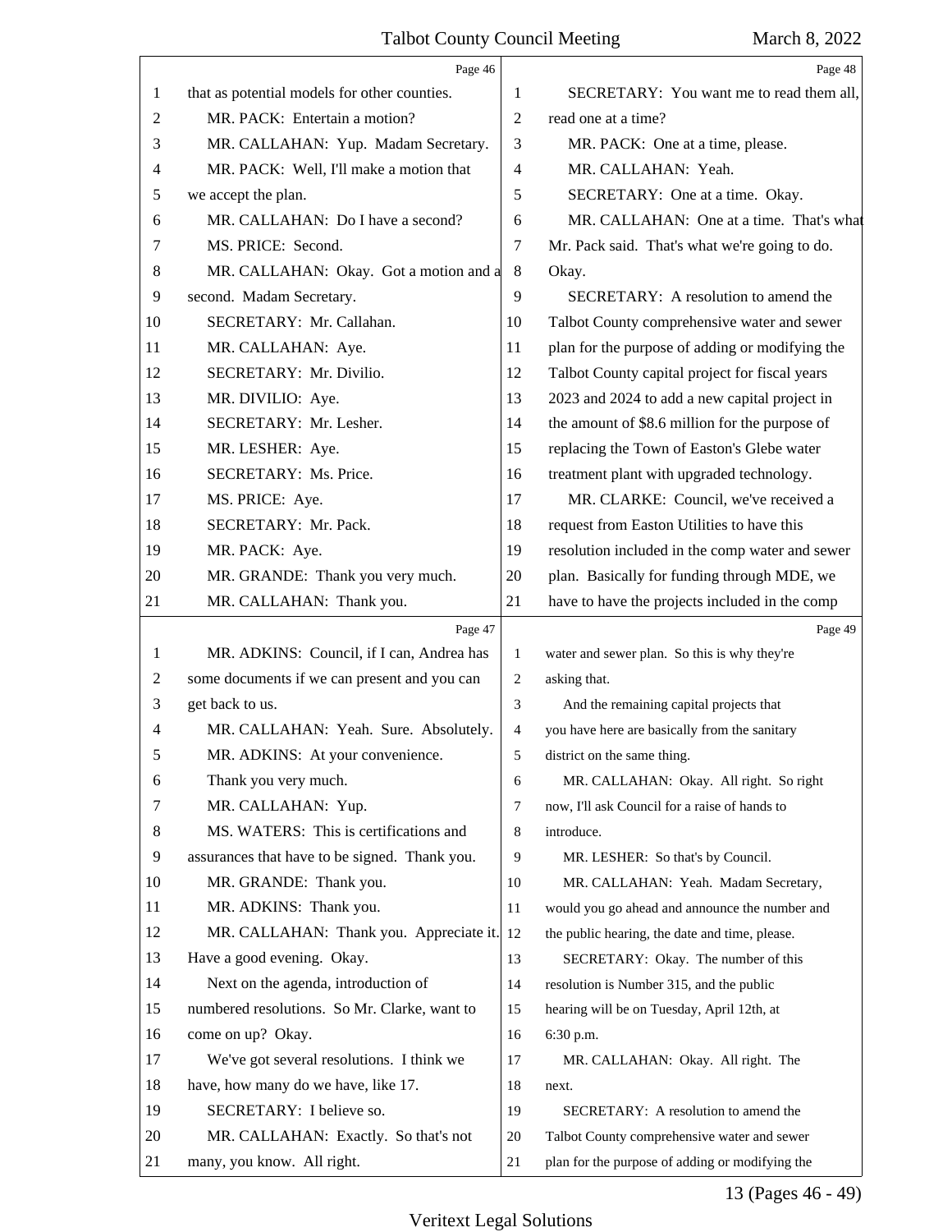Page 46

1 that as potential models for other counties.
2 MR. PACK: Entertain a motion?
3 MR. CALLAHAN: Yup. Madam Secretary.
4 MR. PACK: Well, I'll make a motion that
5 we accept the plan.
6 MR. CALLAHAN: Do I have a second?
7 MS. PRICE: Second.
8 MR. CALLAHAN: Okay. Got a motion and a
9 second. Madam Secretary.
10 SECRETARY: Mr. Callahan.
11 MR. CALLAHAN: Aye.
12 SECRETARY: Mr. Divilio.
13 MR. DIVILIO: Aye.
14 SECRETARY: Mr. Lesher.
15 MR. LESHER: Aye.
16 SECRETARY: Ms. Price.
17 MS. PRICE: Aye.
18 SECRETARY: Mr. Pack.
19 MR. PACK: Aye.
20 MR. GRANDE: Thank you very much.
21 MR. CALLAHAN: Thank you.

Page 47

1 MR. ADKINS: Council, if I can, Andrea has
2 some documents if we can present and you can
3 get back to us.
4 MR. CALLAHAN: Yeah. Sure. Absolutely.
5 MR. ADKINS: At your convenience.
6 Thank you very much.
7 MR. CALLAHAN: Yup.
8 MS. WATERS: This is certifications and
9 assurances that have to be signed. Thank you.
10 MR. GRANDE: Thank you.
11 MR. ADKINS: Thank you.
12 MR. CALLAHAN: Thank you. Appreciate it.
13 Have a good evening. Okay.
14 Next on the agenda, introduction of
15 numbered resolutions. So Mr. Clarke, want to
16 come on up? Okay.
17 We've got several resolutions. I think we
18 have, how many do we have, like 17.
19 SECRETARY: I believe so.
20 MR. CALLAHAN: Exactly. So that's not
21 many, you know. All right.

Page 48

1 SECRETARY: You want me to read them all,
2 read one at a time?
3 MR. PACK: One at a time, please.
4 MR. CALLAHAN: Yeah.
5 SECRETARY: One at a time. Okay.
6 MR. CALLAHAN: One at a time. That's what
7 Mr. Pack said. That's what we're going to do.
8 Okay.
9 SECRETARY: A resolution to amend the
10 Talbot County comprehensive water and sewer
11 plan for the purpose of adding or modifying the
12 Talbot County capital project for fiscal years
13 2023 and 2024 to add a new capital project in
14 the amount of $8.6 million for the purpose of
15 replacing the Town of Easton's Glebe water
16 treatment plant with upgraded technology.
17 MR. CLARKE: Council, we've received a
18 request from Easton Utilities to have this
19 resolution included in the comp water and sewer
20 plan. Basically for funding through MDE, we
21 have to have the projects included in the comp

Page 49

1 water and sewer plan. So this is why they're
2 asking that.
3 And the remaining capital projects that
4 you have here are basically from the sanitary
5 district on the same thing.
6 MR. CALLAHAN: Okay. All right. So right
7 now, I'll ask Council for a raise of hands to
8 introduce.
9 MR. LESHER: So that's by Council.
10 MR. CALLAHAN: Yeah. Madam Secretary,
11 would you go ahead and announce the number and
12 the public hearing, the date and time, please.
13 SECRETARY: Okay. The number of this
14 resolution is Number 315, and the public
15 hearing will be on Tuesday, April 12th, at
16 6:30 p.m.
17 MR. CALLAHAN: Okay. All right. The
18 next.
19 SECRETARY: A resolution to amend the
20 Talbot County comprehensive water and sewer
21 plan for the purpose of adding or modifying the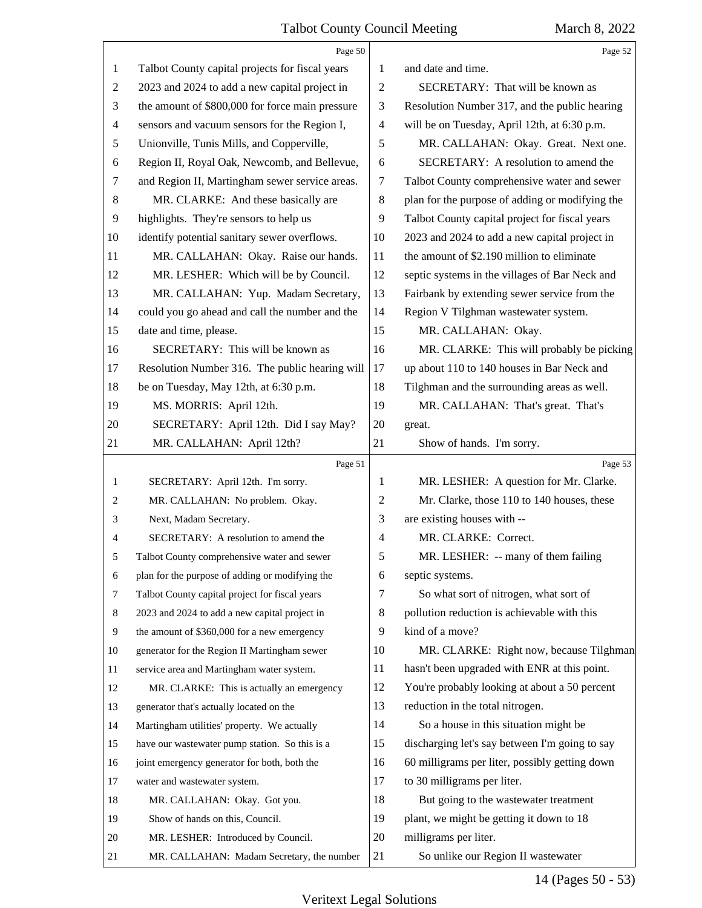Talbot County capital projects for fiscal years 2023 and 2024 to add a new capital project in the amount of $800,000 for force main pressure sensors and vacuum sensors for the Region I, Unionville, Tunis Mills, and Copperville, Region II, Royal Oak, Newcomb, and Bellevue, and Region II, Martingham sewer service areas.

MR. CLARKE: And these basically are highlights. They're sensors to help us identify potential sanitary sewer overflows.

MR. CALLAHAN: Okay. Raise our hands.

MR. LESHER: Which will be by Council.

MR. CALLAHAN: Yup. Madam Secretary, could you go ahead and call the number and the date and time, please.

SECRETARY: This will be known as Resolution Number 316. The public hearing will be on Tuesday, May 12th, at 6:30 p.m.

MS. MORRIS: April 12th.

SECRETARY: April 12th. Did I say May?

MR. CALLAHAN: April 12th?

SECRETARY: April 12th. I'm sorry.

MR. CALLAHAN: No problem. Okay.

Next, Madam Secretary.

SECRETARY: A resolution to amend the Talbot County comprehensive water and sewer plan for the purpose of adding or modifying the Talbot County capital project for fiscal years 2023 and 2024 to add a new capital project in the amount of $360,000 for a new emergency generator for the Region II Martingham sewer service area and Martingham water system.

MR. CLARKE: This is actually an emergency generator that's actually located on the Martingham utilities' property. We actually have our wastewater pump station. So this is a joint emergency generator for both, both the water and wastewater system.

MR. CALLAHAN: Okay. Got you.

Show of hands on this, Council.

MR. LESHER: Introduced by Council.

MR. CALLAHAN: Madam Secretary, the number and date and time.

SECRETARY: That will be known as Resolution Number 317, and the public hearing will be on Tuesday, April 12th, at 6:30 p.m.

MR. CALLAHAN: Okay. Great. Next one.

SECRETARY: A resolution to amend the Talbot County comprehensive water and sewer plan for the purpose of adding or modifying the Talbot County capital project for fiscal years 2023 and 2024 to add a new capital project in the amount of $2.190 million to eliminate septic systems in the villages of Bar Neck and Fairbank by extending sewer service from the Region V Tilghman wastewater system.

MR. CALLAHAN: Okay.

MR. CLARKE: This will probably be picking up about 110 to 140 houses in Bar Neck and Tilghman and the surrounding areas as well.

MR. CALLAHAN: That's great. That's great.

Show of hands. I'm sorry.

MR. LESHER: A question for Mr. Clarke.

Mr. Clarke, those 110 to 140 houses, these are existing houses with --

MR. CLARKE: Correct.

MR. LESHER: -- many of them failing septic systems.

So what sort of nitrogen, what sort of pollution reduction is achievable with this kind of a move?

MR. CLARKE: Right now, because Tilghman hasn't been upgraded with ENR at this point. You're probably looking at about a 50 percent reduction in the total nitrogen.

So a house in this situation might be discharging let's say between I'm going to say 60 milligrams per liter, possibly getting down to 30 milligrams per liter.

But going to the wastewater treatment plant, we might be getting it down to 18 milligrams per liter.

So unlike our Region II wastewater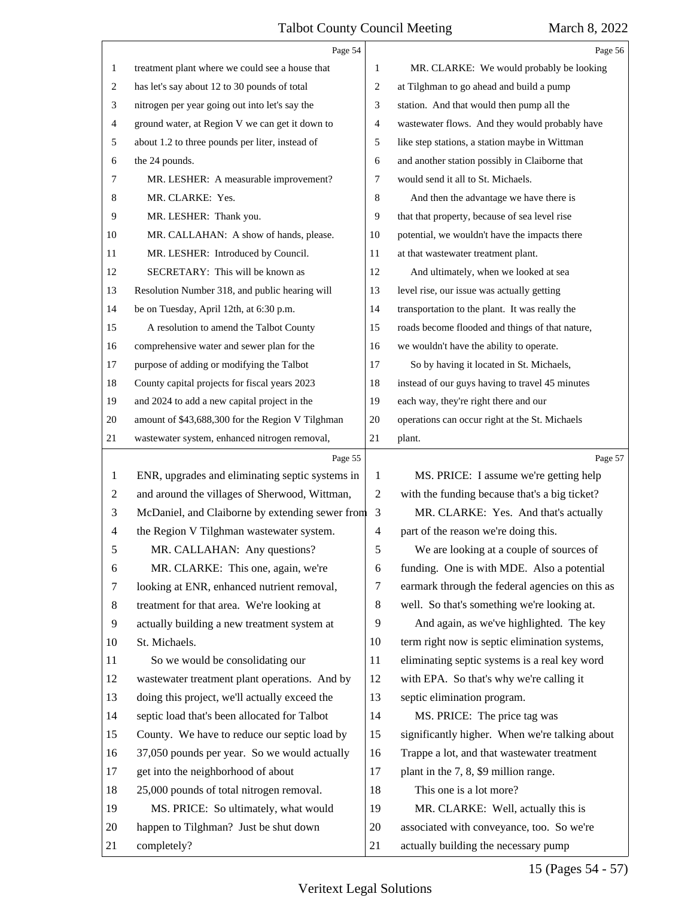Page 54

1 treatment plant where we could see a house that
2 has let's say about 12 to 30 pounds of total
3 nitrogen per year going out into let's say the
4 ground water, at Region V we can get it down to
5 about 1.2 to three pounds per liter, instead of
6 the 24 pounds.
7 MR. LESHER: A measurable improvement?
8 MR. CLARKE: Yes.
9 MR. LESHER: Thank you.
10 MR. CALLAHAN: A show of hands, please.
11 MR. LESHER: Introduced by Council.
12 SECRETARY: This will be known as
13 Resolution Number 318, and public hearing will
14 be on Tuesday, April 12th, at 6:30 p.m.
15 A resolution to amend the Talbot County
16 comprehensive water and sewer plan for the
17 purpose of adding or modifying the Talbot
18 County capital projects for fiscal years 2023
19 and 2024 to add a new capital project in the
20 amount of $43,688,300 for the Region V Tilghman
21 wastewater system, enhanced nitrogen removal,

Page 55

1 ENR, upgrades and eliminating septic systems in
2 and around the villages of Sherwood, Wittman,
3 McDaniel, and Claiborne by extending sewer from
4 the Region V Tilghman wastewater system.
5 MR. CALLAHAN: Any questions?
6 MR. CLARKE: This one, again, we're
7 looking at ENR, enhanced nutrient removal,
8 treatment for that area. We're looking at
9 actually building a new treatment system at
10 St. Michaels.
11 So we would be consolidating our
12 wastewater treatment plant operations. And by
13 doing this project, we'll actually exceed the
14 septic load that's been allocated for Talbot
15 County. We have to reduce our septic load by
16 37,050 pounds per year. So we would actually
17 get into the neighborhood of about
18 25,000 pounds of total nitrogen removal.
19 MS. PRICE: So ultimately, what would
20 happen to Tilghman? Just be shut down
21 completely?

Page 56

1 MR. CLARKE: We would probably be looking
2 at Tilghman to go ahead and build a pump
3 station. And that would then pump all the
4 wastewater flows. And they would probably have
5 like step stations, a station maybe in Wittman
6 and another station possibly in Claiborne that
7 would send it all to St. Michaels.
8 And then the advantage we have there is
9 that that property, because of sea level rise
10 potential, we wouldn't have the impacts there
11 at that wastewater treatment plant.
12 And ultimately, when we looked at sea
13 level rise, our issue was actually getting
14 transportation to the plant. It was really the
15 roads become flooded and things of that nature,
16 we wouldn't have the ability to operate.
17 So by having it located in St. Michaels,
18 instead of our guys having to travel 45 minutes
19 each way, they're right there and our
20 operations can occur right at the St. Michaels
21 plant.

Page 57

1 MS. PRICE: I assume we're getting help
2 with the funding because that's a big ticket?
3 MR. CLARKE: Yes. And that's actually
4 part of the reason we're doing this.
5 We are looking at a couple of sources of
6 funding. One is with MDE. Also a potential
7 earmark through the federal agencies on this as
8 well. So that's something we're looking at.
9 And again, as we've highlighted. The key
10 term right now is septic elimination systems,
11 eliminating septic systems is a real key word
12 with EPA. So that's why we're calling it
13 septic elimination program.
14 MS. PRICE: The price tag was
15 significantly higher. When we're talking about
16 Trappe a lot, and that wastewater treatment
17 plant in the 7, 8, $9 million range.
18 This one is a lot more?
19 MR. CLARKE: Well, actually this is
20 associated with conveyance, too. So we're
21 actually building the necessary pump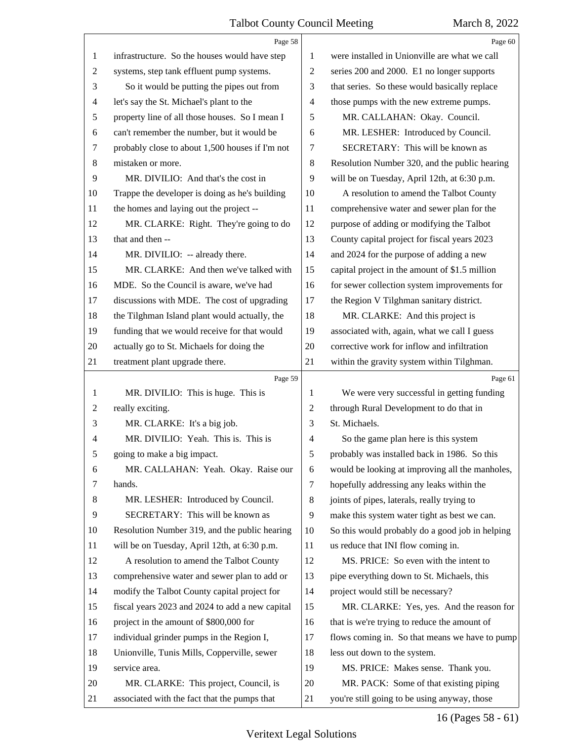infrastructure. So the houses would have step systems, step tank effluent pump systems.

So it would be putting the pipes out from let's say the St. Michael's plant to the property line of all those houses. So I mean I can't remember the number, but it would be probably close to about 1,500 houses if I'm not mistaken or more.

MR. DIVILIO: And that's the cost in Trappe the developer is doing as he's building the homes and laying out the project --

MR. CLARKE: Right. They're going to do that and then --

MR. DIVILIO: -- already there.

MR. CLARKE: And then we've talked with MDE. So the Council is aware, we've had discussions with MDE. The cost of upgrading the Tilghman Island plant would actually, the funding that we would receive for that would actually go to St. Michaels for doing the treatment plant upgrade there.

MR. DIVILIO: This is huge. This is really exciting.

MR. CLARKE: It's a big job.

MR. DIVILIO: Yeah. This is. This is going to make a big impact.

MR. CALLAHAN: Yeah. Okay. Raise our hands.

MR. LESHER: Introduced by Council.

SECRETARY: This will be known as Resolution Number 319, and the public hearing will be on Tuesday, April 12th, at 6:30 p.m.

A resolution to amend the Talbot County comprehensive water and sewer plan to add or modify the Talbot County capital project for fiscal years 2023 and 2024 to add a new capital project in the amount of $800,000 for individual grinder pumps in the Region I, Unionville, Tunis Mills, Copperville, sewer service area.

MR. CLARKE: This project, Council, is associated with the fact that the pumps that were installed in Unionville are what we call series 200 and 2000. E1 no longer supports that series. So these would basically replace those pumps with the new extreme pumps.

MR. CALLAHAN: Okay. Council.

MR. LESHER: Introduced by Council.

SECRETARY: This will be known as Resolution Number 320, and the public hearing will be on Tuesday, April 12th, at 6:30 p.m.

A resolution to amend the Talbot County comprehensive water and sewer plan for the purpose of adding or modifying the Talbot County capital project for fiscal years 2023 and 2024 for the purpose of adding a new capital project in the amount of $1.5 million for sewer collection system improvements for the Region V Tilghman sanitary district.

MR. CLARKE: And this project is associated with, again, what we call I guess corrective work for inflow and infiltration within the gravity system within Tilghman.

We were very successful in getting funding through Rural Development to do that in St. Michaels.

So the game plan here is this system probably was installed back in 1986. So this would be looking at improving all the manholes, hopefully addressing any leaks within the joints of pipes, laterals, really trying to make this system water tight as best we can. So this would probably do a good job in helping us reduce that INI flow coming in.

MS. PRICE: So even with the intent to pipe everything down to St. Michaels, this project would still be necessary?

MR. CLARKE: Yes, yes. And the reason for that is we're trying to reduce the amount of flows coming in. So that means we have to pump less out down to the system.

MS. PRICE: Makes sense. Thank you.

MR. PACK: Some of that existing piping you're still going to be using anyway, those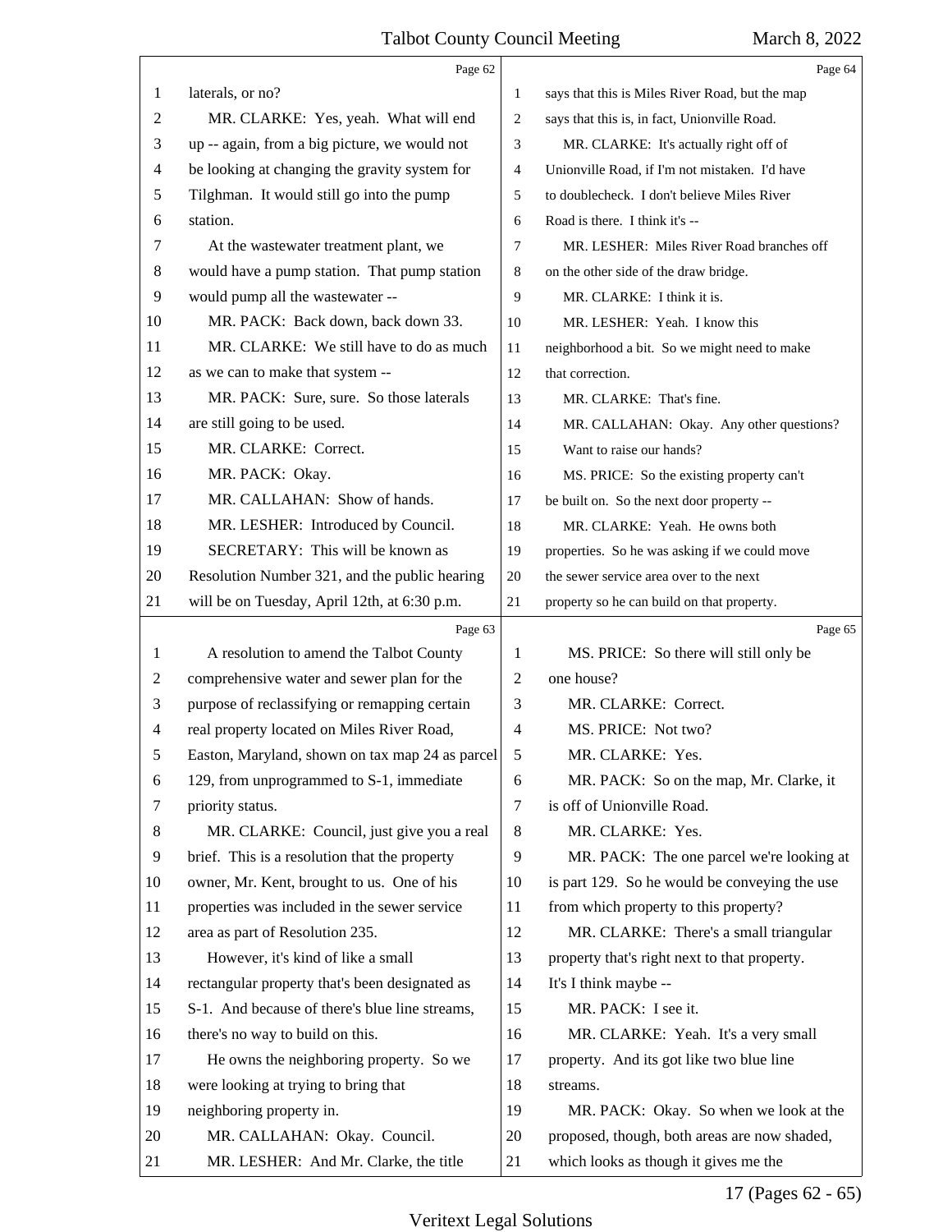Page 62

1 laterals, or no?
2 MR. CLARKE: Yes, yeah. What will end
3 up -- again, from a big picture, we would not
4 be looking at changing the gravity system for
5 Tilghman. It would still go into the pump
6 station.
7 At the wastewater treatment plant, we
8 would have a pump station. That pump station
9 would pump all the wastewater --
10 MR. PACK: Back down, back down 33.
11 MR. CLARKE: We still have to do as much
12 as we can to make that system --
13 MR. PACK: Sure, sure. So those laterals
14 are still going to be used.
15 MR. CLARKE: Correct.
16 MR. PACK: Okay.
17 MR. CALLAHAN: Show of hands.
18 MR. LESHER: Introduced by Council.
19 SECRETARY: This will be known as
20 Resolution Number 321, and the public hearing
21 will be on Tuesday, April 12th, at 6:30 p.m.

Page 63

1 A resolution to amend the Talbot County
2 comprehensive water and sewer plan for the
3 purpose of reclassifying or remapping certain
4 real property located on Miles River Road,
5 Easton, Maryland, shown on tax map 24 as parcel
6 129, from unprogrammed to S-1, immediate
7 priority status.
8 MR. CLARKE: Council, just give you a real
9 brief. This is a resolution that the property
10 owner, Mr. Kent, brought to us. One of his
11 properties was included in the sewer service
12 area as part of Resolution 235.
13 However, it's kind of like a small
14 rectangular property that's been designated as
15 S-1. And because of there's blue line streams,
16 there's no way to build on this.
17 He owns the neighboring property. So we
18 were looking at trying to bring that
19 neighboring property in.
20 MR. CALLAHAN: Okay. Council.
21 MR. LESHER: And Mr. Clarke, the title

Page 64

1 says that this is Miles River Road, but the map
2 says that this is, in fact, Unionville Road.
3 MR. CLARKE: It's actually right off of
4 Unionville Road, if I'm not mistaken. I'd have
5 to doublecheck. I don't believe Miles River
6 Road is there. I think it's --
7 MR. LESHER: Miles River Road branches off
8 on the other side of the draw bridge.
9 MR. CLARKE: I think it is.
10 MR. LESHER: Yeah. I know this
11 neighborhood a bit. So we might need to make
12 that correction.
13 MR. CLARKE: That's fine.
14 MR. CALLAHAN: Okay. Any other questions?
15 Want to raise our hands?
16 MS. PRICE: So the existing property can't
17 be built on. So the next door property --
18 MR. CLARKE: Yeah. He owns both
19 properties. So he was asking if we could move
20 the sewer service area over to the next
21 property so he can build on that property.

Page 65

1 MS. PRICE: So there will still only be
2 one house?
3 MR. CLARKE: Correct.
4 MS. PRICE: Not two?
5 MR. CLARKE: Yes.
6 MR. PACK: So on the map, Mr. Clarke, it
7 is off of Unionville Road.
8 MR. CLARKE: Yes.
9 MR. PACK: The one parcel we're looking at
10 is part 129. So he would be conveying the use
11 from which property to this property?
12 MR. CLARKE: There's a small triangular
13 property that's right next to that property.
14 It's I think maybe --
15 MR. PACK: I see it.
16 MR. CLARKE: Yeah. It's a very small
17 property. And its got like two blue line
18 streams.
19 MR. PACK: Okay. So when we look at the
20 proposed, though, both areas are now shaded,
21 which looks as though it gives me the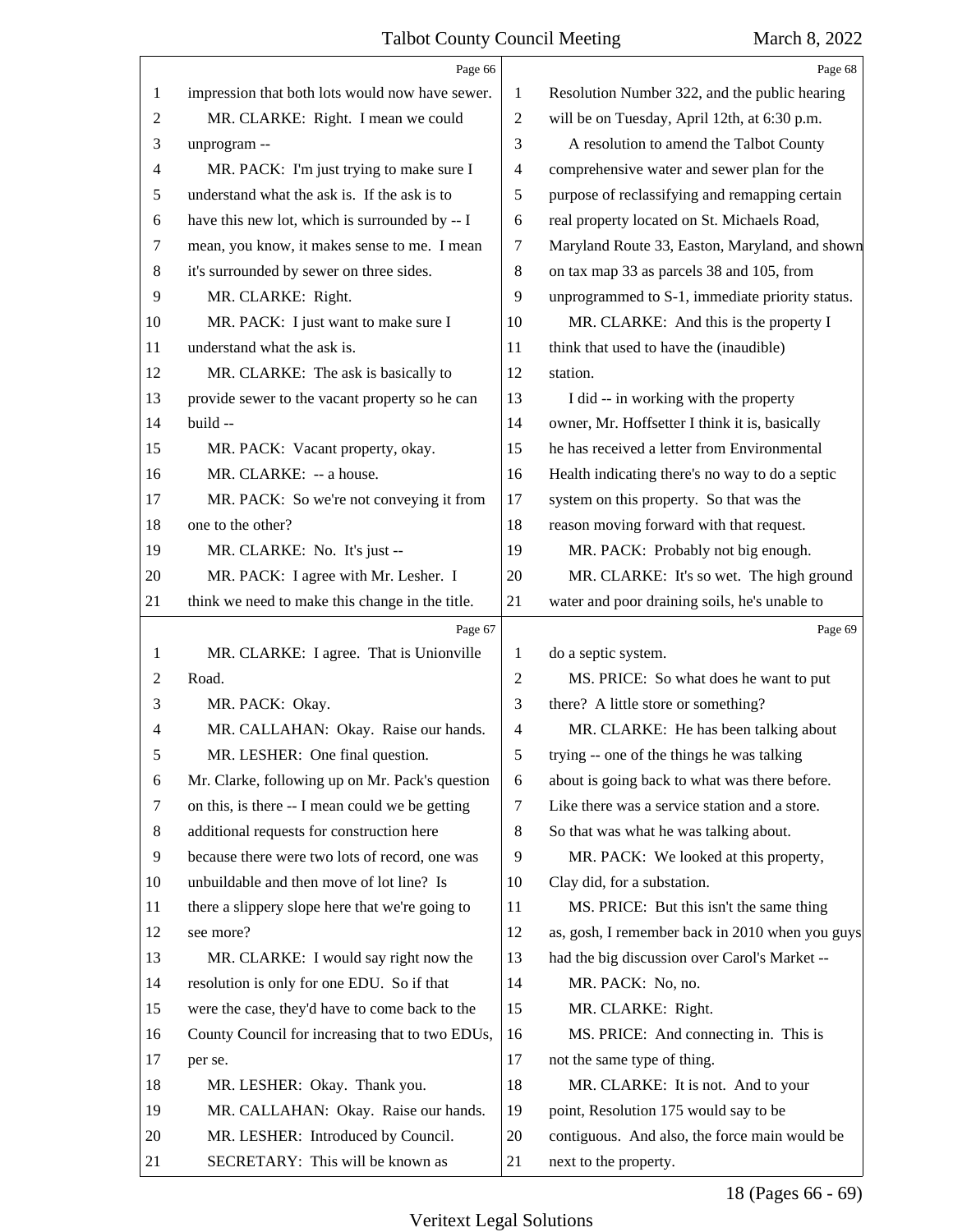Page 66

1 impression that both lots would now have sewer.
2 MR. CLARKE: Right. I mean we could
3 unprogram --
4 MR. PACK: I'm just trying to make sure I
5 understand what the ask is. If the ask is to
6 have this new lot, which is surrounded by -- I
7 mean, you know, it makes sense to me. I mean
8 it's surrounded by sewer on three sides.
9 MR. CLARKE: Right.
10 MR. PACK: I just want to make sure I
11 understand what the ask is.
12 MR. CLARKE: The ask is basically to
13 provide sewer to the vacant property so he can
14 build --
15 MR. PACK: Vacant property, okay.
16 MR. CLARKE: -- a house.
17 MR. PACK: So we're not conveying it from
18 one to the other?
19 MR. CLARKE: No. It's just --
20 MR. PACK: I agree with Mr. Lesher. I
21 think we need to make this change in the title.

Page 67

1 MR. CLARKE: I agree. That is Unionville
2 Road.
3 MR. PACK: Okay.
4 MR. CALLAHAN: Okay. Raise our hands.
5 MR. LESHER: One final question.
6 Mr. Clarke, following up on Mr. Pack's question
7 on this, is there -- I mean could we be getting
8 additional requests for construction here
9 because there were two lots of record, one was
10 unbuildable and then move of lot line? Is
11 there a slippery slope here that we're going to
12 see more?
13 MR. CLARKE: I would say right now the
14 resolution is only for one EDU. So if that
15 were the case, they'd have to come back to the
16 County Council for increasing that to two EDUs,
17 per se.
18 MR. LESHER: Okay. Thank you.
19 MR. CALLAHAN: Okay. Raise our hands.
20 MR. LESHER: Introduced by Council.
21 SECRETARY: This will be known as

Page 68

1 Resolution Number 322, and the public hearing
2 will be on Tuesday, April 12th, at 6:30 p.m.
3 A resolution to amend the Talbot County
4 comprehensive water and sewer plan for the
5 purpose of reclassifying and remapping certain
6 real property located on St. Michaels Road,
7 Maryland Route 33, Easton, Maryland, and shown
8 on tax map 33 as parcels 38 and 105, from
9 unprogrammed to S-1, immediate priority status.
10 MR. CLARKE: And this is the property I
11 think that used to have the (inaudible)
12 station.
13 I did -- in working with the property
14 owner, Mr. Hoffsetter I think it is, basically
15 he has received a letter from Environmental
16 Health indicating there's no way to do a septic
17 system on this property. So that was the
18 reason moving forward with that request.
19 MR. PACK: Probably not big enough.
20 MR. CLARKE: It's so wet. The high ground
21 water and poor draining soils, he's unable to

Page 69

1 do a septic system.
2 MS. PRICE: So what does he want to put
3 there? A little store or something?
4 MR. CLARKE: He has been talking about
5 trying -- one of the things he was talking
6 about is going back to what was there before.
7 Like there was a service station and a store.
8 So that was what he was talking about.
9 MR. PACK: We looked at this property,
10 Clay did, for a substation.
11 MS. PRICE: But this isn't the same thing
12 as, gosh, I remember back in 2010 when you guys
13 had the big discussion over Carol's Market --
14 MR. PACK: No, no.
15 MR. CLARKE: Right.
16 MS. PRICE: And connecting in. This is
17 not the same type of thing.
18 MR. CLARKE: It is not. And to your
19 point, Resolution 175 would say to be
20 contiguous. And also, the force main would be
21 next to the property.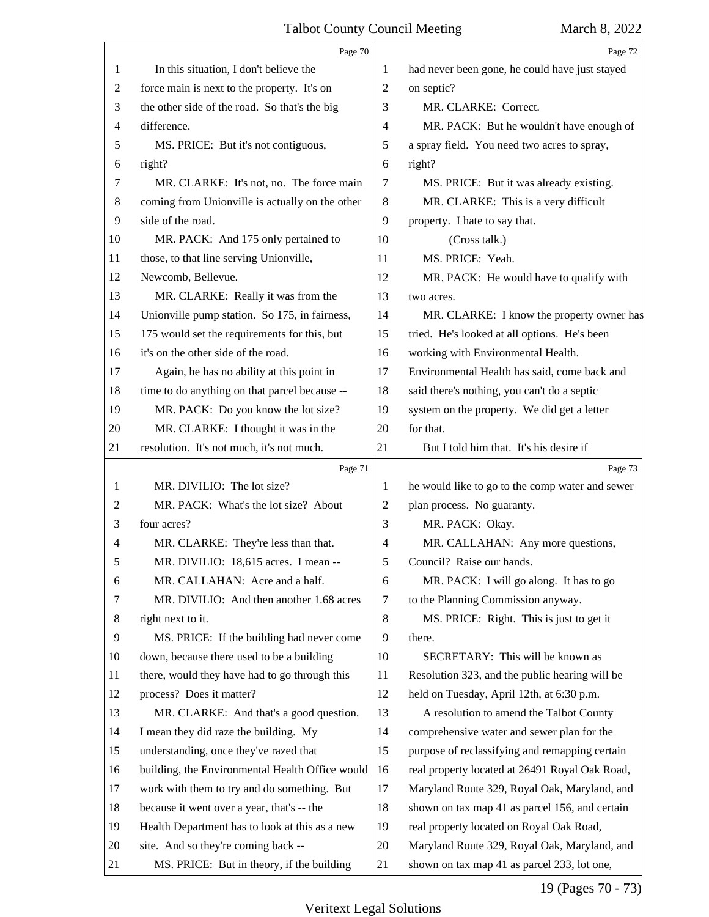Page 70

1 In this situation, I don't believe the
2 force main is next to the property. It's on
3 the other side of the road. So that's the big
4 difference.
5 MS. PRICE: But it's not contiguous,
6 right?
7 MR. CLARKE: It's not, no. The force main
8 coming from Unionville is actually on the other
9 side of the road.
10 MR. PACK: And 175 only pertained to
11 those, to that line serving Unionville,
12 Newcomb, Bellevue.
13 MR. CLARKE: Really it was from the
14 Unionville pump station. So 175, in fairness,
15 175 would set the requirements for this, but
16 it's on the other side of the road.
17 Again, he has no ability at this point in
18 time to do anything on that parcel because --
19 MR. PACK: Do you know the lot size?
20 MR. CLARKE: I thought it was in the
21 resolution. It's not much, it's not much.

Page 71

1 MR. DIVILIO: The lot size?
2 MR. PACK: What's the lot size? About
3 four acres?
4 MR. CLARKE: They're less than that.
5 MR. DIVILIO: 18,615 acres. I mean --
6 MR. CALLAHAN: Acre and a half.
7 MR. DIVILIO: And then another 1.68 acres
8 right next to it.
9 MS. PRICE: If the building had never come
10 down, because there used to be a building
11 there, would they have had to go through this
12 process? Does it matter?
13 MR. CLARKE: And that's a good question.
14 I mean they did raze the building. My
15 understanding, once they've razed that
16 building, the Environmental Health Office would
17 work with them to try and do something. But
18 because it went over a year, that's -- the
19 Health Department has to look at this as a new
20 site. And so they're coming back --
21 MS. PRICE: But in theory, if the building

Page 72

1 had never been gone, he could have just stayed
2 on septic?
3 MR. CLARKE: Correct.
4 MR. PACK: But he wouldn't have enough of
5 a spray field. You need two acres to spray,
6 right?
7 MS. PRICE: But it was already existing.
8 MR. CLARKE: This is a very difficult
9 property. I hate to say that.
10 (Cross talk.)
11 MS. PRICE: Yeah.
12 MR. PACK: He would have to qualify with
13 two acres.
14 MR. CLARKE: I know the property owner has
15 tried. He's looked at all options. He's been
16 working with Environmental Health.
17 Environmental Health has said, come back and
18 said there's nothing, you can't do a septic
19 system on the property. We did get a letter
20 for that.
21 But I told him that. It's his desire if

Page 73

1 he would like to go to the comp water and sewer
2 plan process. No guaranty.
3 MR. PACK: Okay.
4 MR. CALLAHAN: Any more questions,
5 Council? Raise our hands.
6 MR. PACK: I will go along. It has to go
7 to the Planning Commission anyway.
8 MS. PRICE: Right. This is just to get it
9 there.
10 SECRETARY: This will be known as
11 Resolution 323, and the public hearing will be
12 held on Tuesday, April 12th, at 6:30 p.m.
13 A resolution to amend the Talbot County
14 comprehensive water and sewer plan for the
15 purpose of reclassifying and remapping certain
16 real property located at 26491 Royal Oak Road,
17 Maryland Route 329, Royal Oak, Maryland, and
18 shown on tax map 41 as parcel 156, and certain
19 real property located on Royal Oak Road,
20 Maryland Route 329, Royal Oak, Maryland, and
21 shown on tax map 41 as parcel 233, lot one,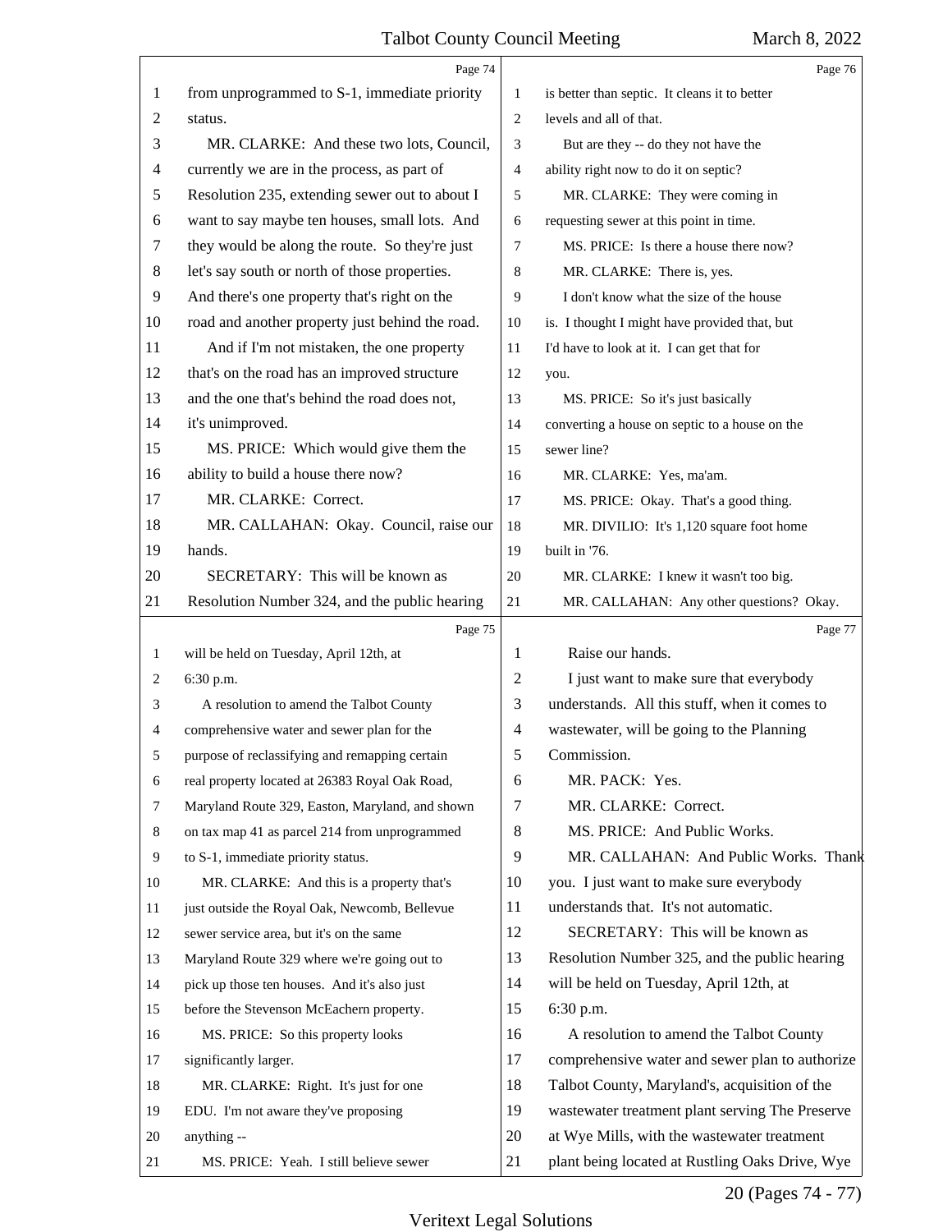from unprogrammed to S-1, immediate priority status.

MR. CLARKE: And these two lots, Council, currently we are in the process, as part of Resolution 235, extending sewer out to about I want to say maybe ten houses, small lots. And they would be along the route. So they're just let's say south or north of those properties. And there's one property that's right on the road and another property just behind the road.

And if I'm not mistaken, the one property that's on the road has an improved structure and the one that's behind the road does not, it's unimproved.

MS. PRICE: Which would give them the ability to build a house there now?

MR. CLARKE: Correct.

MR. CALLAHAN: Okay. Council, raise our hands.

SECRETARY: This will be known as Resolution Number 324, and the public hearing will be held on Tuesday, April 12th, at 6:30 p.m.

A resolution to amend the Talbot County comprehensive water and sewer plan for the purpose of reclassifying and remapping certain real property located at 26383 Royal Oak Road, Maryland Route 329, Easton, Maryland, and shown on tax map 41 as parcel 214 from unprogrammed to S-1, immediate priority status.

MR. CLARKE: And this is a property that's just outside the Royal Oak, Newcomb, Bellevue sewer service area, but it's on the same Maryland Route 329 where we're going out to pick up those ten houses. And it's also just before the Stevenson McEachern property.

MS. PRICE: So this property looks significantly larger.

MR. CLARKE: Right. It's just for one EDU. I'm not aware they've proposing anything --

MS. PRICE: Yeah. I still believe sewer is better than septic. It cleans it to better levels and all of that.

But are they -- do they not have the ability right now to do it on septic?

MR. CLARKE: They were coming in requesting sewer at this point in time.

MS. PRICE: Is there a house there now?

MR. CLARKE: There is, yes.

I don't know what the size of the house is. I thought I might have provided that, but I'd have to look at it. I can get that for you.

MS. PRICE: So it's just basically converting a house on septic to a house on the sewer line?

MR. CLARKE: Yes, ma'am.

MS. PRICE: Okay. That's a good thing.

MR. DIVILIO: It's 1,120 square foot home built in '76.

MR. CLARKE: I knew it wasn't too big.

MR. CALLAHAN: Any other questions? Okay. Raise our hands.

I just want to make sure that everybody understands. All this stuff, when it comes to wastewater, will be going to the Planning Commission.

MR. PACK: Yes.

MR. CLARKE: Correct.

MS. PRICE: And Public Works.

MR. CALLAHAN: And Public Works. Thank you. I just want to make sure everybody understands that. It's not automatic.

SECRETARY: This will be known as Resolution Number 325, and the public hearing will be held on Tuesday, April 12th, at 6:30 p.m.

A resolution to amend the Talbot County comprehensive water and sewer plan to authorize Talbot County, Maryland's, acquisition of the wastewater treatment plant serving The Preserve at Wye Mills, with the wastewater treatment plant being located at Rustling Oaks Drive, Wye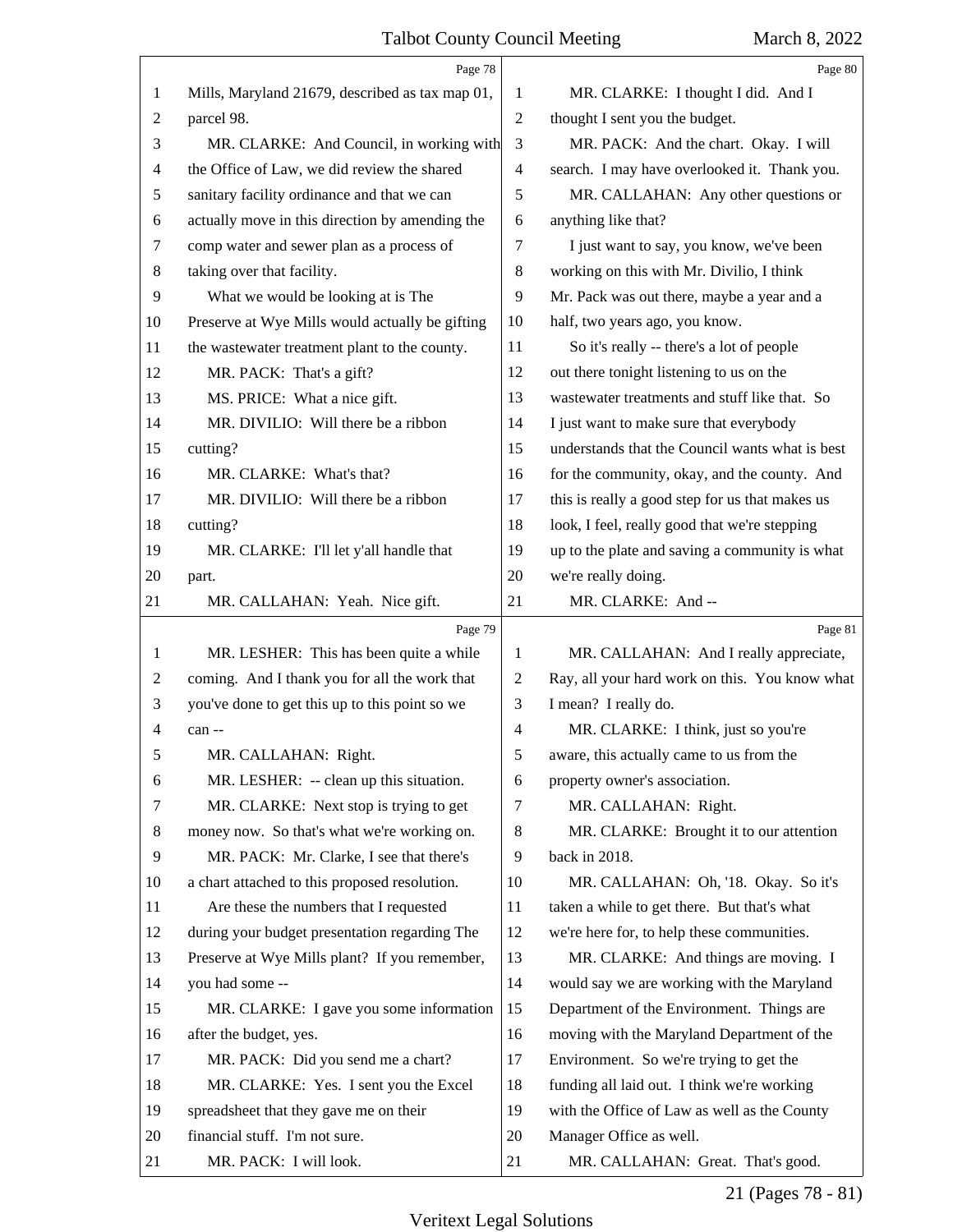Mills, Maryland 21679, described as tax map 01, parcel 98.

MR. CLARKE: And Council, in working with the Office of Law, we did review the shared sanitary facility ordinance and that we can actually move in this direction by amending the comp water and sewer plan as a process of taking over that facility.

What we would be looking at is The Preserve at Wye Mills would actually be gifting the wastewater treatment plant to the county.

MR. PACK: That's a gift?

MS. PRICE: What a nice gift.

MR. DIVILIO: Will there be a ribbon cutting?

MR. CLARKE: What's that?

MR. DIVILIO: Will there be a ribbon cutting?

MR. CLARKE: I'll let y'all handle that part.

MR. CALLAHAN: Yeah. Nice gift.

MR. LESHER: This has been quite a while coming. And I thank you for all the work that you've done to get this up to this point so we can --

MR. CALLAHAN: Right.

MR. LESHER: -- clean up this situation.

MR. CLARKE: Next stop is trying to get money now. So that's what we're working on.

MR. PACK: Mr. Clarke, I see that there's a chart attached to this proposed resolution.

Are these the numbers that I requested during your budget presentation regarding The Preserve at Wye Mills plant? If you remember, you had some --

MR. CLARKE: I gave you some information after the budget, yes.

MR. PACK: Did you send me a chart?

MR. CLARKE: Yes. I sent you the Excel spreadsheet that they gave me on their financial stuff. I'm not sure.

MR. PACK: I will look.

MR. CLARKE: I thought I did. And I thought I sent you the budget.

MR. PACK: And the chart. Okay. I will search. I may have overlooked it. Thank you.

MR. CALLAHAN: Any other questions or anything like that?

I just want to say, you know, we've been working on this with Mr. Divilio, I think Mr. Pack was out there, maybe a year and a half, two years ago, you know.

So it's really -- there's a lot of people out there tonight listening to us on the wastewater treatments and stuff like that. So I just want to make sure that everybody understands that the Council wants what is best for the community, okay, and the county. And this is really a good step for us that makes us look, I feel, really good that we're stepping up to the plate and saving a community is what we're really doing.

MR. CLARKE: And --

MR. CALLAHAN: And I really appreciate, Ray, all your hard work on this. You know what I mean? I really do.

MR. CLARKE: I think, just so you're aware, this actually came to us from the property owner's association.

MR. CALLAHAN: Right.

MR. CLARKE: Brought it to our attention back in 2018.

MR. CALLAHAN: Oh, '18. Okay. So it's taken a while to get there. But that's what we're here for, to help these communities.

MR. CLARKE: And things are moving. I would say we are working with the Maryland Department of the Environment. Things are moving with the Maryland Department of the Environment. So we're trying to get the funding all laid out. I think we're working with the Office of Law as well as the County Manager Office as well.

MR. CALLAHAN: Great. That's good.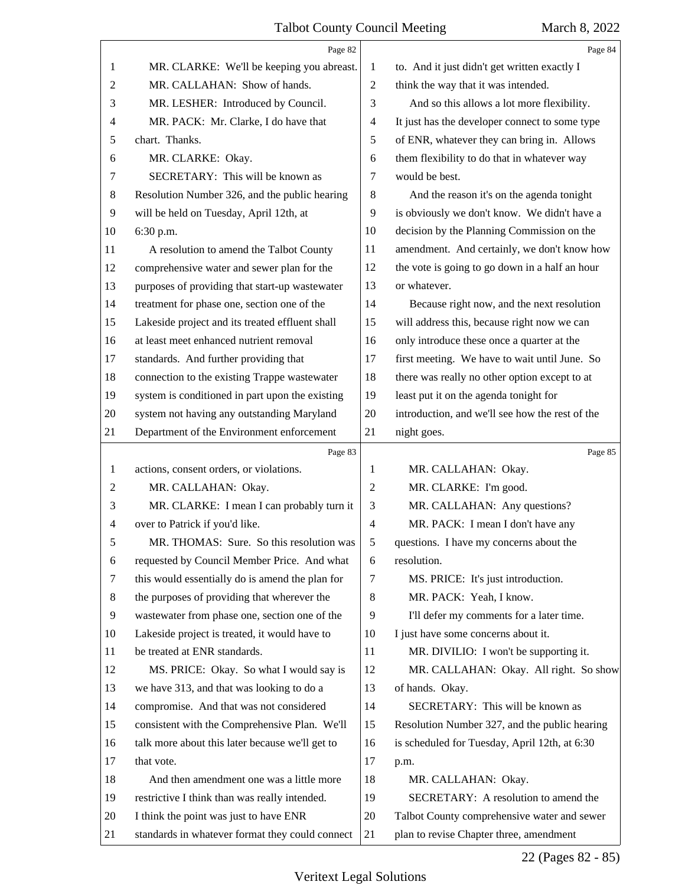MR. CLARKE: We'll be keeping you abreast.

MR. CALLAHAN: Show of hands.

MR. LESHER: Introduced by Council.

MR. PACK: Mr. Clarke, I do have that chart. Thanks.

MR. CLARKE: Okay.

SECRETARY: This will be known as Resolution Number 326, and the public hearing will be held on Tuesday, April 12th, at 6:30 p.m.

A resolution to amend the Talbot County comprehensive water and sewer plan for the purposes of providing that start-up wastewater treatment for phase one, section one of the Lakeside project and its treated effluent shall at least meet enhanced nutrient removal standards. And further providing that connection to the existing Trappe wastewater system is conditioned in part upon the existing system not having any outstanding Maryland Department of the Environment enforcement actions, consent orders, or violations.

MR. CALLAHAN: Okay.

MR. CLARKE: I mean I can probably turn it over to Patrick if you'd like.

MR. THOMAS: Sure. So this resolution was requested by Council Member Price. And what this would essentially do is amend the plan for the purposes of providing that wherever the wastewater from phase one, section one of the Lakeside project is treated, it would have to be treated at ENR standards.

MS. PRICE: Okay. So what I would say is we have 313, and that was looking to do a compromise. And that was not considered consistent with the Comprehensive Plan. We'll talk more about this later because we'll get to that vote.

And then amendment one was a little more restrictive I think than was really intended. I think the point was just to have ENR standards in whatever format they could connect to. And it just didn't get written exactly I think the way that it was intended.

And so this allows a lot more flexibility. It just has the developer connect to some type of ENR, whatever they can bring in. Allows them flexibility to do that in whatever way would be best.

And the reason it's on the agenda tonight is obviously we don't know. We didn't have a decision by the Planning Commission on the amendment. And certainly, we don't know how the vote is going to go down in a half an hour or whatever.

Because right now, and the next resolution will address this, because right now we can only introduce these once a quarter at the first meeting. We have to wait until June. So there was really no other option except to at least put it on the agenda tonight for introduction, and we'll see how the rest of the night goes.

MR. CALLAHAN: Okay.

MR. CLARKE: I'm good.

MR. CALLAHAN: Any questions?

MR. PACK: I mean I don't have any questions. I have my concerns about the resolution.

MS. PRICE: It's just introduction.

MR. PACK: Yeah, I know.

I'll defer my comments for a later time. I just have some concerns about it.

MR. DIVILIO: I won't be supporting it.

MR. CALLAHAN: Okay. All right. So show of hands. Okay.

SECRETARY: This will be known as Resolution Number 327, and the public hearing is scheduled for Tuesday, April 12th, at 6:30 p.m.

MR. CALLAHAN: Okay.

SECRETARY: A resolution to amend the Talbot County comprehensive water and sewer plan to revise Chapter three, amendment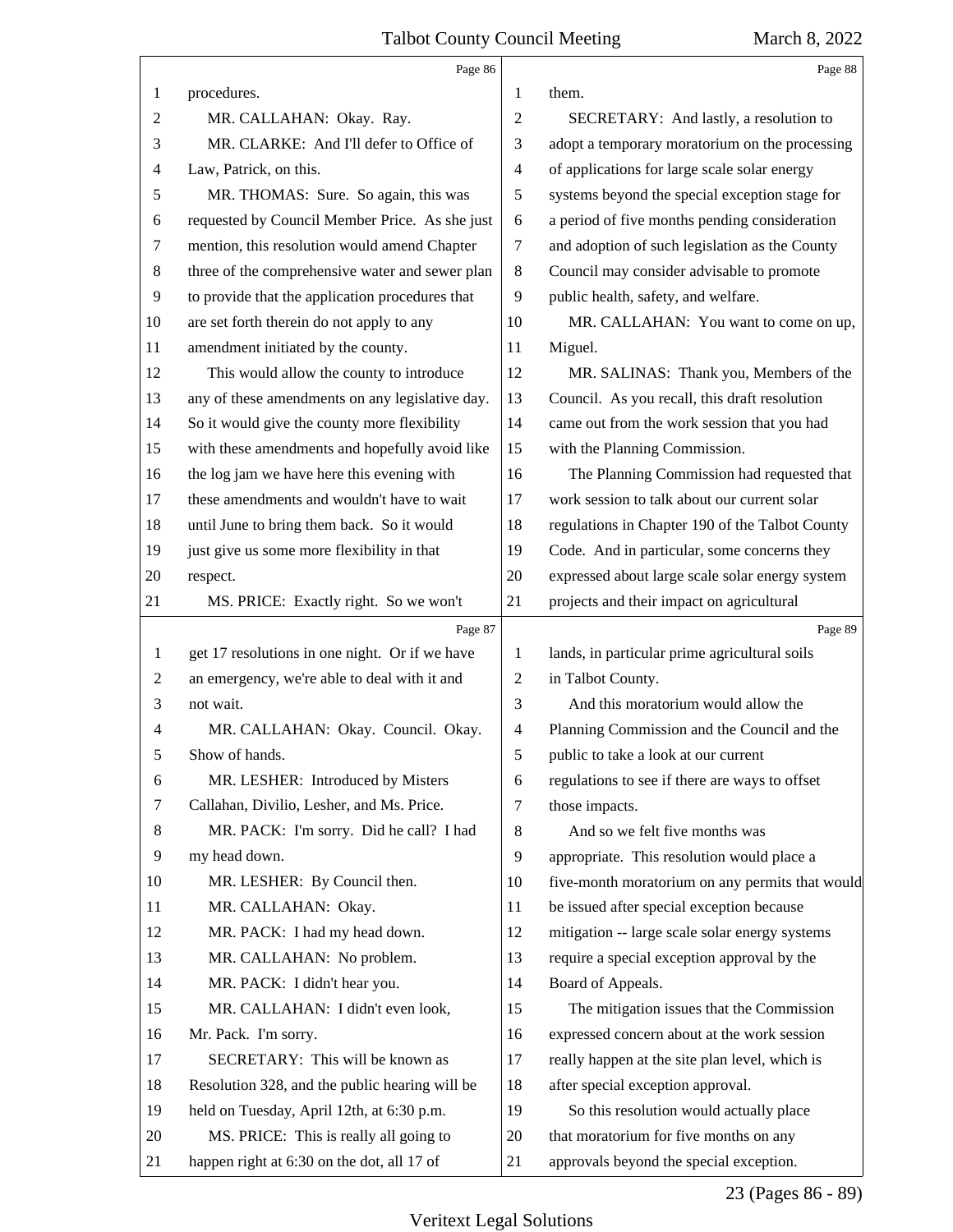procedures.

MR. CALLAHAN: Okay. Ray.

MR. CLARKE: And I'll defer to Office of Law, Patrick, on this.

MR. THOMAS: Sure. So again, this was requested by Council Member Price. As she just mention, this resolution would amend Chapter three of the comprehensive water and sewer plan to provide that the application procedures that are set forth therein do not apply to any amendment initiated by the county.

This would allow the county to introduce any of these amendments on any legislative day. So it would give the county more flexibility with these amendments and hopefully avoid like the log jam we have here this evening with these amendments and wouldn't have to wait until June to bring them back. So it would just give us some more flexibility in that respect.

MS. PRICE: Exactly right. So we won't get 17 resolutions in one night. Or if we have an emergency, we're able to deal with it and not wait.

MR. CALLAHAN: Okay. Council. Okay. Show of hands.

MR. LESHER: Introduced by Misters Callahan, Divilio, Lesher, and Ms. Price.

MR. PACK: I'm sorry. Did he call? I had my head down.

MR. LESHER: By Council then.

MR. CALLAHAN: Okay.

MR. PACK: I had my head down.

MR. CALLAHAN: No problem.

MR. PACK: I didn't hear you.

MR. CALLAHAN: I didn't even look, Mr. Pack. I'm sorry.

SECRETARY: This will be known as Resolution 328, and the public hearing will be held on Tuesday, April 12th, at 6:30 p.m.

MS. PRICE: This is really all going to happen right at 6:30 on the dot, all 17 of them.

SECRETARY: And lastly, a resolution to adopt a temporary moratorium on the processing of applications for large scale solar energy systems beyond the special exception stage for a period of five months pending consideration and adoption of such legislation as the County Council may consider advisable to promote public health, safety, and welfare.

MR. CALLAHAN: You want to come on up, Miguel.

MR. SALINAS: Thank you, Members of the Council. As you recall, this draft resolution came out from the work session that you had with the Planning Commission.

The Planning Commission had requested that work session to talk about our current solar regulations in Chapter 190 of the Talbot County Code. And in particular, some concerns they expressed about large scale solar energy system projects and their impact on agricultural lands, in particular prime agricultural soils in Talbot County.

And this moratorium would allow the Planning Commission and the Council and the public to take a look at our current regulations to see if there are ways to offset those impacts.

And so we felt five months was appropriate. This resolution would place a five-month moratorium on any permits that would be issued after special exception because mitigation -- large scale solar energy systems require a special exception approval by the Board of Appeals.

The mitigation issues that the Commission expressed concern about at the work session really happen at the site plan level, which is after special exception approval.

So this resolution would actually place that moratorium for five months on any approvals beyond the special exception.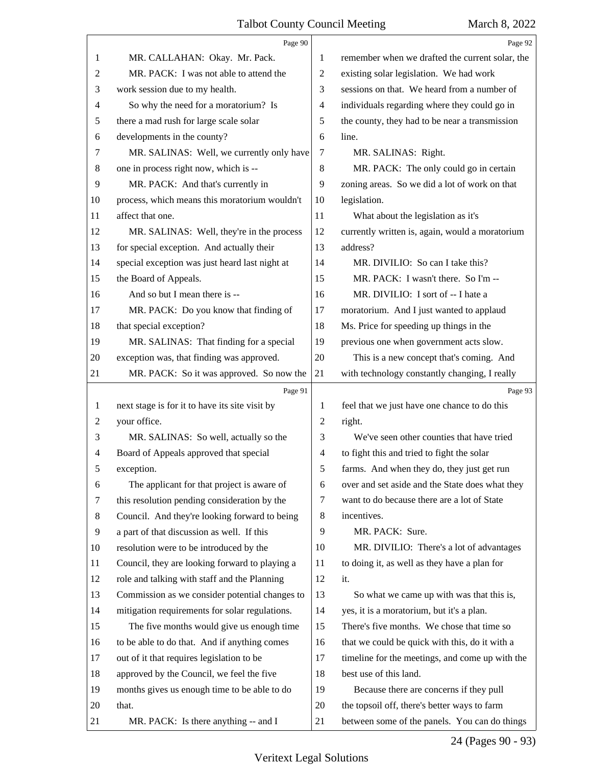MR. CALLAHAN: Okay. Mr. Pack.

MR. PACK: I was not able to attend the work session due to my health.

So why the need for a moratorium? Is there a mad rush for large scale solar developments in the county?

MR. SALINAS: Well, we currently only have one in process right now, which is --

MR. PACK: And that's currently in process, which means this moratorium wouldn't affect that one.

MR. SALINAS: Well, they're in the process for special exception. And actually their special exception was just heard last night at the Board of Appeals.

And so but I mean there is --

MR. PACK: Do you know that finding of that special exception?

MR. SALINAS: That finding for a special exception was, that finding was approved.

MR. PACK: So it was approved. So now the next stage is for it to have its site visit by your office.

MR. SALINAS: So well, actually so the Board of Appeals approved that special exception.

The applicant for that project is aware of this resolution pending consideration by the Council. And they're looking forward to being a part of that discussion as well. If this resolution were to be introduced by the Council, they are looking forward to playing a role and talking with staff and the Planning Commission as we consider potential changes to mitigation requirements for solar regulations.

The five months would give us enough time to be able to do that. And if anything comes out of it that requires legislation to be approved by the Council, we feel the five months gives us enough time to be able to do that.

MR. PACK: Is there anything -- and I remember when we drafted the current solar, the existing solar legislation. We had work sessions on that. We heard from a number of individuals regarding where they could go in the county, they had to be near a transmission line.

MR. SALINAS: Right.

MR. PACK: The only could go in certain zoning areas. So we did a lot of work on that legislation.

What about the legislation as it's currently written is, again, would a moratorium address?

MR. DIVILIO: So can I take this?

MR. PACK: I wasn't there. So I'm --

MR. DIVILIO: I sort of -- I hate a moratorium. And I just wanted to applaud Ms. Price for speeding up things in the previous one when government acts slow.

This is a new concept that's coming. And with technology constantly changing, I really feel that we just have one chance to do this right.

We've seen other counties that have tried to fight this and tried to fight the solar farms. And when they do, they just get run over and set aside and the State does what they want to do because there are a lot of State incentives.

MR. PACK: Sure.

MR. DIVILIO: There's a lot of advantages to doing it, as well as they have a plan for it.

So what we came up with was that this is, yes, it is a moratorium, but it's a plan. There's five months. We chose that time so that we could be quick with this, do it with a timeline for the meetings, and come up with the best use of this land.

Because there are concerns if they pull the topsoil off, there's better ways to farm between some of the panels. You can do things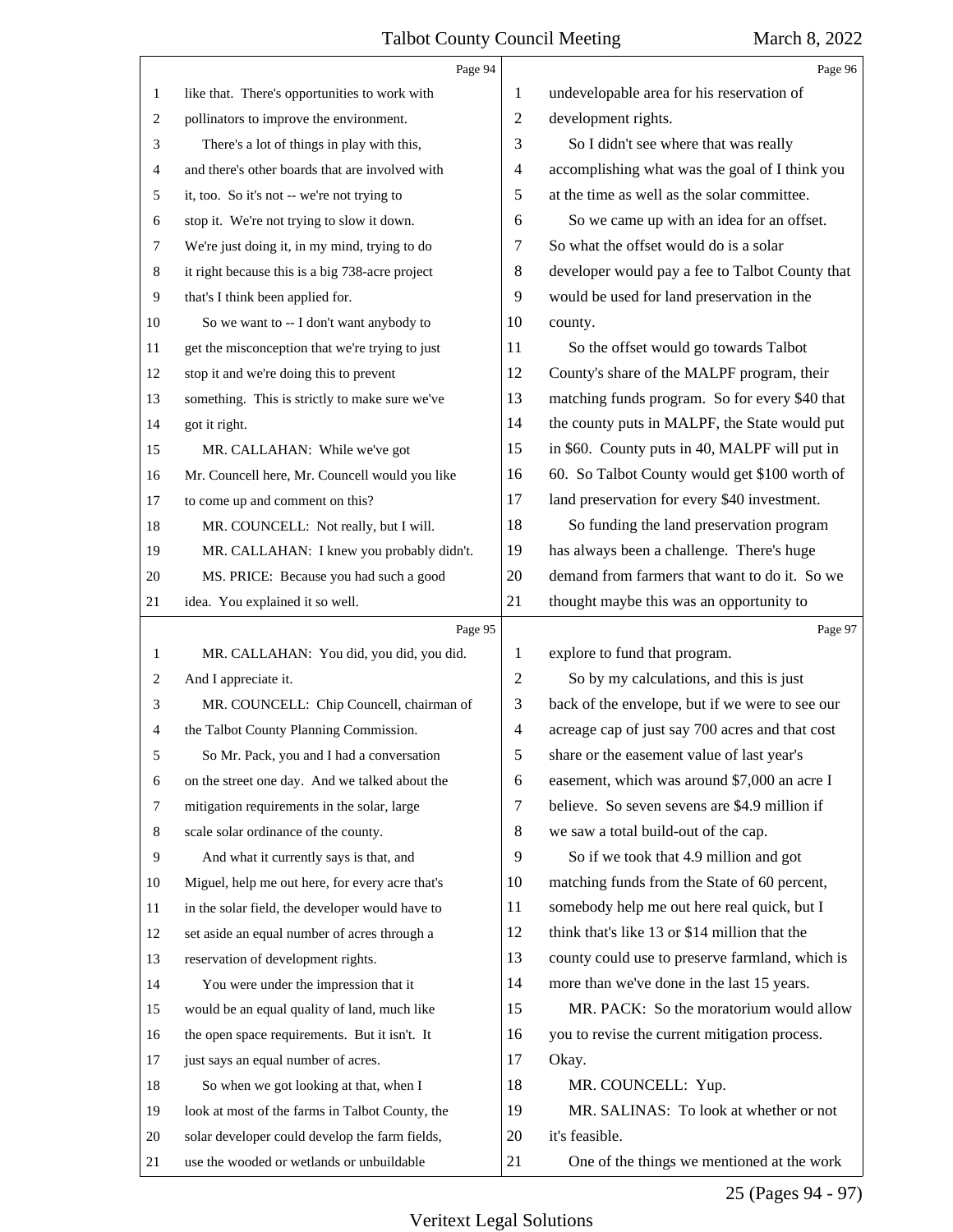like that. There's opportunities to work with pollinators to improve the environment.

There's a lot of things in play with this, and there's other boards that are involved with it, too. So it's not -- we're not trying to stop it. We're not trying to slow it down. We're just doing it, in my mind, trying to do it right because this is a big 738-acre project that's I think been applied for.

So we want to -- I don't want anybody to get the misconception that we're trying to just stop it and we're doing this to prevent something. This is strictly to make sure we've got it right.

MR. CALLAHAN: While we've got Mr. Councell here, Mr. Councell would you like to come up and comment on this?

MR. COUNCELL: Not really, but I will.

MR. CALLAHAN: I knew you probably didn't.

MS. PRICE: Because you had such a good idea. You explained it so well.

MR. CALLAHAN: You did, you did, you did. And I appreciate it.

MR. COUNCELL: Chip Councell, chairman of the Talbot County Planning Commission.

So Mr. Pack, you and I had a conversation on the street one day. And we talked about the mitigation requirements in the solar, large scale solar ordinance of the county.

And what it currently says is that, and Miguel, help me out here, for every acre that's in the solar field, the developer would have to set aside an equal number of acres through a reservation of development rights.

You were under the impression that it would be an equal quality of land, much like the open space requirements. But it isn't. It just says an equal number of acres.

So when we got looking at that, when I look at most of the farms in Talbot County, the solar developer could develop the farm fields, use the wooded or wetlands or unbuildable undevelopable area for his reservation of development rights.

So I didn't see where that was really accomplishing what was the goal of I think you at the time as well as the solar committee.

So we came up with an idea for an offset. So what the offset would do is a solar developer would pay a fee to Talbot County that would be used for land preservation in the county.

So the offset would go towards Talbot County's share of the MALPF program, their matching funds program. So for every $40 that the county puts in MALPF, the State would put in $60. County puts in 40, MALPF will put in 60. So Talbot County would get $100 worth of land preservation for every $40 investment.

So funding the land preservation program has always been a challenge. There's huge demand from farmers that want to do it. So we thought maybe this was an opportunity to explore to fund that program.

So by my calculations, and this is just back of the envelope, but if we were to see our acreage cap of just say 700 acres and that cost share or the easement value of last year's easement, which was around $7,000 an acre I believe. So seven sevens are $4.9 million if we saw a total build-out of the cap.

So if we took that 4.9 million and got matching funds from the State of 60 percent, somebody help me out here real quick, but I think that's like 13 or $14 million that the county could use to preserve farmland, which is more than we've done in the last 15 years.

MR. PACK: So the moratorium would allow you to revise the current mitigation process. Okay.

MR. COUNCELL: Yup.

MR. SALINAS: To look at whether or not it's feasible.

One of the things we mentioned at the work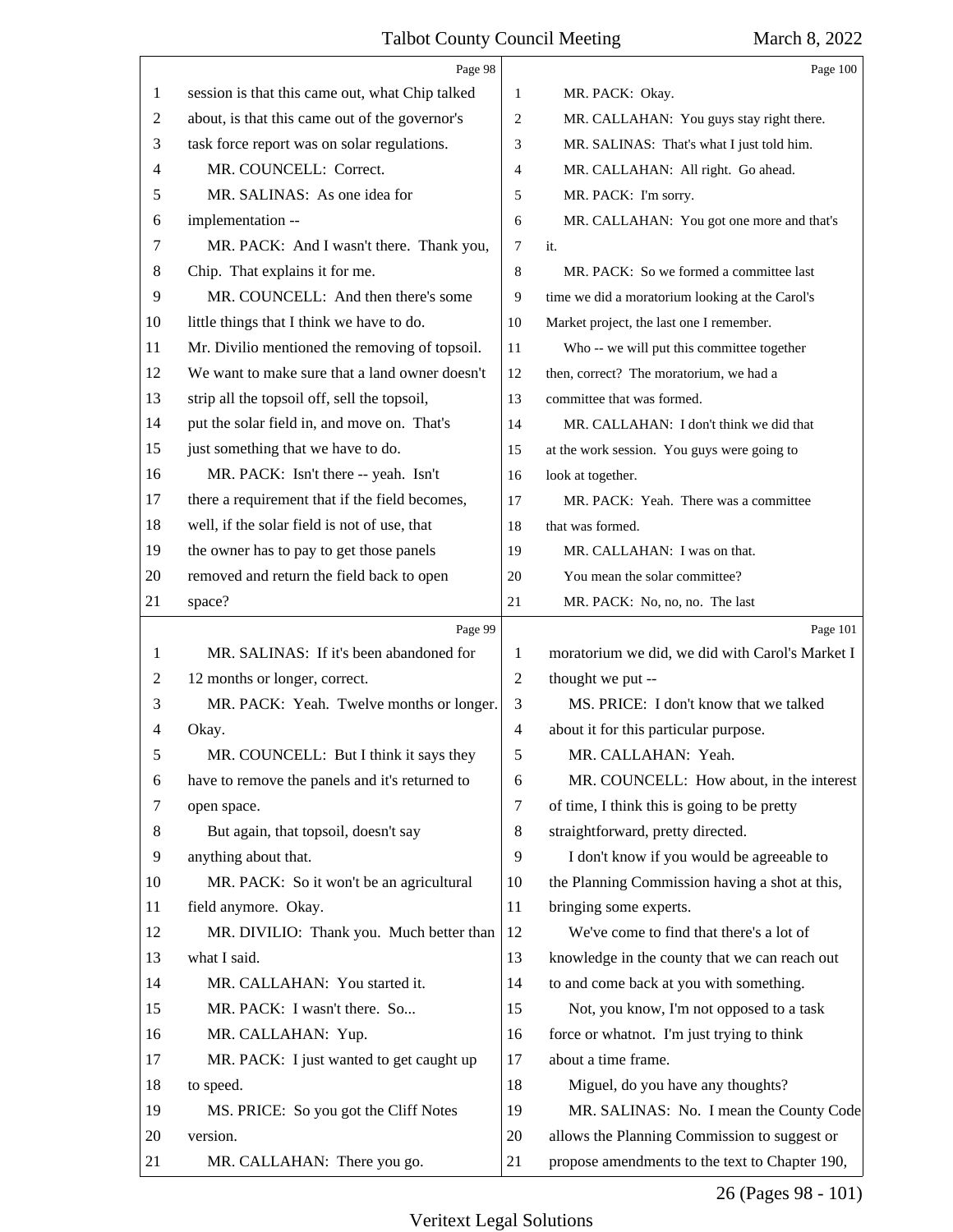Page 98

1 session is that this came out, what Chip talked
2 about, is that this came out of the governor's
3 task force report was on solar regulations.
4 MR. COUNCELL: Correct.
5 MR. SALINAS: As one idea for
6 implementation --
7 MR. PACK: And I wasn't there. Thank you,
8 Chip. That explains it for me.
9 MR. COUNCELL: And then there's some
10 little things that I think we have to do.
11 Mr. Divilio mentioned the removing of topsoil.
12 We want to make sure that a land owner doesn't
13 strip all the topsoil off, sell the topsoil,
14 put the solar field in, and move on. That's
15 just something that we have to do.
16 MR. PACK: Isn't there -- yeah. Isn't
17 there a requirement that if the field becomes,
18 well, if the solar field is not of use, that
19 the owner has to pay to get those panels
20 removed and return the field back to open
21 space?

Page 99

1 MR. SALINAS: If it's been abandoned for
2 12 months or longer, correct.
3 MR. PACK: Yeah. Twelve months or longer.
4 Okay.
5 MR. COUNCELL: But I think it says they
6 have to remove the panels and it's returned to
7 open space.
8 But again, that topsoil, doesn't say
9 anything about that.
10 MR. PACK: So it won't be an agricultural
11 field anymore. Okay.
12 MR. DIVILIO: Thank you. Much better than
13 what I said.
14 MR. CALLAHAN: You started it.
15 MR. PACK: I wasn't there. So...
16 MR. CALLAHAN: Yup.
17 MR. PACK: I just wanted to get caught up
18 to speed.
19 MS. PRICE: So you got the Cliff Notes
20 version.
21 MR. CALLAHAN: There you go.

Page 100

1 MR. PACK: Okay.
2 MR. CALLAHAN: You guys stay right there.
3 MR. SALINAS: That's what I just told him.
4 MR. CALLAHAN: All right. Go ahead.
5 MR. PACK: I'm sorry.
6 MR. CALLAHAN: You got one more and that's
7 it.
8 MR. PACK: So we formed a committee last
9 time we did a moratorium looking at the Carol's
10 Market project, the last one I remember.
11 Who -- we will put this committee together
12 then, correct? The moratorium, we had a
13 committee that was formed.
14 MR. CALLAHAN: I don't think we did that
15 at the work session. You guys were going to
16 look at together.
17 MR. PACK: Yeah. There was a committee
18 that was formed.
19 MR. CALLAHAN: I was on that.
20 You mean the solar committee?
21 MR. PACK: No, no, no. The last

Page 101

1 moratorium we did, we did with Carol's Market I
2 thought we put --
3 MS. PRICE: I don't know that we talked
4 about it for this particular purpose.
5 MR. CALLAHAN: Yeah.
6 MR. COUNCELL: How about, in the interest
7 of time, I think this is going to be pretty
8 straightforward, pretty directed.
9 I don't know if you would be agreeable to
10 the Planning Commission having a shot at this,
11 bringing some experts.
12 We've come to find that there's a lot of
13 knowledge in the county that we can reach out
14 to and come back at you with something.
15 Not, you know, I'm not opposed to a task
16 force or whatnot. I'm just trying to think
17 about a time frame.
18 Miguel, do you have any thoughts?
19 MR. SALINAS: No. I mean the County Code
20 allows the Planning Commission to suggest or
21 propose amendments to the text to Chapter 190,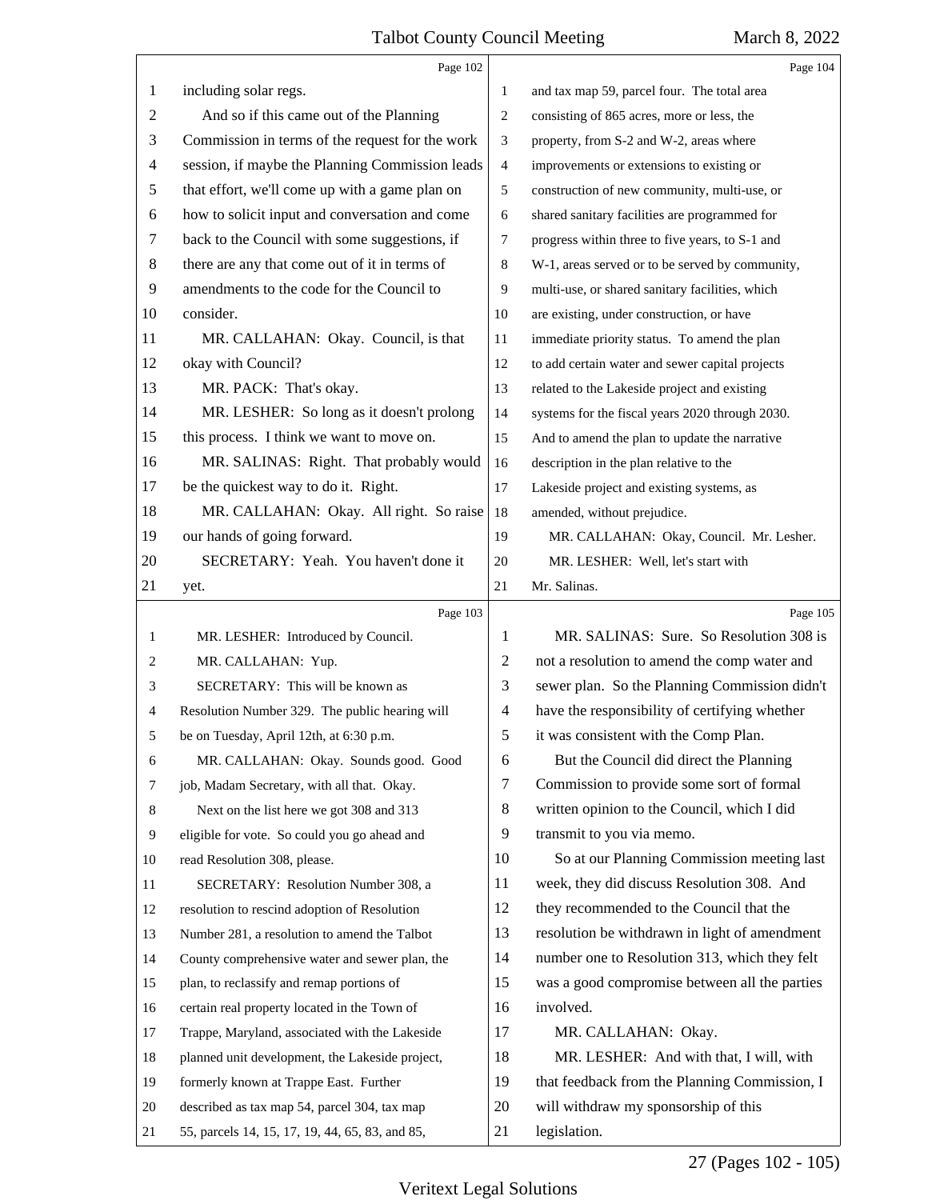Page 102

including solar regs.

And so if this came out of the Planning Commission in terms of the request for the work session, if maybe the Planning Commission leads that effort, we'll come up with a game plan on how to solicit input and conversation and come back to the Council with some suggestions, if there are any that come out of it in terms of amendments to the code for the Council to consider.

MR. CALLAHAN: Okay. Council, is that okay with Council?

MR. PACK: That's okay.

MR. LESHER: So long as it doesn't prolong this process. I think we want to move on.

MR. SALINAS: Right. That probably would be the quickest way to do it. Right.

MR. CALLAHAN: Okay. All right. So raise our hands of going forward.

SECRETARY: Yeah. You haven't done it yet.

Page 103

MR. LESHER: Introduced by Council.

MR. CALLAHAN: Yup.

SECRETARY: This will be known as Resolution Number 329. The public hearing will be on Tuesday, April 12th, at 6:30 p.m.

MR. CALLAHAN: Okay. Sounds good. Good job, Madam Secretary, with all that. Okay.

Next on the list here we got 308 and 313 eligible for vote. So could you go ahead and read Resolution 308, please.

SECRETARY: Resolution Number 308, a resolution to rescind adoption of Resolution Number 281, a resolution to amend the Talbot County comprehensive water and sewer plan, the plan, to reclassify and remap portions of certain real property located in the Town of Trappe, Maryland, associated with the Lakeside planned unit development, the Lakeside project, formerly known at Trappe East. Further described as tax map 54, parcel 304, tax map 55, parcels 14, 15, 17, 19, 44, 65, 83, and 85,

Page 104

and tax map 59, parcel four. The total area consisting of 865 acres, more or less, the property, from S-2 and W-2, areas where improvements or extensions to existing or construction of new community, multi-use, or shared sanitary facilities are programmed for progress within three to five years, to S-1 and W-1, areas served or to be served by community, multi-use, or shared sanitary facilities, which are existing, under construction, or have immediate priority status. To amend the plan to add certain water and sewer capital projects related to the Lakeside project and existing systems for the fiscal years 2020 through 2030. And to amend the plan to update the narrative description in the plan relative to the Lakeside project and existing systems, as amended, without prejudice.

MR. CALLAHAN: Okay, Council. Mr. Lesher.

MR. LESHER: Well, let's start with Mr. Salinas.

Page 105

MR. SALINAS: Sure. So Resolution 308 is not a resolution to amend the comp water and sewer plan. So the Planning Commission didn't have the responsibility of certifying whether it was consistent with the Comp Plan.

But the Council did direct the Planning Commission to provide some sort of formal written opinion to the Council, which I did transmit to you via memo.

So at our Planning Commission meeting last week, they did discuss Resolution 308. And they recommended to the Council that the resolution be withdrawn in light of amendment number one to Resolution 313, which they felt was a good compromise between all the parties involved.

MR. CALLAHAN: Okay.

MR. LESHER: And with that, I will, with that feedback from the Planning Commission, I will withdraw my sponsorship of this legislation.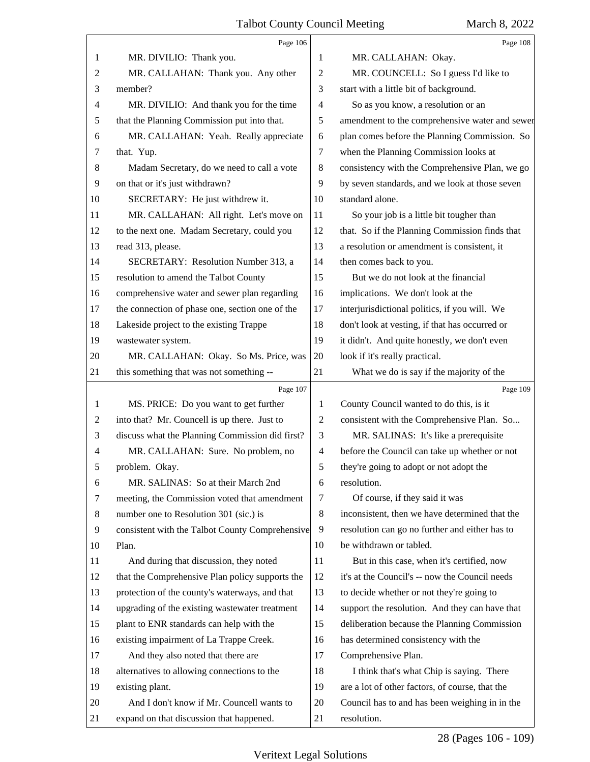MR. DIVILIO: Thank you.

MR. CALLAHAN: Thank you. Any other member?

MR. DIVILIO: And thank you for the time that the Planning Commission put into that.

MR. CALLAHAN: Yeah. Really appreciate that. Yup.

Madam Secretary, do we need to call a vote on that or it's just withdrawn?

SECRETARY: He just withdrew it.

MR. CALLAHAN: All right. Let's move on to the next one. Madam Secretary, could you read 313, please.

SECRETARY: Resolution Number 313, a resolution to amend the Talbot County comprehensive water and sewer plan regarding the connection of phase one, section one of the Lakeside project to the existing Trappe wastewater system.

MR. CALLAHAN: Okay. So Ms. Price, was this something that was not something --

MS. PRICE: Do you want to get further into that? Mr. Councell is up there. Just to discuss what the Planning Commission did first?

MR. CALLAHAN: Sure. No problem, no problem. Okay.

MR. SALINAS: So at their March 2nd meeting, the Commission voted that amendment number one to Resolution 301 (sic.) is consistent with the Talbot County Comprehensive Plan.

And during that discussion, they noted that the Comprehensive Plan policy supports the protection of the county's waterways, and that upgrading of the existing wastewater treatment plant to ENR standards can help with the existing impairment of La Trappe Creek.

And they also noted that there are alternatives to allowing connections to the existing plant.

And I don't know if Mr. Councell wants to expand on that discussion that happened.

MR. CALLAHAN: Okay.

MR. COUNCELL: So I guess I'd like to start with a little bit of background.

So as you know, a resolution or an amendment to the comprehensive water and sewer plan comes before the Planning Commission. So when the Planning Commission looks at consistency with the Comprehensive Plan, we go by seven standards, and we look at those seven standard alone.

So your job is a little bit tougher than that. So if the Planning Commission finds that a resolution or amendment is consistent, it then comes back to you.

But we do not look at the financial implications. We don't look at the interjurisdictional politics, if you will. We don't look at vesting, if that has occurred or it didn't. And quite honestly, we don't even look if it's really practical.

What we do is say if the majority of the County Council wanted to do this, is it consistent with the Comprehensive Plan. So...

MR. SALINAS: It's like a prerequisite before the Council can take up whether or not they're going to adopt or not adopt the resolution.

Of course, if they said it was inconsistent, then we have determined that the resolution can go no further and either has to be withdrawn or tabled.

But in this case, when it's certified, now it's at the Council's -- now the Council needs to decide whether or not they're going to support the resolution. And they can have that deliberation because the Planning Commission has determined consistency with the Comprehensive Plan.

I think that's what Chip is saying. There are a lot of other factors, of course, that the Council has to and has been weighing in in the resolution.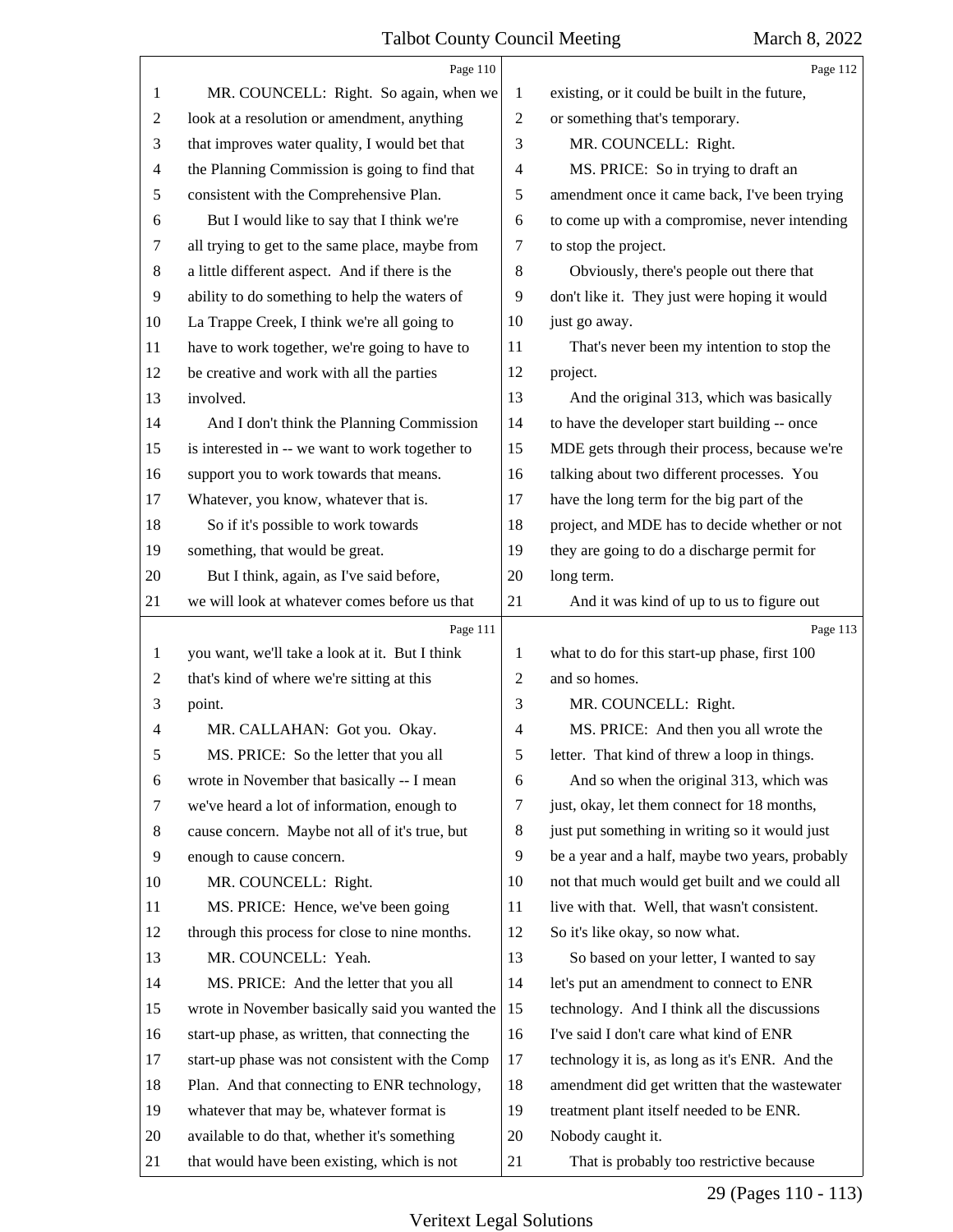MR. COUNCELL: Right. So again, when we look at a resolution or amendment, anything that improves water quality, I would bet that the Planning Commission is going to find that consistent with the Comprehensive Plan.

But I would like to say that I think we're all trying to get to the same place, maybe from a little different aspect. And if there is the ability to do something to help the waters of La Trappe Creek, I think we're all going to have to work together, we're going to have to be creative and work with all the parties involved.

And I don't think the Planning Commission is interested in -- we want to work together to support you to work towards that means. Whatever, you know, whatever that is.

So if it's possible to work towards something, that would be great.

But I think, again, as I've said before, we will look at whatever comes before us that you want, we'll take a look at it. But I think that's kind of where we're sitting at this point.

MR. CALLAHAN: Got you. Okay.

MS. PRICE: So the letter that you all wrote in November that basically -- I mean we've heard a lot of information, enough to cause concern. Maybe not all of it's true, but enough to cause concern.

MR. COUNCELL: Right.

MS. PRICE: Hence, we've been going through this process for close to nine months.

MR. COUNCELL: Yeah.

MS. PRICE: And the letter that you all wrote in November basically said you wanted the start-up phase, as written, that connecting the start-up phase was not consistent with the Comp Plan. And that connecting to ENR technology, whatever that may be, whatever format is available to do that, whether it's something that would have been existing, which is not existing, or it could be built in the future, or something that's temporary.

MR. COUNCELL: Right.

MS. PRICE: So in trying to draft an amendment once it came back, I've been trying to come up with a compromise, never intending to stop the project.

Obviously, there's people out there that don't like it. They just were hoping it would just go away.

That's never been my intention to stop the project.

And the original 313, which was basically to have the developer start building -- once MDE gets through their process, because we're talking about two different processes. You have the long term for the big part of the project, and MDE has to decide whether or not they are going to do a discharge permit for long term.

And it was kind of up to us to figure out what to do for this start-up phase, first 100 and so homes.

MR. COUNCELL: Right.

MS. PRICE: And then you all wrote the letter. That kind of threw a loop in things.

And so when the original 313, which was just, okay, let them connect for 18 months, just put something in writing so it would just be a year and a half, maybe two years, probably not that much would get built and we could all live with that. Well, that wasn't consistent. So it's like okay, so now what.

So based on your letter, I wanted to say let's put an amendment to connect to ENR technology. And I think all the discussions I've said I don't care what kind of ENR technology it is, as long as it's ENR. And the amendment did get written that the wastewater treatment plant itself needed to be ENR. Nobody caught it.

That is probably too restrictive because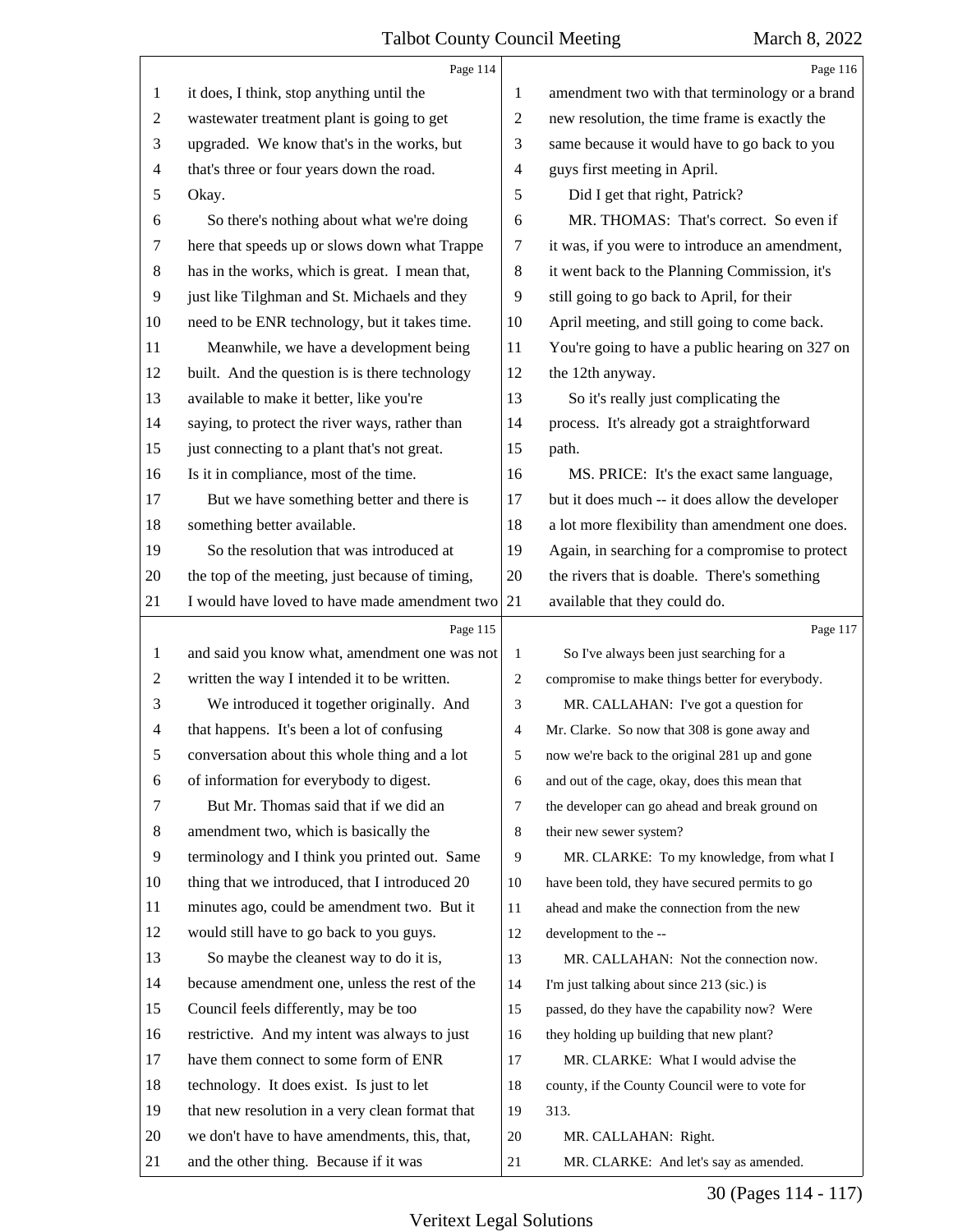Page 114

it does, I think, stop anything until the wastewater treatment plant is going to get upgraded. We know that's in the works, but that's three or four years down the road. Okay.

So there's nothing about what we're doing here that speeds up or slows down what Trappe has in the works, which is great. I mean that, just like Tilghman and St. Michaels and they need to be ENR technology, but it takes time.

Meanwhile, we have a development being built. And the question is is there technology available to make it better, like you're saying, to protect the river ways, rather than just connecting to a plant that's not great. Is it in compliance, most of the time.

But we have something better and there is something better available.

So the resolution that was introduced at the top of the meeting, just because of timing, I would have loved to have made amendment two

Page 115

and said you know what, amendment one was not written the way I intended it to be written.

We introduced it together originally. And that happens. It's been a lot of confusing conversation about this whole thing and a lot of information for everybody to digest.

But Mr. Thomas said that if we did an amendment two, which is basically the terminology and I think you printed out. Same thing that we introduced, that I introduced 20 minutes ago, could be amendment two. But it would still have to go back to you guys.

So maybe the cleanest way to do it is, because amendment one, unless the rest of the Council feels differently, may be too restrictive. And my intent was always to just have them connect to some form of ENR technology. It does exist. Is just to let that new resolution in a very clean format that we don't have to have amendments, this, that, and the other thing. Because if it was

Page 116

amendment two with that terminology or a brand new resolution, the time frame is exactly the same because it would have to go back to you guys first meeting in April.

Did I get that right, Patrick?

MR. THOMAS: That's correct. So even if it was, if you were to introduce an amendment, it went back to the Planning Commission, it's still going to go back to April, for their April meeting, and still going to come back. You're going to have a public hearing on 327 on the 12th anyway.

So it's really just complicating the process. It's already got a straightforward path.

MS. PRICE: It's the exact same language, but it does much -- it does allow the developer a lot more flexibility than amendment one does. Again, in searching for a compromise to protect the rivers that is doable. There's something available that they could do.

Page 117

So I've always been just searching for a compromise to make things better for everybody.

MR. CALLAHAN: I've got a question for Mr. Clarke. So now that 308 is gone away and now we're back to the original 281 up and gone and out of the cage, okay, does this mean that the developer can go ahead and break ground on their new sewer system?

MR. CLARKE: To my knowledge, from what I have been told, they have secured permits to go ahead and make the connection from the new development to the --

MR. CALLAHAN: Not the connection now. I'm just talking about since 213 (sic.) is passed, do they have the capability now? Were they holding up building that new plant?

MR. CLARKE: What I would advise the county, if the County Council were to vote for 313.

MR. CALLAHAN: Right.

MR. CLARKE: And let's say as amended.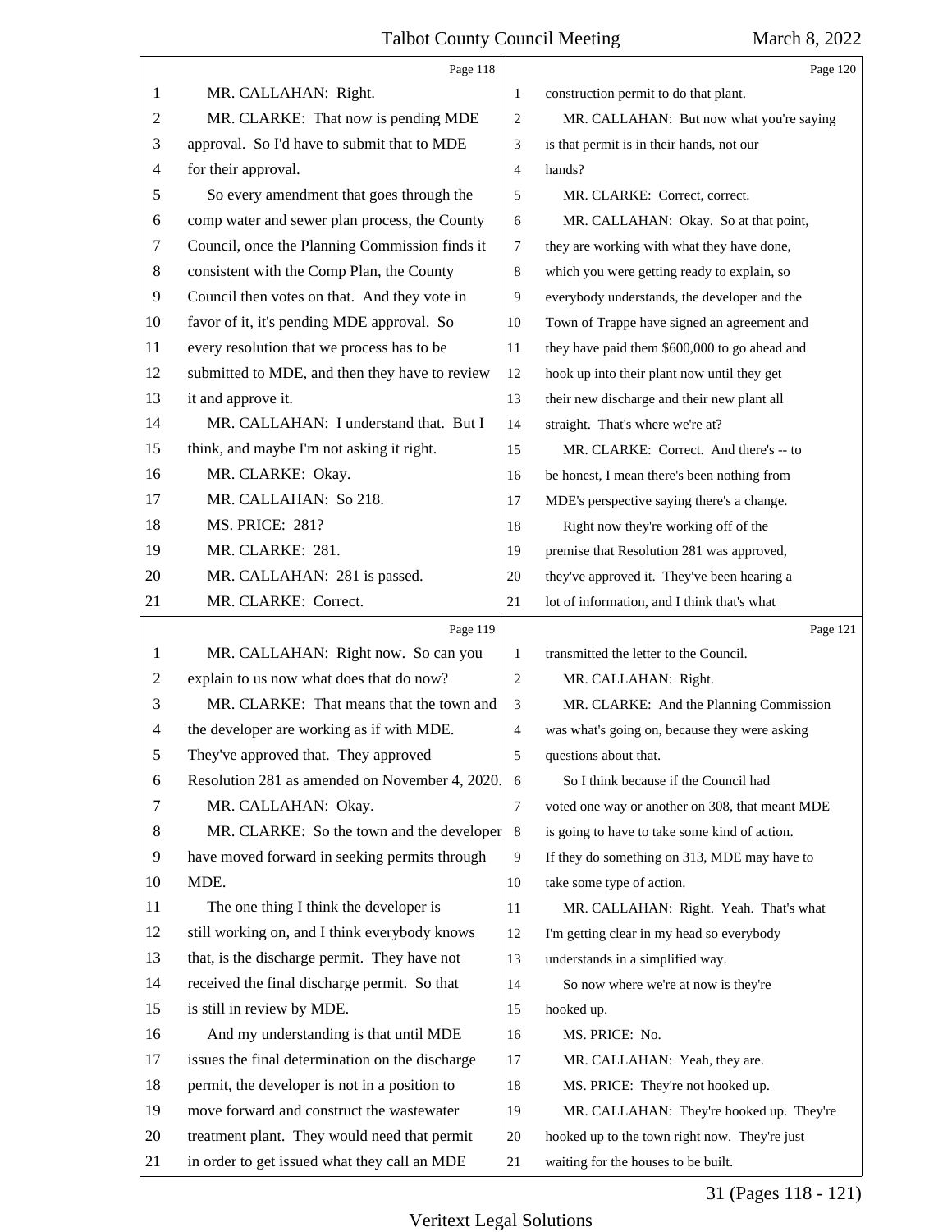MR. CALLAHAN: Right.

MR. CLARKE: That now is pending MDE approval. So I'd have to submit that to MDE for their approval.

So every amendment that goes through the comp water and sewer plan process, the County Council, once the Planning Commission finds it consistent with the Comp Plan, the County Council then votes on that. And they vote in favor of it, it's pending MDE approval. So every resolution that we process has to be submitted to MDE, and then they have to review it and approve it.

MR. CALLAHAN: I understand that. But I think, and maybe I'm not asking it right.

MR. CLARKE: Okay.

MR. CALLAHAN: So 218.

MS. PRICE: 281?

MR. CLARKE: 281.

MR. CALLAHAN: 281 is passed.

MR. CLARKE: Correct.

MR. CALLAHAN: Right now. So can you explain to us now what does that do now?

MR. CLARKE: That means that the town and the developer are working as if with MDE. They've approved that. They approved Resolution 281 as amended on November 4, 2020.

MR. CALLAHAN: Okay.

MR. CLARKE: So the town and the developer have moved forward in seeking permits through MDE.

The one thing I think the developer is still working on, and I think everybody knows that, is the discharge permit. They have not received the final discharge permit. So that is still in review by MDE.

And my understanding is that until MDE issues the final determination on the discharge permit, the developer is not in a position to move forward and construct the wastewater treatment plant. They would need that permit in order to get issued what they call an MDE construction permit to do that plant.

MR. CALLAHAN: But now what you're saying is that permit is in their hands, not our hands?

MR. CLARKE: Correct, correct.

MR. CALLAHAN: Okay. So at that point, they are working with what they have done, which you were getting ready to explain, so everybody understands, the developer and the Town of Trappe have signed an agreement and they have paid them $600,000 to go ahead and hook up into their plant now until they get their new discharge and their new plant all straight. That's where we're at?

MR. CLARKE: Correct. And there's -- to be honest, I mean there's been nothing from MDE's perspective saying there's a change.

Right now they're working off of the premise that Resolution 281 was approved, they've approved it. They've been hearing a lot of information, and I think that's what transmitted the letter to the Council.

MR. CALLAHAN: Right.

MR. CLARKE: And the Planning Commission was what's going on, because they were asking questions about that.

So I think because if the Council had voted one way or another on 308, that meant MDE is going to have to take some kind of action. If they do something on 313, MDE may have to take some type of action.

MR. CALLAHAN: Right. Yeah. That's what I'm getting clear in my head so everybody understands in a simplified way.

So now where we're at now is they're hooked up.

MS. PRICE: No.

MR. CALLAHAN: Yeah, they are.

MS. PRICE: They're not hooked up.

MR. CALLAHAN: They're hooked up. They're hooked up to the town right now. They're just waiting for the houses to be built.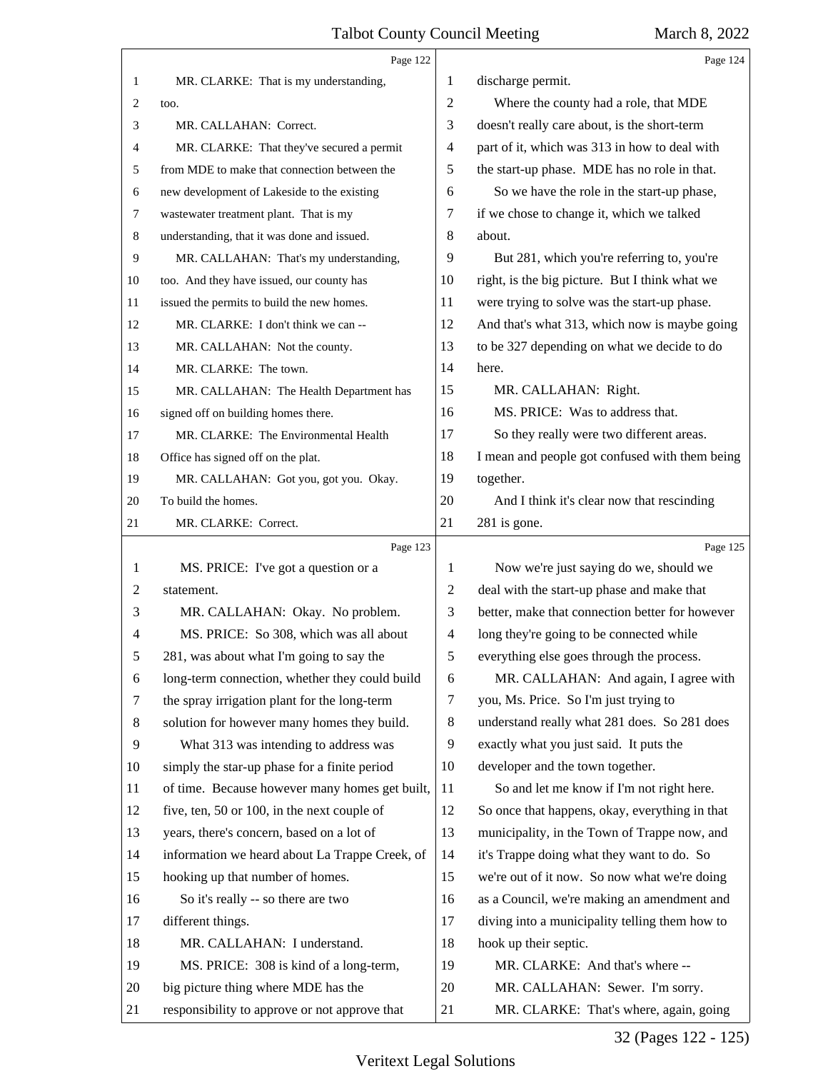Page 122

1 MR. CLARKE: That is my understanding,
2 too.
3 MR. CALLAHAN: Correct.
4 MR. CLARKE: That they've secured a permit
5 from MDE to make that connection between the
6 new development of Lakeside to the existing
7 wastewater treatment plant. That is my
8 understanding, that it was done and issued.
9 MR. CALLAHAN: That's my understanding,
10 too. And they have issued, our county has
11 issued the permits to build the new homes.
12 MR. CLARKE: I don't think we can --
13 MR. CALLAHAN: Not the county.
14 MR. CLARKE: The town.
15 MR. CALLAHAN: The Health Department has
16 signed off on building homes there.
17 MR. CLARKE: The Environmental Health
18 Office has signed off on the plat.
19 MR. CALLAHAN: Got you, got you. Okay.
20 To build the homes.
21 MR. CLARKE: Correct.

Page 123

1 MS. PRICE: I've got a question or a
2 statement.
3 MR. CALLAHAN: Okay. No problem.
4 MS. PRICE: So 308, which was all about
5 281, was about what I'm going to say the
6 long-term connection, whether they could build
7 the spray irrigation plant for the long-term
8 solution for however many homes they build.
9 What 313 was intending to address was
10 simply the star-up phase for a finite period
11 of time. Because however many homes get built,
12 five, ten, 50 or 100, in the next couple of
13 years, there's concern, based on a lot of
14 information we heard about La Trappe Creek, of
15 hooking up that number of homes.
16 So it's really -- so there are two
17 different things.
18 MR. CALLAHAN: I understand.
19 MS. PRICE: 308 is kind of a long-term,
20 big picture thing where MDE has the
21 responsibility to approve or not approve that

Page 124

1 discharge permit.
2 Where the county had a role, that MDE
3 doesn't really care about, is the short-term
4 part of it, which was 313 in how to deal with
5 the start-up phase. MDE has no role in that.
6 So we have the role in the start-up phase,
7 if we chose to change it, which we talked
8 about.
9 But 281, which you're referring to, you're
10 right, is the big picture. But I think what we
11 were trying to solve was the start-up phase.
12 And that's what 313, which now is maybe going
13 to be 327 depending on what we decide to do
14 here.
15 MR. CALLAHAN: Right.
16 MS. PRICE: Was to address that.
17 So they really were two different areas.
18 I mean and people got confused with them being
19 together.
20 And I think it's clear now that rescinding
21 281 is gone.

Page 125

1 Now we're just saying do we, should we
2 deal with the start-up phase and make that
3 better, make that connection better for however
4 long they're going to be connected while
5 everything else goes through the process.
6 MR. CALLAHAN: And again, I agree with
7 you, Ms. Price. So I'm just trying to
8 understand really what 281 does. So 281 does
9 exactly what you just said. It puts the
10 developer and the town together.
11 So and let me know if I'm not right here.
12 So once that happens, okay, everything in that
13 municipality, in the Town of Trappe now, and
14 it's Trappe doing what they want to do. So
15 we're out of it now. So now what we're doing
16 as a Council, we're making an amendment and
17 diving into a municipality telling them how to
18 hook up their septic.
19 MR. CLARKE: And that's where --
20 MR. CALLAHAN: Sewer. I'm sorry.
21 MR. CLARKE: That's where, again, going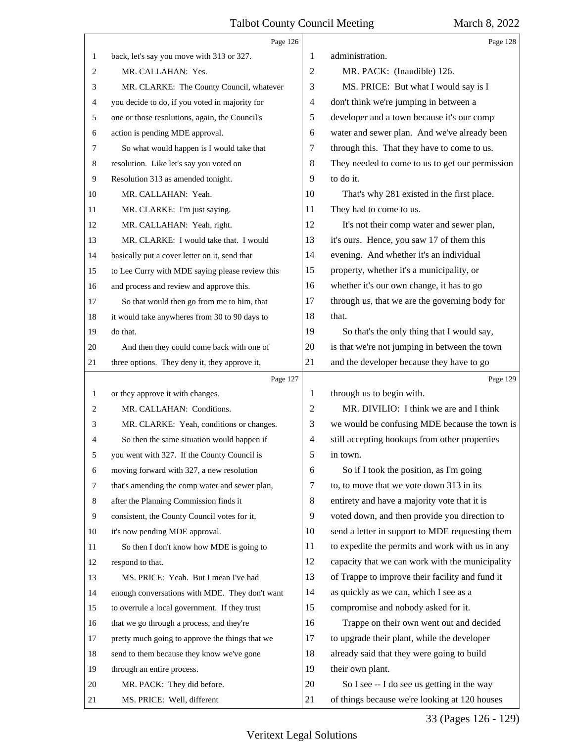back, let's say you move with 313 or 327.

MR. CALLAHAN: Yes.

MR. CLARKE: The County Council, whatever you decide to do, if you voted in majority for one or those resolutions, again, the Council's action is pending MDE approval.

So what would happen is I would take that resolution. Like let's say you voted on Resolution 313 as amended tonight.

MR. CALLAHAN: Yeah.

MR. CLARKE: I'm just saying.

MR. CALLAHAN: Yeah, right.

MR. CLARKE: I would take that. I would basically put a cover letter on it, send that to Lee Curry with MDE saying please review this and process and review and approve this.

So that would then go from me to him, that it would take anywheres from 30 to 90 days to do that.

And then they could come back with one of three options. They deny it, they approve it, or they approve it with changes.

MR. CALLAHAN: Conditions.

MR. CLARKE: Yeah, conditions or changes.

So then the same situation would happen if you went with 327. If the County Council is moving forward with 327, a new resolution that's amending the comp water and sewer plan, after the Planning Commission finds it consistent, the County Council votes for it, it's now pending MDE approval.

So then I don't know how MDE is going to respond to that.

MS. PRICE: Yeah. But I mean I've had enough conversations with MDE. They don't want to overrule a local government. If they trust that we go through a process, and they're pretty much going to approve the things that we send to them because they know we've gone through an entire process.

MR. PACK: They did before.

MS. PRICE: Well, different administration.

MR. PACK: (Inaudible) 126.

MS. PRICE: But what I would say is I don't think we're jumping in between a developer and a town because it's our comp water and sewer plan. And we've already been through this. That they have to come to us. They needed to come to us to get our permission to do it.

That's why 281 existed in the first place. They had to come to us.

It's not their comp water and sewer plan, it's ours. Hence, you saw 17 of them this evening. And whether it's an individual property, whether it's a municipality, or whether it's our own change, it has to go through us, that we are the governing body for that.

So that's the only thing that I would say, is that we're not jumping in between the town and the developer because they have to go through us to begin with.

MR. DIVILIO: I think we are and I think we would be confusing MDE because the town is still accepting hookups from other properties in town.

So if I took the position, as I'm going to, to move that we vote down 313 in its entirety and have a majority vote that it is voted down, and then provide you direction to send a letter in support to MDE requesting them to expedite the permits and work with us in any capacity that we can work with the municipality of Trappe to improve their facility and fund it as quickly as we can, which I see as a compromise and nobody asked for it.

Trappe on their own went out and decided to upgrade their plant, while the developer already said that they were going to build their own plant.

So I see -- I do see us getting in the way of things because we're looking at 120 houses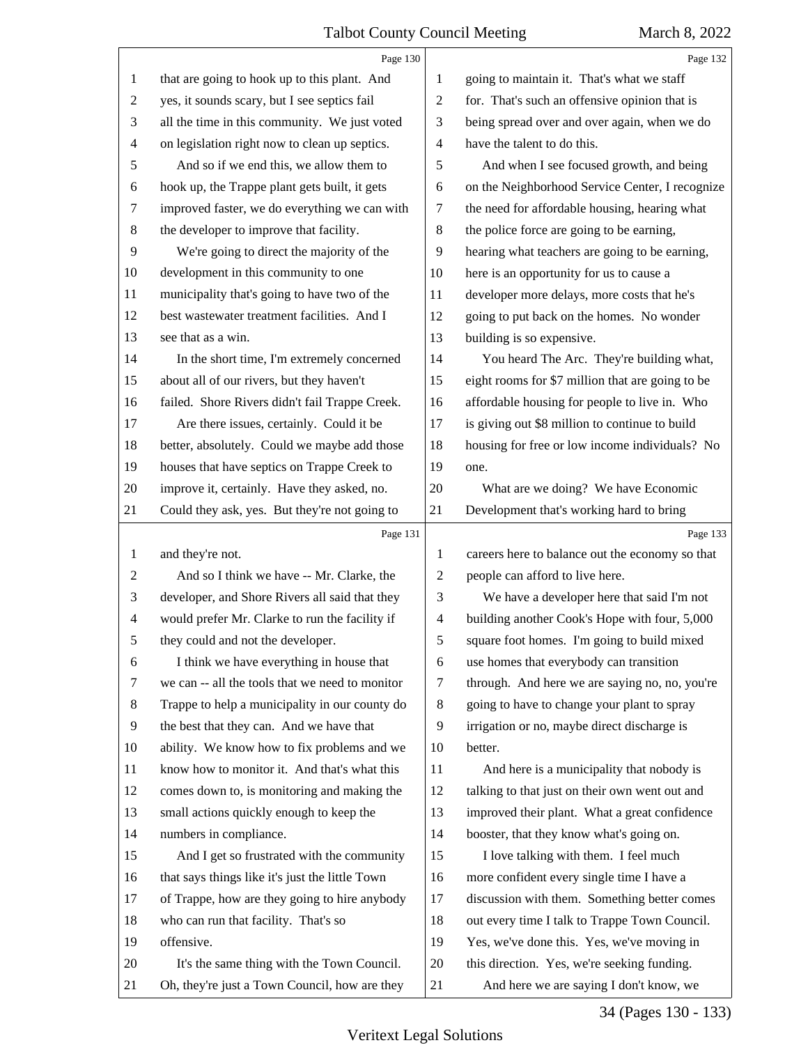that are going to hook up to this plant. And yes, it sounds scary, but I see septics fail all the time in this community. We just voted on legislation right now to clean up septics.

And so if we end this, we allow them to hook up, the Trappe plant gets built, it gets improved faster, we do everything we can with the developer to improve that facility.

We're going to direct the majority of the development in this community to one municipality that's going to have two of the best wastewater treatment facilities. And I see that as a win.

In the short time, I'm extremely concerned about all of our rivers, but they haven't failed. Shore Rivers didn't fail Trappe Creek.

Are there issues, certainly. Could it be better, absolutely. Could we maybe add those houses that have septics on Trappe Creek to improve it, certainly. Have they asked, no. Could they ask, yes. But they're not going to and they're not.

And so I think we have -- Mr. Clarke, the developer, and Shore Rivers all said that they would prefer Mr. Clarke to run the facility if they could and not the developer.

I think we have everything in house that we can -- all the tools that we need to monitor Trappe to help a municipality in our county do the best that they can. And we have that ability. We know how to fix problems and we know how to monitor it. And that's what this comes down to, is monitoring and making the small actions quickly enough to keep the numbers in compliance.

And I get so frustrated with the community that says things like it's just the little Town of Trappe, how are they going to hire anybody who can run that facility. That's so offensive.

It's the same thing with the Town Council. Oh, they're just a Town Council, how are they going to maintain it. That's what we staff for. That's such an offensive opinion that is being spread over and over again, when we do have the talent to do this.

And when I see focused growth, and being on the Neighborhood Service Center, I recognize the need for affordable housing, hearing what the police force are going to be earning, hearing what teachers are going to be earning, here is an opportunity for us to cause a developer more delays, more costs that he's going to put back on the homes. No wonder building is so expensive.

You heard The Arc. They're building what, eight rooms for $7 million that are going to be affordable housing for people to live in. Who is giving out $8 million to continue to build housing for free or low income individuals? No one.

What are we doing? We have Economic Development that's working hard to bring careers here to balance out the economy so that people can afford to live here.

We have a developer here that said I'm not building another Cook's Hope with four, 5,000 square foot homes. I'm going to build mixed use homes that everybody can transition through. And here we are saying no, no, you're going to have to change your plant to spray irrigation or no, maybe direct discharge is better.

And here is a municipality that nobody is talking to that just on their own went out and improved their plant. What a great confidence booster, that they know what's going on.

I love talking with them. I feel much more confident every single time I have a discussion with them. Something better comes out every time I talk to Trappe Town Council. Yes, we've done this. Yes, we've moving in this direction. Yes, we're seeking funding.

And here we are saying I don't know, we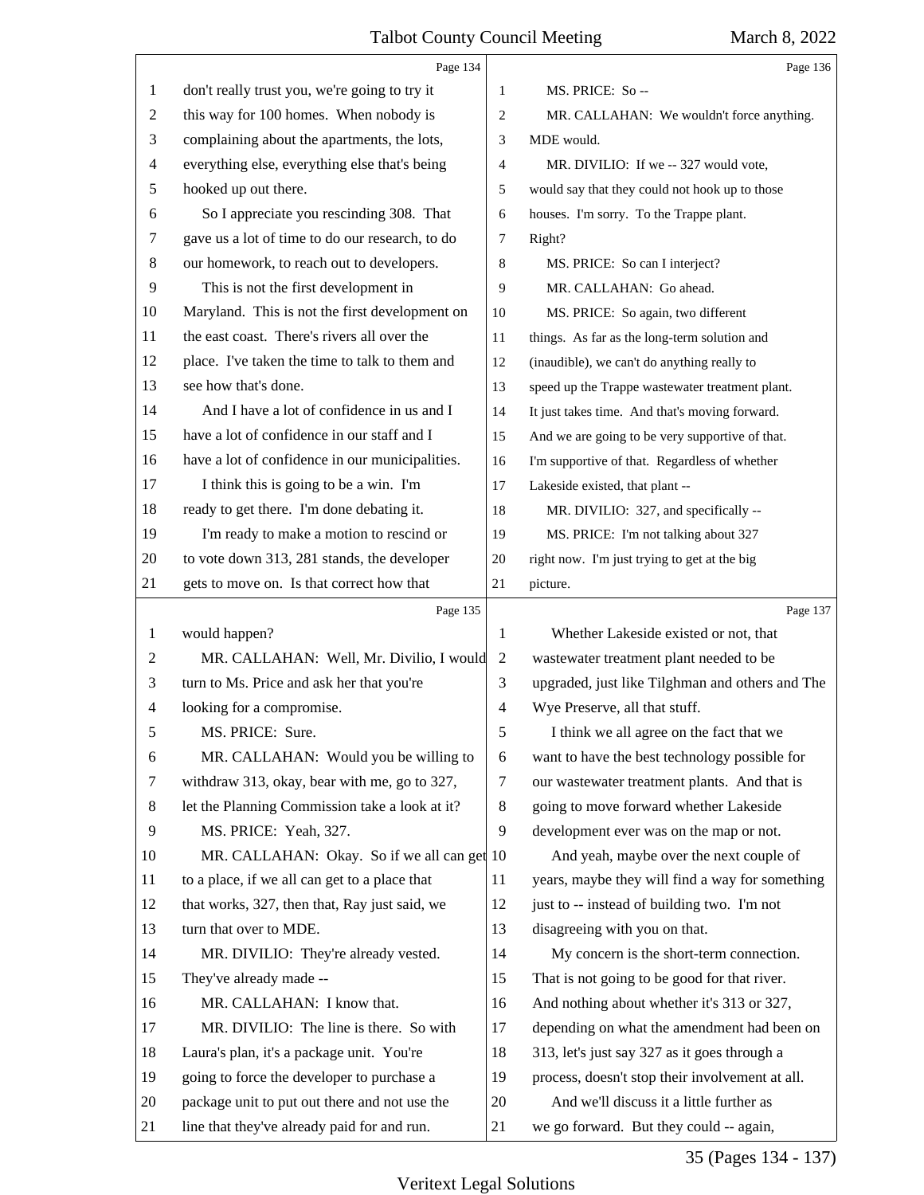**Page 134**

1 don't really trust you, we're going to try it
2 this way for 100 homes. When nobody is
3 complaining about the apartments, the lots,
4 everything else, everything else that's being
5 hooked up out there.
6 So I appreciate you rescinding 308. That
7 gave us a lot of time to do our research, to do
8 our homework, to reach out to developers.
9 This is not the first development in
10 Maryland. This is not the first development on
11 the east coast. There's rivers all over the
12 place. I've taken the time to talk to them and
13 see how that's done.
14 And I have a lot of confidence in us and I
15 have a lot of confidence in our staff and I
16 have a lot of confidence in our municipalities.
17 I think this is going to be a win. I'm
18 ready to get there. I'm done debating it.
19 I'm ready to make a motion to rescind or
20 to vote down 313, 281 stands, the developer
21 gets to move on. Is that correct how that

**Page 135**

1 would happen?
2 MR. CALLAHAN: Well, Mr. Divilio, I would
3 turn to Ms. Price and ask her that you're
4 looking for a compromise.
5 MS. PRICE: Sure.
6 MR. CALLAHAN: Would you be willing to
7 withdraw 313, okay, bear with me, go to 327,
8 let the Planning Commission take a look at it?
9 MS. PRICE: Yeah, 327.
10 MR. CALLAHAN: Okay. So if we all can get
11 to a place, if we all can get to a place that
12 that works, 327, then that, Ray just said, we
13 turn that over to MDE.
14 MR. DIVILIO: They're already vested.
15 They've already made --
16 MR. CALLAHAN: I know that.
17 MR. DIVILIO: The line is there. So with
18 Laura's plan, it's a package unit. You're
19 going to force the developer to purchase a
20 package unit to put out there and not use the
21 line that they've already paid for and run.

**Page 136**

1 MS. PRICE: So --
2 MR. CALLAHAN: We wouldn't force anything.
3 MDE would.
4 MR. DIVILIO: If we -- 327 would vote,
5 would say that they could not hook up to those
6 houses. I'm sorry. To the Trappe plant.
7 Right?
8 MS. PRICE: So can I interject?
9 MR. CALLAHAN: Go ahead.
10 MS. PRICE: So again, two different
11 things. As far as the long-term solution and
12 (inaudible), we can't do anything really to
13 speed up the Trappe wastewater treatment plant.
14 It just takes time. And that's moving forward.
15 And we are going to be very supportive of that.
16 I'm supportive of that. Regardless of whether
17 Lakeside existed, that plant --
18 MR. DIVILIO: 327, and specifically --
19 MS. PRICE: I'm not talking about 327
20 right now. I'm just trying to get at the big
21 picture.

**Page 137**

1 Whether Lakeside existed or not, that
2 wastewater treatment plant needed to be
3 upgraded, just like Tilghman and others and The
4 Wye Preserve, all that stuff.
5 I think we all agree on the fact that we
6 want to have the best technology possible for
7 our wastewater treatment plants. And that is
8 going to move forward whether Lakeside
9 development ever was on the map or not.
10 And yeah, maybe over the next couple of
11 years, maybe they will find a way for something
12 just to -- instead of building two. I'm not
13 disagreeing with you on that.
14 My concern is the short-term connection.
15 That is not going to be good for that river.
16 And nothing about whether it's 313 or 327,
17 depending on what the amendment had been on
18 313, let's just say 327 as it goes through a
19 process, doesn't stop their involvement at all.
20 And we'll discuss it a little further as
21 we go forward. But they could -- again,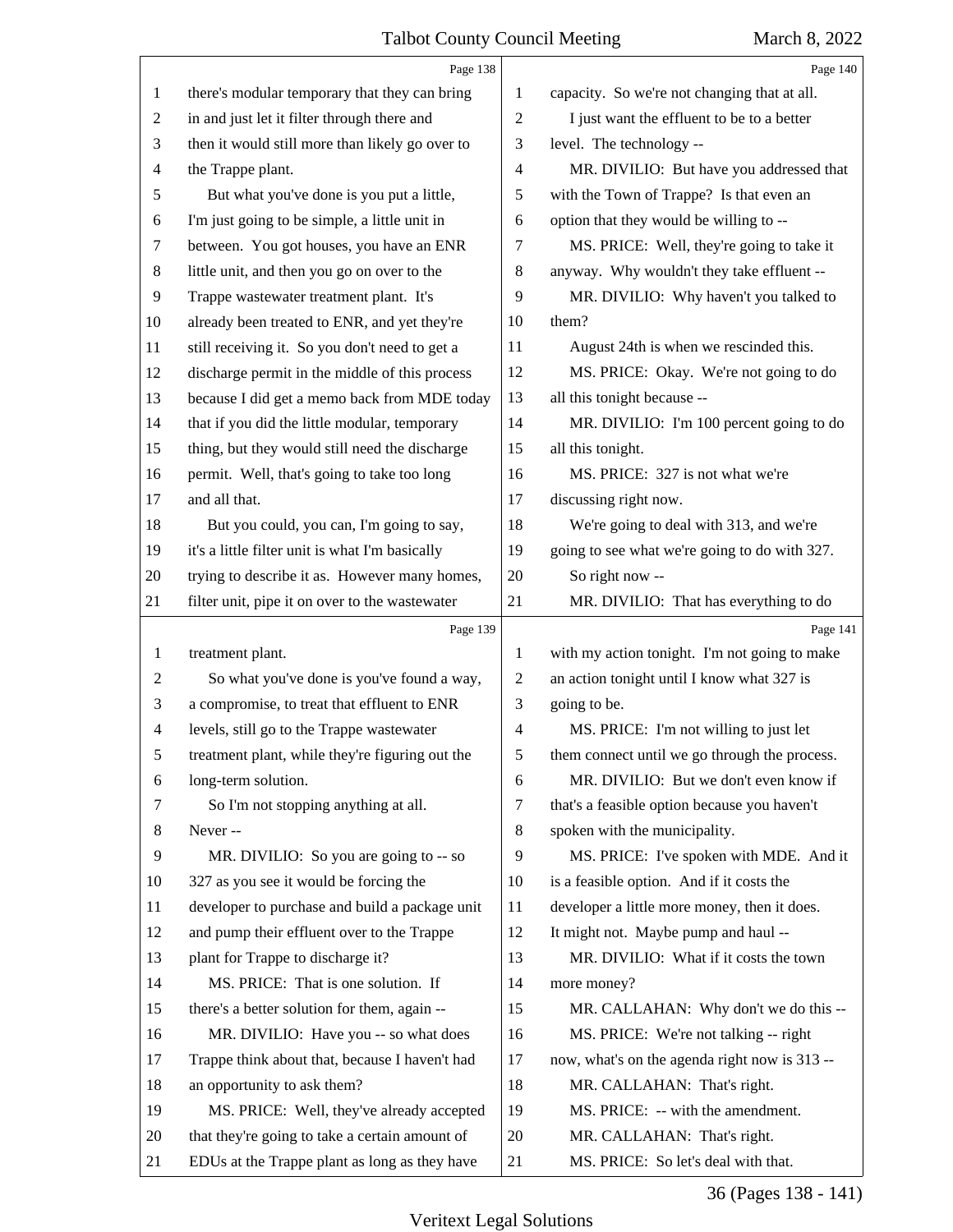there's modular temporary that they can bring in and just let it filter through there and then it would still more than likely go over to the Trappe plant.

But what you've done is you put a little, I'm just going to be simple, a little unit in between. You got houses, you have an ENR little unit, and then you go on over to the Trappe wastewater treatment plant. It's already been treated to ENR, and yet they're still receiving it. So you don't need to get a discharge permit in the middle of this process because I did get a memo back from MDE today that if you did the little modular, temporary thing, but they would still need the discharge permit. Well, that's going to take too long and all that.

But you could, you can, I'm going to say, it's a little filter unit is what I'm basically trying to describe it as. However many homes, filter unit, pipe it on over to the wastewater treatment plant.

So what you've done is you've found a way, a compromise, to treat that effluent to ENR levels, still go to the Trappe wastewater treatment plant, while they're figuring out the long-term solution.

So I'm not stopping anything at all. Never --

MR. DIVILIO: So you are going to -- so 327 as you see it would be forcing the developer to purchase and build a package unit and pump their effluent over to the Trappe plant for Trappe to discharge it?

MS. PRICE: That is one solution. If there's a better solution for them, again --

MR. DIVILIO: Have you -- so what does Trappe think about that, because I haven't had an opportunity to ask them?

MS. PRICE: Well, they've already accepted that they're going to take a certain amount of EDUs at the Trappe plant as long as they have capacity. So we're not changing that at all.

I just want the effluent to be to a better level. The technology --

MR. DIVILIO: But have you addressed that with the Town of Trappe? Is that even an option that they would be willing to --

MS. PRICE: Well, they're going to take it anyway. Why wouldn't they take effluent --

MR. DIVILIO: Why haven't you talked to them?

August 24th is when we rescinded this.

MS. PRICE: Okay. We're not going to do all this tonight because --

MR. DIVILIO: I'm 100 percent going to do all this tonight.

MS. PRICE: 327 is not what we're discussing right now.

We're going to deal with 313, and we're going to see what we're going to do with 327.

So right now --

MR. DIVILIO: That has everything to do with my action tonight. I'm not going to make an action tonight until I know what 327 is going to be.

MS. PRICE: I'm not willing to just let them connect until we go through the process.

MR. DIVILIO: But we don't even know if that's a feasible option because you haven't spoken with the municipality.

MS. PRICE: I've spoken with MDE. And it is a feasible option. And if it costs the developer a little more money, then it does. It might not. Maybe pump and haul --

MR. DIVILIO: What if it costs the town more money?

MR. CALLAHAN: Why don't we do this --

MS. PRICE: We're not talking -- right now, what's on the agenda right now is 313 --

MR. CALLAHAN: That's right.

MS. PRICE: -- with the amendment.

MR. CALLAHAN: That's right.

MS. PRICE: So let's deal with that.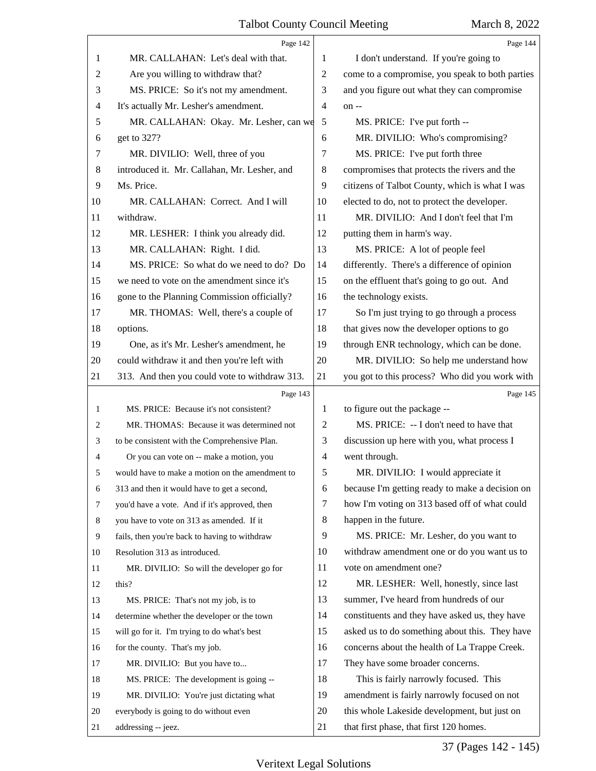Page 142

1 MR. CALLAHAN: Let's deal with that.
2 Are you willing to withdraw that?
3 MS. PRICE: So it's not my amendment.
4 It's actually Mr. Lesher's amendment.
5 MR. CALLAHAN: Okay. Mr. Lesher, can we
6 get to 327?
7 MR. DIVILIO: Well, three of you
8 introduced it. Mr. Callahan, Mr. Lesher, and
9 Ms. Price.
10 MR. CALLAHAN: Correct. And I will
11 withdraw.
12 MR. LESHER: I think you already did.
13 MR. CALLAHAN: Right. I did.
14 MS. PRICE: So what do we need to do? Do
15 we need to vote on the amendment since it's
16 gone to the Planning Commission officially?
17 MR. THOMAS: Well, there's a couple of
18 options.
19 One, as it's Mr. Lesher's amendment, he
20 could withdraw it and then you're left with
21 313. And then you could vote to withdraw 313.

Page 143

1 MS. PRICE: Because it's not consistent?
2 MR. THOMAS: Because it was determined not
3 to be consistent with the Comprehensive Plan.
4 Or you can vote on -- make a motion, you
5 would have to make a motion on the amendment to
6 313 and then it would have to get a second,
7 you'd have a vote. And if it's approved, then
8 you have to vote on 313 as amended. If it
9 fails, then you're back to having to withdraw
10 Resolution 313 as introduced.
11 MR. DIVILIO: So will the developer go for
12 this?
13 MS. PRICE: That's not my job, is to
14 determine whether the developer or the town
15 will go for it. I'm trying to do what's best
16 for the county. That's my job.
17 MR. DIVILIO: But you have to...
18 MS. PRICE: The development is going --
19 MR. DIVILIO: You're just dictating what
20 everybody is going to do without even
21 addressing -- jeez.

Page 144

1 I don't understand. If you're going to
2 come to a compromise, you speak to both parties
3 and you figure out what they can compromise
4 on --
5 MS. PRICE: I've put forth --
6 MR. DIVILIO: Who's compromising?
7 MS. PRICE: I've put forth three
8 compromises that protects the rivers and the
9 citizens of Talbot County, which is what I was
10 elected to do, not to protect the developer.
11 MR. DIVILIO: And I don't feel that I'm
12 putting them in harm's way.
13 MS. PRICE: A lot of people feel
14 differently. There's a difference of opinion
15 on the effluent that's going to go out. And
16 the technology exists.
17 So I'm just trying to go through a process
18 that gives now the developer options to go
19 through ENR technology, which can be done.
20 MR. DIVILIO: So help me understand how
21 you got to this process? Who did you work with

Page 145

1 to figure out the package --
2 MS. PRICE: -- I don't need to have that
3 discussion up here with you, what process I
4 went through.
5 MR. DIVILIO: I would appreciate it
6 because I'm getting ready to make a decision on
7 how I'm voting on 313 based off of what could
8 happen in the future.
9 MS. PRICE: Mr. Lesher, do you want to
10 withdraw amendment one or do you want us to
11 vote on amendment one?
12 MR. LESHER: Well, honestly, since last
13 summer, I've heard from hundreds of our
14 constituents and they have asked us, they have
15 asked us to do something about this. They have
16 concerns about the health of La Trappe Creek.
17 They have some broader concerns.
18 This is fairly narrowly focused. This
19 amendment is fairly narrowly focused on not
20 this whole Lakeside development, but just on
21 that first phase, that first 120 homes.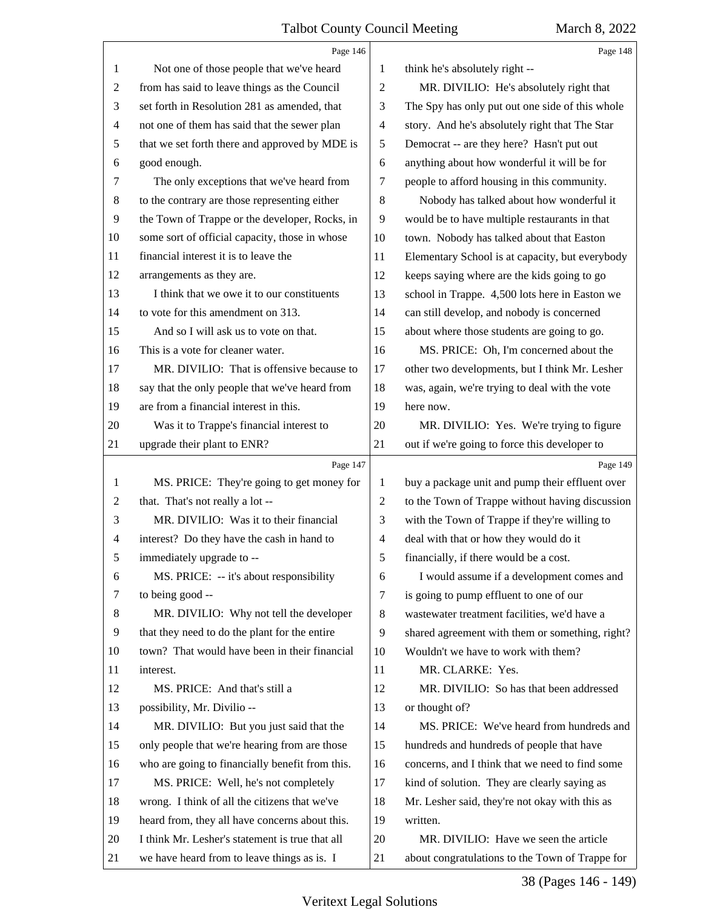Page 146

Not one of those people that we've heard from has said to leave things as the Council set forth in Resolution 281 as amended, that not one of them has said that the sewer plan that we set forth there and approved by MDE is good enough.

The only exceptions that we've heard from to the contrary are those representing either the Town of Trappe or the developer, Rocks, in some sort of official capacity, those in whose financial interest it is to leave the arrangements as they are.

I think that we owe it to our constituents to vote for this amendment on 313.

And so I will ask us to vote on that. This is a vote for cleaner water.

MR. DIVILIO: That is offensive because to say that the only people that we've heard from are from a financial interest in this.

Was it to Trappe's financial interest to upgrade their plant to ENR?

Page 147

MS. PRICE: They're going to get money for that. That's not really a lot --

MR. DIVILIO: Was it to their financial interest? Do they have the cash in hand to immediately upgrade to --

MS. PRICE: -- it's about responsibility to being good --

MR. DIVILIO: Why not tell the developer that they need to do the plant for the entire town? That would have been in their financial interest.

MS. PRICE: And that's still a possibility, Mr. Divilio --

MR. DIVILIO: But you just said that the only people that we're hearing from are those who are going to financially benefit from this.

MS. PRICE: Well, he's not completely wrong. I think of all the citizens that we've heard from, they all have concerns about this. I think Mr. Lesher's statement is true that all we have heard from to leave things as is. I

Page 148

think he's absolutely right --

MR. DIVILIO: He's absolutely right that The Spy has only put out one side of this whole story. And he's absolutely right that The Star Democrat -- are they here? Hasn't put out anything about how wonderful it will be for people to afford housing in this community.

Nobody has talked about how wonderful it would be to have multiple restaurants in that town. Nobody has talked about that Easton Elementary School is at capacity, but everybody keeps saying where are the kids going to go school in Trappe. 4,500 lots here in Easton we can still develop, and nobody is concerned about where those students are going to go.

MS. PRICE: Oh, I'm concerned about the other two developments, but I think Mr. Lesher was, again, we're trying to deal with the vote here now.

MR. DIVILIO: Yes. We're trying to figure out if we're going to force this developer to

Page 149

buy a package unit and pump their effluent over to the Town of Trappe without having discussion with the Town of Trappe if they're willing to deal with that or how they would do it financially, if there would be a cost.

I would assume if a development comes and is going to pump effluent to one of our wastewater treatment facilities, we'd have a shared agreement with them or something, right? Wouldn't we have to work with them?

MR. CLARKE: Yes.

MR. DIVILIO: So has that been addressed or thought of?

MS. PRICE: We've heard from hundreds and hundreds and hundreds of people that have concerns, and I think that we need to find some kind of solution. They are clearly saying as Mr. Lesher said, they're not okay with this as written.

MR. DIVILIO: Have we seen the article about congratulations to the Town of Trappe for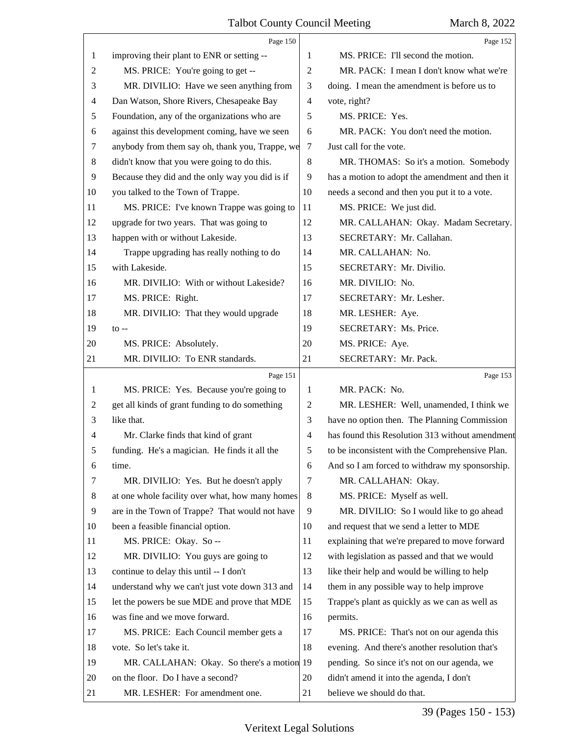Page 150

1 improving their plant to ENR or setting --
2 MS. PRICE: You're going to get --
3 MR. DIVILIO: Have we seen anything from
4 Dan Watson, Shore Rivers, Chesapeake Bay
5 Foundation, any of the organizations who are
6 against this development coming, have we seen
7 anybody from them say oh, thank you, Trappe, we
8 didn't know that you were going to do this.
9 Because they did and the only way you did is if
10 you talked to the Town of Trappe.
11 MS. PRICE: I've known Trappe was going to
12 upgrade for two years. That was going to
13 happen with or without Lakeside.
14 Trappe upgrading has really nothing to do
15 with Lakeside.
16 MR. DIVILIO: With or without Lakeside?
17 MS. PRICE: Right.
18 MR. DIVILIO: That they would upgrade
19 to --
20 MS. PRICE: Absolutely.
21 MR. DIVILIO: To ENR standards.

Page 151

1 MS. PRICE: Yes. Because you're going to
2 get all kinds of grant funding to do something
3 like that.
4 Mr. Clarke finds that kind of grant
5 funding. He's a magician. He finds it all the
6 time.
7 MR. DIVILIO: Yes. But he doesn't apply
8 at one whole facility over what, how many homes
9 are in the Town of Trappe? That would not have
10 been a feasible financial option.
11 MS. PRICE: Okay. So --
12 MR. DIVILIO: You guys are going to
13 continue to delay this until -- I don't
14 understand why we can't just vote down 313 and
15 let the powers be sue MDE and prove that MDE
16 was fine and we move forward.
17 MS. PRICE: Each Council member gets a
18 vote. So let's take it.
19 MR. CALLAHAN: Okay. So there's a motion
20 on the floor. Do I have a second?
21 MR. LESHER: For amendment one.

Page 152

1 MS. PRICE: I'll second the motion.
2 MR. PACK: I mean I don't know what we're
3 doing. I mean the amendment is before us to
4 vote, right?
5 MS. PRICE: Yes.
6 MR. PACK: You don't need the motion.
7 Just call for the vote.
8 MR. THOMAS: So it's a motion. Somebody
9 has a motion to adopt the amendment and then it
10 needs a second and then you put it to a vote.
11 MS. PRICE: We just did.
12 MR. CALLAHAN: Okay. Madam Secretary.
13 SECRETARY: Mr. Callahan.
14 MR. CALLAHAN: No.
15 SECRETARY: Mr. Divilio.
16 MR. DIVILIO: No.
17 SECRETARY: Mr. Lesher.
18 MR. LESHER: Aye.
19 SECRETARY: Ms. Price.
20 MS. PRICE: Aye.
21 SECRETARY: Mr. Pack.

Page 153

1 MR. PACK: No.
2 MR. LESHER: Well, unamended, I think we
3 have no option then. The Planning Commission
4 has found this Resolution 313 without amendment
5 to be inconsistent with the Comprehensive Plan.
6 And so I am forced to withdraw my sponsorship.
7 MR. CALLAHAN: Okay.
8 MS. PRICE: Myself as well.
9 MR. DIVILIO: So I would like to go ahead
10 and request that we send a letter to MDE
11 explaining that we're prepared to move forward
12 with legislation as passed and that we would
13 like their help and would be willing to help
14 them in any possible way to help improve
15 Trappe's plant as quickly as we can as well as
16 permits.
17 MS. PRICE: That's not on our agenda this
18 evening. And there's another resolution that's
19 pending. So since it's not on our agenda, we
20 didn't amend it into the agenda, I don't
21 believe we should do that.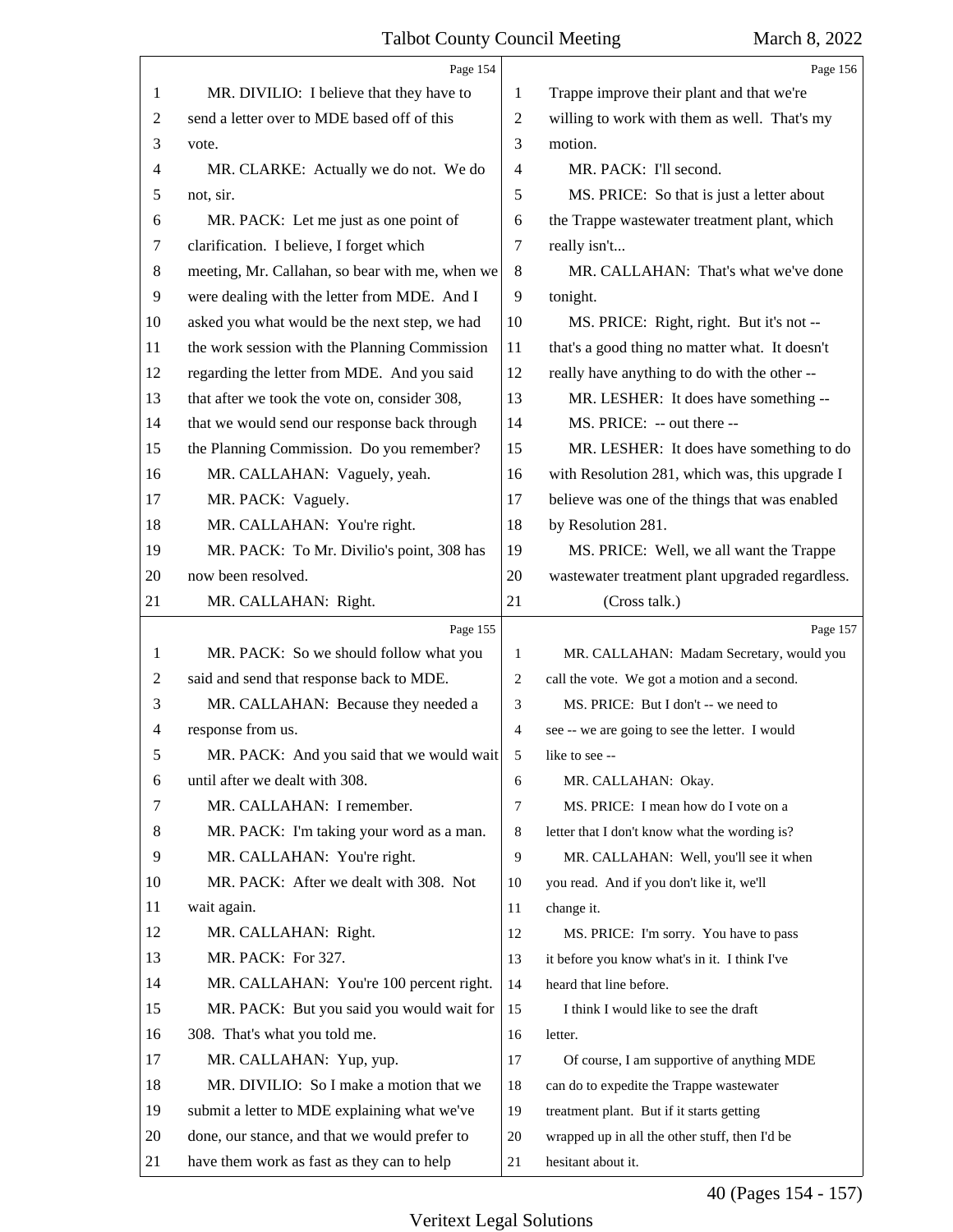Page 154

MR. DIVILIO: I believe that they have to send a letter over to MDE based off of this vote.

MR. CLARKE: Actually we do not. We do not, sir.

MR. PACK: Let me just as one point of clarification. I believe, I forget which meeting, Mr. Callahan, so bear with me, when we were dealing with the letter from MDE. And I asked you what would be the next step, we had the work session with the Planning Commission regarding the letter from MDE. And you said that after we took the vote on, consider 308, that we would send our response back through the Planning Commission. Do you remember?

MR. CALLAHAN: Vaguely, yeah.

MR. PACK: Vaguely.

MR. CALLAHAN: You're right.

MR. PACK: To Mr. Divilio's point, 308 has now been resolved.

MR. CALLAHAN: Right.

Page 155

MR. PACK: So we should follow what you said and send that response back to MDE.

MR. CALLAHAN: Because they needed a response from us.

MR. PACK: And you said that we would wait until after we dealt with 308.

MR. CALLAHAN: I remember.

MR. PACK: I'm taking your word as a man.

MR. CALLAHAN: You're right.

MR. PACK: After we dealt with 308. Not wait again.

MR. CALLAHAN: Right.

MR. PACK: For 327.

MR. CALLAHAN: You're 100 percent right.

MR. PACK: But you said you would wait for 308. That's what you told me.

MR. CALLAHAN: Yup, yup.

MR. DIVILIO: So I make a motion that we submit a letter to MDE explaining what we've done, our stance, and that we would prefer to have them work as fast as they can to help

Page 156

Trappe improve their plant and that we're willing to work with them as well. That's my motion.

MR. PACK: I'll second.

MS. PRICE: So that is just a letter about the Trappe wastewater treatment plant, which really isn't...

MR. CALLAHAN: That's what we've done tonight.

MS. PRICE: Right, right. But it's not -- that's a good thing no matter what. It doesn't really have anything to do with the other --

MR. LESHER: It does have something --

MS. PRICE: -- out there --

MR. LESHER: It does have something to do with Resolution 281, which was, this upgrade I believe was one of the things that was enabled by Resolution 281.

MS. PRICE: Well, we all want the Trappe wastewater treatment plant upgraded regardless.

(Cross talk.)

Page 157

MR. CALLAHAN: Madam Secretary, would you call the vote. We got a motion and a second.

MS. PRICE: But I don't -- we need to see -- we are going to see the letter. I would like to see --

MR. CALLAHAN: Okay.

MS. PRICE: I mean how do I vote on a letter that I don't know what the wording is?

MR. CALLAHAN: Well, you'll see it when you read. And if you don't like it, we'll change it.

MS. PRICE: I'm sorry. You have to pass it before you know what's in it. I think I've heard that line before.

I think I would like to see the draft letter.

Of course, I am supportive of anything MDE can do to expedite the Trappe wastewater treatment plant. But if it starts getting wrapped up in all the other stuff, then I'd be hesitant about it.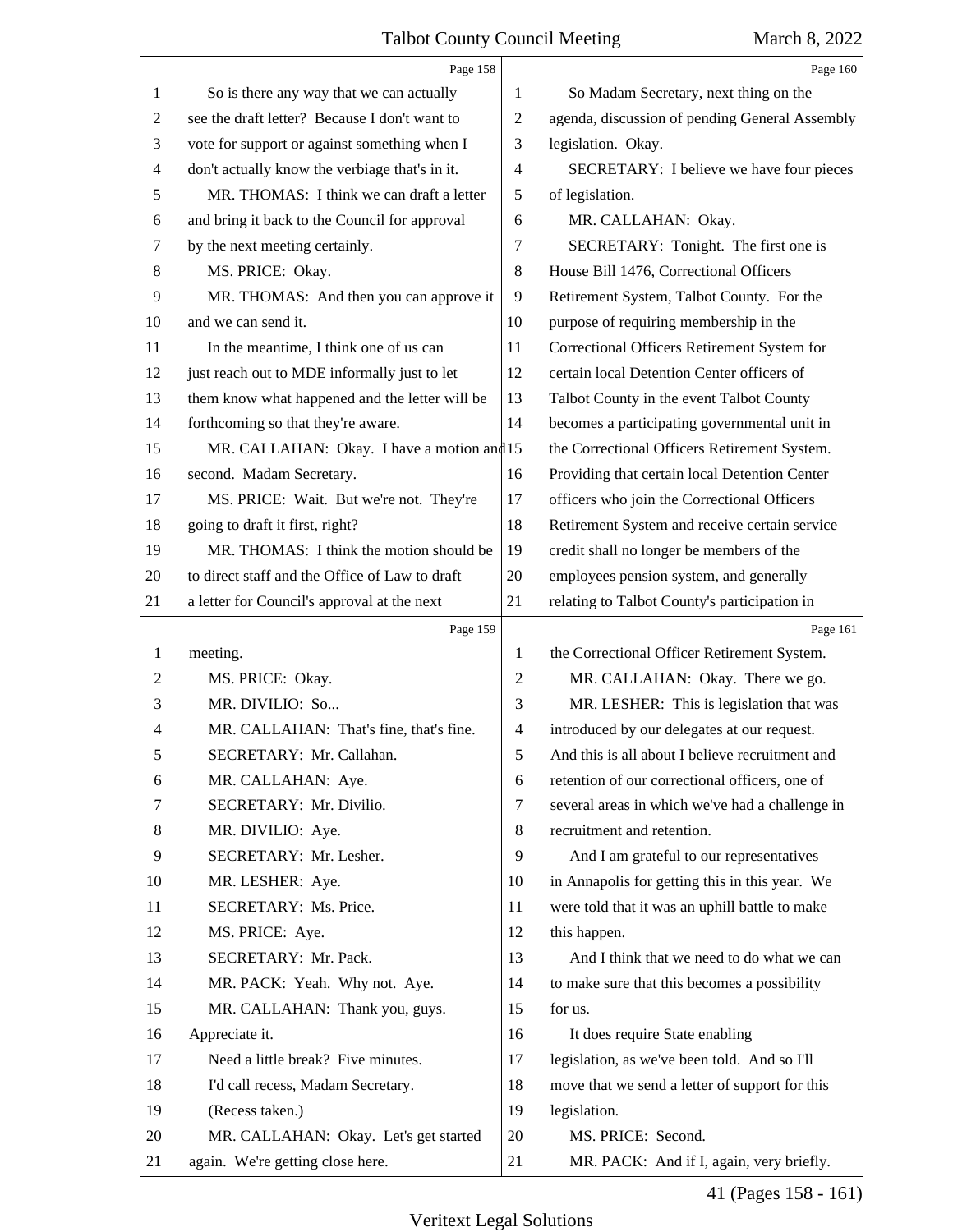Page 158

1 So is there any way that we can actually
2 see the draft letter? Because I don't want to
3 vote for support or against something when I
4 don't actually know the verbiage that's in it.
5 MR. THOMAS: I think we can draft a letter
6 and bring it back to the Council for approval
7 by the next meeting certainly.
8 MS. PRICE: Okay.
9 MR. THOMAS: And then you can approve it
10 and we can send it.
11 In the meantime, I think one of us can
12 just reach out to MDE informally just to let
13 them know what happened and the letter will be
14 forthcoming so that they're aware.
15 MR. CALLAHAN: Okay. I have a motion and
16 second. Madam Secretary.
17 MS. PRICE: Wait. But we're not. They're
18 going to draft it first, right?
19 MR. THOMAS: I think the motion should be
20 to direct staff and the Office of Law to draft
21 a letter for Council's approval at the next

Page 159

1 meeting.
2 MS. PRICE: Okay.
3 MR. DIVILIO: So...
4 MR. CALLAHAN: That's fine, that's fine.
5 SECRETARY: Mr. Callahan.
6 MR. CALLAHAN: Aye.
7 SECRETARY: Mr. Divilio.
8 MR. DIVILIO: Aye.
9 SECRETARY: Mr. Lesher.
10 MR. LESHER: Aye.
11 SECRETARY: Ms. Price.
12 MS. PRICE: Aye.
13 SECRETARY: Mr. Pack.
14 MR. PACK: Yeah. Why not. Aye.
15 MR. CALLAHAN: Thank you, guys.
16 Appreciate it.
17 Need a little break? Five minutes.
18 I'd call recess, Madam Secretary.
19 (Recess taken.)
20 MR. CALLAHAN: Okay. Let's get started
21 again. We're getting close here.

Page 160

1 So Madam Secretary, next thing on the
2 agenda, discussion of pending General Assembly
3 legislation. Okay.
4 SECRETARY: I believe we have four pieces
5 of legislation.
6 MR. CALLAHAN: Okay.
7 SECRETARY: Tonight. The first one is
8 House Bill 1476, Correctional Officers
9 Retirement System, Talbot County. For the
10 purpose of requiring membership in the
11 Correctional Officers Retirement System for
12 certain local Detention Center officers of
13 Talbot County in the event Talbot County
14 becomes a participating governmental unit in
15 the Correctional Officers Retirement System.
16 Providing that certain local Detention Center
17 officers who join the Correctional Officers
18 Retirement System and receive certain service
19 credit shall no longer be members of the
20 employees pension system, and generally
21 relating to Talbot County's participation in

Page 161

1 the Correctional Officer Retirement System.
2 MR. CALLAHAN: Okay. There we go.
3 MR. LESHER: This is legislation that was
4 introduced by our delegates at our request.
5 And this is all about I believe recruitment and
6 retention of our correctional officers, one of
7 several areas in which we've had a challenge in
8 recruitment and retention.
9 And I am grateful to our representatives
10 in Annapolis for getting this in this year. We
11 were told that it was an uphill battle to make
12 this happen.
13 And I think that we need to do what we can
14 to make sure that this becomes a possibility
15 for us.
16 It does require State enabling
17 legislation, as we've been told. And so I'll
18 move that we send a letter of support for this
19 legislation.
20 MS. PRICE: Second.
21 MR. PACK: And if I, again, very briefly.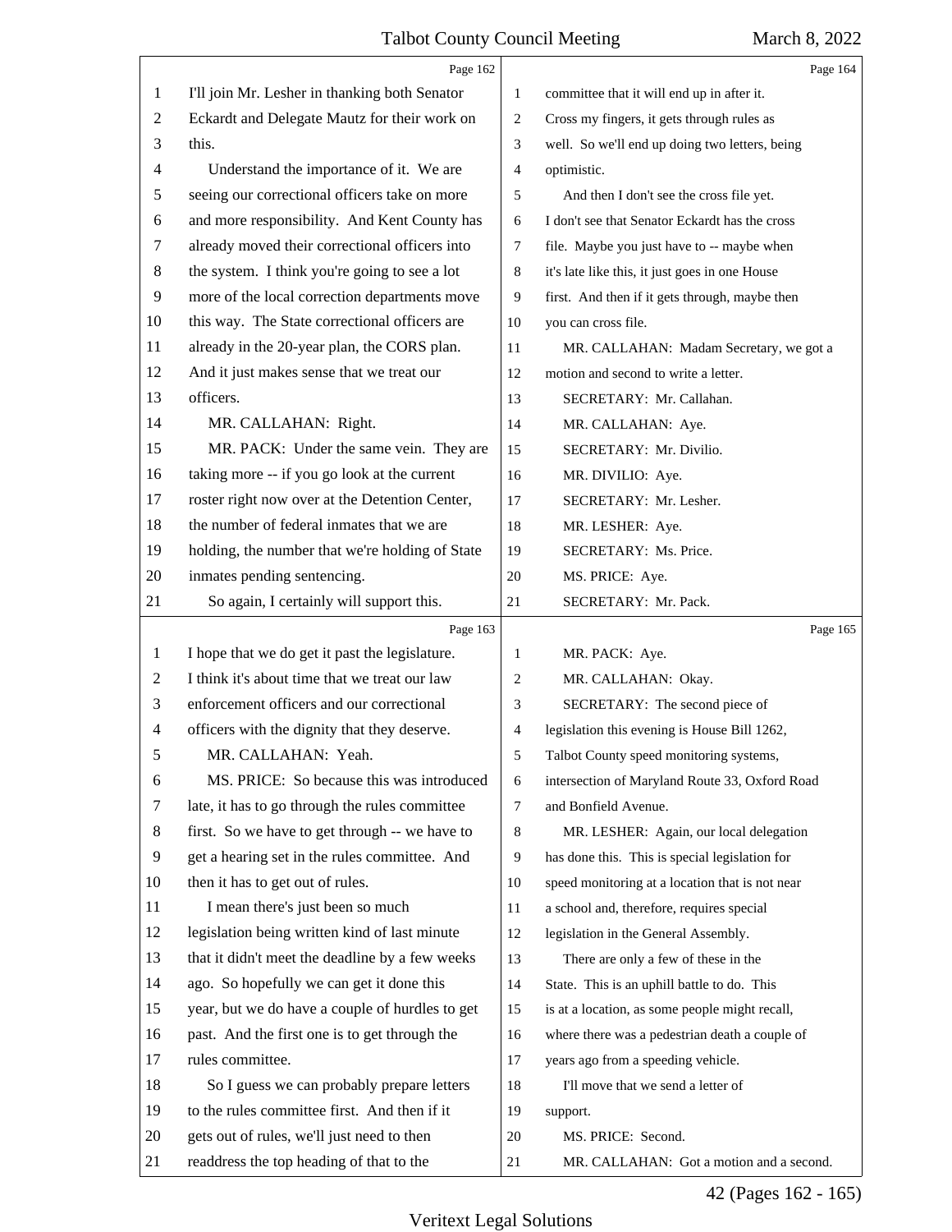I'll join Mr. Lesher in thanking both Senator Eckardt and Delegate Mautz for their work on this.

Understand the importance of it. We are seeing our correctional officers take on more and more responsibility. And Kent County has already moved their correctional officers into the system. I think you're going to see a lot more of the local correction departments move this way. The State correctional officers are already in the 20-year plan, the CORS plan. And it just makes sense that we treat our officers.

MR. CALLAHAN: Right.

MR. PACK: Under the same vein. They are taking more -- if you go look at the current roster right now over at the Detention Center, the number of federal inmates that we are holding, the number that we're holding of State inmates pending sentencing.

So again, I certainly will support this. I hope that we do get it past the legislature. I think it's about time that we treat our law enforcement officers and our correctional officers with the dignity that they deserve.

MR. CALLAHAN: Yeah.

MS. PRICE: So because this was introduced late, it has to go through the rules committee first. So we have to get through -- we have to get a hearing set in the rules committee. And then it has to get out of rules.

I mean there's just been so much legislation being written kind of last minute that it didn't meet the deadline by a few weeks ago. So hopefully we can get it done this year, but we do have a couple of hurdles to get past. And the first one is to get through the rules committee.

So I guess we can probably prepare letters to the rules committee first. And then if it gets out of rules, we'll just need to then readdress the top heading of that to the committee that it will end up in after it. Cross my fingers, it gets through rules as well. So we'll end up doing two letters, being optimistic.

And then I don't see the cross file yet. I don't see that Senator Eckardt has the cross file. Maybe you just have to -- maybe when it's late like this, it just goes in one House first. And then if it gets through, maybe then you can cross file.

MR. CALLAHAN: Madam Secretary, we got a motion and second to write a letter.

SECRETARY: Mr. Callahan.

MR. CALLAHAN: Aye.

SECRETARY: Mr. Divilio.

MR. DIVILIO: Aye.

SECRETARY: Mr. Lesher.

MR. LESHER: Aye.

SECRETARY: Ms. Price.

MS. PRICE: Aye.

SECRETARY: Mr. Pack.

MR. PACK: Aye.

MR. CALLAHAN: Okay.

SECRETARY: The second piece of legislation this evening is House Bill 1262, Talbot County speed monitoring systems, intersection of Maryland Route 33, Oxford Road and Bonfield Avenue.

MR. LESHER: Again, our local delegation has done this. This is special legislation for speed monitoring at a location that is not near a school and, therefore, requires special legislation in the General Assembly.

There are only a few of these in the State. This is an uphill battle to do. This is at a location, as some people might recall, where there was a pedestrian death a couple of years ago from a speeding vehicle.

I'll move that we send a letter of support.

MS. PRICE: Second.

MR. CALLAHAN: Got a motion and a second.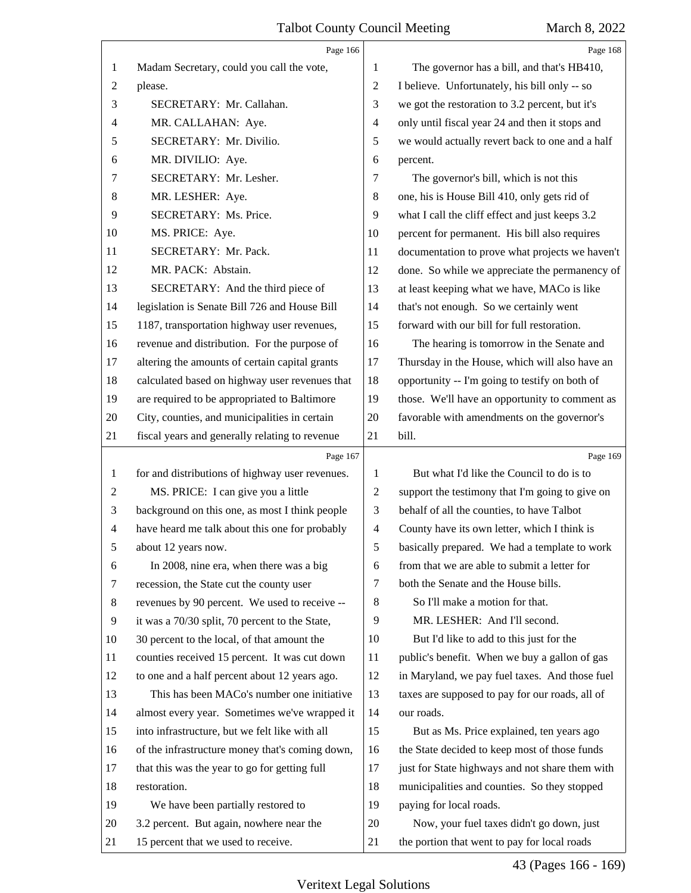Page 166

1 Madam Secretary, could you call the vote,
2 please.
3 SECRETARY: Mr. Callahan.
4 MR. CALLAHAN: Aye.
5 SECRETARY: Mr. Divilio.
6 MR. DIVILIO: Aye.
7 SECRETARY: Mr. Lesher.
8 MR. LESHER: Aye.
9 SECRETARY: Ms. Price.
10 MS. PRICE: Aye.
11 SECRETARY: Mr. Pack.
12 MR. PACK: Abstain.
13 SECRETARY: And the third piece of
14 legislation is Senate Bill 726 and House Bill
15 1187, transportation highway user revenues,
16 revenue and distribution. For the purpose of
17 altering the amounts of certain capital grants
18 calculated based on highway user revenues that
19 are required to be appropriated to Baltimore
20 City, counties, and municipalities in certain
21 fiscal years and generally relating to revenue

Page 167

1 for and distributions of highway user revenues.
2 MS. PRICE: I can give you a little
3 background on this one, as most I think people
4 have heard me talk about this one for probably
5 about 12 years now.
6 In 2008, nine era, when there was a big
7 recession, the State cut the county user
8 revenues by 90 percent. We used to receive --
9 it was a 70/30 split, 70 percent to the State,
10 30 percent to the local, of that amount the
11 counties received 15 percent. It was cut down
12 to one and a half percent about 12 years ago.
13 This has been MACo's number one initiative
14 almost every year. Sometimes we've wrapped it
15 into infrastructure, but we felt like with all
16 of the infrastructure money that's coming down,
17 that this was the year to go for getting full
18 restoration.
19 We have been partially restored to
20 3.2 percent. But again, nowhere near the
21 15 percent that we used to receive.

Page 168

1 The governor has a bill, and that's HB410,
2 I believe. Unfortunately, his bill only -- so
3 we got the restoration to 3.2 percent, but it's
4 only until fiscal year 24 and then it stops and
5 we would actually revert back to one and a half
6 percent.
7 The governor's bill, which is not this
8 one, his is House Bill 410, only gets rid of
9 what I call the cliff effect and just keeps 3.2
10 percent for permanent. His bill also requires
11 documentation to prove what projects we haven't
12 done. So while we appreciate the permanency of
13 at least keeping what we have, MACo is like
14 that's not enough. So we certainly went
15 forward with our bill for full restoration.
16 The hearing is tomorrow in the Senate and
17 Thursday in the House, which will also have an
18 opportunity -- I'm going to testify on both of
19 those. We'll have an opportunity to comment as
20 favorable with amendments on the governor's
21 bill.

Page 169

1 But what I'd like the Council to do is to
2 support the testimony that I'm going to give on
3 behalf of all the counties, to have Talbot
4 County have its own letter, which I think is
5 basically prepared. We had a template to work
6 from that we are able to submit a letter for
7 both the Senate and the House bills.
8 So I'll make a motion for that.
9 MR. LESHER: And I'll second.
10 But I'd like to add to this just for the
11 public's benefit. When we buy a gallon of gas
12 in Maryland, we pay fuel taxes. And those fuel
13 taxes are supposed to pay for our roads, all of
14 our roads.
15 But as Ms. Price explained, ten years ago
16 the State decided to keep most of those funds
17 just for State highways and not share them with
18 municipalities and counties. So they stopped
19 paying for local roads.
20 Now, your fuel taxes didn't go down, just
21 the portion that went to pay for local roads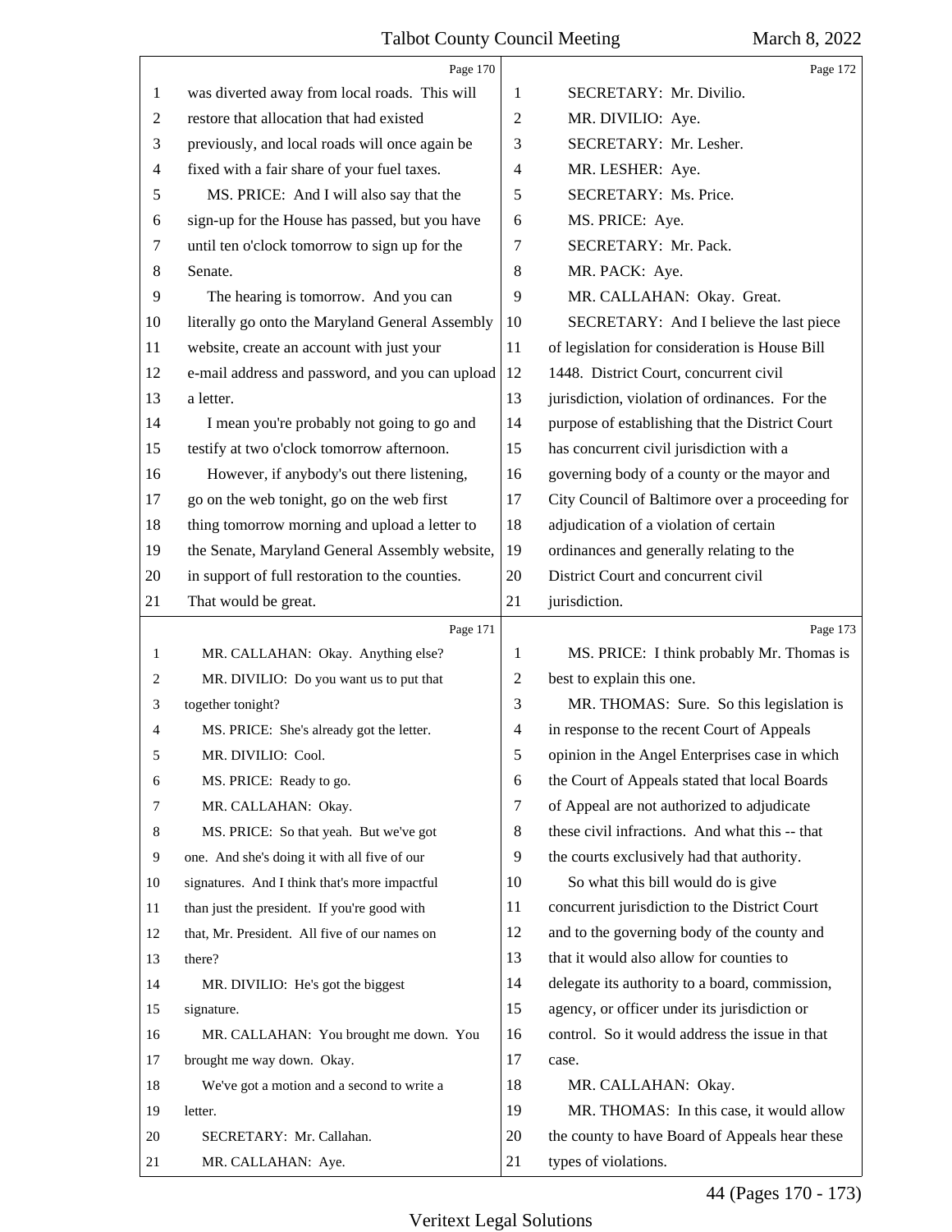was diverted away from local roads. This will restore that allocation that had existed previously, and local roads will once again be fixed with a fair share of your fuel taxes.

MS. PRICE: And I will also say that the sign-up for the House has passed, but you have until ten o'clock tomorrow to sign up for the Senate.

The hearing is tomorrow. And you can literally go onto the Maryland General Assembly website, create an account with just your e-mail address and password, and you can upload a letter.

I mean you're probably not going to go and testify at two o'clock tomorrow afternoon.

However, if anybody's out there listening, go on the web tonight, go on the web first thing tomorrow morning and upload a letter to the Senate, Maryland General Assembly website, in support of full restoration to the counties. That would be great.

MR. CALLAHAN: Okay. Anything else?

MR. DIVILIO: Do you want us to put that together tonight?

MS. PRICE: She's already got the letter.

MR. DIVILIO: Cool.

MS. PRICE: Ready to go.

MR. CALLAHAN: Okay.

MS. PRICE: So that yeah. But we've got one. And she's doing it with all five of our signatures. And I think that's more impactful than just the president. If you're good with that, Mr. President. All five of our names on there?

MR. DIVILIO: He's got the biggest signature.

MR. CALLAHAN: You brought me down. You brought me way down. Okay.

We've got a motion and a second to write a letter.

SECRETARY: Mr. Callahan.

MR. CALLAHAN: Aye.

SECRETARY: Mr. Divilio.

MR. DIVILIO: Aye.

SECRETARY: Mr. Lesher.

MR. LESHER: Aye.

SECRETARY: Ms. Price.

MS. PRICE: Aye.

SECRETARY: Mr. Pack.

MR. PACK: Aye.

MR. CALLAHAN: Okay. Great.

SECRETARY: And I believe the last piece of legislation for consideration is House Bill 1448. District Court, concurrent civil jurisdiction, violation of ordinances. For the purpose of establishing that the District Court has concurrent civil jurisdiction with a governing body of a county or the mayor and City Council of Baltimore over a proceeding for adjudication of a violation of certain ordinances and generally relating to the District Court and concurrent civil jurisdiction.

MS. PRICE: I think probably Mr. Thomas is best to explain this one.

MR. THOMAS: Sure. So this legislation is in response to the recent Court of Appeals opinion in the Angel Enterprises case in which the Court of Appeals stated that local Boards of Appeal are not authorized to adjudicate these civil infractions. And what this -- that the courts exclusively had that authority.

So what this bill would do is give concurrent jurisdiction to the District Court and to the governing body of the county and that it would also allow for counties to delegate its authority to a board, commission, agency, or officer under its jurisdiction or control. So it would address the issue in that case.

MR. CALLAHAN: Okay.

MR. THOMAS: In this case, it would allow the county to have Board of Appeals hear these types of violations.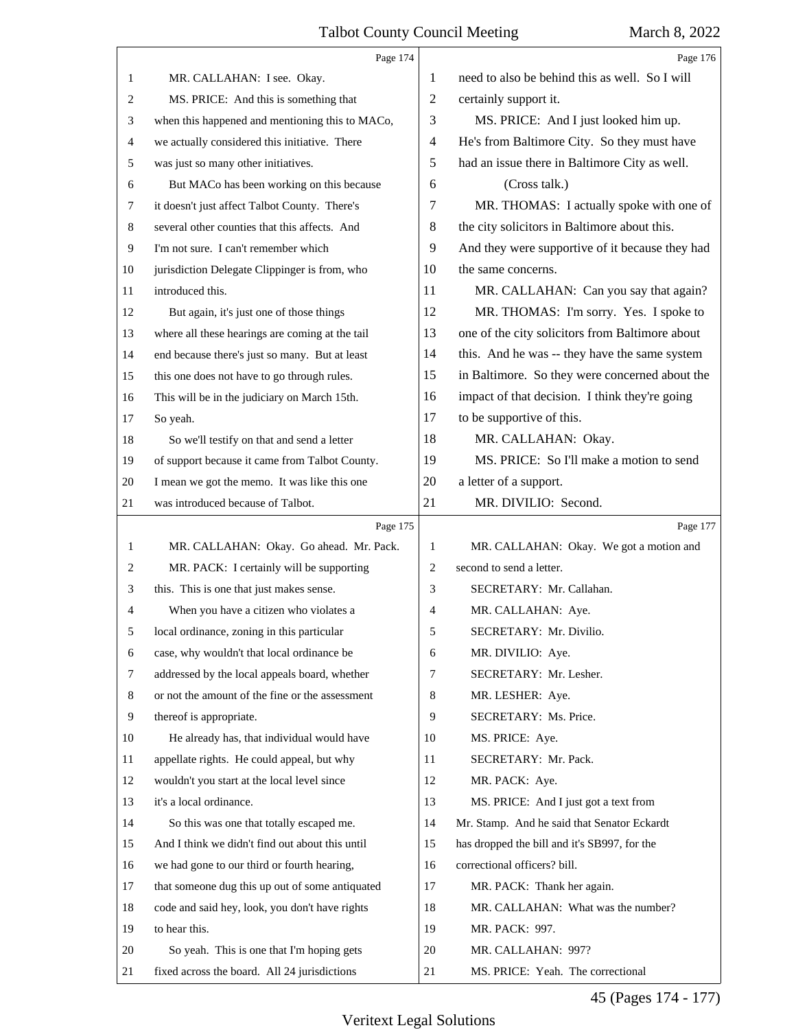Page 174

1 MR. CALLAHAN: I see. Okay.
2 MS. PRICE: And this is something that
3 when this happened and mentioning this to MACo,
4 we actually considered this initiative. There
5 was just so many other initiatives.
6 But MACo has been working on this because
7 it doesn't just affect Talbot County. There's
8 several other counties that this affects. And
9 I'm not sure. I can't remember which
10 jurisdiction Delegate Clippinger is from, who
11 introduced this.
12 But again, it's just one of those things
13 where all these hearings are coming at the tail
14 end because there's just so many. But at least
15 this one does not have to go through rules.
16 This will be in the judiciary on March 15th.
17 So yeah.
18 So we'll testify on that and send a letter
19 of support because it came from Talbot County.
20 I mean we got the memo. It was like this one
21 was introduced because of Talbot.

Page 175

1 MR. CALLAHAN: Okay. Go ahead. Mr. Pack.
2 MR. PACK: I certainly will be supporting
3 this. This is one that just makes sense.
4 When you have a citizen who violates a
5 local ordinance, zoning in this particular
6 case, why wouldn't that local ordinance be
7 addressed by the local appeals board, whether
8 or not the amount of the fine or the assessment
9 thereof is appropriate.
10 He already has, that individual would have
11 appellate rights. He could appeal, but why
12 wouldn't you start at the local level since
13 it's a local ordinance.
14 So this was one that totally escaped me.
15 And I think we didn't find out about this until
16 we had gone to our third or fourth hearing,
17 that someone dug this up out of some antiquated
18 code and said hey, look, you don't have rights
19 to hear this.
20 So yeah. This is one that I'm hoping gets
21 fixed across the board. All 24 jurisdictions

Page 176

1 need to also be behind this as well. So I will
2 certainly support it.
3 MS. PRICE: And I just looked him up.
4 He's from Baltimore City. So they must have
5 had an issue there in Baltimore City as well.
6 (Cross talk.)
7 MR. THOMAS: I actually spoke with one of
8 the city solicitors in Baltimore about this.
9 And they were supportive of it because they had
10 the same concerns.
11 MR. CALLAHAN: Can you say that again?
12 MR. THOMAS: I'm sorry. Yes. I spoke to
13 one of the city solicitors from Baltimore about
14 this. And he was -- they have the same system
15 in Baltimore. So they were concerned about the
16 impact of that decision. I think they're going
17 to be supportive of this.
18 MR. CALLAHAN: Okay.
19 MS. PRICE: So I'll make a motion to send
20 a letter of a support.
21 MR. DIVILIO: Second.

Page 177

1 MR. CALLAHAN: Okay. We got a motion and
2 second to send a letter.
3 SECRETARY: Mr. Callahan.
4 MR. CALLAHAN: Aye.
5 SECRETARY: Mr. Divilio.
6 MR. DIVILIO: Aye.
7 SECRETARY: Mr. Lesher.
8 MR. LESHER: Aye.
9 SECRETARY: Ms. Price.
10 MS. PRICE: Aye.
11 SECRETARY: Mr. Pack.
12 MR. PACK: Aye.
13 MS. PRICE: And I just got a text from
14 Mr. Stamp. And he said that Senator Eckardt
15 has dropped the bill and it's SB997, for the
16 correctional officers? bill.
17 MR. PACK: Thank her again.
18 MR. CALLAHAN: What was the number?
19 MR. PACK: 997.
20 MR. CALLAHAN: 997?
21 MS. PRICE: Yeah. The correctional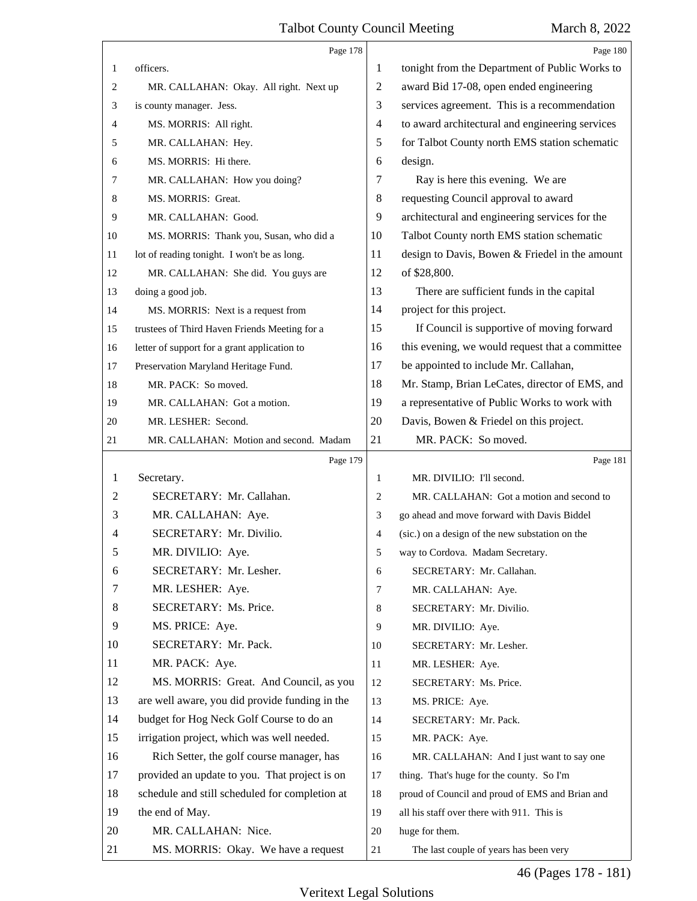officers.

MR. CALLAHAN: Okay. All right. Next up is county manager. Jess.

MS. MORRIS: All right.

MR. CALLAHAN: Hey.

MS. MORRIS: Hi there.

MR. CALLAHAN: How you doing?

MS. MORRIS: Great.

MR. CALLAHAN: Good.

MS. MORRIS: Thank you, Susan, who did a lot of reading tonight. I won't be as long.

MR. CALLAHAN: She did. You guys are doing a good job.

MS. MORRIS: Next is a request from trustees of Third Haven Friends Meeting for a letter of support for a grant application to Preservation Maryland Heritage Fund.

MR. PACK: So moved.

MR. CALLAHAN: Got a motion.

MR. LESHER: Second.

MR. CALLAHAN: Motion and second. Madam Secretary.

SECRETARY: Mr. Callahan.

MR. CALLAHAN: Aye.

SECRETARY: Mr. Divilio.

MR. DIVILIO: Aye.

SECRETARY: Mr. Lesher.

MR. LESHER: Aye.

SECRETARY: Ms. Price.

MS. PRICE: Aye.

SECRETARY: Mr. Pack.

MR. PACK: Aye.

MS. MORRIS: Great. And Council, as you are well aware, you did provide funding in the budget for Hog Neck Golf Course to do an irrigation project, which was well needed.

Rich Setter, the golf course manager, has provided an update to you. That project is on schedule and still scheduled for completion at the end of May.

MR. CALLAHAN: Nice.

MS. MORRIS: Okay. We have a request tonight from the Department of Public Works to award Bid 17-08, open ended engineering services agreement. This is a recommendation to award architectural and engineering services for Talbot County north EMS station schematic design.

Ray is here this evening. We are requesting Council approval to award architectural and engineering services for the Talbot County north EMS station schematic design to Davis, Bowen & Friedel in the amount of $28,800.

There are sufficient funds in the capital project for this project.

If Council is supportive of moving forward this evening, we would request that a committee be appointed to include Mr. Callahan, Mr. Stamp, Brian LeCates, director of EMS, and a representative of Public Works to work with Davis, Bowen & Friedel on this project.

MR. PACK: So moved.

MR. DIVILIO: I'll second.

MR. CALLAHAN: Got a motion and second to go ahead and move forward with Davis Biddel (sic.) on a design of the new substation on the way to Cordova. Madam Secretary.

SECRETARY: Mr. Callahan.

MR. CALLAHAN: Aye.

SECRETARY: Mr. Divilio.

MR. DIVILIO: Aye.

SECRETARY: Mr. Lesher.

MR. LESHER: Aye.

SECRETARY: Ms. Price.

MS. PRICE: Aye.

SECRETARY: Mr. Pack.

MR. PACK: Aye.

MR. CALLAHAN: And I just want to say one thing. That's huge for the county. So I'm proud of Council and proud of EMS and Brian and all his staff over there with 911. This is huge for them.

The last couple of years has been very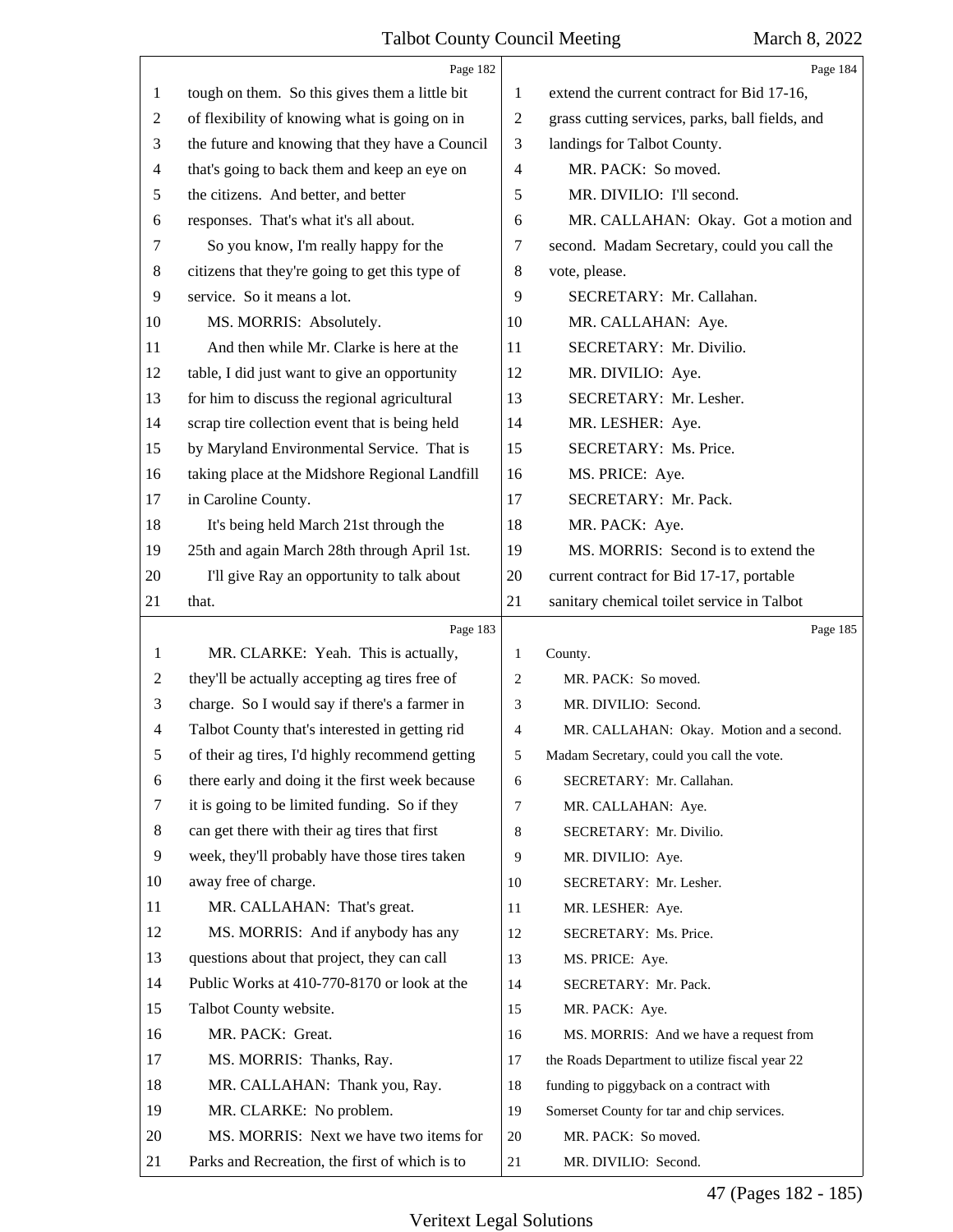tough on them. So this gives them a little bit of flexibility of knowing what is going on in the future and knowing that they have a Council that's going to back them and keep an eye on the citizens. And better, and better responses. That's what it's all about.

So you know, I'm really happy for the citizens that they're going to get this type of service. So it means a lot.

MS. MORRIS: Absolutely.

And then while Mr. Clarke is here at the table, I did just want to give an opportunity for him to discuss the regional agricultural scrap tire collection event that is being held by Maryland Environmental Service. That is taking place at the Midshore Regional Landfill in Caroline County.

It's being held March 21st through the 25th and again March 28th through April 1st.

I'll give Ray an opportunity to talk about that.

MR. CLARKE: Yeah. This is actually, they'll be actually accepting ag tires free of charge. So I would say if there's a farmer in Talbot County that's interested in getting rid of their ag tires, I'd highly recommend getting there early and doing it the first week because it is going to be limited funding. So if they can get there with their ag tires that first week, they'll probably have those tires taken away free of charge.

MR. CALLAHAN: That's great.

MS. MORRIS: And if anybody has any questions about that project, they can call Public Works at 410-770-8170 or look at the Talbot County website.

MR. PACK: Great.

MS. MORRIS: Thanks, Ray.

MR. CALLAHAN: Thank you, Ray.

MR. CLARKE: No problem.

MS. MORRIS: Next we have two items for Parks and Recreation, the first of which is to extend the current contract for Bid 17-16, grass cutting services, parks, ball fields, and landings for Talbot County.

MR. PACK: So moved.

MR. DIVILIO: I'll second.

MR. CALLAHAN: Okay. Got a motion and second. Madam Secretary, could you call the vote, please.

SECRETARY: Mr. Callahan.

MR. CALLAHAN: Aye.

SECRETARY: Mr. Divilio.

MR. DIVILIO: Aye.

SECRETARY: Mr. Lesher.

MR. LESHER: Aye.

SECRETARY: Ms. Price.

MS. PRICE: Aye.

SECRETARY: Mr. Pack.

MR. PACK: Aye.

MS. MORRIS: Second is to extend the current contract for Bid 17-17, portable sanitary chemical toilet service in Talbot County.

MR. PACK: So moved.

MR. DIVILIO: Second.

MR. CALLAHAN: Okay. Motion and a second. Madam Secretary, could you call the vote.

SECRETARY: Mr. Callahan.

MR. CALLAHAN: Aye.

SECRETARY: Mr. Divilio.

MR. DIVILIO: Aye.

SECRETARY: Mr. Lesher.

MR. LESHER: Aye.

SECRETARY: Ms. Price.

MS. PRICE: Aye.

SECRETARY: Mr. Pack.

MR. PACK: Aye.

MS. MORRIS: And we have a request from the Roads Department to utilize fiscal year 22 funding to piggyback on a contract with Somerset County for tar and chip services.

MR. PACK: So moved.

MR. DIVILIO: Second.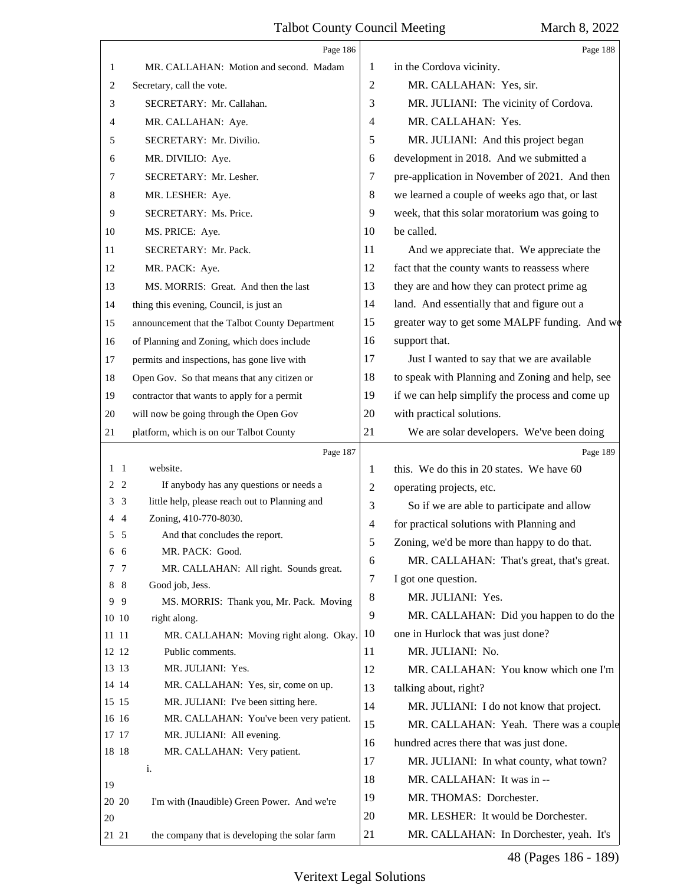Page 186

1 MR. CALLAHAN: Motion and second. Madam
2 Secretary, call the vote.
3 SECRETARY: Mr. Callahan.
4 MR. CALLAHAN: Aye.
5 SECRETARY: Mr. Divilio.
6 MR. DIVILIO: Aye.
7 SECRETARY: Mr. Lesher.
8 MR. LESHER: Aye.
9 SECRETARY: Ms. Price.
10 MS. PRICE: Aye.
11 SECRETARY: Mr. Pack.
12 MR. PACK: Aye.
13 MS. MORRIS: Great. And then the last
14 thing this evening, Council, is just an
15 announcement that the Talbot County Department
16 of Planning and Zoning, which does include
17 permits and inspections, has gone live with
18 Open Gov. So that means that any citizen or
19 contractor that wants to apply for a permit
20 will now be going through the Open Gov
21 platform, which is on our Talbot County

Page 187

1 website.
2 If anybody has any questions or needs a
3 little help, please reach out to Planning and
4 Zoning, 410-770-8030.
5 And that concludes the report.
6 MR. PACK: Good.
7 MR. CALLAHAN: All right. Sounds great.
8 Good job, Jess.
9 MS. MORRIS: Thank you, Mr. Pack. Moving
10 right along.
11 MR. CALLAHAN: Moving right along. Okay.
12 Public comments.
13 MR. JULIANI: Yes.
14 MR. CALLAHAN: Yes, sir, come on up.
15 MR. JULIANI: I've been sitting here.
16 MR. CALLAHAN: You've been very patient.
17 MR. JULIANI: All evening.
18 MR. CALLAHAN: Very patient.
19 i.
20 I'm with (Inaudible) Green Power. And we're
21 the company that is developing the solar farm

Page 188

1 in the Cordova vicinity.
2 MR. CALLAHAN: Yes, sir.
3 MR. JULIANI: The vicinity of Cordova.
4 MR. CALLAHAN: Yes.
5 MR. JULIANI: And this project began
6 development in 2018. And we submitted a
7 pre-application in November of 2021. And then
8 we learned a couple of weeks ago that, or last
9 week, that this solar moratorium was going to
10 be called.
11 And we appreciate that. We appreciate the
12 fact that the county wants to reassess where
13 they are and how they can protect prime ag
14 land. And essentially that and figure out a
15 greater way to get some MALPF funding. And we
16 support that.
17 Just I wanted to say that we are available
18 to speak with Planning and Zoning and help, see
19 if we can help simplify the process and come up
20 with practical solutions.
21 We are solar developers. We've been doing

Page 189

1 this. We do this in 20 states. We have 60
2 operating projects, etc.
3 So if we are able to participate and allow
4 for practical solutions with Planning and
5 Zoning, we'd be more than happy to do that.
6 MR. CALLAHAN: That's great, that's great.
7 I got one question.
8 MR. JULIANI: Yes.
9 MR. CALLAHAN: Did you happen to do the
10 one in Hurlock that was just done?
11 MR. JULIANI: No.
12 MR. CALLAHAN: You know which one I'm
13 talking about, right?
14 MR. JULIANI: I do not know that project.
15 MR. CALLAHAN: Yeah. There was a couple
16 hundred acres there that was just done.
17 MR. JULIANI: In what county, what town?
18 MR. CALLAHAN: It was in --
19 MR. THOMAS: Dorchester.
20 MR. LESHER: It would be Dorchester.
21 MR. CALLAHAN: In Dorchester, yeah. It's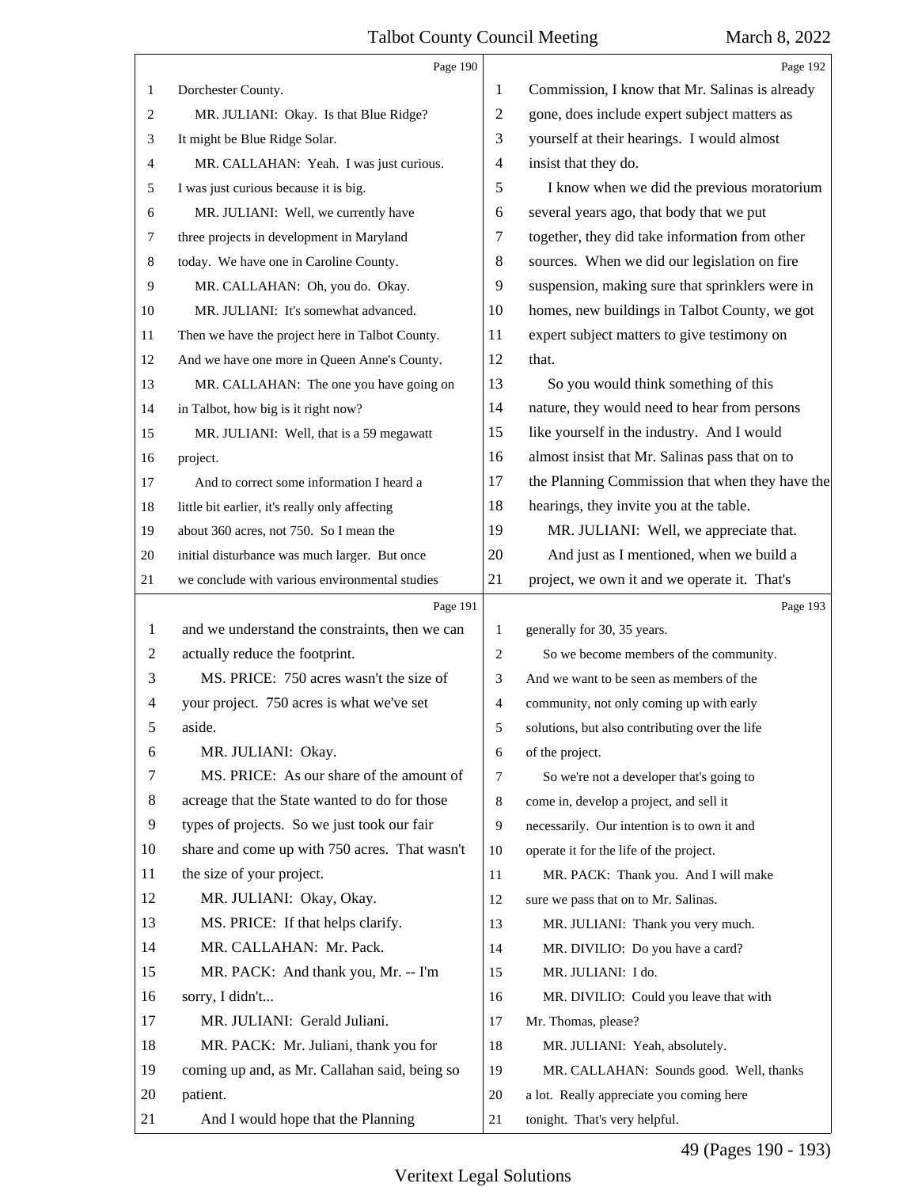Page 190

Dorchester County.

MR. JULIANI: Okay. Is that Blue Ridge? It might be Blue Ridge Solar.

MR. CALLAHAN: Yeah. I was just curious. I was just curious because it is big.

MR. JULIANI: Well, we currently have three projects in development in Maryland today. We have one in Caroline County.

MR. CALLAHAN: Oh, you do. Okay.

MR. JULIANI: It's somewhat advanced. Then we have the project here in Talbot County. And we have one more in Queen Anne's County.

MR. CALLAHAN: The one you have going on in Talbot, how big is it right now?

MR. JULIANI: Well, that is a 59 megawatt project.

And to correct some information I heard a little bit earlier, it's really only affecting about 360 acres, not 750. So I mean the initial disturbance was much larger. But once we conclude with various environmental studies

Page 191

and we understand the constraints, then we can actually reduce the footprint.

MS. PRICE: 750 acres wasn't the size of your project. 750 acres is what we've set aside.

MR. JULIANI: Okay.

MS. PRICE: As our share of the amount of acreage that the State wanted to do for those types of projects. So we just took our fair share and come up with 750 acres. That wasn't the size of your project.

MR. JULIANI: Okay, Okay.

MS. PRICE: If that helps clarify.

MR. CALLAHAN: Mr. Pack.

MR. PACK: And thank you, Mr. -- I'm sorry, I didn't...

MR. JULIANI: Gerald Juliani.

MR. PACK: Mr. Juliani, thank you for coming up and, as Mr. Callahan said, being so patient.

And I would hope that the Planning

Page 192

Commission, I know that Mr. Salinas is already gone, does include expert subject matters as yourself at their hearings. I would almost insist that they do.

I know when we did the previous moratorium several years ago, that body that we put together, they did take information from other sources. When we did our legislation on fire suspension, making sure that sprinklers were in homes, new buildings in Talbot County, we got expert subject matters to give testimony on that.

So you would think something of this nature, they would need to hear from persons like yourself in the industry. And I would almost insist that Mr. Salinas pass that on to the Planning Commission that when they have the hearings, they invite you at the table.

MR. JULIANI: Well, we appreciate that.

And just as I mentioned, when we build a project, we own it and we operate it. That's

Page 193

generally for 30, 35 years.

So we become members of the community. And we want to be seen as members of the community, not only coming up with early solutions, but also contributing over the life of the project.

So we're not a developer that's going to come in, develop a project, and sell it necessarily. Our intention is to own it and operate it for the life of the project.

MR. PACK: Thank you. And I will make sure we pass that on to Mr. Salinas.

MR. JULIANI: Thank you very much.

MR. DIVILIO: Do you have a card?

MR. JULIANI: I do.

MR. DIVILIO: Could you leave that with Mr. Thomas, please?

MR. JULIANI: Yeah, absolutely.

MR. CALLAHAN: Sounds good. Well, thanks a lot. Really appreciate you coming here tonight. That's very helpful.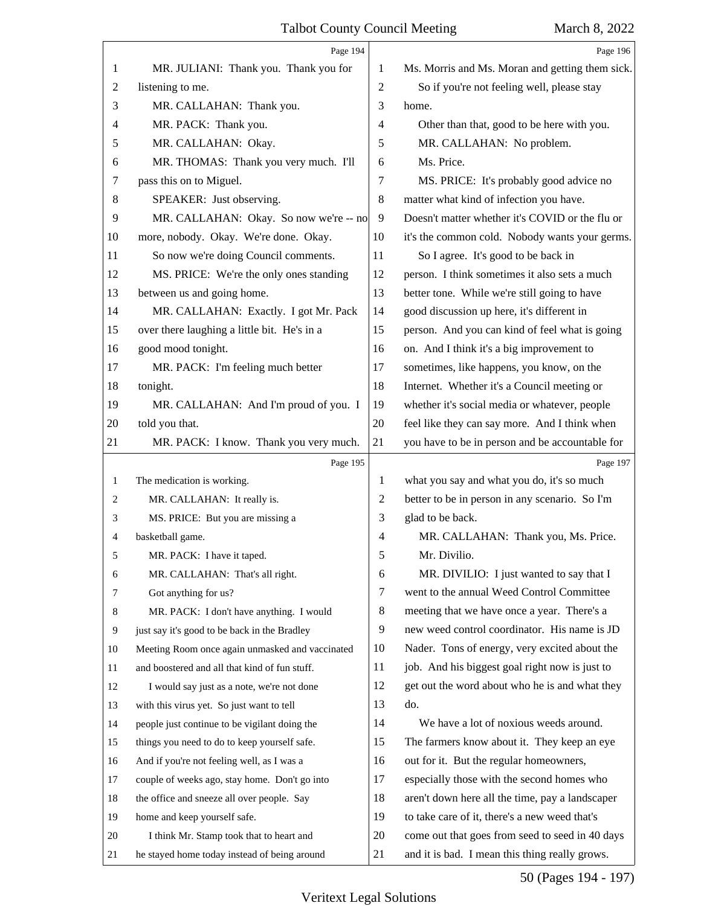Page 194

1 MR. JULIANI: Thank you. Thank you for
2 listening to me.
3 MR. CALLAHAN: Thank you.
4 MR. PACK: Thank you.
5 MR. CALLAHAN: Okay.
6 MR. THOMAS: Thank you very much. I'll
7 pass this on to Miguel.
8 SPEAKER: Just observing.
9 MR. CALLAHAN: Okay. So now we're -- no
10 more, nobody. Okay. We're done. Okay.
11 So now we're doing Council comments.
12 MS. PRICE: We're the only ones standing
13 between us and going home.
14 MR. CALLAHAN: Exactly. I got Mr. Pack
15 over there laughing a little bit. He's in a
16 good mood tonight.
17 MR. PACK: I'm feeling much better
18 tonight.
19 MR. CALLAHAN: And I'm proud of you. I
20 told you that.
21 MR. PACK: I know. Thank you very much.

Page 195

1 The medication is working.
2 MR. CALLAHAN: It really is.
3 MS. PRICE: But you are missing a
4 basketball game.
5 MR. PACK: I have it taped.
6 MR. CALLAHAN: That's all right.
7 Got anything for us?
8 MR. PACK: I don't have anything. I would
9 just say it's good to be back in the Bradley
10 Meeting Room once again unmasked and vaccinated
11 and boostered and all that kind of fun stuff.
12 I would say just as a note, we're not done
13 with this virus yet. So just want to tell
14 people just continue to be vigilant doing the
15 things you need to do to keep yourself safe.
16 And if you're not feeling well, as I was a
17 couple of weeks ago, stay home. Don't go into
18 the office and sneeze all over people. Say
19 home and keep yourself safe.
20 I think Mr. Stamp took that to heart and
21 he stayed home today instead of being around

Page 196

1 Ms. Morris and Ms. Moran and getting them sick.
2 So if you're not feeling well, please stay
3 home.
4 Other than that, good to be here with you.
5 MR. CALLAHAN: No problem.
6 Ms. Price.
7 MS. PRICE: It's probably good advice no
8 matter what kind of infection you have.
9 Doesn't matter whether it's COVID or the flu or
10 it's the common cold. Nobody wants your germs.
11 So I agree. It's good to be back in
12 person. I think sometimes it also sets a much
13 better tone. While we're still going to have
14 good discussion up here, it's different in
15 person. And you can kind of feel what is going
16 on. And I think it's a big improvement to
17 sometimes, like happens, you know, on the
18 Internet. Whether it's a Council meeting or
19 whether it's social media or whatever, people
20 feel like they can say more. And I think when
21 you have to be in person and be accountable for

Page 197

1 what you say and what you do, it's so much
2 better to be in person in any scenario. So I'm
3 glad to be back.
4 MR. CALLAHAN: Thank you, Ms. Price.
5 Mr. Divilio.
6 MR. DIVILIO: I just wanted to say that I
7 went to the annual Weed Control Committee
8 meeting that we have once a year. There's a
9 new weed control coordinator. His name is JD
10 Nader. Tons of energy, very excited about the
11 job. And his biggest goal right now is just to
12 get out the word about who he is and what they
13 do.
14 We have a lot of noxious weeds around.
15 The farmers know about it. They keep an eye
16 out for it. But the regular homeowners,
17 especially those with the second homes who
18 aren't down here all the time, pay a landscaper
19 to take care of it, there's a new weed that's
20 come out that goes from seed to seed in 40 days
21 and it is bad. I mean this thing really grows.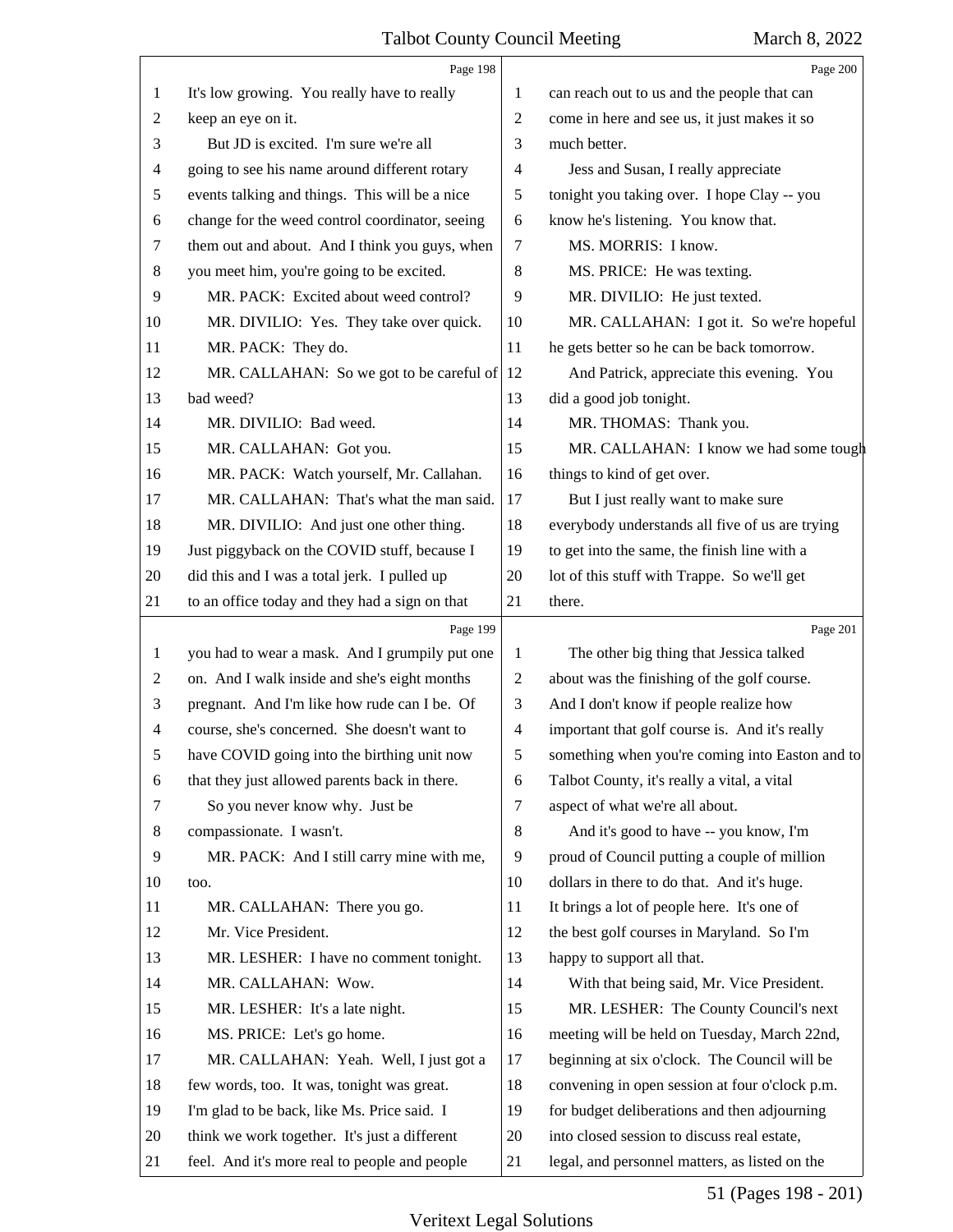Page 198

It's low growing. You really have to really keep an eye on it.

But JD is excited. I'm sure we're all going to see his name around different rotary events talking and things. This will be a nice change for the weed control coordinator, seeing them out and about. And I think you guys, when you meet him, you're going to be excited.

MR. PACK: Excited about weed control?

MR. DIVILIO: Yes. They take over quick.

MR. PACK: They do.

MR. CALLAHAN: So we got to be careful of bad weed?

MR. DIVILIO: Bad weed.

MR. CALLAHAN: Got you.

MR. PACK: Watch yourself, Mr. Callahan.

MR. CALLAHAN: That's what the man said.

MR. DIVILIO: And just one other thing. Just piggyback on the COVID stuff, because I did this and I was a total jerk. I pulled up to an office today and they had a sign on that

Page 199

you had to wear a mask. And I grumpily put one on. And I walk inside and she's eight months pregnant. And I'm like how rude can I be. Of course, she's concerned. She doesn't want to have COVID going into the birthing unit now that they just allowed parents back in there.

So you never know why. Just be compassionate. I wasn't.

MR. PACK: And I still carry mine with me, too.

MR. CALLAHAN: There you go.

Mr. Vice President.

MR. LESHER: I have no comment tonight.

MR. CALLAHAN: Wow.

MR. LESHER: It's a late night.

MS. PRICE: Let's go home.

MR. CALLAHAN: Yeah. Well, I just got a few words, too. It was, tonight was great. I'm glad to be back, like Ms. Price said. I think we work together. It's just a different feel. And it's more real to people and people

Page 200

can reach out to us and the people that can come in here and see us, it just makes it so much better.

Jess and Susan, I really appreciate tonight you taking over. I hope Clay -- you know he's listening. You know that.

MS. MORRIS: I know.

MS. PRICE: He was texting.

MR. DIVILIO: He just texted.

MR. CALLAHAN: I got it. So we're hopeful he gets better so he can be back tomorrow.

And Patrick, appreciate this evening. You did a good job tonight.

MR. THOMAS: Thank you.

MR. CALLAHAN: I know we had some tough things to kind of get over.

But I just really want to make sure everybody understands all five of us are trying to get into the same, the finish line with a lot of this stuff with Trappe. So we'll get there.

Page 201

The other big thing that Jessica talked about was the finishing of the golf course. And I don't know if people realize how important that golf course is. And it's really something when you're coming into Easton and to Talbot County, it's really a vital, a vital aspect of what we're all about.

And it's good to have -- you know, I'm proud of Council putting a couple of million dollars in there to do that. And it's huge. It brings a lot of people here. It's one of the best golf courses in Maryland. So I'm happy to support all that.

With that being said, Mr. Vice President.

MR. LESHER: The County Council's next meeting will be held on Tuesday, March 22nd, beginning at six o'clock. The Council will be convening in open session at four o'clock p.m. for budget deliberations and then adjourning into closed session to discuss real estate, legal, and personnel matters, as listed on the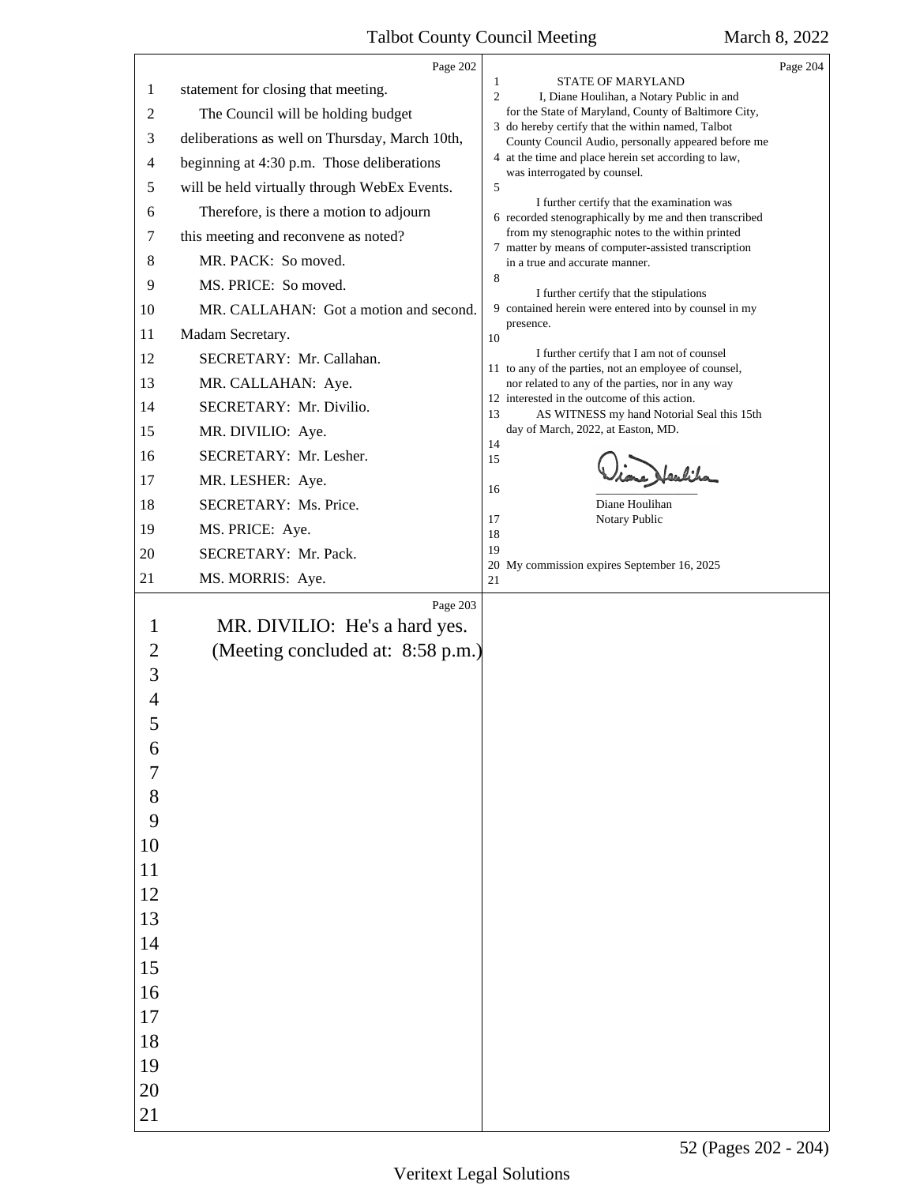Page 202

1 statement for closing that meeting.
2 The Council will be holding budget
3 deliberations as well on Thursday, March 10th,
4 beginning at 4:30 p.m. Those deliberations
5 will be held virtually through WebEx Events.
6 Therefore, is there a motion to adjourn
7 this meeting and reconvene as noted?
8 MR. PACK: So moved.
9 MS. PRICE: So moved.
10 MR. CALLAHAN: Got a motion and second.
11 Madam Secretary.
12 SECRETARY: Mr. Callahan.
13 MR. CALLAHAN: Aye.
14 SECRETARY: Mr. Divilio.
15 MR. DIVILIO: Aye.
16 SECRETARY: Mr. Lesher.
17 MR. LESHER: Aye.
18 SECRETARY: Ms. Price.
19 MS. PRICE: Aye.
20 SECRETARY: Mr. Pack.
21 MS. MORRIS: Aye.

Page 203

1 MR. DIVILIO: He's a hard yes.
2 (Meeting concluded at: 8:58 p.m.)
3
4
5
6
7
8
9
10
11
12
13
14
15
16
17
18
19
20
21

Page 204

1 STATE OF MARYLAND
2 I, Diane Houlihan, a Notary Public in and for the State of Maryland, County of Baltimore City,
3 do hereby certify that the within named, Talbot County Council Audio, personally appeared before me
4 at the time and place herein set according to law, was interrogated by counsel.
5
I further certify that the examination was
6 recorded stenographically by me and then transcribed from my stenographic notes to the within printed
7 matter by means of computer-assisted transcription in a true and accurate manner.
8
I further certify that the stipulations
9 contained herein were entered into by counsel in my presence.
10
I further certify that I am not of counsel
11 to any of the parties, not an employee of counsel, nor related to any of the parties, nor in any way
12 interested in the outcome of this action.
13 AS WITNESS my hand Notorial Seal this 15th day of March, 2022, at Easton, MD.
14
15
16 _______________
Diane Houlihan
17 Notary Public
18
19
20 My commission expires September 16, 2025
21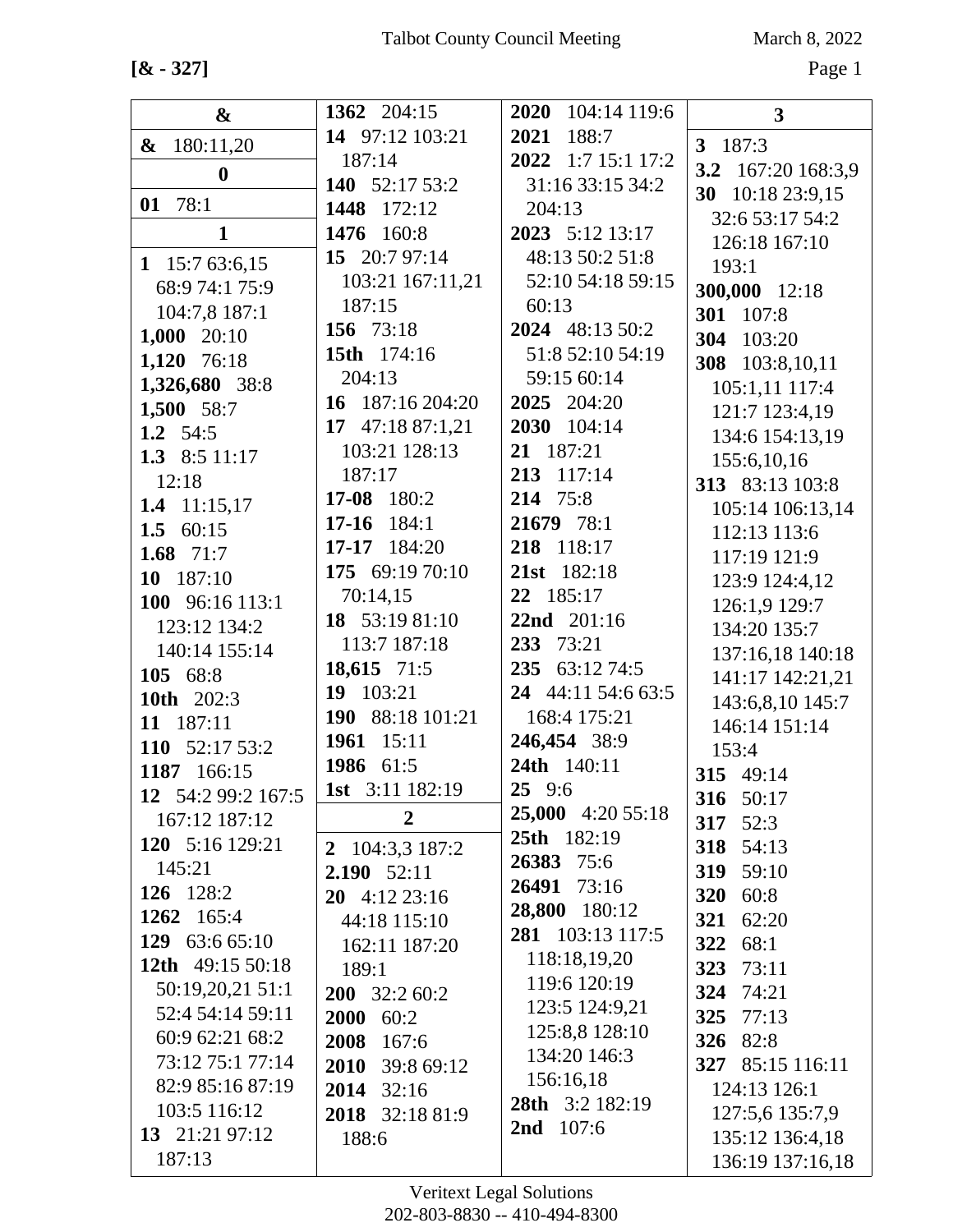**[& - 327]**

**&**

**&** 180:11,20

**0**

**01** 78:1

**1**

**1** 15:7 63:6,15 68:9 74:1 75:9 104:7,8 187:1
**1,000** 20:10
**1,120** 76:18
**1,326,680** 38:8
**1,500** 58:7
**1.2** 54:5
**1.3** 8:5 11:17 12:18
**1.4** 11:15,17
**1.5** 60:15
**1.68** 71:7
**10** 187:10
**100** 96:16 113:1 123:12 134:2 140:14 155:14
**105** 68:8
**10th** 202:3
**11** 187:11
**110** 52:17 53:2
**1187** 166:15
**12** 54:2 99:2 167:5 167:12 187:12
**120** 5:16 129:21 145:21
**126** 128:2
**1262** 165:4
**129** 63:6 65:10
**12th** 49:15 50:18 50:19,20,21 51:1 52:4 54:14 59:11 60:9 62:21 68:2 73:12 75:1 77:14 82:9 85:16 87:19 103:5 116:12
**13** 21:21 97:12 187:13
**1362** 204:15
**14** 97:12 103:21 187:14
**140** 52:17 53:2
**1448** 172:12
**1476** 160:8
**15** 20:7 97:14 103:21 167:11,21 187:15
**156** 73:18
**15th** 174:16 204:13
**16** 187:16 204:20
**17** 47:18 87:1,21 103:21 128:13 187:17
**17-08** 180:2
**17-16** 184:1
**17-17** 184:20
**175** 69:19 70:10 70:14,15
**18** 53:19 81:10 113:7 187:18
**18,615** 71:5
**19** 103:21
**190** 88:18 101:21
**1961** 15:11
**1986** 61:5
**1st** 3:11 182:19

**2**

**2** 104:3,3 187:2
**2.190** 52:11
**20** 4:12 23:16 44:18 115:10 162:11 187:20 189:1
**200** 32:2 60:2
**2000** 60:2
**2008** 167:6
**2010** 39:8 69:12
**2014** 32:16
**2018** 32:18 81:9 188:6
**2020** 104:14 119:6
**2021** 188:7
**2022** 1:7 15:1 17:2 31:16 33:15 34:2 204:13
**2023** 5:12 13:17 48:13 50:2 51:8 52:10 54:18 59:15 60:13
**2024** 48:13 50:2 51:8 52:10 54:19 59:15 60:14
**2025** 204:20
**2030** 104:14
**21** 187:21
**213** 117:14
**214** 75:8
**21679** 78:1
**218** 118:17
**21st** 182:18
**22** 185:17
**22nd** 201:16
**233** 73:21
**235** 63:12 74:5
**24** 44:11 54:6 63:5 168:4 175:21
**246,454** 38:9
**24th** 140:11
**25** 9:6
**25,000** 4:20 55:18
**25th** 182:19
**26383** 75:6
**26491** 73:16
**28,800** 180:12
**281** 103:13 117:5 118:18,19,20 119:6 120:19 123:5 124:9,21 125:8,8 128:10 134:20 146:3 156:16,18
**28th** 3:2 182:19
**2nd** 107:6

**3**

**3** 187:3
**3.2** 167:20 168:3,9
**30** 10:18 23:9,15 32:6 53:17 54:2 126:18 167:10 193:1
**300,000** 12:18
**301** 107:8
**304** 103:20
**308** 103:8,10,11 105:1,11 117:4 121:7 123:4,19 134:6 154:13,19 155:6,10,16
**313** 83:13 103:8 105:14 106:13,14 112:13 113:6 117:19 121:9 123:9 124:4,12 126:1,9 129:7 134:20 135:7 137:16,18 140:18 141:17 142:21,21 143:6,8,10 145:7 146:14 151:14 153:4
**315** 49:14
**316** 50:17
**317** 52:3
**318** 54:13
**319** 59:10
**320** 60:8
**321** 62:20
**322** 68:1
**323** 73:11
**324** 74:21
**325** 77:13
**326** 82:8
**327** 85:15 116:11 124:13 126:1 127:5,6 135:7,9 135:12 136:4,18 136:19 137:16,18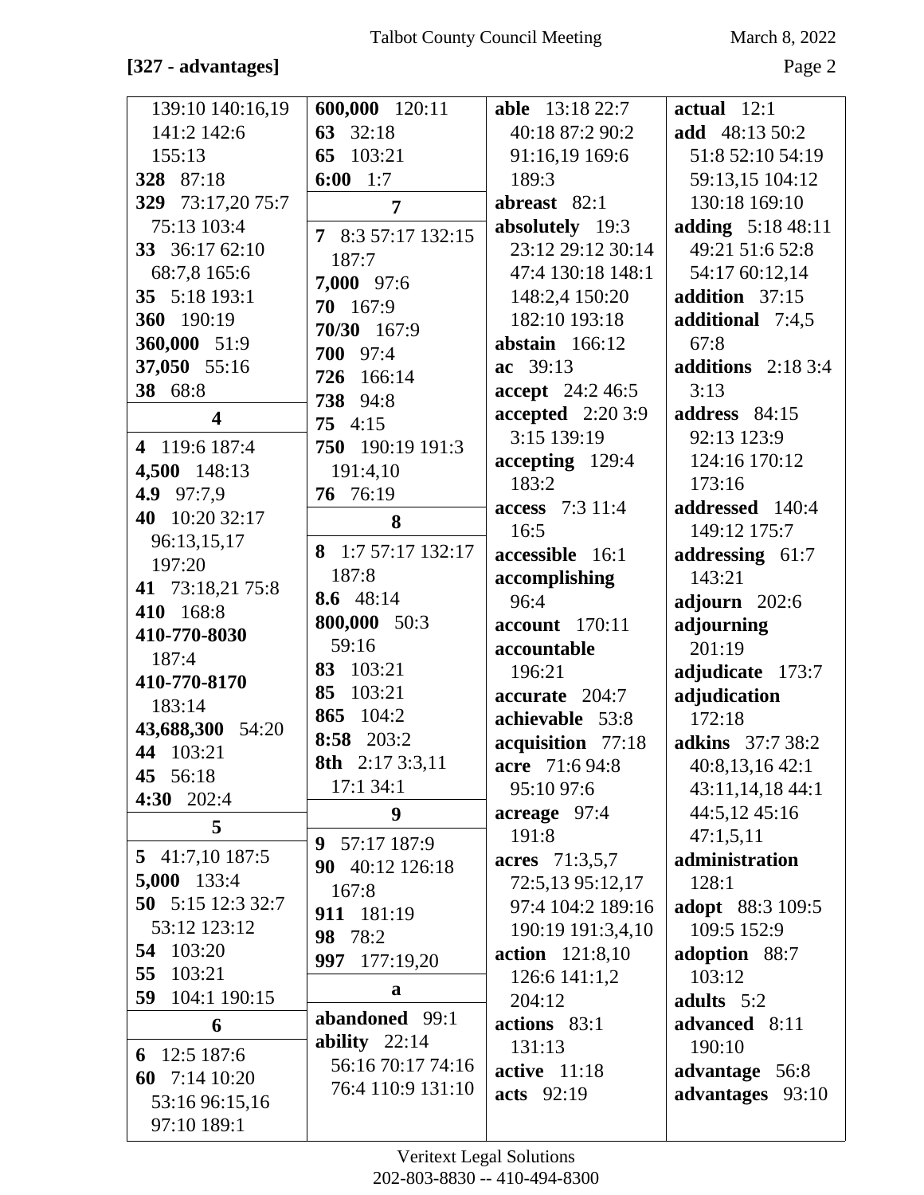**[327 - advantages]**

139:10 140:16,19 141:2 142:6 155:13
**328** 87:18
**329** 73:17,20 75:7 75:13 103:4
**33** 36:17 62:10 68:7,8 165:6
**35** 5:18 193:1
**360** 190:19
**360,000** 51:9
**37,050** 55:16
**38** 68:8

**4**

**4** 119:6 187:4
**4,500** 148:13
**4.9** 97:7,9
**40** 10:20 32:17 96:13,15,17 197:20
**41** 73:18,21 75:8
**410** 168:8
**410-770-8030** 187:4
**410-770-8170** 183:14
**43,688,300** 54:20
**44** 103:21
**45** 56:18
**4:30** 202:4

**5**

**5** 41:7,10 187:5
**5,000** 133:4
**50** 5:15 12:3 32:7 53:12 123:12
**54** 103:20
**55** 103:21
**59** 104:1 190:15

**6**

**6** 12:5 187:6
**60** 7:14 10:20 53:16 96:15,16 97:10 189:1
**600,000** 120:11
**63** 32:18
**65** 103:21
**6:00** 1:7

**7**

**7** 8:3 57:17 132:15 187:7
**7,000** 97:6
**70** 167:9
**70/30** 167:9
**700** 97:4
**726** 166:14
**738** 94:8
**75** 4:15
**750** 190:19 191:3 191:4,10
**76** 76:19

**8**

**8** 1:7 57:17 132:17 187:8
**8.6** 48:14
**800,000** 50:3 59:16
**83** 103:21
**85** 103:21
**865** 104:2
**8:58** 203:2
**8th** 2:17 3:3,11 17:1 34:1

**9**

**9** 57:17 187:9
**90** 40:12 126:18 167:8
**911** 181:19
**98** 78:2
**997** 177:19,20

**a**

**abandoned** 99:1
**ability** 22:14 56:16 70:17 74:16 76:4 110:9 131:10
**able** 13:18 22:7 40:18 87:2 90:2 91:16,19 169:6 189:3
**abreast** 82:1
**absolutely** 19:3 23:12 29:12 30:14 47:4 130:18 148:1 148:2,4 150:20 182:10 193:18
**abstain** 166:12
**ac** 39:13
**accept** 24:2 46:5
**accepted** 2:20 3:9 3:15 139:19
**accepting** 129:4 183:2
**access** 7:3 11:4 16:5
**accessible** 16:1
**accomplishing** 96:4
**account** 170:11
**accountable** 196:21
**accurate** 204:7
**achievable** 53:8
**acquisition** 77:18
**acre** 71:6 94:8 95:10 97:6
**acreage** 97:4 191:8
**acres** 71:3,5,7 72:5,13 95:12,17 97:4 104:2 189:16 190:19 191:3,4,10
**action** 121:8,10 126:6 141:1,2 204:12
**actions** 83:1 131:13
**active** 11:18
**acts** 92:19
**actual** 12:1
**add** 48:13 50:2 51:8 52:10 54:19 59:13,15 104:12 130:18 169:10
**adding** 5:18 48:11 49:21 51:6 52:8 54:17 60:12,14
**addition** 37:15
**additional** 7:4,5 67:8
**additions** 2:18 3:4 3:13
**address** 84:15 92:13 123:9 124:16 170:12 173:16
**addressed** 140:4 149:12 175:7
**addressing** 61:7 143:21
**adjourn** 202:6
**adjourning** 201:19
**adjudicate** 173:7
**adjudication** 172:18
**adkins** 37:7 38:2 40:8,13,16 42:1 43:11,14,18 44:1 44:5,12 45:16 47:1,5,11
**administration** 128:1
**adopt** 88:3 109:5 109:5 152:9
**adoption** 88:7 103:12
**adults** 5:2
**advanced** 8:11 190:10
**advantage** 56:8
**advantages** 93:10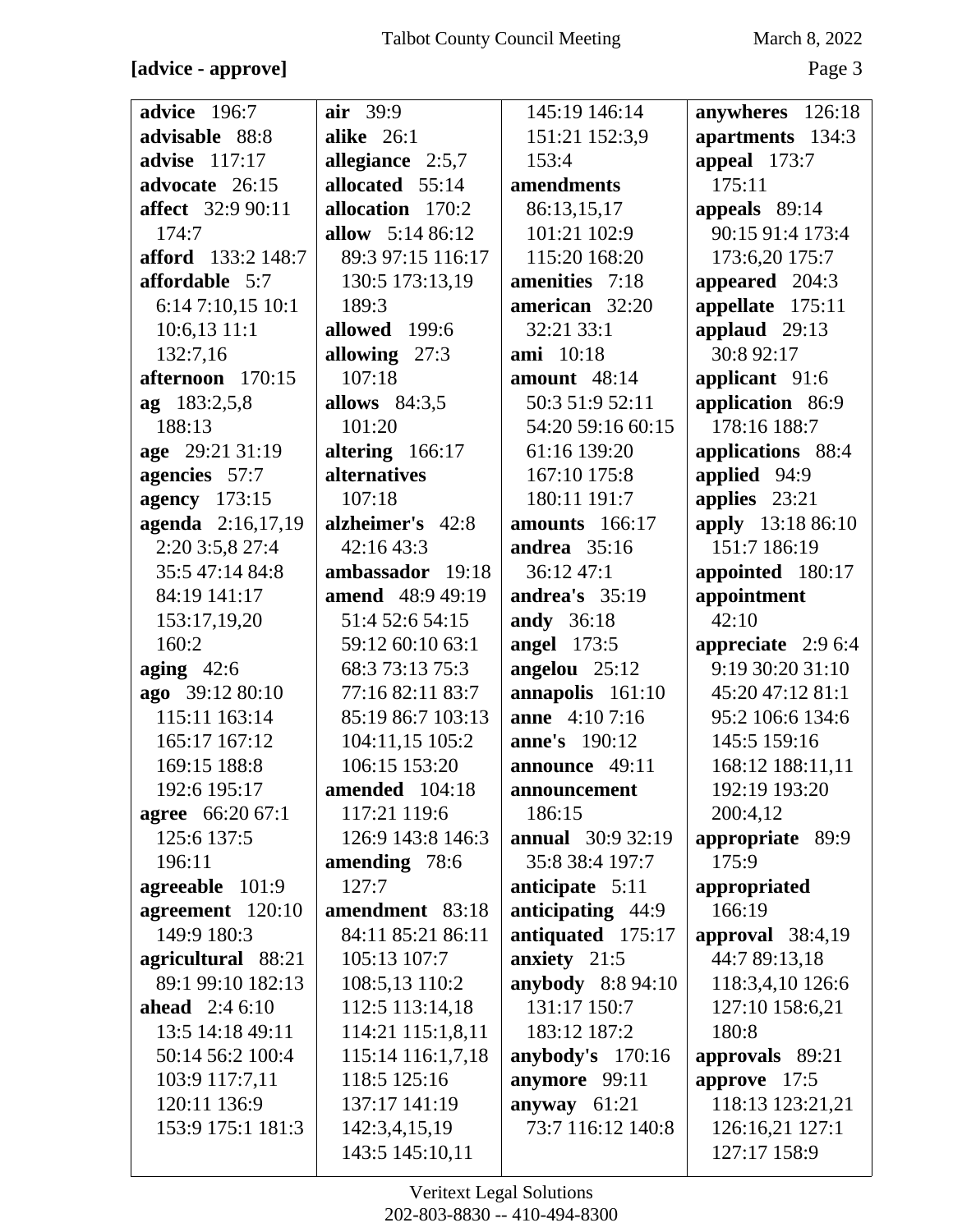**[advice - approve]**

**advice** 196:7
**advisable** 88:8
**advise** 117:17
**advocate** 26:15
**affect** 32:9 90:11 174:7
**afford** 133:2 148:7
**affordable** 5:7 6:14 7:10,15 10:1 10:6,13 11:1 132:7,16
**afternoon** 170:15
**ag** 183:2,5,8 188:13
**age** 29:21 31:19
**agencies** 57:7
**agency** 173:15
**agenda** 2:16,17,19 2:20 3:5,8 27:4 35:5 47:14 84:8 84:19 141:17 153:17,19,20 160:2
**aging** 42:6
**ago** 39:12 80:10 115:11 163:14 165:17 167:12 169:15 188:8 192:6 195:17
**agree** 66:20 67:1 125:6 137:5 196:11
**agreeable** 101:9
**agreement** 120:10 149:9 180:3
**agricultural** 88:21 89:1 99:10 182:13
**ahead** 2:4 6:10 13:5 14:18 49:11 50:14 56:2 100:4 103:9 117:7,11 120:11 136:9 153:9 175:1 181:3
**air** 39:9
**alike** 26:1
**allegiance** 2:5,7
**allocated** 55:14
**allocation** 170:2
**allow** 5:14 86:12 89:3 97:15 116:17 130:5 173:13,19 189:3
**allowed** 199:6
**allowing** 27:3 107:18
**allows** 84:3,5 101:20
**altering** 166:17
**alternatives** 107:18
**alzheimer's** 42:8 42:16 43:3
**ambassador** 19:18
**amend** 48:9 49:19 51:4 52:6 54:15 59:12 60:10 63:1 68:3 73:13 75:3 77:16 82:11 83:7 85:19 86:7 103:13 104:11,15 105:2 106:15 153:20
**amended** 104:18 117:21 119:6 126:9 143:8 146:3
**amending** 78:6 127:7
**amendment** 83:18 84:11 85:21 86:11 105:13 107:7 108:5,13 110:2 112:5 113:14,18 114:21 115:1,8,11 115:14 116:1,7,18 118:5 125:16 137:17 141:19 142:3,4,15,19 143:5 145:10,11 145:19 146:14 151:21 152:3,9 153:4
**amendments** 86:13,15,17 101:21 102:9 115:20 168:20
**amenities** 7:18
**american** 32:20 32:21 33:1
**ami** 10:18
**amount** 48:14 50:3 51:9 52:11 54:20 59:16 60:15 61:16 139:20 167:10 175:8 180:11 191:7
**amounts** 166:17
**andrea** 35:16 36:12 47:1
**andrea's** 35:19
**andy** 36:18
**angel** 173:5
**angelou** 25:12
**annapolis** 161:10
**anne** 4:10 7:16
**anne's** 190:12
**announce** 49:11
**announcement** 186:15
**annual** 30:9 32:19 35:8 38:4 197:7
**anticipate** 5:11
**anticipating** 44:9
**antiquated** 175:17
**anxiety** 21:5
**anybody** 8:8 94:10 131:17 150:7 183:12 187:2
**anybody's** 170:16
**anymore** 99:11
**anyway** 61:21 73:7 116:12 140:8
**anywheres** 126:18
**apartments** 134:3
**appeal** 173:7 175:11
**appeals** 89:14 90:15 91:4 173:4 173:6,20 175:7
**appeared** 204:3
**appellate** 175:11
**applaud** 29:13 30:8 92:17
**applicant** 91:6
**application** 86:9 178:16 188:7
**applications** 88:4
**applied** 94:9
**applies** 23:21
**apply** 13:18 86:10 151:7 186:19
**appointed** 180:17
**appointment** 42:10
**appreciate** 2:9 6:4 9:19 30:20 31:10 45:20 47:12 81:1 95:2 106:6 134:6 145:5 159:16 168:12 188:11,11 192:19 193:20 200:4,12
**appropriate** 89:9 175:9
**appropriated** 166:19
**approval** 38:4,19 44:7 89:13,18 118:3,4,10 126:6 127:10 158:6,21 180:8
**approvals** 89:21
**approve** 17:5 118:13 123:21,21 126:16,21 127:1 127:17 158:9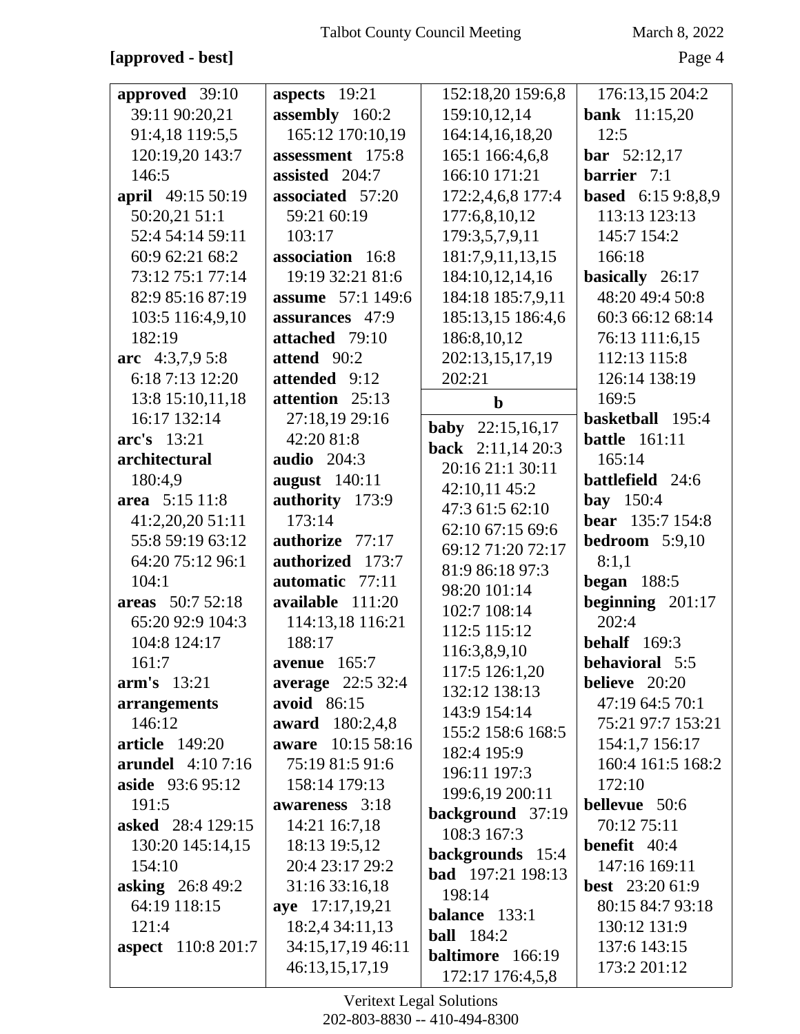**[approved - best]**

**approved** 39:10 39:11 90:20,21 91:4,18 119:5,5 120:19,20 143:7 146:5
**april** 49:15 50:19 50:20,21 51:1 52:4 54:14 59:11 60:9 62:21 68:2 73:12 75:1 77:14 82:9 85:16 87:19 103:5 116:4,9,10 182:19
**arc** 4:3,7,9 5:8 6:18 7:13 12:20 13:8 15:10,11,18 16:17 132:14
**arc's** 13:21
**architectural** 180:4,9
**area** 5:15 11:8 41:2,20,20 51:11 55:8 59:19 63:12 64:20 75:12 96:1 104:1
**areas** 50:7 52:18 65:20 92:9 104:3 104:8 124:17 161:7
**arm's** 13:21
**arrangements** 146:12
**article** 149:20
**arundel** 4:10 7:16
**aside** 93:6 95:12 191:5
**asked** 28:4 129:15 130:20 145:14,15 154:10
**asking** 26:8 49:2 64:19 118:15 121:4
**aspect** 110:8 201:7
**aspects** 19:21
**assembly** 160:2 165:12 170:10,19
**assessment** 175:8
**assisted** 204:7
**associated** 57:20 59:21 60:19 103:17
**association** 16:8 19:19 32:21 81:6
**assume** 57:1 149:6
**assurances** 47:9
**attached** 79:10
**attend** 90:2
**attended** 9:12
**attention** 25:13 27:18,19 29:16 42:20 81:8
**audio** 204:3
**august** 140:11
**authority** 173:9 173:14
**authorize** 77:17
**authorized** 173:7
**automatic** 77:11
**available** 111:20 114:13,18 116:21 188:17
**avenue** 165:7
**average** 22:5 32:4
**avoid** 86:15
**award** 180:2,4,8
**aware** 10:15 58:16 75:19 81:5 91:6 158:14 179:13
**awareness** 3:18 14:21 16:7,18 18:13 19:5,12 20:4 23:17 29:2 31:16 33:16,18
**aye** 17:17,19,21 18:2,4 34:11,13 34:15,17,19 46:11 46:13,15,17,19 152:18,20 159:6,8 159:10,12,14 164:14,16,18,20 165:1 166:4,6,8 166:10 171:21 172:2,4,6,8 177:4 177:6,8,10,12 179:3,5,7,9,11 181:7,9,11,13,15 184:10,12,14,16 184:18 185:7,9,11 185:13,15 186:4,6 186:8,10,12 202:13,15,17,19 202:21

## b

**baby** 22:15,16,17
**back** 2:11,14 20:3 20:16 21:1 30:11 42:10,11 45:2 47:3 61:5 62:10 62:10 67:15 69:6 69:12 71:20 72:17 81:9 86:18 97:3 98:20 101:14 102:7 108:14 112:5 115:12 116:3,8,9,10 117:5 126:1,20 132:12 138:13 143:9 154:14 155:2 158:6 168:5 182:4 195:9 196:11 197:3 199:6,19 200:11
**background** 37:19 108:3 167:3
**backgrounds** 15:4
**bad** 197:21 198:13 198:14
**balance** 133:1
**ball** 184:2
**baltimore** 166:19 172:17 176:4,5,8 176:13,15 204:2
**bank** 11:15,20 12:5
**bar** 52:12,17
**barrier** 7:1
**based** 6:15 9:8,8,9 113:13 123:13 145:7 154:2 166:18
**basically** 26:17 48:20 49:4 50:8 60:3 66:12 68:14 76:13 111:6,15 112:13 115:8 126:14 138:19 169:5
**basketball** 195:4
**battle** 161:11 165:14
**battlefield** 24:6
**bay** 150:4
**bear** 135:7 154:8
**bedroom** 5:9,10 8:1,1
**began** 188:5
**beginning** 201:17 202:4
**behalf** 169:3
**behavioral** 5:5
**believe** 20:20 47:19 64:5 70:1 75:21 97:7 153:21 154:1,7 156:17 160:4 161:5 168:2 172:10
**bellevue** 50:6 70:12 75:11
**benefit** 40:4 147:16 169:11
**best** 23:20 61:9 80:15 84:7 93:18 130:12 131:9 137:6 143:15 173:2 201:12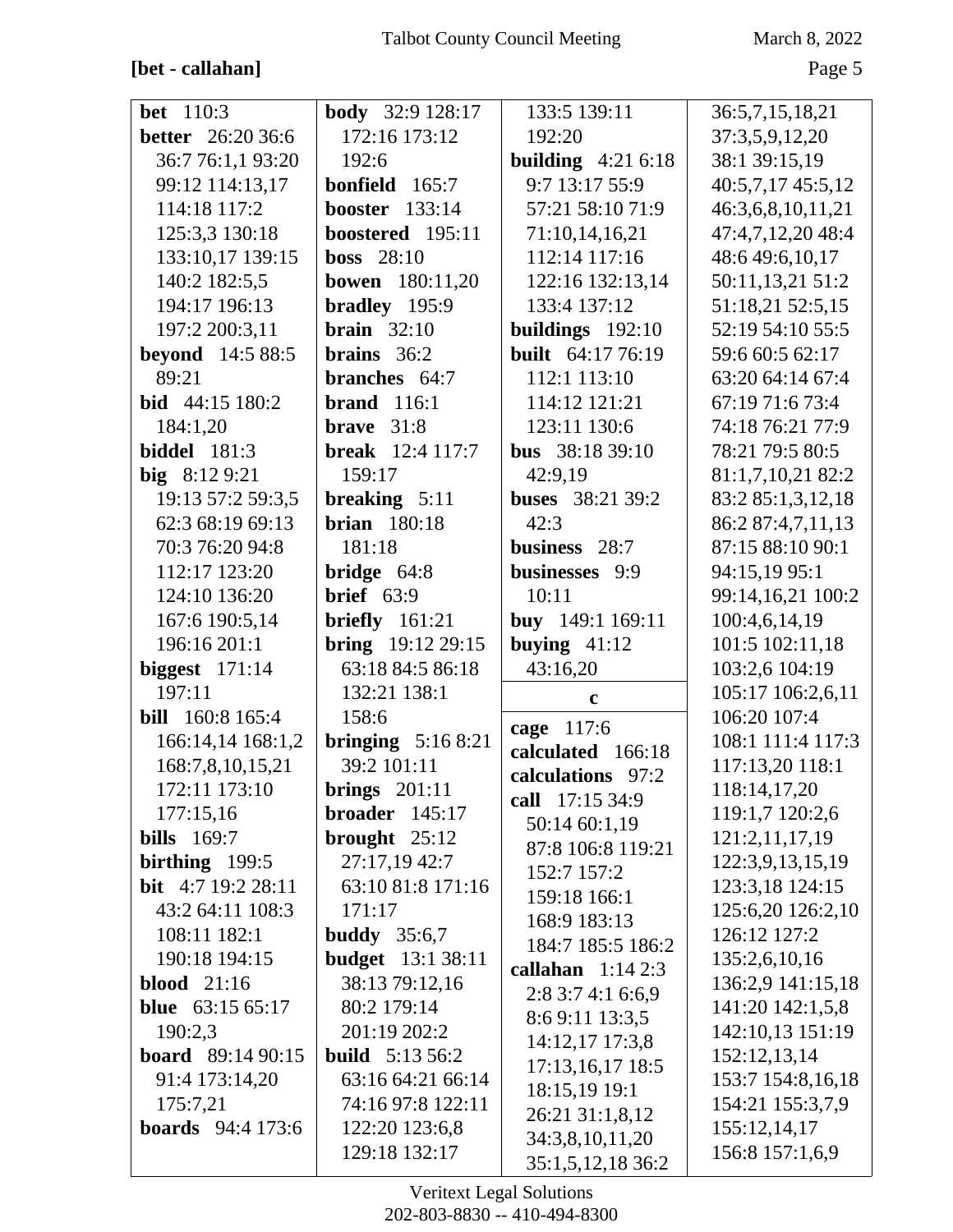**[bet - callahan]**

**bet** 110:3
**better** 26:20 36:6 36:7 76:1,1 93:20 99:12 114:13,17 114:18 117:2 125:3,3 130:18 133:10,17 139:15 140:2 182:5,5 194:17 196:13 197:2 200:3,11
**beyond** 14:5 88:5 89:21
**bid** 44:15 180:2 184:1,20
**biddel** 181:3
**big** 8:12 9:21 19:13 57:2 59:3,5 62:3 68:19 69:13 70:3 76:20 94:8 112:17 123:20 124:10 136:20 167:6 190:5,14 196:16 201:1
**biggest** 171:14 197:11
**bill** 160:8 165:4 166:14,14 168:1,2 168:7,8,10,15,21 172:11 173:10 177:15,16
**bills** 169:7
**birthing** 199:5
**bit** 4:7 19:2 28:11 43:2 64:11 108:3 108:11 182:1 190:18 194:15
**blood** 21:16
**blue** 63:15 65:17 190:2,3
**board** 89:14 90:15 91:4 173:14,20 175:7,21
**boards** 94:4 173:6
**body** 32:9 128:17 172:16 173:12 192:6
**bonfield** 165:7
**booster** 133:14
**boostered** 195:11
**boss** 28:10
**bowen** 180:11,20
**bradley** 195:9
**brain** 32:10
**brains** 36:2
**branches** 64:7
**brand** 116:1
**brave** 31:8
**break** 12:4 117:7 159:17
**breaking** 5:11
**brian** 180:18 181:18
**bridge** 64:8
**brief** 63:9
**briefly** 161:21
**bring** 19:12 29:15 63:18 84:5 86:18 132:21 138:1 158:6
**bringing** 5:16 8:21 39:2 101:11
**brings** 201:11
**broader** 145:17
**brought** 25:12 27:17,19 42:7 63:10 81:8 171:16 171:17
**buddy** 35:6,7
**budget** 13:1 38:11 38:13 79:12,16 80:2 179:14 201:19 202:2
**build** 5:13 56:2 63:16 64:21 66:14 74:16 97:8 122:11 122:20 123:6,8 129:18 132:17 133:5 139:11 192:20
**building** 4:21 6:18 9:7 13:17 55:9 57:21 58:10 71:9 71:10,14,16,21 112:14 117:16 122:16 132:13,14 133:4 137:12
**buildings** 192:10
**built** 64:17 76:19 112:1 113:10 114:12 121:21 123:11 130:6
**bus** 38:18 39:10 42:9,19
**buses** 38:21 39:2 42:3
**business** 28:7
**businesses** 9:9 10:11
**buy** 149:1 169:11
**buying** 41:12 43:16,20

**c**

**cage** 117:6
**calculated** 166:18
**calculations** 97:2
**call** 17:15 34:9 50:14 60:1,19 87:8 106:8 119:21 152:7 157:2 159:18 166:1 168:9 183:13 184:7 185:5 186:2
**callahan** 1:14 2:3 2:8 3:7 4:1 6:6,9 8:6 9:11 13:3,5 14:12,17 17:3,8 17:13,16,17 18:5 18:15,19 19:1 26:21 31:1,8,12 34:3,8,10,11,20 35:1,5,12,18 36:2 36:5,7,15,18,21 37:3,5,9,12,20 38:1 39:15,19 40:5,7,17 45:5,12 46:3,6,8,10,11,21 47:4,7,12,20 48:4 48:6 49:6,10,17 50:11,13,21 51:2 51:18,21 52:5,15 52:19 54:10 55:5 59:6 60:5 62:17 63:20 64:14 67:4 67:19 71:6 73:4 74:18 76:21 77:9 78:21 79:5 80:5 81:1,7,10,21 82:2 83:2 85:1,3,12,18 86:2 87:4,7,11,13 87:15 88:10 90:1 94:15,19 95:1 99:14,16,21 100:2 100:4,6,14,19 101:5 102:11,18 103:2,6 104:19 105:17 106:2,6,11 106:20 107:4 108:1 111:4 117:3 117:13,20 118:1 118:14,17,20 119:1,7 120:2,6 121:2,11,17,19 122:3,9,13,15,19 123:3,18 124:15 125:6,20 126:2,10 126:12 127:2 135:2,6,10,16 136:2,9 141:15,18 141:20 142:1,5,8 142:10,13 151:19 152:12,13,14 153:7 154:8,16,18 154:21 155:3,7,9 155:12,14,17 156:8 157:1,6,9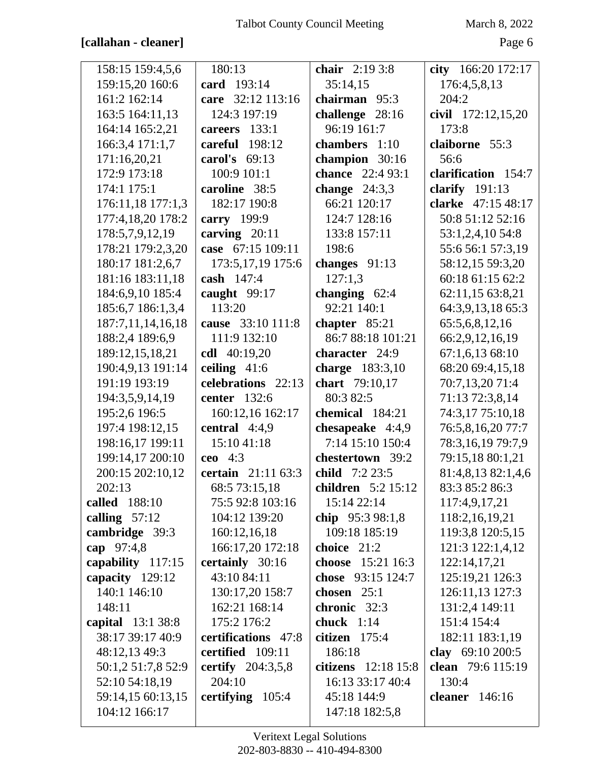**[callahan - cleaner]**

158:15 159:4,5,6 159:15,20 160:6 161:2 162:14 163:5 164:11,13 164:14 165:2,21 166:3,4 171:1,7 171:16,20,21 172:9 173:18 174:1 175:1 176:11,18 177:1,3 177:4,18,20 178:2 178:5,7,9,12,19 178:21 179:2,3,20 180:17 181:2,6,7 181:16 183:11,18 184:6,9,10 185:4 185:6,7 186:1,3,4 187:7,11,14,16,18 188:2,4 189:6,9 189:12,15,18,21 190:4,9,13 191:14 191:19 193:19 194:3,5,9,14,19 195:2,6 196:5 197:4 198:12,15 198:16,17 199:11 199:14,17 200:10 200:15 202:10,12 202:13

**called** 188:10
**calling** 57:12
**cambridge** 39:3
**cap** 97:4,8
**capability** 117:15
**capacity** 129:12 140:1 146:10 148:11
**capital** 13:1 38:8 38:17 39:17 40:9 48:12,13 49:3 50:1,2 51:7,8 52:9 52:10 54:18,19 59:14,15 60:13,15 104:12 166:17 180:13
**card** 193:14
**care** 32:12 113:16 124:3 197:19
**careers** 133:1
**careful** 198:12
**carol's** 69:13 100:9 101:1
**caroline** 38:5 182:17 190:8
**carry** 199:9
**carving** 20:11
**case** 67:15 109:11 173:5,17,19 175:6
**cash** 147:4
**caught** 99:17 113:20
**cause** 33:10 111:8 111:9 132:10
**cdl** 40:19,20
**ceiling** 41:6
**celebrations** 22:13
**center** 132:6 160:12,16 162:17
**central** 4:4,9 15:10 41:18
**ceo** 4:3
**certain** 21:11 63:3 68:5 73:15,18 75:5 92:8 103:16 104:12 139:20 160:12,16,18 166:17,20 172:18
**certainly** 30:16 43:10 84:11 130:17,20 158:7 162:21 168:14 175:2 176:2
**certifications** 47:8
**certified** 109:11
**certify** 204:3,5,8 204:10
**certifying** 105:4
**chair** 2:19 3:8 35:14,15
**chairman** 95:3
**challenge** 28:16 96:19 161:7
**chambers** 1:10
**champion** 30:16
**chance** 22:4 93:1
**change** 24:3,3 66:21 120:17 124:7 128:16 133:8 157:11 198:6
**changes** 91:13 127:1,3
**changing** 62:4 92:21 140:1
**chapter** 85:21 86:7 88:18 101:21
**character** 24:9
**charge** 183:3,10
**chart** 79:10,17 80:3 82:5
**chemical** 184:21
**chesapeake** 4:4,9 7:14 15:10 150:4
**chestertown** 39:2
**child** 7:2 23:5
**children** 5:2 15:12 15:14 22:14
**chip** 95:3 98:1,8 109:18 185:19
**choice** 21:2
**choose** 15:21 16:3
**chose** 93:15 124:7
**chosen** 25:1
**chronic** 32:3
**chuck** 1:14
**citizen** 175:4 186:18
**citizens** 12:18 15:8 16:13 33:17 40:4 45:18 144:9 147:18 182:5,8
**city** 166:20 172:17 176:4,5,8,13 204:2
**civil** 172:12,15,20 173:8
**claiborne** 55:3 56:6
**clarification** 154:7
**clarify** 191:13
**clarke** 47:15 48:17 50:8 51:12 52:16 53:1,2,4,10 54:8 55:6 56:1 57:3,19 58:12,15 59:3,20 60:18 61:15 62:2 62:11,15 63:8,21 64:3,9,13,18 65:3 65:5,6,8,12,16 66:2,9,12,16,19 67:1,6,13 68:10 68:20 69:4,15,18 70:7,13,20 71:4 71:13 72:3,8,14 74:3,17 75:10,18 76:5,8,16,20 77:7 78:3,16,19 79:7,9 79:15,18 80:1,21 81:4,8,13 82:1,4,6 83:3 85:2 86:3 117:4,9,17,21 118:2,16,19,21 119:3,8 120:5,15 121:3 122:1,4,12 122:14,17,21 125:19,21 126:3 126:11,13 127:3 131:2,4 149:11 151:4 154:4 182:11 183:1,19
**clay** 69:10 200:5
**clean** 79:6 115:19 130:4
**cleaner** 146:16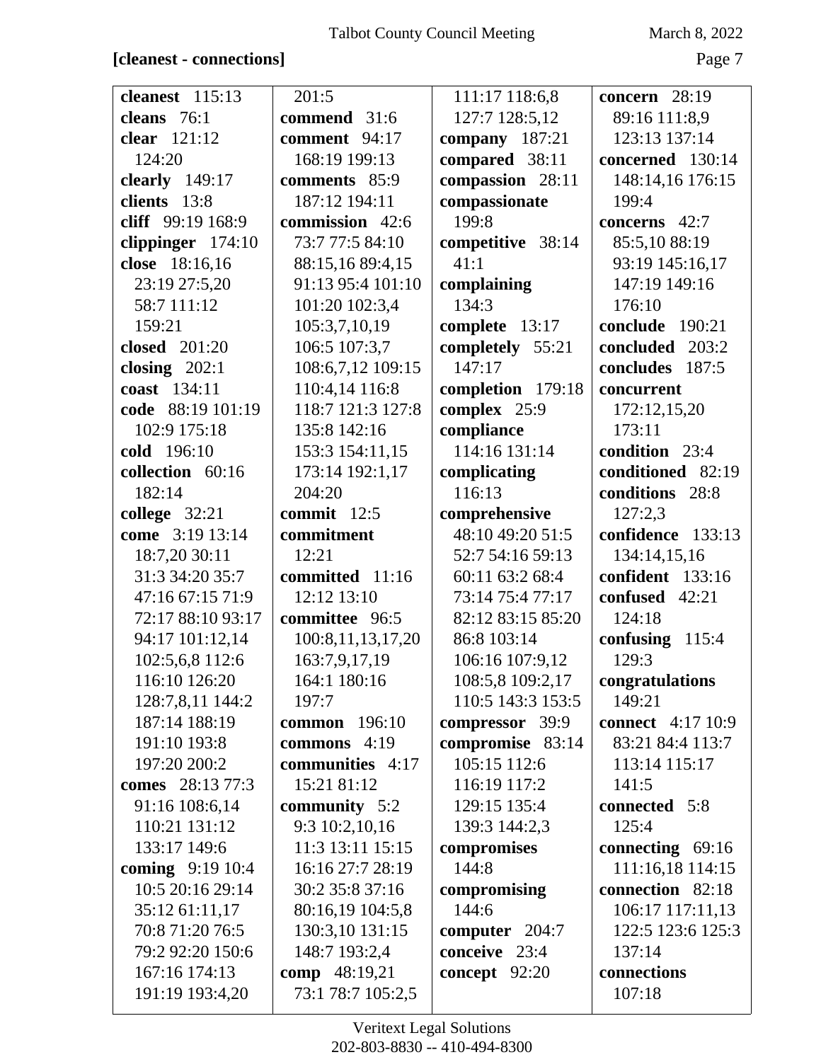**[cleanest - connections]**

**cleanest** 115:13
**cleans** 76:1
**clear** 121:12 124:20
**clearly** 149:17
**clients** 13:8
**cliff** 99:19 168:9
**clippinger** 174:10
**close** 18:16,16 23:19 27:5,20 58:7 111:12 159:21
**closed** 201:20
**closing** 202:1
**coast** 134:11
**code** 88:19 101:19 102:9 175:18
**cold** 196:10
**collection** 60:16 182:14
**college** 32:21
**come** 3:19 13:14 18:7,20 30:11 31:3 34:20 35:7 47:16 67:15 71:9 72:17 88:10 93:17 94:17 101:12,14 102:5,6,8 112:6 116:10 126:20 128:7,8,11 144:2 187:14 188:19 191:10 193:8 197:20 200:2
**comes** 28:13 77:3 91:16 108:6,14 110:21 131:12 133:17 149:6
**coming** 9:19 10:4 10:5 20:16 29:14 35:12 61:11,17 70:8 71:20 76:5 79:2 92:20 150:6 167:16 174:13 191:19 193:4,20 201:5
**commend** 31:6
**comment** 94:17 168:19 199:13
**comments** 85:9 187:12 194:11
**commission** 42:6 73:7 77:5 84:10 88:15,16 89:4,15 91:13 95:4 101:10 101:20 102:3,4 105:3,7,10,19 106:5 107:3,7 108:6,7,12 109:15 110:4,14 116:8 118:7 121:3 127:8 135:8 142:16 153:3 154:11,15 173:14 192:1,17 204:20
**commit** 12:5
**commitment** 12:21
**committed** 11:16 12:12 13:10
**committee** 96:5 100:8,11,13,17,20 163:7,9,17,19 164:1 180:16 197:7
**common** 196:10
**commons** 4:19
**communities** 4:17 15:21 81:12
**community** 5:2 9:3 10:2,10,16 11:3 13:11 15:15 16:16 27:7 28:19 30:2 35:8 37:16 80:16,19 104:5,8 130:3,10 131:15 148:7 193:2,4
**comp** 48:19,21 73:1 78:7 105:2,5 111:17 118:6,8 127:7 128:5,12
**company** 187:21
**compared** 38:11
**compassion** 28:11
**compassionate** 199:8
**competitive** 38:14 41:1
**complaining** 134:3
**complete** 13:17
**completely** 55:21 147:17
**completion** 179:18
**complex** 25:9
**compliance** 114:16 131:14
**complicating** 116:13
**comprehensive** 48:10 49:20 51:5 52:7 54:16 59:13 60:11 63:2 68:4 73:14 75:4 77:17 82:12 83:15 85:20 86:8 103:14 106:16 107:9,12 108:5,8 109:2,17 110:5 143:3 153:5
**compressor** 39:9
**compromise** 83:14 105:15 112:6 116:19 117:2 129:15 135:4 139:3 144:2,3
**compromises** 144:8
**compromising** 144:6
**computer** 204:7
**conceive** 23:4
**concept** 92:20
**concern** 28:19 89:16 111:8,9 123:13 137:14
**concerned** 130:14 148:14,16 176:15 199:4
**concerns** 42:7 85:5,10 88:19 93:19 145:16,17 147:19 149:16 176:10
**conclude** 190:21
**concluded** 203:2
**concludes** 187:5
**concurrent** 172:12,15,20 173:11
**condition** 23:4
**conditioned** 82:19
**conditions** 28:8 127:2,3
**confidence** 133:13 134:14,15,16
**confident** 133:16
**confused** 42:21 124:18
**confusing** 115:4 129:3
**congratulations** 149:21
**connect** 4:17 10:9 83:21 84:4 113:7 113:14 115:17 141:5
**connected** 5:8 125:4
**connecting** 69:16 111:16,18 114:15
**connection** 82:18 106:17 117:11,13 122:5 123:6 125:3 137:14
**connections** 107:18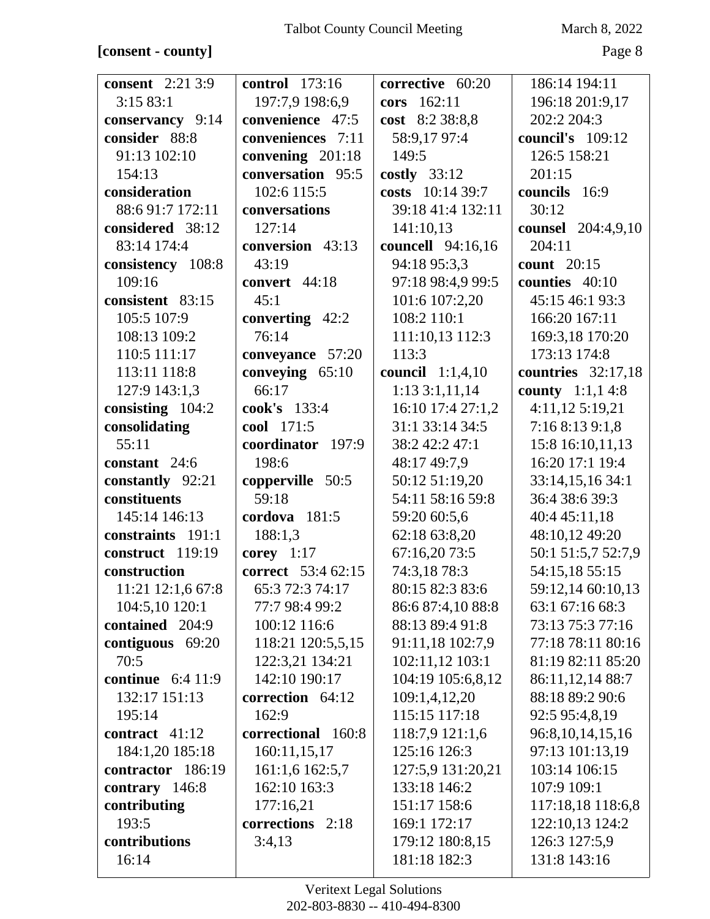**[consent - county]**

**consent** 2:21 3:9 3:15 83:1
**conservancy** 9:14
**consider** 88:8 91:13 102:10 154:13
**consideration** 88:6 91:7 172:11
**considered** 38:12 83:14 174:4
**consistency** 108:8 109:16
**consistent** 83:15 105:5 107:9 108:13 109:2 110:5 111:17 113:11 118:8 127:9 143:1,3
**consisting** 104:2
**consolidating** 55:11
**constant** 24:6
**constantly** 92:21
**constituents** 145:14 146:13
**constraints** 191:1
**construct** 119:19
**construction** 11:21 12:1,6 67:8 104:5,10 120:1
**contained** 204:9
**contiguous** 69:20 70:5
**continue** 6:4 11:9 132:17 151:13 195:14
**contract** 41:12 184:1,20 185:18
**contractor** 186:19
**contrary** 146:8
**contributing** 193:5
**contributions** 16:14

**control** 173:16 197:7,9 198:6,9
**convenience** 47:5
**conveniences** 7:11
**convening** 201:18
**conversation** 95:5 102:6 115:5
**conversations** 127:14
**conversion** 43:13 43:19
**convert** 44:18 45:1
**converting** 42:2 76:14
**conveyance** 57:20
**conveying** 65:10 66:17
**cook's** 133:4
**cool** 171:5
**coordinator** 197:9 198:6
**copperville** 50:5 59:18
**cordova** 181:5 188:1,3
**corey** 1:17
**correct** 53:4 62:15 65:3 72:3 74:17 77:7 98:4 99:2 100:12 116:6 118:21 120:5,5,15 122:3,21 134:21 142:10 190:17
**correction** 64:12 162:9
**correctional** 160:8 160:11,15,17 161:1,6 162:5,7 162:10 163:3 177:16,21
**corrections** 2:18 3:4,13

**corrective** 60:20
**cors** 162:11
**cost** 8:2 38:8,8 58:9,17 97:4 149:5
**costly** 33:12
**costs** 10:14 39:7 39:18 41:4 132:11 141:10,13
**councell** 94:16,16 94:18 95:3,3 97:18 98:4,9 99:5 101:6 107:2,20 108:2 110:1 111:10,13 112:3 113:3
**council** 1:1,4,10 1:13 3:1,11,14 16:10 17:4 27:1,2 31:1 33:14 34:5 38:2 42:2 47:1 48:17 49:7,9 50:12 51:19,20 54:11 58:16 59:8 59:20 60:5,6 62:18 63:8,20 67:16,20 73:5 74:3,18 78:3 80:15 82:3 83:6 86:6 87:4,10 88:8 88:13 89:4 91:8 91:11,18 102:7,9 102:11,12 103:1 104:19 105:6,8,12 109:1,4,12,20 115:15 117:18 118:7,9 121:1,6 125:16 126:3 127:5,9 131:20,21 133:18 146:2 151:17 158:6 169:1 172:17 179:12 180:8,15 181:18 182:3

186:14 194:11 196:18 201:9,17 202:2 204:3
**council's** 109:12 126:5 158:21 201:15
**councils** 16:9 30:12
**counsel** 204:4,9,10 204:11
**count** 20:15
**counties** 40:10 45:15 46:1 93:3 166:20 167:11 169:3,18 170:20 173:13 174:8
**countries** 32:17,18
**county** 1:1,1 4:8 4:11,12 5:19,21 7:16 8:13 9:1,8 15:8 16:10,11,13 16:20 17:1 19:4 33:14,15,16 34:1 36:4 38:6 39:3 40:4 45:11,18 48:10,12 49:20 50:1 51:5,7 52:7,9 54:15,18 55:15 59:12,14 60:10,13 63:1 67:16 68:3 73:13 75:3 77:16 77:18 78:11 80:16 81:19 82:11 85:20 86:11,12,14 88:7 88:18 89:2 90:6 92:5 95:4,8,19 96:8,10,14,15,16 97:13 101:13,19 103:14 106:15 107:9 109:1 117:18,18 118:6,8 122:10,13 124:2 126:3 127:5,9 131:8 143:16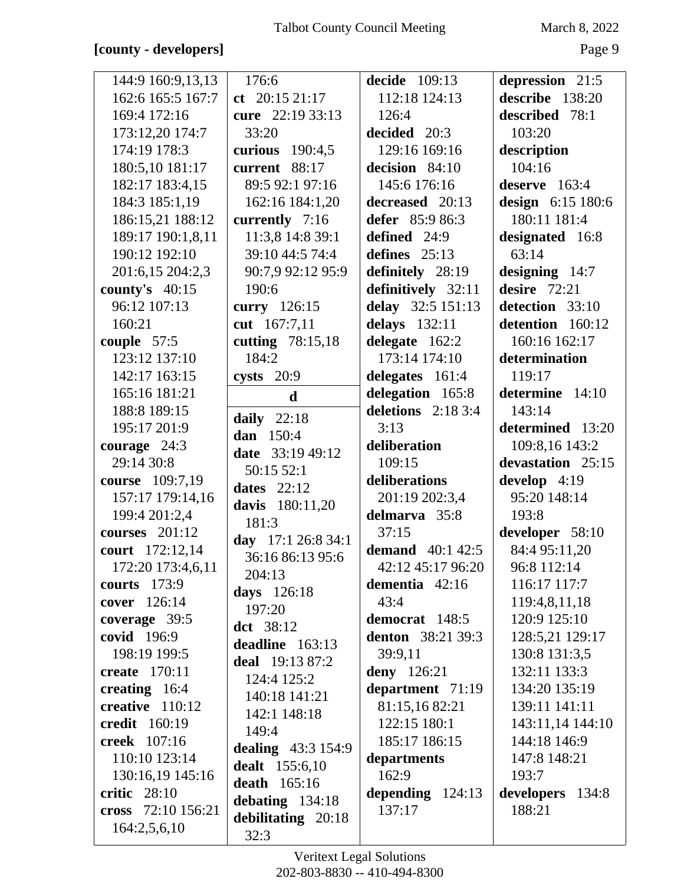**[county - developers]**

144:9 160:9,13,13 162:6 165:5 167:7 169:4 172:16 173:12,20 174:7 174:19 178:3 180:5,10 181:17 182:17 183:4,15 184:3 185:1,19 186:15,21 188:12 189:17 190:1,8,11 190:12 192:10 201:6,15 204:2,3
**county's** 40:15 96:12 107:13 160:21
**couple** 57:5 123:12 137:10 142:17 163:15 165:16 181:21 188:8 189:15 195:17 201:9
**courage** 24:3 29:14 30:8
**course** 109:7,19 157:17 179:14,16 199:4 201:2,4
**courses** 201:12
**court** 172:12,14 172:20 173:4,6,11
**courts** 173:9
**cover** 126:14
**coverage** 39:5
**covid** 196:9 198:19 199:5
**create** 170:11
**creating** 16:4
**creative** 110:12
**credit** 160:19
**creek** 107:16 110:10 123:14 130:16,19 145:16
**critic** 28:10
**cross** 72:10 156:21 164:2,5,6,10
176:6
**ct** 20:15 21:17
**cure** 22:19 33:13 33:20
**curious** 190:4,5
**current** 88:17 89:5 92:1 97:16 162:16 184:1,20
**currently** 7:16 11:3,8 14:8 39:1 39:10 44:5 74:4 90:7,9 92:12 95:9 190:6
**curry** 126:15
**cut** 167:7,11
**cutting** 78:15,18 184:2
**cysts** 20:9

**d**

**daily** 22:18
**dan** 150:4
**date** 33:19 49:12 50:15 52:1
**dates** 22:12
**davis** 180:11,20 181:3
**day** 17:1 26:8 34:1 36:16 86:13 95:6 204:13
**days** 126:18 197:20
**dct** 38:12
**deadline** 163:13
**deal** 19:13 87:2 124:4 125:2 140:18 141:21 142:1 148:18 149:4
**dealing** 43:3 154:9
**dealt** 155:6,10
**death** 165:16
**debating** 134:18
**debilitating** 20:18 32:3
**decide** 109:13 112:18 124:13 126:4
**decided** 20:3 129:16 169:16
**decision** 84:10 145:6 176:16
**decreased** 20:13
**defer** 85:9 86:3
**defined** 24:9
**defines** 25:13
**definitely** 28:19
**definitively** 32:11
**delay** 32:5 151:13
**delays** 132:11
**delegate** 162:2 173:14 174:10
**delegates** 161:4
**delegation** 165:8
**deletions** 2:18 3:4 3:13
**deliberation** 109:15
**deliberations** 201:19 202:3,4
**delmarva** 35:8 37:15
**demand** 40:1 42:5 42:12 45:17 96:20
**dementia** 42:16 43:4
**democrat** 148:5
**denton** 38:21 39:3 39:9,11
**deny** 126:21
**department** 71:19 81:15,16 82:21 122:15 180:1 185:17 186:15
**departments** 162:9
**depending** 124:13 137:17
**depression** 21:5
**describe** 138:20
**described** 78:1 103:20
**description** 104:16
**deserve** 163:4
**design** 6:15 180:6 180:11 181:4
**designated** 16:8 63:14
**designing** 14:7
**desire** 72:21
**detection** 33:10
**detention** 160:12 160:16 162:17
**determination** 119:17
**determine** 14:10 143:14
**determined** 13:20 109:8,16 143:2
**devastation** 25:15
**develop** 4:19 95:20 148:14 193:8
**developer** 58:10 84:4 95:11,20 96:8 112:14 116:17 117:7 119:4,8,11,18 120:9 125:10 128:5,21 129:17 130:8 131:3,5 132:11 133:3 134:20 135:19 139:11 141:11 143:11,14 144:10 144:18 146:9 147:8 148:21 193:7
**developers** 134:8 188:21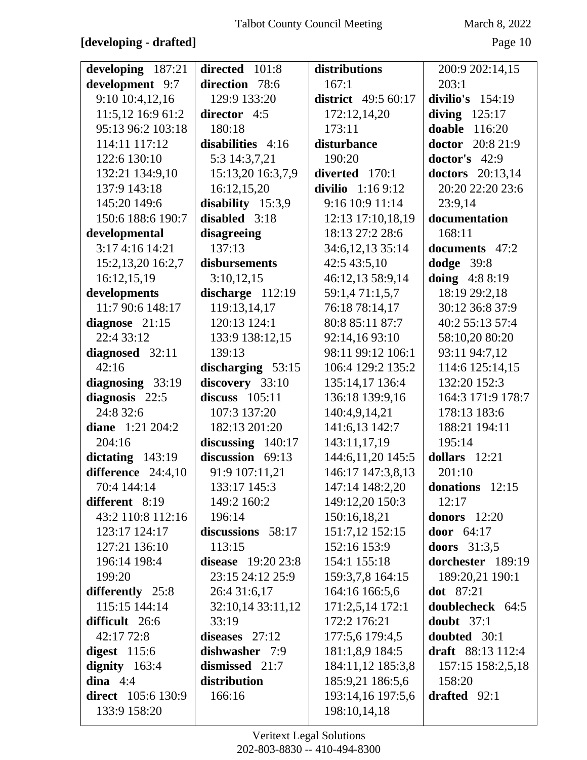**[developing - drafted]**

**developing** 187:21
**development** 9:7 9:10 10:4,12,16 11:5,12 16:9 61:2 95:13 96:2 103:18 114:11 117:12 122:6 130:10 132:21 134:9,10 137:9 143:18 145:20 149:6 150:6 188:6 190:7
**developmental** 3:17 4:16 14:21 15:2,13,20 16:2,7 16:12,15,19
**developments** 11:7 90:6 148:17
**diagnose** 21:15 22:4 33:12
**diagnosed** 32:11 42:16
**diagnosing** 33:19
**diagnosis** 22:5 24:8 32:6
**diane** 1:21 204:2 204:16
**dictating** 143:19
**difference** 24:4,10 70:4 144:14
**different** 8:19 43:2 110:8 112:16 123:17 124:17 127:21 136:10 196:14 198:4 199:20
**differently** 25:8 115:15 144:14
**difficult** 26:6 42:17 72:8
**digest** 115:6
**dignity** 163:4
**dina** 4:4
**direct** 105:6 130:9 133:9 158:20
**directed** 101:8
**direction** 78:6 129:9 133:20
**director** 4:5 180:18
**disabilities** 4:16 5:3 14:3,7,21 15:13,20 16:3,7,9 16:12,15,20
**disability** 15:3,9
**disabled** 3:18
**disagreeing** 137:13
**disbursements** 3:10,12,15
**discharge** 112:19 119:13,14,17 120:13 124:1 133:9 138:12,15 139:13
**discharging** 53:15
**discovery** 33:10
**discuss** 105:11 107:3 137:20 182:13 201:20
**discussing** 140:17
**discussion** 69:13 91:9 107:11,21 133:17 145:3 149:2 160:2 196:14
**discussions** 58:17 113:15
**disease** 19:20 23:8 23:15 24:12 25:9 26:4 31:6,17 32:10,14 33:11,12 33:19
**diseases** 27:12
**dishwasher** 7:9
**dismissed** 21:7
**distribution** 166:16
**distributions** 167:1
**district** 49:5 60:17 172:12,14,20 173:11
**disturbance** 190:20
**diverted** 170:1
**divilio** 1:16 9:12 9:16 10:9 11:14 12:13 17:10,18,19 18:13 27:2 28:6 34:6,12,13 35:14 42:5 43:5,10 46:12,13 58:9,14 59:1,4 71:1,5,7 76:18 78:14,17 80:8 85:11 87:7 92:14,16 93:10 98:11 99:12 106:1 106:4 129:2 135:2 135:14,17 136:4 136:18 139:9,16 140:4,9,14,21 141:6,13 142:7 143:11,17,19 144:6,11,20 145:5 146:17 147:3,8,13 147:14 148:2,20 149:12,20 150:3 150:16,18,21 151:7,12 152:15 152:16 153:9 154:1 155:18 159:3,7,8 164:15 164:16 166:5,6 171:2,5,14 172:1 172:2 176:21 177:5,6 179:4,5 181:1,8,9 184:5 184:11,12 185:3,8 185:9,21 186:5,6 193:14,16 197:5,6 198:10,14,18 200:9 202:14,15 203:1
**divilio's** 154:19
**diving** 125:17
**doable** 116:20
**doctor** 20:8 21:9
**doctor's** 42:9
**doctors** 20:13,14 20:20 22:20 23:6 23:9,14
**documentation** 168:11
**documents** 47:2
**dodge** 39:8
**doing** 4:8 8:19 18:19 29:2,18 30:12 36:8 37:9 40:2 55:13 57:4 58:10,20 80:20 93:11 94:7,12 114:6 125:14,15 132:20 152:3 164:3 171:9 178:7 178:13 183:6 188:21 194:11 195:14
**dollars** 12:21 201:10
**donations** 12:15 12:17
**donors** 12:20
**door** 64:17
**doors** 31:3,5
**dorchester** 189:19 189:20,21 190:1
**dot** 87:21
**doublecheck** 64:5
**doubt** 37:1
**doubted** 30:1
**draft** 88:13 112:4 157:15 158:2,5,18 158:20
**drafted** 92:1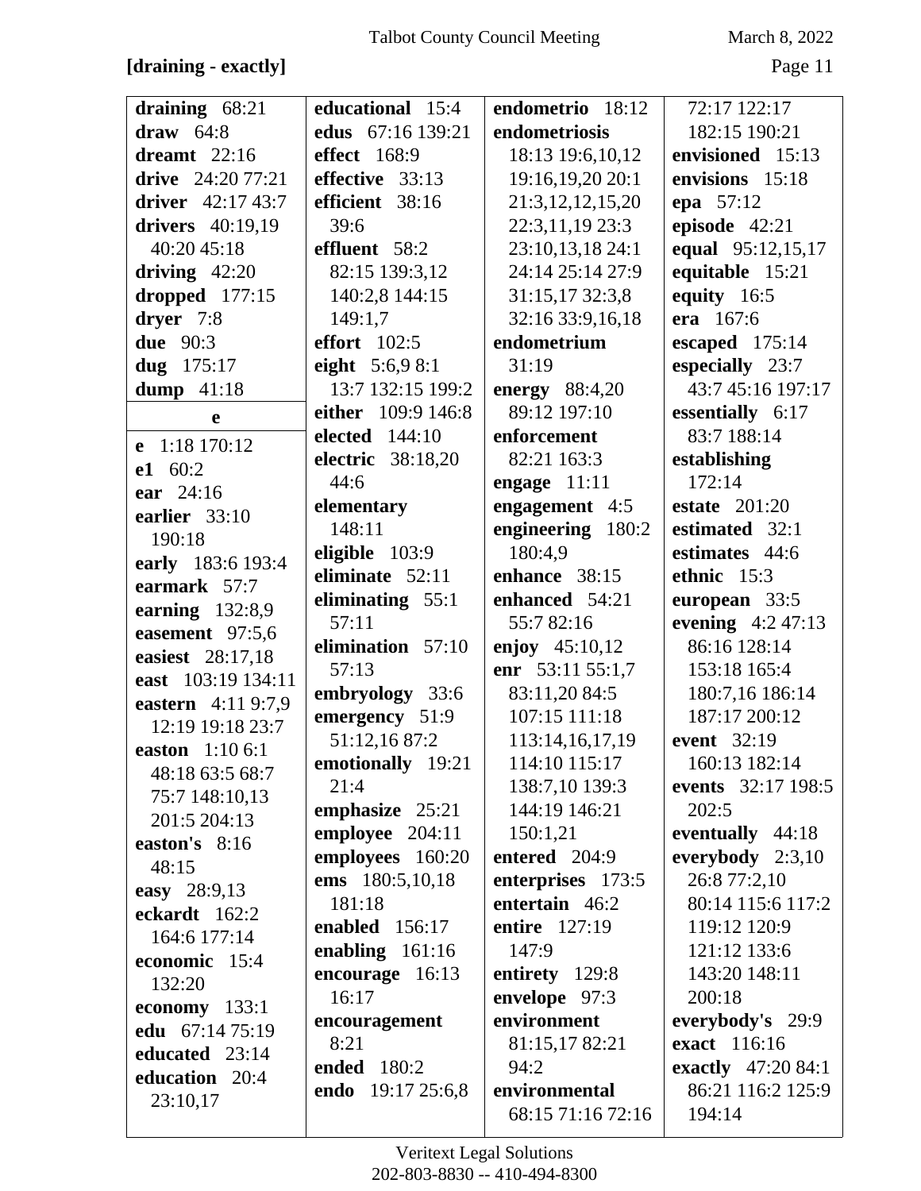**[draining - exactly]**

**draining** 68:21
**draw** 64:8
**dreamt** 22:16
**drive** 24:20 77:21
**driver** 42:17 43:7
**drivers** 40:19,19 40:20 45:18
**driving** 42:20
**dropped** 177:15
**dryer** 7:8
**due** 90:3
**dug** 175:17
**dump** 41:18

**e**

**e** 1:18 170:12
**e1** 60:2
**ear** 24:16
**earlier** 33:10 190:18
**early** 183:6 193:4
**earmark** 57:7
**earning** 132:8,9
**easement** 97:5,6
**easiest** 28:17,18
**east** 103:19 134:11
**eastern** 4:11 9:7,9 12:19 19:18 23:7
**easton** 1:10 6:1 48:18 63:5 68:7 75:7 148:10,13 201:5 204:13
**easton's** 8:16 48:15
**easy** 28:9,13
**eckardt** 162:2 164:6 177:14
**economic** 15:4 132:20
**economy** 133:1
**edu** 67:14 75:19
**educated** 23:14
**education** 20:4 23:10,17
**educational** 15:4
**edus** 67:16 139:21
**effect** 168:9
**effective** 33:13
**efficient** 38:16 39:6
**effluent** 58:2 82:15 139:3,12 140:2,8 144:15 149:1,7
**effort** 102:5
**eight** 5:6,9 8:1 13:7 132:15 199:2
**either** 109:9 146:8
**elected** 144:10
**electric** 38:18,20 44:6
**elementary** 148:11
**eligible** 103:9
**eliminate** 52:11
**eliminating** 55:1 57:11
**elimination** 57:10 57:13
**embryology** 33:6
**emergency** 51:9 51:12,16 87:2
**emotionally** 19:21 21:4
**emphasize** 25:21
**employee** 204:11
**employees** 160:20
**ems** 180:5,10,18 181:18
**enabled** 156:17
**enabling** 161:16
**encourage** 16:13 16:17
**encouragement** 8:21
**ended** 180:2
**endo** 19:17 25:6,8
**endometrio** 18:12
**endometriosis** 18:13 19:6,10,12 19:16,19,20 20:1 21:3,12,12,15,20 22:3,11,19 23:3 23:10,13,18 24:1 24:14 25:14 27:9 31:15,17 32:3,8 32:16 33:9,16,18
**endometrium** 31:19
**energy** 88:4,20 89:12 197:10
**enforcement** 82:21 163:3
**engage** 11:11
**engagement** 4:5
**engineering** 180:2 180:4,9
**enhance** 38:15
**enhanced** 54:21 55:7 82:16
**enjoy** 45:10,12
**enr** 53:11 55:1,7 83:11,20 84:5 107:15 111:18 113:14,16,17,19 114:10 115:17 138:7,10 139:3 144:19 146:21 150:1,21
**entered** 204:9
**enterprises** 173:5
**entertain** 46:2
**entire** 127:19 147:9
**entirety** 129:8
**envelope** 97:3
**environment** 81:15,17 82:21 94:2
**environmental** 68:15 71:16 72:16 72:17 122:17 182:15 190:21
**envisioned** 15:13
**envisions** 15:18
**epa** 57:12
**episode** 42:21
**equal** 95:12,15,17
**equitable** 15:21
**equity** 16:5
**era** 167:6
**escaped** 175:14
**especially** 23:7 43:7 45:16 197:17
**essentially** 6:17 83:7 188:14
**establishing** 172:14
**estate** 201:20
**estimated** 32:1
**estimates** 44:6
**ethnic** 15:3
**european** 33:5
**evening** 4:2 47:13 86:16 128:14 153:18 165:4 180:7,16 186:14 187:17 200:12
**event** 32:19 160:13 182:14
**events** 32:17 198:5 202:5
**eventually** 44:18
**everybody** 2:3,10 26:8 77:2,10 80:14 115:6 117:2 119:12 120:9 121:12 133:6 143:20 148:11 200:18
**everybody's** 29:9
**exact** 116:16
**exactly** 47:20 84:1 86:21 116:2 125:9 194:14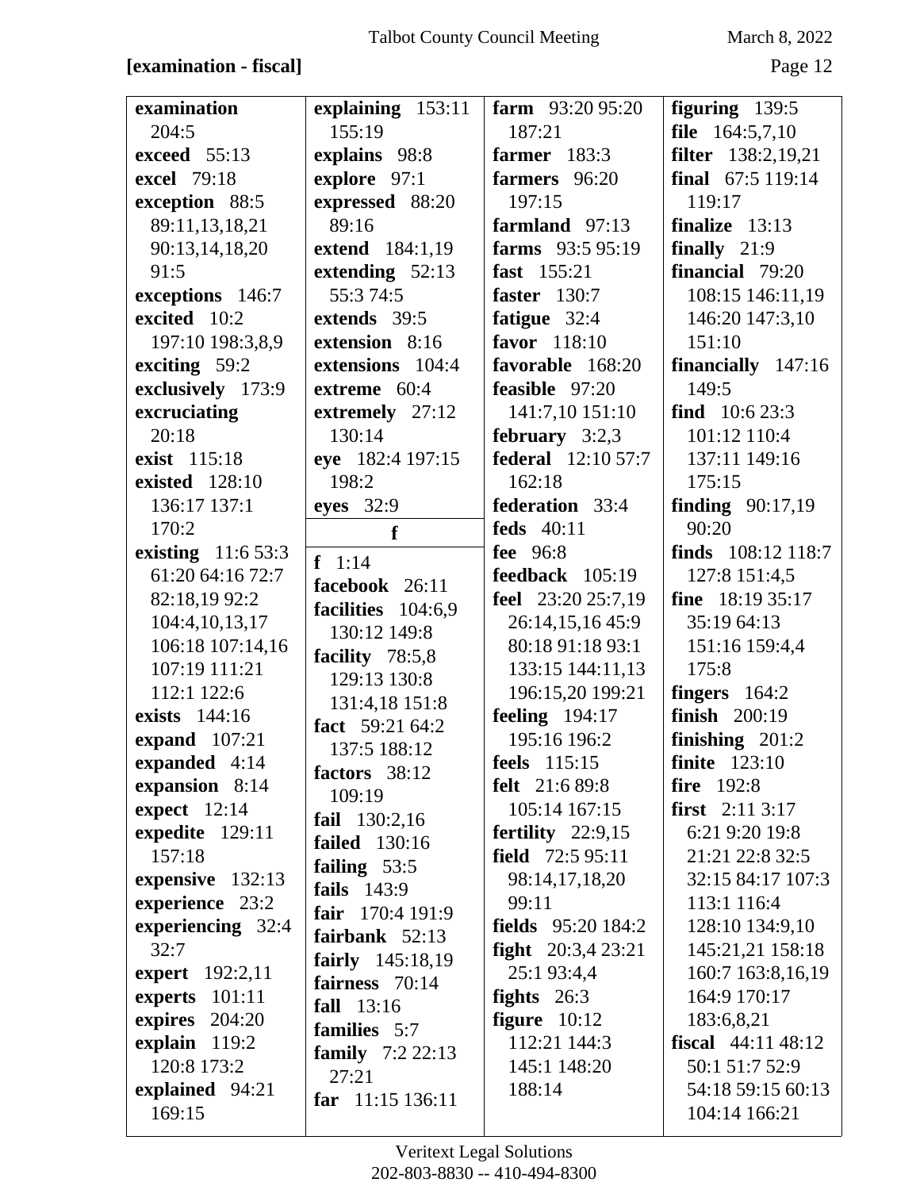**[examination - fiscal]**

**examination** 204:5
**exceed** 55:13
**excel** 79:18
**exception** 88:5 89:11,13,18,21 90:13,14,18,20 91:5
**exceptions** 146:7
**excited** 10:2 197:10 198:3,8,9
**exciting** 59:2
**exclusively** 173:9
**excruciating** 20:18
**exist** 115:18
**existed** 128:10 136:17 137:1 170:2
**existing** 11:6 53:3 61:20 64:16 72:7 82:18,19 92:2 104:4,10,13,17 106:18 107:14,16 107:19 111:21 112:1 122:6
**exists** 144:16
**expand** 107:21
**expanded** 4:14
**expansion** 8:14
**expect** 12:14
**expedite** 129:11 157:18
**expensive** 132:13
**experience** 23:2
**experiencing** 32:4 32:7
**expert** 192:2,11
**experts** 101:11
**expires** 204:20
**explain** 119:2 120:8 173:2
**explained** 94:21 169:15
**explaining** 153:11 155:19
**explains** 98:8
**explore** 97:1
**expressed** 88:20 89:16
**extend** 184:1,19
**extending** 52:13 55:3 74:5
**extends** 39:5
**extension** 8:16
**extensions** 104:4
**extreme** 60:4
**extremely** 27:12 130:14
**eye** 182:4 197:15 198:2
**eyes** 32:9

**f**

**f** 1:14
**facebook** 26:11
**facilities** 104:6,9 130:12 149:8
**facility** 78:5,8 129:13 130:8 131:4,18 151:8
**fact** 59:21 64:2 137:5 188:12
**factors** 38:12 109:19
**fail** 130:2,16
**failed** 130:16
**failing** 53:5
**fails** 143:9
**fair** 170:4 191:9
**fairbank** 52:13
**fairly** 145:18,19
**fairness** 70:14
**fall** 13:16
**families** 5:7
**family** 7:2 22:13 27:21
**far** 11:15 136:11
**farm** 93:20 95:20 187:21
**farmer** 183:3
**farmers** 96:20 197:15
**farmland** 97:13
**farms** 93:5 95:19
**fast** 155:21
**faster** 130:7
**fatigue** 32:4
**favor** 118:10
**favorable** 168:20
**feasible** 97:20 141:7,10 151:10
**february** 3:2,3
**federal** 12:10 57:7 162:18
**federation** 33:4
**feds** 40:11
**fee** 96:8
**feedback** 105:19
**feel** 23:20 25:7,19 26:14,15,16 45:9 80:18 91:18 93:1 133:15 144:11,13 196:15,20 199:21
**feeling** 194:17 195:16 196:2
**feels** 115:15
**felt** 21:6 89:8 105:14 167:15
**fertility** 22:9,15
**field** 72:5 95:11 98:14,17,18,20 99:11
**fields** 95:20 184:2
**fight** 20:3,4 23:21 25:1 93:4,4
**fights** 26:3
**figure** 10:12 112:21 144:3 145:1 148:20 188:14
**figuring** 139:5
**file** 164:5,7,10
**filter** 138:2,19,21
**final** 67:5 119:14 119:17
**finalize** 13:13
**finally** 21:9
**financial** 79:20 108:15 146:11,19 146:20 147:3,10 151:10
**financially** 147:16 149:5
**find** 10:6 23:3 101:12 110:4 137:11 149:16 175:15
**finding** 90:17,19 90:20
**finds** 108:12 118:7 127:8 151:4,5
**fine** 18:19 35:17 35:19 64:13 151:16 159:4,4 175:8
**fingers** 164:2
**finish** 200:19
**finishing** 201:2
**finite** 123:10
**fire** 192:8
**first** 2:11 3:17 6:21 9:20 19:8 21:21 22:8 32:5 32:15 84:17 107:3 113:1 116:4 128:10 134:9,10 145:21,21 158:18 160:7 163:8,16,19 164:9 170:17 183:6,8,21
**fiscal** 44:11 48:12 50:1 51:7 52:9 54:18 59:15 60:13 104:14 166:21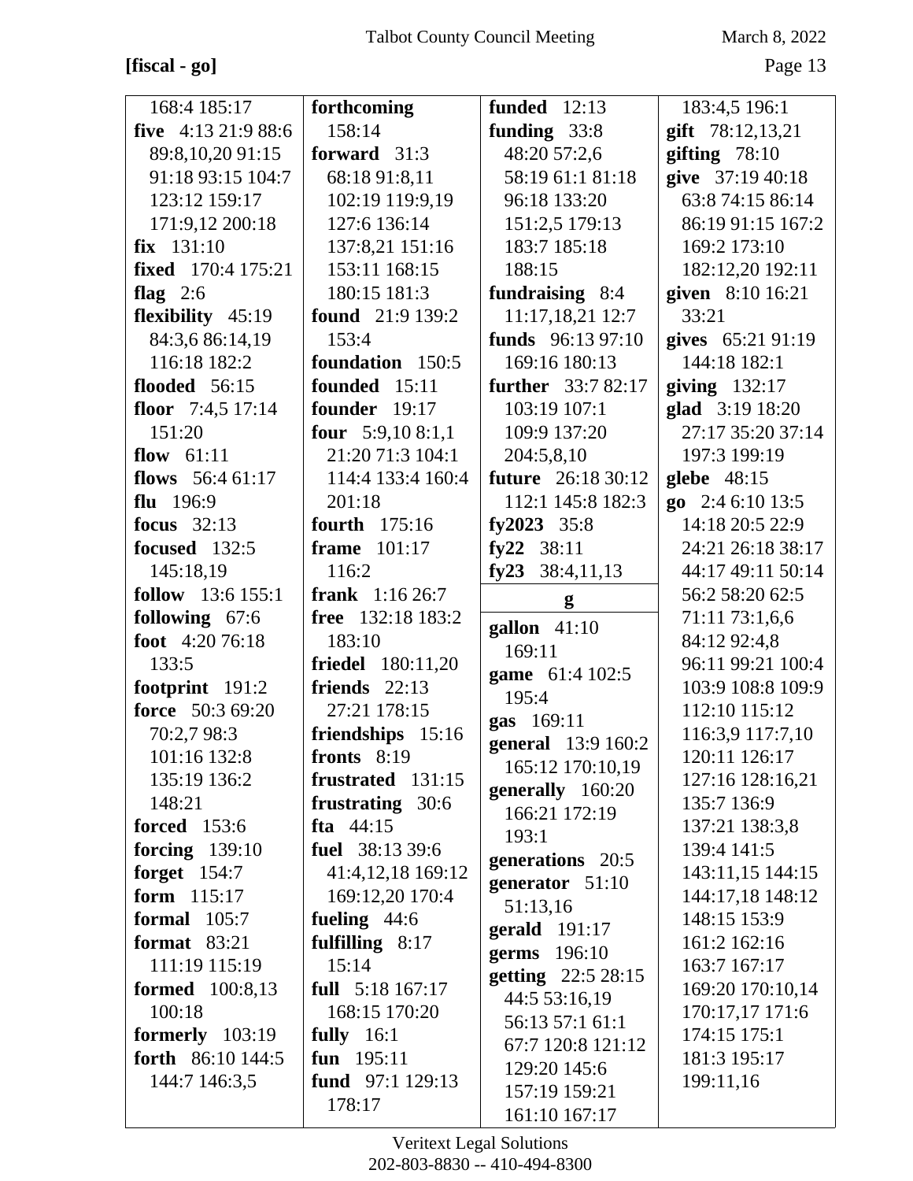**[fiscal - go]**

168:4 185:17
**five** 4:13 21:9 88:6 89:8,10,20 91:15 91:18 93:15 104:7 123:12 159:17 171:9,12 200:18
**fix** 131:10
**fixed** 170:4 175:21
**flag** 2:6
**flexibility** 45:19 84:3,6 86:14,19 116:18 182:2
**flooded** 56:15
**floor** 7:4,5 17:14 151:20
**flow** 61:11
**flows** 56:4 61:17
**flu** 196:9
**focus** 32:13
**focused** 132:5 145:18,19
**follow** 13:6 155:1
**following** 67:6
**foot** 4:20 76:18 133:5
**footprint** 191:2
**force** 50:3 69:20 70:2,7 98:3 101:16 132:8 135:19 136:2 148:21
**forced** 153:6
**forcing** 139:10
**forget** 154:7
**form** 115:17
**formal** 105:7
**format** 83:21 111:19 115:19
**formed** 100:8,13 100:18
**formerly** 103:19
**forth** 86:10 144:5 144:7 146:3,5
**forthcoming** 158:14
**forward** 31:3 68:18 91:8,11 102:19 119:9,19 127:6 136:14 137:8,21 151:16 153:11 168:15 180:15 181:3
**found** 21:9 139:2 153:4
**foundation** 150:5
**founded** 15:11
**founder** 19:17
**four** 5:9,10 8:1,1 21:20 71:3 104:1 114:4 133:4 160:4 201:18
**fourth** 175:16
**frame** 101:17 116:2
**frank** 1:16 26:7
**free** 132:18 183:2 183:10
**friedel** 180:11,20
**friends** 22:13 27:21 178:15
**friendships** 15:16
**fronts** 8:19
**frustrated** 131:15
**frustrating** 30:6
**fta** 44:15
**fuel** 38:13 39:6 41:4,12,18 169:12 169:12,20 170:4
**fueling** 44:6
**fulfilling** 8:17 15:14
**full** 5:18 167:17 168:15 170:20
**fully** 16:1
**fun** 195:11
**fund** 97:1 129:13 178:17
**funded** 12:13
**funding** 33:8 48:20 57:2,6 58:19 61:1 81:18 96:18 133:20 151:2,5 179:13 183:7 185:18 188:15
**fundraising** 8:4 11:17,18,21 12:7
**funds** 96:13 97:10 169:16 180:13
**further** 33:7 82:17 103:19 107:1 109:9 137:20 204:5,8,10
**future** 26:18 30:12 112:1 145:8 182:3
**fy2023** 35:8
**fy22** 38:11
**fy23** 38:4,11,13

**g**

**gallon** 41:10 169:11
**game** 61:4 102:5 195:4
**gas** 169:11
**general** 13:9 160:2 165:12 170:10,19
**generally** 160:20 166:21 172:19 193:1
**generations** 20:5
**generator** 51:10 51:13,16
**gerald** 191:17
**germs** 196:10
**getting** 22:5 28:15 44:5 53:16,19 56:13 57:1 61:1 67:7 120:8 121:12 129:20 145:6 157:19 159:21 161:10 167:17 183:4,5 196:1
**gift** 78:12,13,21
**gifting** 78:10
**give** 37:19 40:18 63:8 74:15 86:14 86:19 91:15 167:2 169:2 173:10 182:12,20 192:11
**given** 8:10 16:21 33:21
**gives** 65:21 91:19 144:18 182:1
**giving** 132:17
**glad** 3:19 18:20 27:17 35:20 37:14 197:3 199:19
**glebe** 48:15
**go** 2:4 6:10 13:5 14:18 20:5 22:9 24:21 26:18 38:17 44:17 49:11 50:14 56:2 58:20 62:5 71:11 73:1,6,6 84:12 92:4,8 96:11 99:21 100:4 103:9 108:8 109:9 112:10 115:12 116:3,9 117:7,10 120:11 126:17 127:16 128:16,21 135:7 136:9 137:21 138:3,8 139:4 141:5 143:11,15 144:15 144:17,18 148:12 148:15 153:9 161:2 162:16 163:7 167:17 169:20 170:10,14 170:17,17 171:6 174:15 175:1 181:3 195:17 199:11,16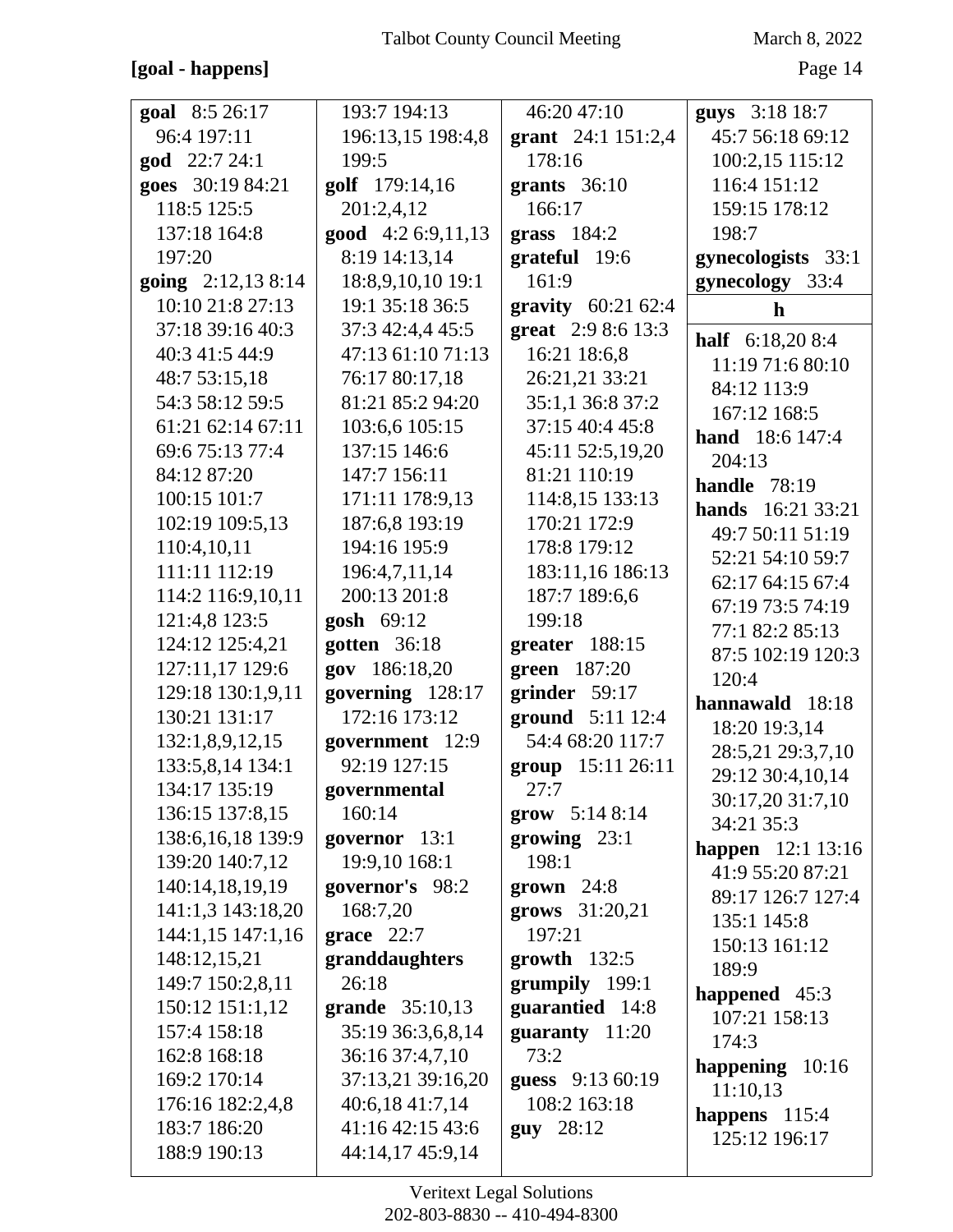**[goal - happens]**

**goal** 8:5 26:17 96:4 197:11
**god** 22:7 24:1
**goes** 30:19 84:21 118:5 125:5 137:18 164:8 197:20
**going** 2:12,13 8:14 10:10 21:8 27:13 37:18 39:16 40:3 40:3 41:5 44:9 48:7 53:15,18 54:3 58:12 59:5 61:21 62:14 67:11 69:6 75:13 77:4 84:12 87:20 100:15 101:7 102:19 109:5,13 110:4,10,11 111:11 112:19 114:2 116:9,10,11 121:4,8 123:5 124:12 125:4,21 127:11,17 129:6 129:18 130:1,9,11 130:21 131:17 132:1,8,9,12,15 133:5,8,14 134:1 134:17 135:19 136:15 137:8,15 138:6,16,18 139:9 139:20 140:7,12 140:14,18,19,19 141:1,3 143:18,20 144:1,15 147:1,16 148:12,15,21 149:7 150:2,8,11 150:12 151:1,12 157:4 158:18 162:8 168:18 169:2 170:14 176:16 182:2,4,8 183:7 186:20 188:9 190:13 193:7 194:13 196:13,15 198:4,8 199:5
**golf** 179:14,16 201:2,4,12
**good** 4:2 6:9,11,13 8:19 14:13,14 18:8,9,10,10 19:1 19:1 35:18 36:5 37:3 42:4,4 45:5 47:13 61:10 71:13 76:17 80:17,18 81:21 85:2 94:20 103:6,6 105:15 137:15 146:6 147:7 156:11 171:11 178:9,13 187:6,8 193:19 194:16 195:9 196:4,7,11,14 200:13 201:8
**gosh** 69:12
**gotten** 36:18
**gov** 186:18,20
**governing** 128:17 172:16 173:12
**government** 12:9 92:19 127:15
**governmental** 160:14
**governor** 13:1 19:9,10 168:1
**governor's** 98:2 168:7,20
**grace** 22:7
**granddaughters** 26:18
**grande** 35:10,13 35:19 36:3,6,8,14 36:16 37:4,7,10 37:13,21 39:16,20 40:6,18 41:7,14 41:16 42:15 43:6 44:14,17 45:9,14 46:20 47:10
**grant** 24:1 151:2,4 178:16
**grants** 36:10 166:17
**grass** 184:2
**grateful** 19:6 161:9
**gravity** 60:21 62:4
**great** 2:9 8:6 13:3 16:21 18:6,8 26:21,21 33:21 35:1,1 36:8 37:2 37:15 40:4 45:8 45:11 52:5,19,20 81:21 110:19 114:8,15 133:13 170:21 172:9 178:8 179:12 183:11,16 186:13 187:7 189:6,6 199:18
**greater** 188:15
**green** 187:20
**grinder** 59:17
**ground** 5:11 12:4 54:4 68:20 117:7
**group** 15:11 26:11 27:7
**grow** 5:14 8:14
**growing** 23:1 198:1
**grown** 24:8
**grows** 31:20,21 197:21
**growth** 132:5
**grumpily** 199:1
**guarantied** 14:8
**guaranty** 11:20 73:2
**guess** 9:13 60:19 108:2 163:18
**guy** 28:12
**guys** 3:18 18:7 45:7 56:18 69:12 100:2,15 115:12 116:4 151:12 159:15 178:12 198:7
**gynecologists** 33:1
**gynecology** 33:4

## h

**half** 6:18,20 8:4 11:19 71:6 80:10 84:12 113:9 167:12 168:5
**hand** 18:6 147:4 204:13
**handle** 78:19
**hands** 16:21 33:21 49:7 50:11 51:19 52:21 54:10 59:7 62:17 64:15 67:4 67:19 73:5 74:19 77:1 82:2 85:13 87:5 102:19 120:3 120:4
**hannawald** 18:18 18:20 19:3,14 28:5,21 29:3,7,10 29:12 30:4,10,14 30:17,20 31:7,10 34:21 35:3
**happen** 12:1 13:16 41:9 55:20 87:21 89:17 126:7 127:4 135:1 145:8 150:13 161:12 189:9
**happened** 45:3 107:21 158:13 174:3
**happening** 10:16 11:10,13
**happens** 115:4 125:12 196:17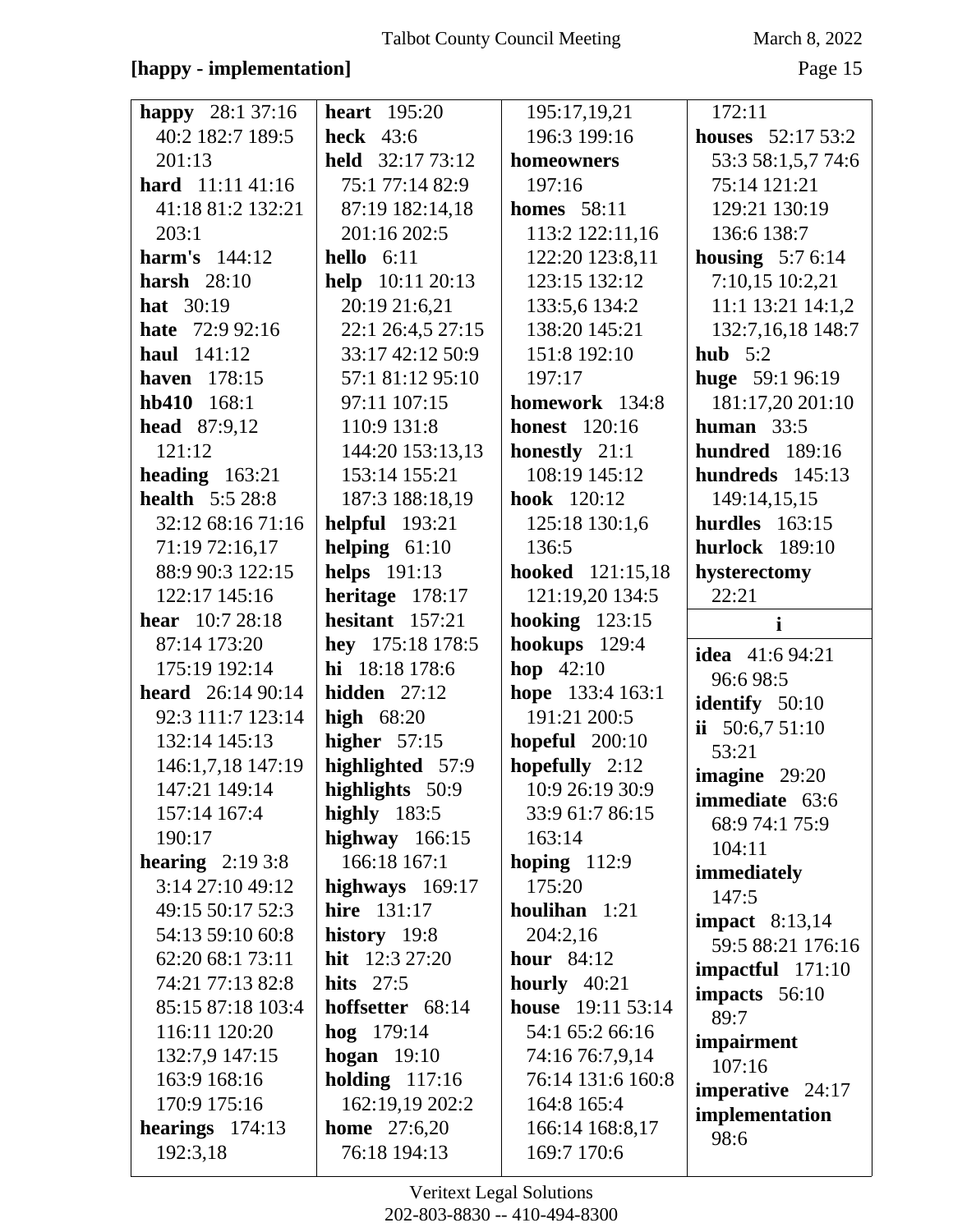**[happy - implementation]**

**happy** 28:1 37:16 40:2 182:7 189:5 201:13
**hard** 11:11 41:16 41:18 81:2 132:21 203:1
**harm's** 144:12
**harsh** 28:10
**hat** 30:19
**hate** 72:9 92:16
**haul** 141:12
**haven** 178:15
**hb410** 168:1
**head** 87:9,12 121:12
**heading** 163:21
**health** 5:5 28:8 32:12 68:16 71:16 71:19 72:16,17 88:9 90:3 122:15 122:17 145:16
**hear** 10:7 28:18 87:14 173:20 175:19 192:14
**heard** 26:14 90:14 92:3 111:7 123:14 132:14 145:13 146:1,7,18 147:19 147:21 149:14 157:14 167:4 190:17
**hearing** 2:19 3:8 3:14 27:10 49:12 49:15 50:17 52:3 54:13 59:10 60:8 62:20 68:1 73:11 74:21 77:13 82:8 85:15 87:18 103:4 116:11 120:20 132:7,9 147:15 163:9 168:16 170:9 175:16
**hearings** 174:13 192:3,18
**heart** 195:20
**heck** 43:6
**held** 32:17 73:12 75:1 77:14 82:9 87:19 182:14,18 201:16 202:5
**hello** 6:11
**help** 10:11 20:13 20:19 21:6,21 22:1 26:4,5 27:15 33:17 42:12 50:9 57:1 81:12 95:10 97:11 107:15 110:9 131:8 144:20 153:13,13 153:14 155:21 187:3 188:18,19
**helpful** 193:21
**helping** 61:10
**helps** 191:13
**heritage** 178:17
**hesitant** 157:21
**hey** 175:18 178:5
**hi** 18:18 178:6
**hidden** 27:12
**high** 68:20
**higher** 57:15
**highlighted** 57:9
**highlights** 50:9
**highly** 183:5
**highway** 166:15 166:18 167:1
**highways** 169:17
**hire** 131:17
**history** 19:8
**hit** 12:3 27:20
**hits** 27:5
**hoffsetter** 68:14
**hog** 179:14
**hogan** 19:10
**holding** 117:16 162:19,19 202:2
**home** 27:6,20 76:18 194:13 195:17,19,21 196:3 199:16
**homeowners** 197:16
**homes** 58:11 113:2 122:11,16 122:20 123:8,11 123:15 132:12 133:5,6 134:2 138:20 145:21 151:8 192:10 197:17
**homework** 134:8
**honest** 120:16
**honestly** 21:1 108:19 145:12
**hook** 120:12 125:18 130:1,6 136:5
**hooked** 121:15,18 121:19,20 134:5
**hooking** 123:15
**hookups** 129:4
**hop** 42:10
**hope** 133:4 163:1 191:21 200:5
**hopeful** 200:10
**hopefully** 2:12 10:9 26:19 30:9 33:9 61:7 86:15 163:14
**hoping** 112:9 175:20
**houlihan** 1:21 204:2,16
**hour** 84:12
**hourly** 40:21
**house** 19:11 53:14 54:1 65:2 66:16 74:16 76:7,9,14 76:14 131:6 160:8 164:8 165:4 166:14 168:8,17 169:7 170:6 172:11
**houses** 52:17 53:2 53:3 58:1,5,7 74:6 75:14 121:21 129:21 130:19 136:6 138:7
**housing** 5:7 6:14 7:10,15 10:2,21 11:1 13:21 14:1,2 132:7,16,18 148:7
**hub** 5:2
**huge** 59:1 96:19 181:17,20 201:10
**human** 33:5
**hundred** 189:16
**hundreds** 145:13 149:14,15,15
**hurdles** 163:15
**hurlock** 189:10
**hysterectomy** 22:21

**i**

**idea** 41:6 94:21 96:6 98:5
**identify** 50:10
**ii** 50:6,7 51:10 53:21
**imagine** 29:20
**immediate** 63:6 68:9 74:1 75:9 104:11
**immediately** 147:5
**impact** 8:13,14 59:5 88:21 176:16
**impactful** 171:10
**impacts** 56:10 89:7
**impairment** 107:16
**imperative** 24:17
**implementation** 98:6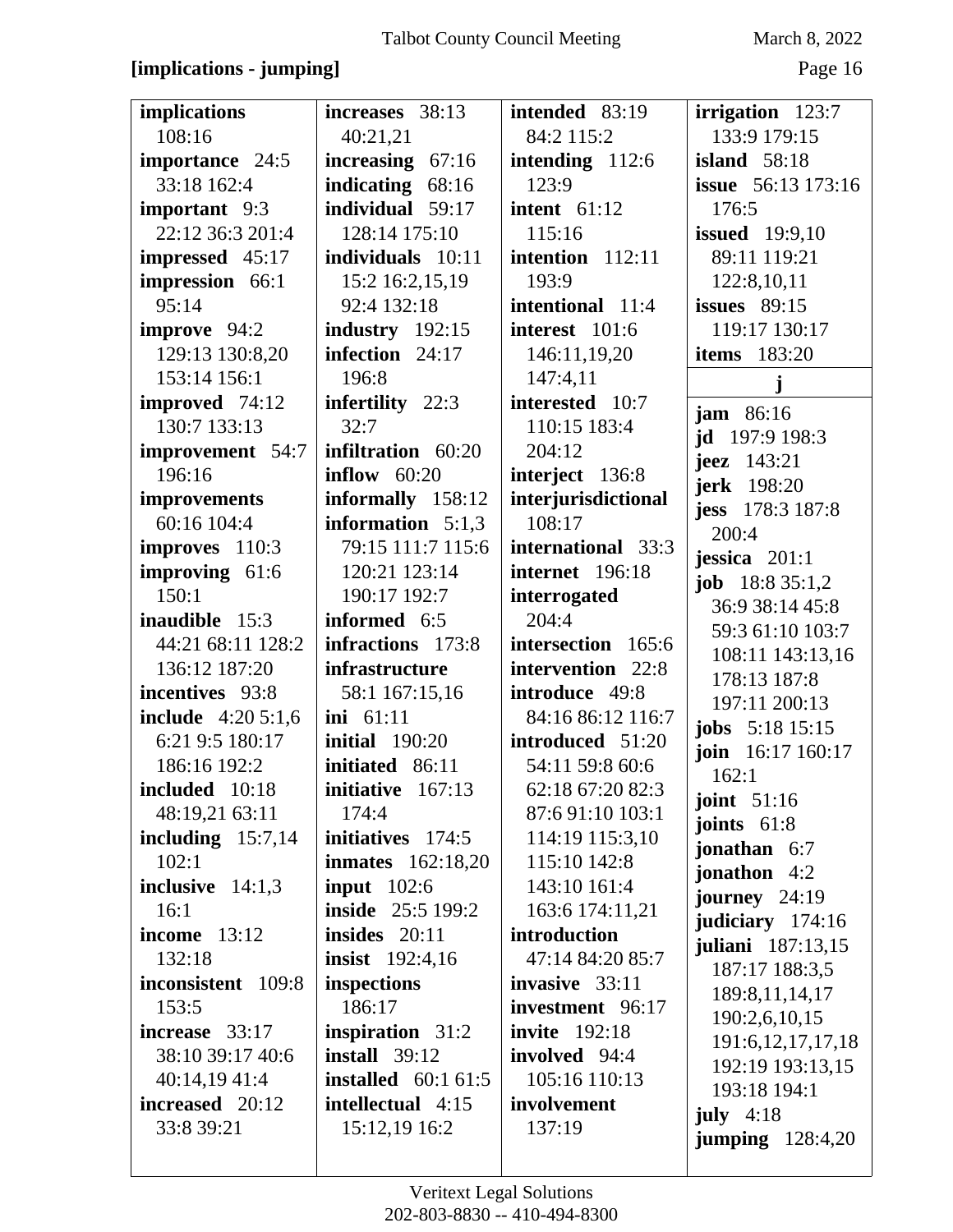**[implications - jumping]**

**implications** 108:16
**importance** 24:5 33:18 162:4
**important** 9:3 22:12 36:3 201:4
**impressed** 45:17
**impression** 66:1 95:14
**improve** 94:2 129:13 130:8,20 153:14 156:1
**improved** 74:12 130:7 133:13
**improvement** 54:7 196:16
**improvements** 60:16 104:4
**improves** 110:3
**improving** 61:6 150:1
**inaudible** 15:3 44:21 68:11 128:2 136:12 187:20
**incentives** 93:8
**include** 4:20 5:1,6 6:21 9:5 180:17 186:16 192:2
**included** 10:18 48:19,21 63:11
**including** 15:7,14 102:1
**inclusive** 14:1,3 16:1
**income** 13:12 132:18
**inconsistent** 109:8 153:5
**increase** 33:17 38:10 39:17 40:6 40:14,19 41:4
**increased** 20:12 33:8 39:21
**increases** 38:13 40:21,21
**increasing** 67:16
**indicating** 68:16
**individual** 59:17 128:14 175:10
**individuals** 10:11 15:2 16:2,15,19 92:4 132:18
**industry** 192:15
**infection** 24:17 196:8
**infertility** 22:3 32:7
**infiltration** 60:20
**inflow** 60:20
**informally** 158:12
**information** 5:1,3 79:15 111:7 115:6 120:21 123:14 190:17 192:7
**informed** 6:5
**infractions** 173:8
**infrastructure** 58:1 167:15,16
**ini** 61:11
**initial** 190:20
**initiated** 86:11
**initiative** 167:13 174:4
**initiatives** 174:5
**inmates** 162:18,20
**input** 102:6
**inside** 25:5 199:2
**insides** 20:11
**insist** 192:4,16
**inspections** 186:17
**inspiration** 31:2
**install** 39:12
**installed** 60:1 61:5
**intellectual** 4:15 15:12,19 16:2
**intended** 83:19 84:2 115:2
**intending** 112:6 123:9
**intent** 61:12 115:16
**intention** 112:11 193:9
**intentional** 11:4
**interest** 101:6 146:11,19,20 147:4,11
**interested** 10:7 110:15 183:4 204:12
**interject** 136:8
**interjurisdictional** 108:17
**international** 33:3
**internet** 196:18
**interrogated** 204:4
**intersection** 165:6
**intervention** 22:8
**introduce** 49:8 84:16 86:12 116:7
**introduced** 51:20 54:11 59:8 60:6 62:18 67:20 82:3 87:6 91:10 103:1 114:19 115:3,10 115:10 142:8 143:10 161:4 163:6 174:11,21
**introduction** 47:14 84:20 85:7
**invasive** 33:11
**investment** 96:17
**invite** 192:18
**involved** 94:4 105:16 110:13
**involvement** 137:19
**irrigation** 123:7 133:9 179:15
**island** 58:18
**issue** 56:13 173:16 176:5
**issued** 19:9,10 89:11 119:21 122:8,10,11
**issues** 89:15 119:17 130:17
**items** 183:20

**j**

**jam** 86:16
**jd** 197:9 198:3
**jeez** 143:21
**jerk** 198:20
**jess** 178:3 187:8 200:4
**jessica** 201:1
**job** 18:8 35:1,2 36:9 38:14 45:8 59:3 61:10 103:7 108:11 143:13,16 178:13 187:8 197:11 200:13
**jobs** 5:18 15:15
**join** 16:17 160:17 162:1
**joint** 51:16
**joints** 61:8
**jonathan** 6:7
**jonathon** 4:2
**journey** 24:19
**judiciary** 174:16
**juliani** 187:13,15 187:17 188:3,5 189:8,11,14,17 190:2,6,10,15 191:6,12,17,17,18 192:19 193:13,15 193:18 194:1
**july** 4:18
**jumping** 128:4,20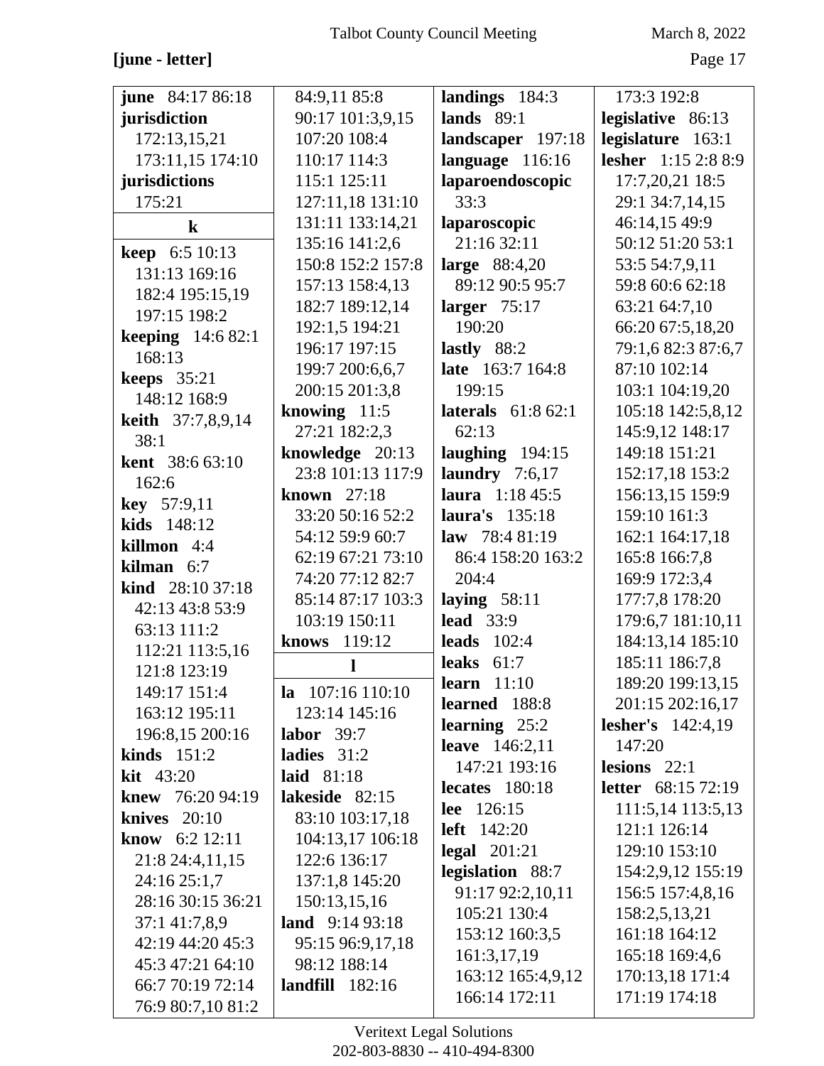**[june - letter]**

**june** 84:17 86:18
**jurisdiction** 172:13,15,21 173:11,15 174:10
**jurisdictions** 175:21

**k**

**keep** 6:5 10:13 131:13 169:16 182:4 195:15,19 197:15 198:2
**keeping** 14:6 82:1 168:13
**keeps** 35:21 148:12 168:9
**keith** 37:7,8,9,14 38:1
**kent** 38:6 63:10 162:6
**key** 57:9,11
**kids** 148:12
**killmon** 4:4
**kilman** 6:7
**kind** 28:10 37:18 42:13 43:8 53:9 63:13 111:2 112:21 113:5,16 121:8 123:19 149:17 151:4 163:12 195:11 196:8,15 200:16
**kinds** 151:2
**kit** 43:20
**knew** 76:20 94:19
**knives** 20:10
**know** 6:2 12:11 21:8 24:4,11,15 24:16 25:1,7 28:16 30:15 36:21 37:1 41:7,8,9 42:19 44:20 45:3 45:3 47:21 64:10 66:7 70:19 72:14 76:9 80:7,10 81:2 84:9,11 85:8 90:17 101:3,9,15 107:20 108:4 110:17 114:3 115:1 125:11 127:11,18 131:10 131:11 133:14,21 135:16 141:2,6 150:8 152:2 157:8 157:13 158:4,13 182:7 189:12,14 192:1,5 194:21 196:17 197:15 199:7 200:6,6,7 200:15 201:3,8
**knowing** 11:5 27:21 182:2,3
**knowledge** 20:13 23:8 101:13 117:9
**known** 27:18 33:20 50:16 52:2 54:12 59:9 60:7 62:19 67:21 73:10 74:20 77:12 82:7 85:14 87:17 103:3 103:19 150:11
**knows** 119:12

**l**

**la** 107:16 110:10 123:14 145:16
**labor** 39:7
**ladies** 31:2
**laid** 81:18
**lakeside** 82:15 83:10 103:17,18 104:13,17 106:18 122:6 136:17 137:1,8 145:20 150:13,15,16
**land** 9:14 93:18 95:15 96:9,17,18 98:12 188:14
**landfill** 182:16
**landings** 184:3
**lands** 89:1
**landscaper** 197:18
**language** 116:16
**laparoendoscopic** 33:3
**laparoscopic** 21:16 32:11
**large** 88:4,20 89:12 90:5 95:7
**larger** 75:17 190:20
**lastly** 88:2
**late** 163:7 164:8 199:15
**laterals** 61:8 62:1 62:13
**laughing** 194:15
**laundry** 7:6,17
**laura** 1:18 45:5
**laura's** 135:18
**law** 78:4 81:19 86:4 158:20 163:2 204:4
**laying** 58:11
**lead** 33:9
**leads** 102:4
**leaks** 61:7
**learn** 11:10
**learned** 188:8
**learning** 25:2
**leave** 146:2,11 147:21 193:16
**lecates** 180:18
**lee** 126:15
**left** 142:20
**legal** 201:21
**legislation** 88:7 91:17 92:2,10,11 105:21 130:4 153:12 160:3,5 161:3,17,19 163:12 165:4,9,12 166:14 172:11 173:3 192:8
**legislative** 86:13
**legislature** 163:1
**lesher** 1:15 2:8 8:9 17:7,20,21 18:5 29:1 34:7,14,15 46:14,15 49:9 50:12 51:20 53:1 53:5 54:7,9,11 59:8 60:6 62:18 63:21 64:7,10 66:20 67:5,18,20 79:1,6 82:3 87:6,7 87:10 102:14 103:1 104:19,20 105:18 142:5,8,12 145:9,12 148:17 149:18 151:21 152:17,18 153:2 156:13,15 159:9 159:10 161:3 162:1 164:17,18 165:8 166:7,8 169:9 172:3,4 177:7,8 178:20 179:6,7 181:10,11 184:13,14 185:10 185:11 186:7,8 189:20 199:13,15 201:15 202:16,17
**lesher's** 142:4,19 147:20
**lesions** 22:1
**letter** 68:15 72:19 111:5,14 113:5,13 121:1 126:14 129:10 153:10 154:2,9,12 155:19 156:5 157:4,8,16 158:2,5,13,21 161:18 164:12 165:18 169:4,6 170:13,18 171:4 171:19 174:18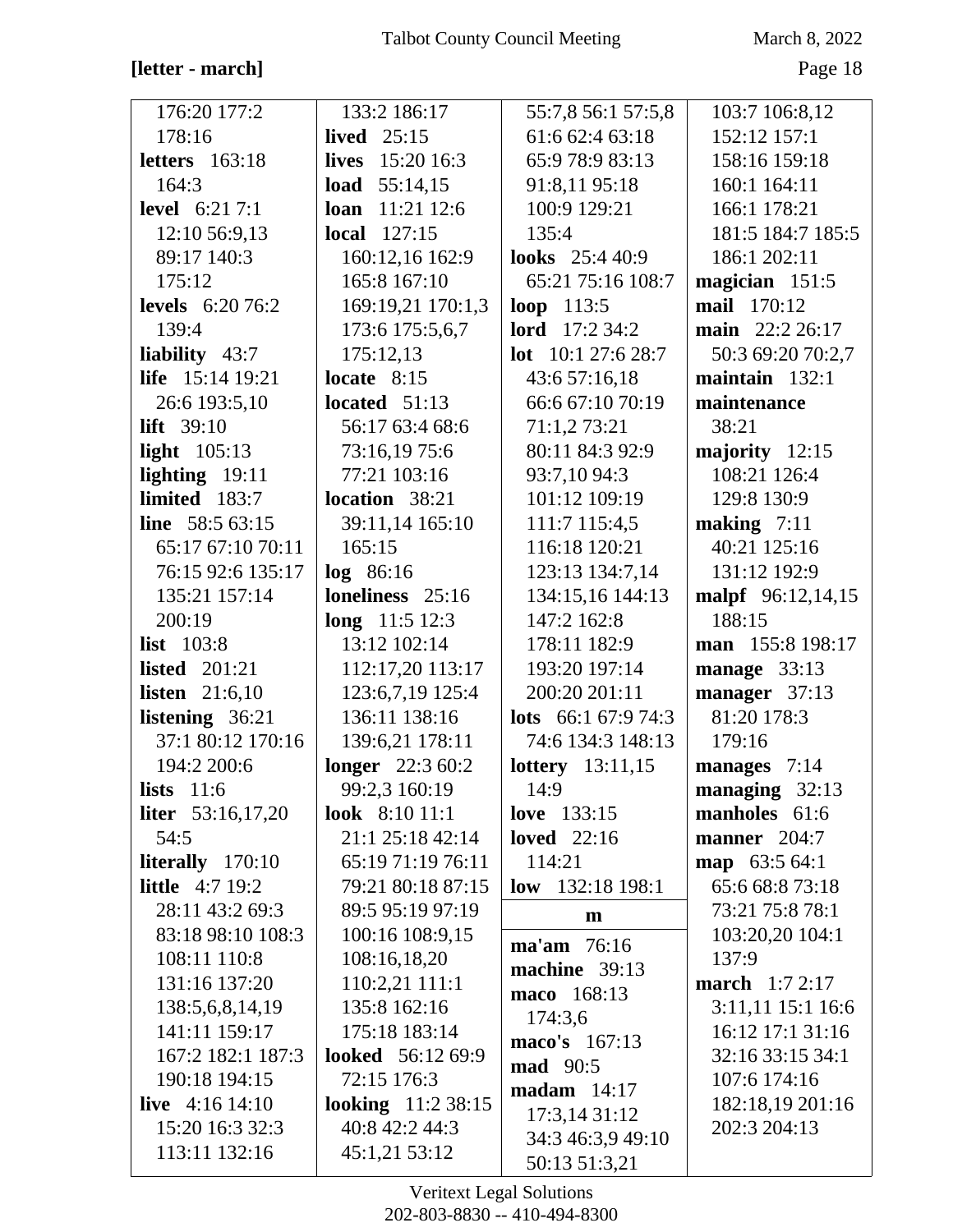**[letter - march]**

176:20 177:2 178:16
**letters** 163:18 164:3
**level** 6:21 7:1 12:10 56:9,13 89:17 140:3 175:12
**levels** 6:20 76:2 139:4
**liability** 43:7
**life** 15:14 19:21 26:6 193:5,10
**lift** 39:10
**light** 105:13
**lighting** 19:11
**limited** 183:7
**line** 58:5 63:15 65:17 67:10 70:11 76:15 92:6 135:17 135:21 157:14 200:19
**list** 103:8
**listed** 201:21
**listen** 21:6,10
**listening** 36:21 37:1 80:12 170:16 194:2 200:6
**lists** 11:6
**liter** 53:16,17,20 54:5
**literally** 170:10
**little** 4:7 19:2 28:11 43:2 69:3 83:18 98:10 108:3 108:11 110:8 131:16 137:20 138:5,6,8,14,19 141:11 159:17 167:2 182:1 187:3 190:18 194:15
**live** 4:16 14:10 15:20 16:3 32:3 113:11 132:16
133:2 186:17
**lived** 25:15
**lives** 15:20 16:3
**load** 55:14,15
**loan** 11:21 12:6
**local** 127:15 160:12,16 162:9 165:8 167:10 169:19,21 170:1,3 173:6 175:5,6,7 175:12,13
**locate** 8:15
**located** 51:13 56:17 63:4 68:6 73:16,19 75:6 77:21 103:16
**location** 38:21 39:11,14 165:10 165:15
**log** 86:16
**loneliness** 25:16
**long** 11:5 12:3 13:12 102:14 112:17,20 113:17 123:6,7,19 125:4 136:11 138:16 139:6,21 178:11
**longer** 22:3 60:2 99:2,3 160:19
**look** 8:10 11:1 21:1 25:18 42:14 65:19 71:19 76:11 79:21 80:18 87:15 89:5 95:19 97:19 100:15 108:9,15 108:16,18,20 110:2,21 111:1 135:8 162:16 175:18 183:14
**looked** 56:12 69:9 72:15 176:3
**looking** 11:2 38:15 40:8 42:2 44:3 45:1,21 53:12
55:7,8 56:1 57:5,8 61:6 62:4 63:18 65:9 78:9 83:13 91:8,11 95:18 100:9 129:21 135:4
**looks** 25:4 40:9 65:21 75:16 108:7
**loop** 113:5
**lord** 17:2 34:2
**lot** 10:1 27:6 28:7 43:6 57:16,18 66:6 67:10 70:19 71:1,2 73:21 80:11 84:3 92:9 93:7,10 94:3 101:12 109:19 111:7 115:4,5 116:18 120:21 123:13 134:7,14 134:15,16 144:13 147:2 162:8 178:11 182:9 193:20 197:14 200:20 201:11
**lots** 66:1 67:9 74:3 74:6 134:3 148:13
**lottery** 13:11,15 14:9
**love** 133:15
**loved** 22:16 114:21
**low** 132:18 198:1

**m**

**ma'am** 76:16
**machine** 39:13
**maco** 168:13 174:3,6
**maco's** 167:13
**mad** 90:5
**madam** 14:17 17:3,14 31:12 34:3 46:3,9 49:10 50:13 51:3,21
103:7 106:8,12 152:12 157:1 158:16 159:18 160:1 164:11 166:1 178:21 181:5 184:7 185:5 186:1 202:11
**magician** 151:5
**mail** 170:12
**main** 22:2 26:17 50:3 69:20 70:2,7
**maintain** 132:1
**maintenance** 38:21
**majority** 12:15 108:21 126:4 129:8 130:9
**making** 7:11 40:21 125:16 131:12 192:9
**malpf** 96:12,14,15 188:15
**man** 155:8 198:17
**manage** 33:13
**manager** 37:13 81:20 178:3 179:16
**manages** 7:14
**managing** 32:13
**manholes** 61:6
**manner** 204:7
**map** 63:5 64:1 65:6 68:8 73:18 73:21 75:8 78:1 103:20,20 104:1 137:9
**march** 1:7 2:17 3:11,11 15:1 16:6 16:12 17:1 31:16 32:16 33:15 34:1 107:6 174:16 182:18,19 201:16 202:3 204:13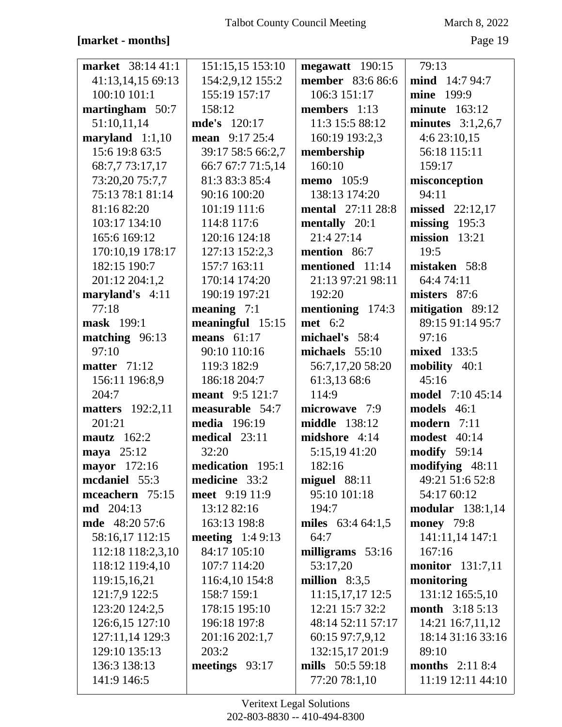**[market - months]**

**market** 38:14 41:1 41:13,14,15 69:13 100:10 101:1
**martingham** 50:7 51:10,11,14
**maryland** 1:1,10 15:6 19:8 63:5 68:7,7 73:17,17 73:20,20 75:7,7 75:13 78:1 81:14 81:16 82:20 103:17 134:10 165:6 169:12 170:10,19 178:17 182:15 190:7 201:12 204:1,2
**maryland's** 4:11 77:18
**mask** 199:1
**matching** 96:13 97:10
**matter** 71:12 156:11 196:8,9 204:7
**matters** 192:2,11 201:21
**mautz** 162:2
**maya** 25:12
**mayor** 172:16
**mcdaniel** 55:3
**mceachern** 75:15
**md** 204:13
**mde** 48:20 57:6 58:16,17 112:15 112:18 118:2,3,10 118:12 119:4,10 119:15,16,21 121:7,9 122:5 123:20 124:2,5 126:6,15 127:10 127:11,14 129:3 129:10 135:13 136:3 138:13 141:9 146:5 151:15,15 153:10 154:2,9,12 155:2 155:19 157:17 158:12
**mde's** 120:17
**mean** 9:17 25:4 39:17 58:5 66:2,7 66:7 67:7 71:5,14 81:3 83:3 85:4 90:16 100:20 101:19 111:6 114:8 117:6 120:16 124:18 127:13 152:2,3 157:7 163:11 170:14 174:20 190:19 197:21
**meaning** 7:1
**meaningful** 15:15
**means** 61:17 90:10 110:16 119:3 182:9 186:18 204:7
**meant** 9:5 121:7
**measurable** 54:7
**media** 196:19
**medical** 23:11 32:20
**medication** 195:1
**medicine** 33:2
**meet** 9:19 11:9 13:12 82:16 163:13 198:8
**meeting** 1:4 9:13 84:17 105:10 107:7 114:20 116:4,10 154:8 158:7 159:1 178:15 195:10 196:18 197:8 201:16 202:1,7 203:2
**meetings** 93:17
**megawatt** 190:15
**member** 83:6 86:6 106:3 151:17
**members** 1:13 11:3 15:5 88:12 160:19 193:2,3
**membership** 160:10
**memo** 105:9 138:13 174:20
**mental** 27:11 28:8
**mentally** 20:1 21:4 27:14
**mention** 86:7
**mentioned** 11:14 21:13 97:21 98:11 192:20
**mentioning** 174:3
**met** 6:2
**michael's** 58:4
**michaels** 55:10 56:7,17,20 58:20 61:3,13 68:6 114:9
**microwave** 7:9
**middle** 138:12
**midshore** 4:14 5:15,19 41:20 182:16
**miguel** 88:11 95:10 101:18 194:7
**miles** 63:4 64:1,5 64:7
**milligrams** 53:16 53:17,20
**million** 8:3,5 11:15,17,17 12:5 12:21 15:7 32:2 48:14 52:11 57:17 60:15 97:7,9,12 132:15,17 201:9
**mills** 50:5 59:18 77:20 78:1,10 79:13
**mind** 14:7 94:7
**mine** 199:9
**minute** 163:12
**minutes** 3:1,2,6,7 4:6 23:10,15 56:18 115:11 159:17
**misconception** 94:11
**missed** 22:12,17
**missing** 195:3
**mission** 13:21 19:5
**mistaken** 58:8 64:4 74:11
**misters** 87:6
**mitigation** 89:12 89:15 91:14 95:7 97:16
**mixed** 133:5
**mobility** 40:1 45:16
**model** 7:10 45:14
**models** 46:1
**modern** 7:11
**modest** 40:14
**modify** 59:14
**modifying** 48:11 49:21 51:6 52:8 54:17 60:12
**modular** 138:1,14
**money** 79:8 141:11,14 147:1 167:16
**monitor** 131:7,11
**monitoring** 131:12 165:5,10
**month** 3:18 5:13 14:21 16:7,11,12 18:14 31:16 33:16 89:10
**months** 2:11 8:4 11:19 12:11 44:10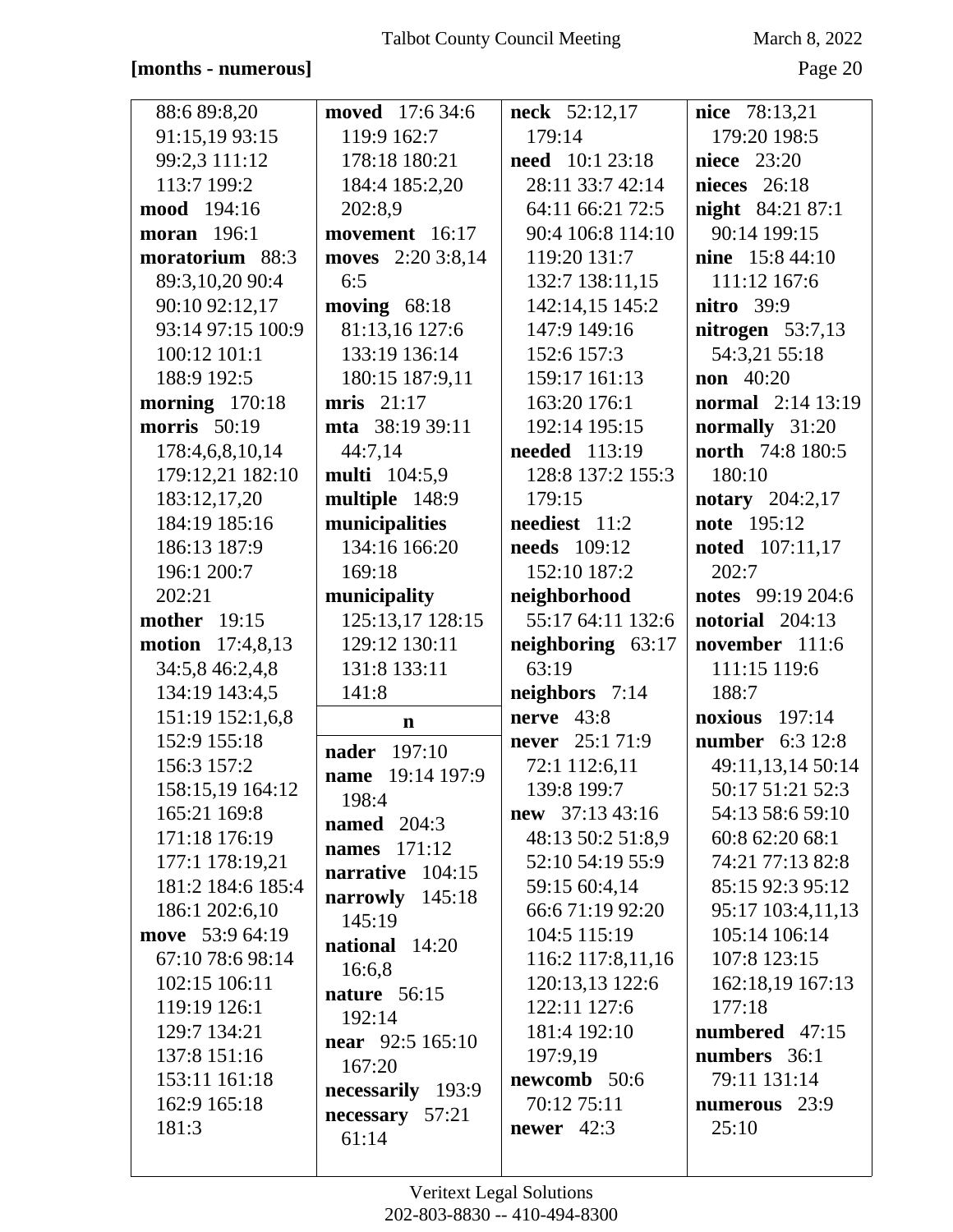**[months - numerous]**

88:6 89:8,20 91:15,19 93:15 99:2,3 111:12 113:7 199:2
**mood** 194:16
**moran** 196:1
**moratorium** 88:3 89:3,10,20 90:4 90:10 92:12,17 93:14 97:15 100:9 100:12 101:1 188:9 192:5
**morning** 170:18
**morris** 50:19 178:4,6,8,10,14 179:12,21 182:10 183:12,17,20 184:19 185:16 186:13 187:9 196:1 200:7 202:21
**mother** 19:15
**motion** 17:4,8,13 34:5,8 46:2,4,8 134:19 143:4,5 151:19 152:1,6,8 152:9 155:18 156:3 157:2 158:15,19 164:12 165:21 169:8 171:18 176:19 177:1 178:19,21 181:2 184:6 185:4 186:1 202:6,10
**move** 53:9 64:19 67:10 78:6 98:14 102:15 106:11 119:19 126:1 129:7 134:21 137:8 151:16 153:11 161:18 162:9 165:18 181:3
**moved** 17:6 34:6 119:9 162:7 178:18 180:21 184:4 185:2,20 202:8,9
**movement** 16:17
**moves** 2:20 3:8,14 6:5
**moving** 68:18 81:13,16 127:6 133:19 136:14 180:15 187:9,11
**mris** 21:17
**mta** 38:19 39:11 44:7,14
**multi** 104:5,9
**multiple** 148:9
**municipalities** 134:16 166:20 169:18
**municipality** 125:13,17 128:15 129:12 130:11 131:8 133:11 141:8

**n**

**nader** 197:10
**name** 19:14 197:9 198:4
**named** 204:3
**names** 171:12
**narrative** 104:15
**narrowly** 145:18 145:19
**national** 14:20 16:6,8
**nature** 56:15 192:14
**near** 92:5 165:10 167:20
**necessarily** 193:9
**necessary** 57:21 61:14
**neck** 52:12,17 179:14
**need** 10:1 23:18 28:11 33:7 42:14 64:11 66:21 72:5 90:4 106:8 114:10 119:20 131:7 132:7 138:11,15 142:14,15 145:2 147:9 149:16 152:6 157:3 159:17 161:13 163:20 176:1 192:14 195:15
**needed** 113:19 128:8 137:2 155:3 179:15
**neediest** 11:2
**needs** 109:12 152:10 187:2
**neighborhood** 55:17 64:11 132:6
**neighboring** 63:17 63:19
**neighbors** 7:14
**nerve** 43:8
**never** 25:1 71:9 72:1 112:6,11 139:8 199:7
**new** 37:13 43:16 48:13 50:2 51:8,9 52:10 54:19 55:9 59:15 60:4,14 66:6 71:19 92:20 104:5 115:19 116:2 117:8,11,16 120:13,13 122:6 122:11 127:6 181:4 192:10 197:9,19
**newcomb** 50:6 70:12 75:11
**newer** 42:3
**nice** 78:13,21 179:20 198:5
**niece** 23:20
**nieces** 26:18
**night** 84:21 87:1 90:14 199:15
**nine** 15:8 44:10 111:12 167:6
**nitro** 39:9
**nitrogen** 53:7,13 54:3,21 55:18
**non** 40:20
**normal** 2:14 13:19
**normally** 31:20
**north** 74:8 180:5 180:10
**notary** 204:2,17
**note** 195:12
**noted** 107:11,17 202:7
**notes** 99:19 204:6
**notorial** 204:13
**november** 111:6 111:15 119:6 188:7
**noxious** 197:14
**number** 6:3 12:8 49:11,13,14 50:14 50:17 51:21 52:3 54:13 58:6 59:10 60:8 62:20 68:1 74:21 77:13 82:8 85:15 92:3 95:12 95:17 103:4,11,13 105:14 106:14 107:8 123:15 162:18,19 167:13 177:18
**numbered** 47:15
**numbers** 36:1 79:11 131:14
**numerous** 23:9 25:10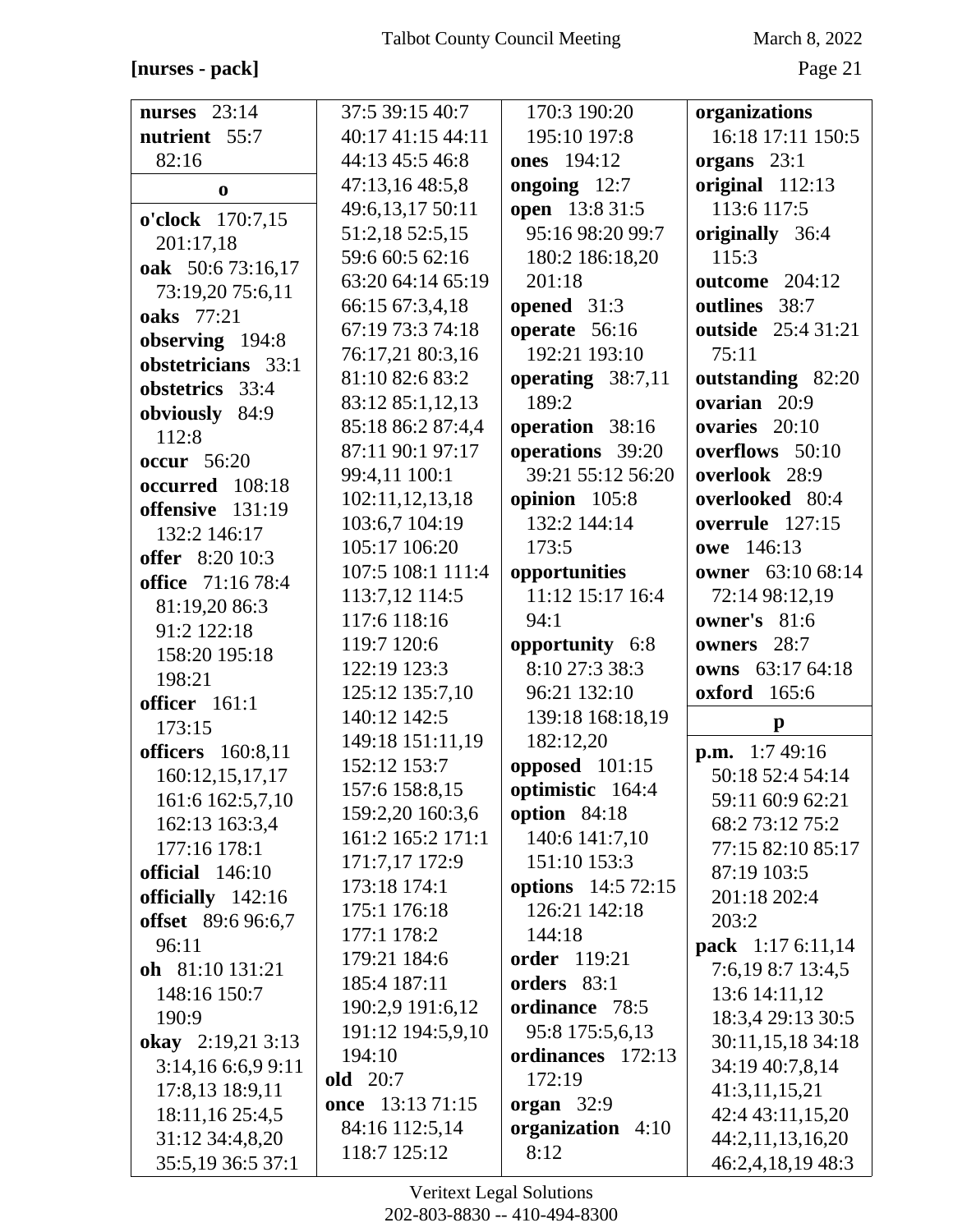**[nurses - pack]**

**nurses** 23:14
**nutrient** 55:7 82:16

**o**

**o'clock** 170:7,15 201:17,18
**oak** 50:6 73:16,17 73:19,20 75:6,11
**oaks** 77:21
**observing** 194:8
**obstetricians** 33:1
**obstetrics** 33:4
**obviously** 84:9 112:8
**occur** 56:20
**occurred** 108:18
**offensive** 131:19 132:2 146:17
**offer** 8:20 10:3
**office** 71:16 78:4 81:19,20 86:3 91:2 122:18 158:20 195:18 198:21
**officer** 161:1 173:15
**officers** 160:8,11 160:12,15,17,17 161:6 162:5,7,10 162:13 163:3,4 177:16 178:1
**official** 146:10
**officially** 142:16
**offset** 89:6 96:6,7 96:11
**oh** 81:10 131:21 148:16 150:7 190:9
**okay** 2:19,21 3:13 3:14,16 6:6,9 9:11 17:8,13 18:9,11 18:11,16 25:4,5 31:12 34:4,8,20 35:5,19 36:5 37:1 37:5 39:15 40:7 40:17 41:15 44:11 44:13 45:5 46:8 47:13,16 48:5,8 49:6,13,17 50:11 51:2,18 52:5,15 59:6 60:5 62:16 63:20 64:14 65:19 66:15 67:3,4,18 67:19 73:3 74:18 76:17,21 80:3,16 81:10 82:6 83:2 83:12 85:1,12,13 85:18 86:2 87:4,4 87:11 90:1 97:17 99:4,11 100:1 102:11,12,13,18 103:6,7 104:19 105:17 106:20 107:5 108:1 111:4 113:7,12 114:5 117:6 118:16 119:7 120:6 122:19 123:3 125:12 135:7,10 140:12 142:5 149:18 151:11,19 152:12 153:7 157:6 158:8,15 159:2,20 160:3,6 161:2 165:2 171:1 171:7,17 172:9 173:18 174:1 175:1 176:18 177:1 178:2 179:21 184:6 185:4 187:11 190:2,9 191:6,12 191:12 194:5,9,10 194:10
**old** 20:7
**once** 13:13 71:15 84:16 112:5,14 118:7 125:12 170:3 190:20 195:10 197:8
**ones** 194:12
**ongoing** 12:7
**open** 13:8 31:5 95:16 98:20 99:7 180:2 186:18,20 201:18
**opened** 31:3
**operate** 56:16 192:21 193:10
**operating** 38:7,11 189:2
**operation** 38:16
**operations** 39:20 39:21 55:12 56:20
**opinion** 105:8 132:2 144:14 173:5
**opportunities** 11:12 15:17 16:4 94:1
**opportunity** 6:8 8:10 27:3 38:3 96:21 132:10 139:18 168:18,19 182:12,20
**opposed** 101:15
**optimistic** 164:4
**option** 84:18 140:6 141:7,10 151:10 153:3
**options** 14:5 72:15 126:21 142:18 144:18
**order** 119:21
**orders** 83:1
**ordinance** 78:5 95:8 175:5,6,13
**ordinances** 172:13 172:19
**organ** 32:9
**organization** 4:10 8:12
**organizations** 16:18 17:11 150:5
**organs** 23:1
**original** 112:13 113:6 117:5
**originally** 36:4 115:3
**outcome** 204:12
**outlines** 38:7
**outside** 25:4 31:21 75:11
**outstanding** 82:20
**ovarian** 20:9
**ovaries** 20:10
**overflows** 50:10
**overlook** 28:9
**overlooked** 80:4
**overrule** 127:15
**owe** 146:13
**owner** 63:10 68:14 72:14 98:12,19
**owner's** 81:6
**owners** 28:7
**owns** 63:17 64:18
**oxford** 165:6

**p**

**p.m.** 1:7 49:16 50:18 52:4 54:14 59:11 60:9 62:21 68:2 73:12 75:2 77:15 82:10 85:17 87:19 103:5 201:18 202:4 203:2
**pack** 1:17 6:11,14 7:6,19 8:7 13:4,5 13:6 14:11,12 18:3,4 29:13 30:5 30:11,15,18 34:18 34:19 40:7,8,14 41:3,11,15,21 42:4 43:11,15,20 44:2,11,13,16,20 46:2,4,18,19 48:3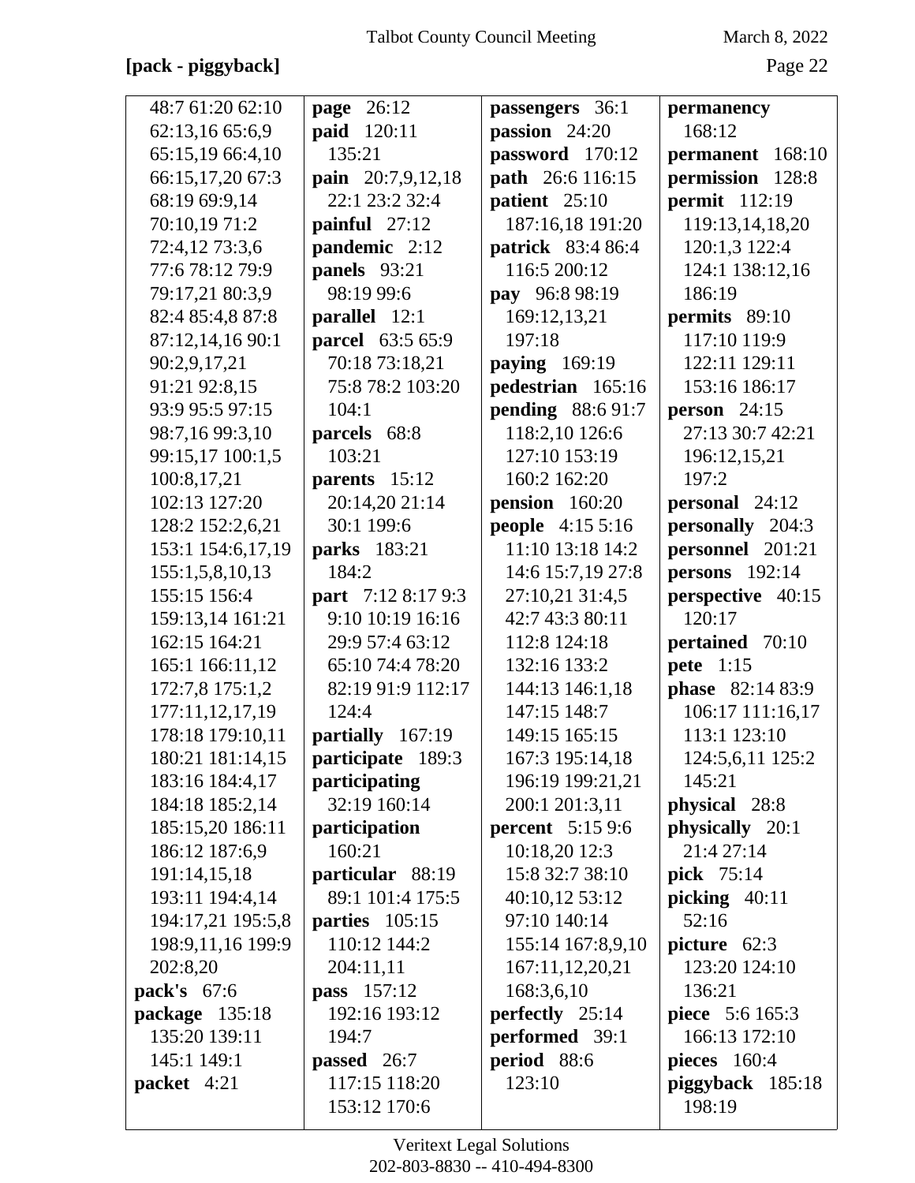**[pack - piggyback]**

48:7 61:20 62:10 62:13,16 65:6,9 65:15,19 66:4,10 66:15,17,20 67:3 68:19 69:9,14 70:10,19 71:2 72:4,12 73:3,6 77:6 78:12 79:9 79:17,21 80:3,9 82:4 85:4,8 87:8 87:12,14,16 90:1 90:2,9,17,21 91:21 92:8,15 93:9 95:5 97:15 98:7,16 99:3,10 99:15,17 100:1,5 100:8,17,21 102:13 127:20 128:2 152:2,6,21 153:1 154:6,17,19 155:1,5,8,10,13 155:15 156:4 159:13,14 161:21 162:15 164:21 165:1 166:11,12 172:7,8 175:1,2 177:11,12,17,19 178:18 179:10,11 180:21 181:14,15 183:16 184:4,17 184:18 185:2,14 185:15,20 186:11 186:12 187:6,9 191:14,15,18 193:11 194:4,14 194:17,21 195:5,8 198:9,11,16 199:9 202:8,20

**pack's** 67:6

**package** 135:18 135:20 139:11 145:1 149:1

**packet** 4:21

**page** 26:12

**paid** 120:11 135:21

**pain** 20:7,9,12,18 22:1 23:2 32:4

**painful** 27:12

**pandemic** 2:12

**panels** 93:21 98:19 99:6

**parallel** 12:1

**parcel** 63:5 65:9 70:18 73:18,21 75:8 78:2 103:20 104:1

**parcels** 68:8 103:21

**parents** 15:12 20:14,20 21:14 30:1 199:6

**parks** 183:21 184:2

**part** 7:12 8:17 9:3 9:10 10:19 16:16 29:9 57:4 63:12 65:10 74:4 78:20 82:19 91:9 112:17 124:4

**partially** 167:19

**participate** 189:3

**participating** 32:19 160:14

**participation** 160:21

**particular** 88:19 89:1 101:4 175:5

**parties** 105:15 110:12 144:2 204:11,11

**pass** 157:12 192:16 193:12 194:7

**passed** 26:7 117:15 118:20 153:12 170:6

**passengers** 36:1

**passion** 24:20

**password** 170:12

**path** 26:6 116:15

**patient** 25:10 187:16,18 191:20

**patrick** 83:4 86:4 116:5 200:12

**pay** 96:8 98:19 169:12,13,21 197:18

**paying** 169:19

**pedestrian** 165:16

**pending** 88:6 91:7 118:2,10 126:6 127:10 153:19 160:2 162:20

**pension** 160:20

**people** 4:15 5:16 11:10 13:18 14:2 14:6 15:7,19 27:8 27:10,21 31:4,5 42:7 43:3 80:11 112:8 124:18 132:16 133:2 144:13 146:1,18 147:15 148:7 149:15 165:15 167:3 195:14,18 196:19 199:21,21 200:1 201:3,11

**percent** 5:15 9:6 10:18,20 12:3 15:8 32:7 38:10 40:10,12 53:12 97:10 140:14 155:14 167:8,9,10 167:11,12,20,21 168:3,6,10

**perfectly** 25:14

**performed** 39:1

**period** 88:6 123:10

**permanency** 168:12

**permanent** 168:10

**permission** 128:8

**permit** 112:19 119:13,14,18,20 120:1,3 122:4 124:1 138:12,16 186:19

**permits** 89:10 117:10 119:9 122:11 129:11 153:16 186:17

**person** 24:15 27:13 30:7 42:21 196:12,15,21 197:2

**personal** 24:12

**personally** 204:3

**personnel** 201:21

**persons** 192:14

**perspective** 40:15 120:17

**pertained** 70:10

**pete** 1:15

**phase** 82:14 83:9 106:17 111:16,17 113:1 123:10 124:5,6,11 125:2 145:21

**physical** 28:8

**physically** 20:1 21:4 27:14

**pick** 75:14

**picking** 40:11 52:16

**picture** 62:3 123:20 124:10 136:21

**piece** 5:6 165:3 166:13 172:10

**pieces** 160:4

**piggyback** 185:18 198:19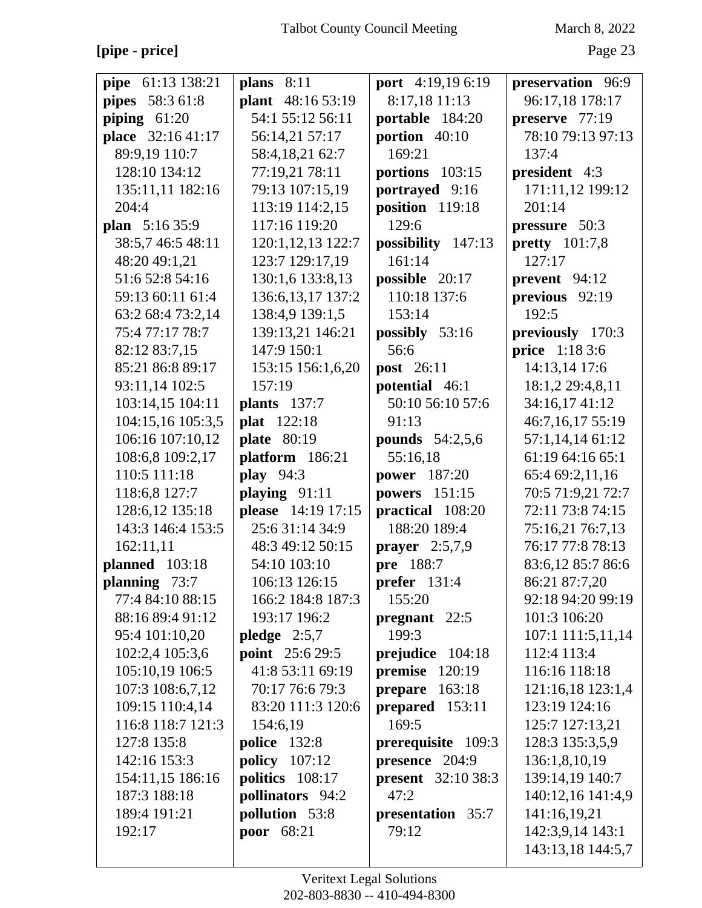**[pipe - price]**

**pipe** 61:13 138:21
**pipes** 58:3 61:8
**piping** 61:20
**place** 32:16 41:17 89:9,19 110:7 128:10 134:12 135:11,11 182:16 204:4
**plan** 5:16 35:9 38:5,7 46:5 48:11 48:20 49:1,21 51:6 52:8 54:16 59:13 60:11 61:4 63:2 68:4 73:2,14 75:4 77:17 78:7 82:12 83:7,15 85:21 86:8 89:17 93:11,14 102:5 103:14,15 104:11 104:15,16 105:3,5 106:16 107:10,12 108:6,8 109:2,17 110:5 111:18 118:6,8 127:7 128:6,12 135:18 143:3 146:4 153:5 162:11,11
**planned** 103:18
**planning** 73:7 77:4 84:10 88:15 88:16 89:4 91:12 95:4 101:10,20 102:2,4 105:3,6 105:10,19 106:5 107:3 108:6,7,12 109:15 110:4,14 116:8 118:7 121:3 127:8 135:8 142:16 153:3 154:11,15 186:16 187:3 188:18 189:4 191:21 192:17
**plans** 8:11
**plant** 48:16 53:19 54:1 55:12 56:11 56:14,21 57:17 58:4,18,21 62:7 77:19,21 78:11 79:13 107:15,19 113:19 114:2,15 117:16 119:20 120:1,12,13 122:7 123:7 129:17,19 130:1,6 133:8,13 136:6,13,17 137:2 138:4,9 139:1,5 139:13,21 146:21 147:9 150:1 153:15 156:1,6,20 157:19
**plants** 137:7
**plat** 122:18
**plate** 80:19
**platform** 186:21
**play** 94:3
**playing** 91:11
**please** 14:19 17:15 25:6 31:14 34:9 48:3 49:12 50:15 54:10 103:10 106:13 126:15 166:2 184:8 187:3 193:17 196:2
**pledge** 2:5,7
**point** 25:6 29:5 41:8 53:11 69:19 70:17 76:6 79:3 83:20 111:3 120:6 154:6,19
**police** 132:8
**policy** 107:12
**politics** 108:17
**pollinators** 94:2
**pollution** 53:8
**poor** 68:21
**port** 4:19,19 6:19 8:17,18 11:13
**portable** 184:20
**portion** 40:10 169:21
**portions** 103:15
**portrayed** 9:16
**position** 119:18 129:6
**possibility** 147:13 161:14
**possible** 20:17 110:18 137:6 153:14
**possibly** 53:16 56:6
**post** 26:11
**potential** 46:1 50:10 56:10 57:6 91:13
**pounds** 54:2,5,6 55:16,18
**power** 187:20
**powers** 151:15
**practical** 108:20 188:20 189:4
**prayer** 2:5,7,9
**pre** 188:7
**prefer** 131:4 155:20
**pregnant** 22:5 199:3
**prejudice** 104:18
**premise** 120:19
**prepare** 163:18
**prepared** 153:11 169:5
**prerequisite** 109:3
**presence** 204:9
**present** 32:10 38:3 47:2
**presentation** 35:7 79:12
**preservation** 96:9 96:17,18 178:17
**preserve** 77:19 78:10 79:13 97:13 137:4
**president** 4:3 171:11,12 199:12 201:14
**pressure** 50:3
**pretty** 101:7,8 127:17
**prevent** 94:12
**previous** 92:19 192:5
**previously** 170:3
**price** 1:18 3:6 14:13,14 17:6 18:1,2 29:4,8,11 34:16,17 41:12 46:7,16,17 55:19 57:1,14,14 61:12 61:19 64:16 65:1 65:4 69:2,11,16 70:5 71:9,21 72:7 72:11 73:8 74:15 75:16,21 76:7,13 76:17 77:8 78:13 83:6,12 85:7 86:6 86:21 87:7,20 92:18 94:20 99:19 101:3 106:20 107:1 111:5,11,14 112:4 113:4 116:16 118:18 121:16,18 123:1,4 123:19 124:16 125:7 127:13,21 128:3 135:3,5,9 136:1,8,10,19 139:14,19 140:7 140:12,16 141:4,9 141:16,19,21 142:3,9,14 143:1 143:13,18 144:5,7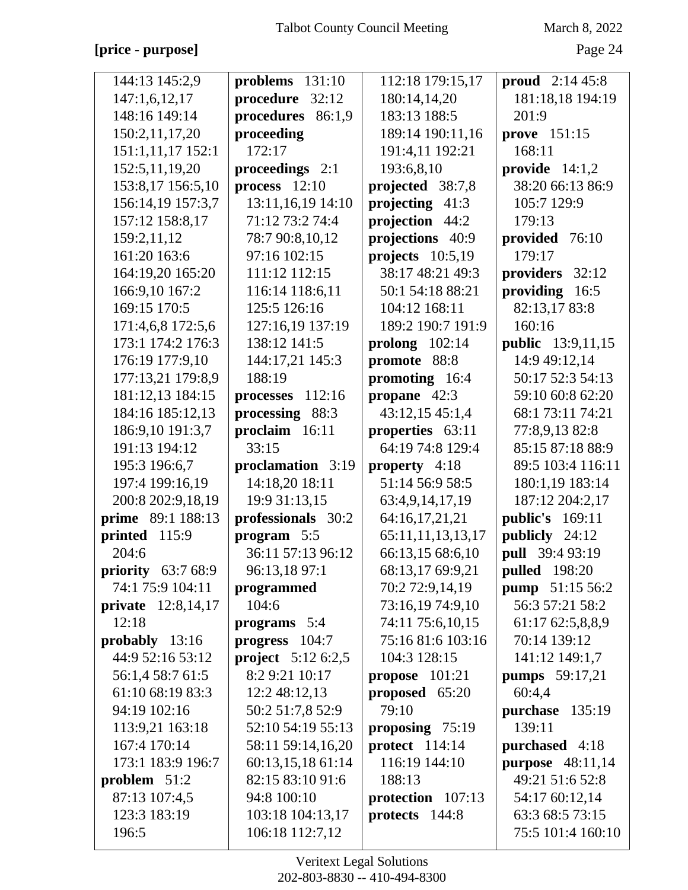**[price - purpose]**

144:13 145:2,9 147:1,6,12,17 148:16 149:14 150:2,11,17,20 151:1,11,17 152:1 152:5,11,19,20 153:8,17 156:5,10 156:14,19 157:3,7 157:12 158:8,17 159:2,11,12 161:20 163:6 164:19,20 165:20 166:9,10 167:2 169:15 170:5 171:4,6,8 172:5,6 173:1 174:2 176:3 176:19 177:9,10 177:13,21 179:8,9 181:12,13 184:15 184:16 185:12,13 186:9,10 191:3,7 191:13 194:12 195:3 196:6,7 197:4 199:16,19 200:8 202:9,18,19

**prime** 89:1 188:13

**printed** 115:9 204:6

**priority** 63:7 68:9 74:1 75:9 104:11

**private** 12:8,14,17 12:18

**probably** 13:16 44:9 52:16 53:12 56:1,4 58:7 61:5 61:10 68:19 83:3 94:19 102:16 113:9,21 163:18 167:4 170:14 173:1 183:9 196:7

**problem** 51:2 87:13 107:4,5 123:3 183:19 196:5

**problems** 131:10

**procedure** 32:12

**procedures** 86:1,9

**proceeding** 172:17

**proceedings** 2:1

**process** 12:10 13:11,16,19 14:10 71:12 73:2 74:4 78:7 90:8,10,12 97:16 102:15 111:12 112:15 116:14 118:6,11 125:5 126:16 127:16,19 137:19 138:12 141:5 144:17,21 145:3 188:19

**processes** 112:16

**processing** 88:3

**proclaim** 16:11 33:15

**proclamation** 3:19 14:18,20 18:11 19:9 31:13,15

**professionals** 30:2

**program** 5:5 36:11 57:13 96:12 96:13,18 97:1

**programmed** 104:6

**programs** 5:4

**progress** 104:7

**project** 5:12 6:2,5 8:2 9:21 10:17 12:2 48:12,13 50:2 51:7,8 52:9 52:10 54:19 55:13 58:11 59:14,16,20 60:13,15,18 61:14 82:15 83:10 91:6 94:8 100:10 103:18 104:13,17 106:18 112:7,12 112:18 179:15,17 180:14,14,20 183:13 188:5 189:14 190:11,16 191:4,11 192:21 193:6,8,10

**projected** 38:7,8

**projecting** 41:3

**projection** 44:2

**projections** 40:9

**projects** 10:5,19 38:17 48:21 49:3 50:1 54:18 88:21 104:12 168:11 189:2 190:7 191:9

**prolong** 102:14

**promote** 88:8

**promoting** 16:4

**propane** 42:3 43:12,15 45:1,4

**properties** 63:11 64:19 74:8 129:4

**property** 4:18 51:14 56:9 58:5 63:4,9,14,17,19 64:16,17,21,21 65:11,11,13,13,17 66:13,15 68:6,10 68:13,17 69:9,21 70:2 72:9,14,19 73:16,19 74:9,10 74:11 75:6,10,15 75:16 81:6 103:16 104:3 128:15

**propose** 101:21

**proposed** 65:20 79:10

**proposing** 75:19

**protect** 114:14 116:19 144:10 188:13

**protection** 107:13

**protects** 144:8

**proud** 2:14 45:8 181:18,18 194:19 201:9

**prove** 151:15 168:11

**provide** 14:1,2 38:20 66:13 86:9 105:7 129:9 179:13

**provided** 76:10 179:17

**providers** 32:12

**providing** 16:5 82:13,17 83:8 160:16

**public** 13:9,11,15 14:9 49:12,14 50:17 52:3 54:13 59:10 60:8 62:20 68:1 73:11 74:21 77:8,9,13 82:8 85:15 87:18 88:9 89:5 103:4 116:11 180:1,19 183:14 187:12 204:2,17

**public's** 169:11

**publicly** 24:12

**pull** 39:4 93:19

**pulled** 198:20

**pump** 51:15 56:2 56:3 57:21 58:2 61:17 62:5,8,8,9 70:14 139:12 141:12 149:1,7

**pumps** 59:17,21 60:4,4

**purchase** 135:19 139:11

**purchased** 4:18

**purpose** 48:11,14 49:21 51:6 52:8 54:17 60:12,14 63:3 68:5 73:15 75:5 101:4 160:10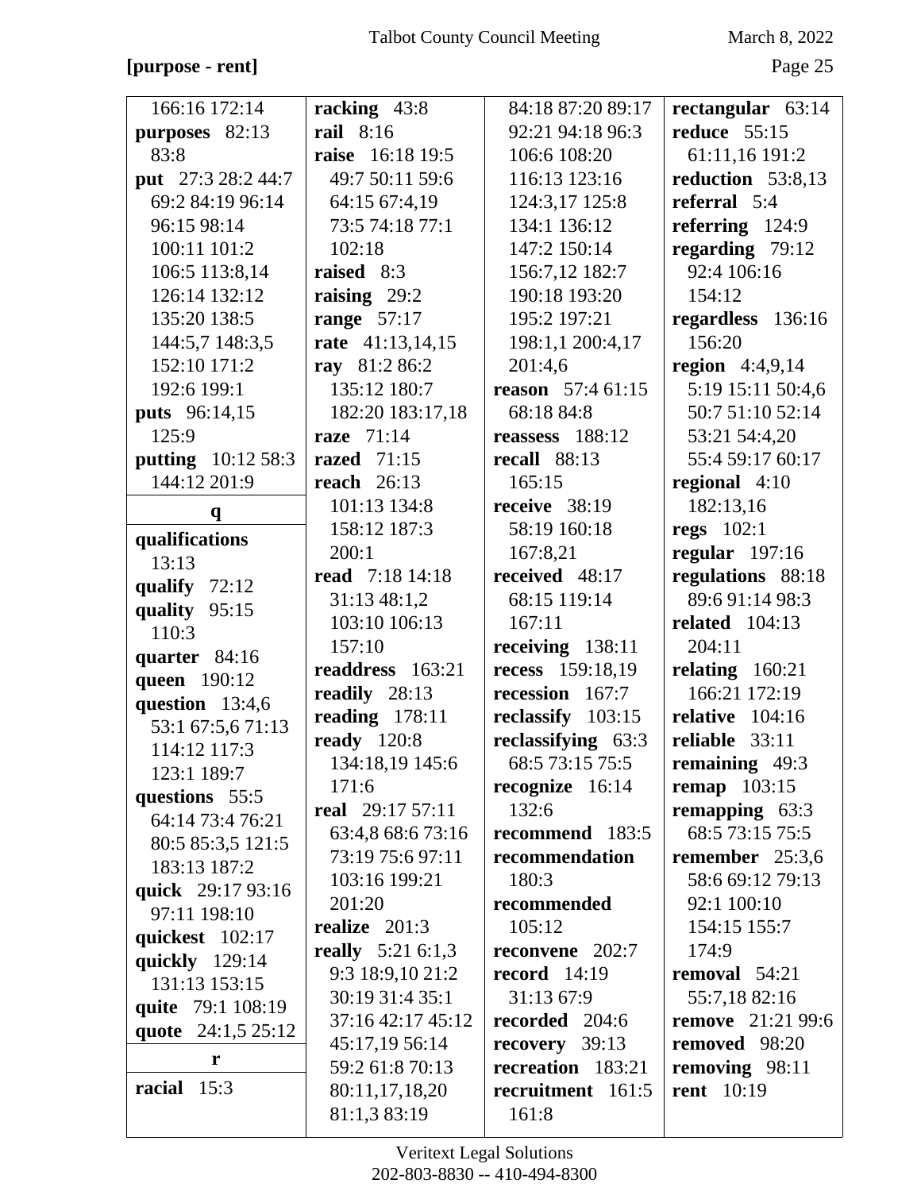**[purpose - rent]**

166:16 172:14
**purposes** 82:13 83:8
**put** 27:3 28:2 44:7 69:2 84:19 96:14 96:15 98:14 100:11 101:2 106:5 113:8,14 126:14 132:12 135:20 138:5 144:5,7 148:3,5 152:10 171:2 192:6 199:1
**puts** 96:14,15 125:9
**putting** 10:12 58:3 144:12 201:9

**q**

**qualifications** 13:13
**qualify** 72:12
**quality** 95:15 110:3
**quarter** 84:16
**queen** 190:12
**question** 13:4,6 53:1 67:5,6 71:13 114:12 117:3 123:1 189:7
**questions** 55:5 64:14 73:4 76:21 80:5 85:3,5 121:5 183:13 187:2
**quick** 29:17 93:16 97:11 198:10
**quickest** 102:17
**quickly** 129:14 131:13 153:15
**quite** 79:1 108:19
**quote** 24:1,5 25:12

**r**

**racial** 15:3
**racking** 43:8
**rail** 8:16
**raise** 16:18 19:5 49:7 50:11 59:6 64:15 67:4,19 73:5 74:18 77:1 102:18
**raised** 8:3
**raising** 29:2
**range** 57:17
**rate** 41:13,14,15
**ray** 81:2 86:2 135:12 180:7 182:20 183:17,18
**raze** 71:14
**razed** 71:15
**reach** 26:13 101:13 134:8 158:12 187:3 200:1
**read** 7:18 14:18 31:13 48:1,2 103:10 106:13 157:10
**readdress** 163:21
**readily** 28:13
**reading** 178:11
**ready** 120:8 134:18,19 145:6 171:6
**real** 29:17 57:11 63:4,8 68:6 73:16 73:19 75:6 97:11 103:16 199:21 201:20
**realize** 201:3
**really** 5:21 6:1,3 9:3 18:9,10 21:2 30:19 31:4 35:1 37:16 42:17 45:12 45:17,19 56:14 59:2 61:8 70:13 80:11,17,18,20 81:1,3 83:19 84:18 87:20 89:17 92:21 94:18 96:3 106:6 108:20 116:13 123:16 124:3,17 125:8 134:1 136:12 147:2 150:14 156:7,12 182:7 190:18 193:20 195:2 197:21 198:1,1 200:4,17 201:4,6
**reason** 57:4 61:15 68:18 84:8
**reassess** 188:12
**recall** 88:13 165:15
**receive** 38:19 58:19 160:18 167:8,21
**received** 48:17 68:15 119:14 167:11
**receiving** 138:11
**recess** 159:18,19
**recession** 167:7
**reclassify** 103:15
**reclassifying** 63:3 68:5 73:15 75:5
**recognize** 16:14 132:6
**recommend** 183:5
**recommendation** 180:3
**recommended** 105:12
**reconvene** 202:7
**record** 14:19 31:13 67:9
**recorded** 204:6
**recovery** 39:13
**recreation** 183:21
**recruitment** 161:5 161:8
**rectangular** 63:14
**reduce** 55:15 61:11,16 191:2
**reduction** 53:8,13
**referral** 5:4
**referring** 124:9
**regarding** 79:12 92:4 106:16 154:12
**regardless** 136:16 156:20
**region** 4:4,9,14 5:19 15:11 50:4,6 50:7 51:10 52:14 53:21 54:4,20 55:4 59:17 60:17
**regional** 4:10 182:13,16
**regs** 102:1
**regular** 197:16
**regulations** 88:18 89:6 91:14 98:3
**related** 104:13 204:11
**relating** 160:21 166:21 172:19
**relative** 104:16
**reliable** 33:11
**remaining** 49:3
**remap** 103:15
**remapping** 63:3 68:5 73:15 75:5
**remember** 25:3,6 58:6 69:12 79:13 92:1 100:10 154:15 155:7 174:9
**removal** 54:21 55:7,18 82:16
**remove** 21:21 99:6
**removed** 98:20
**removing** 98:11
**rent** 10:19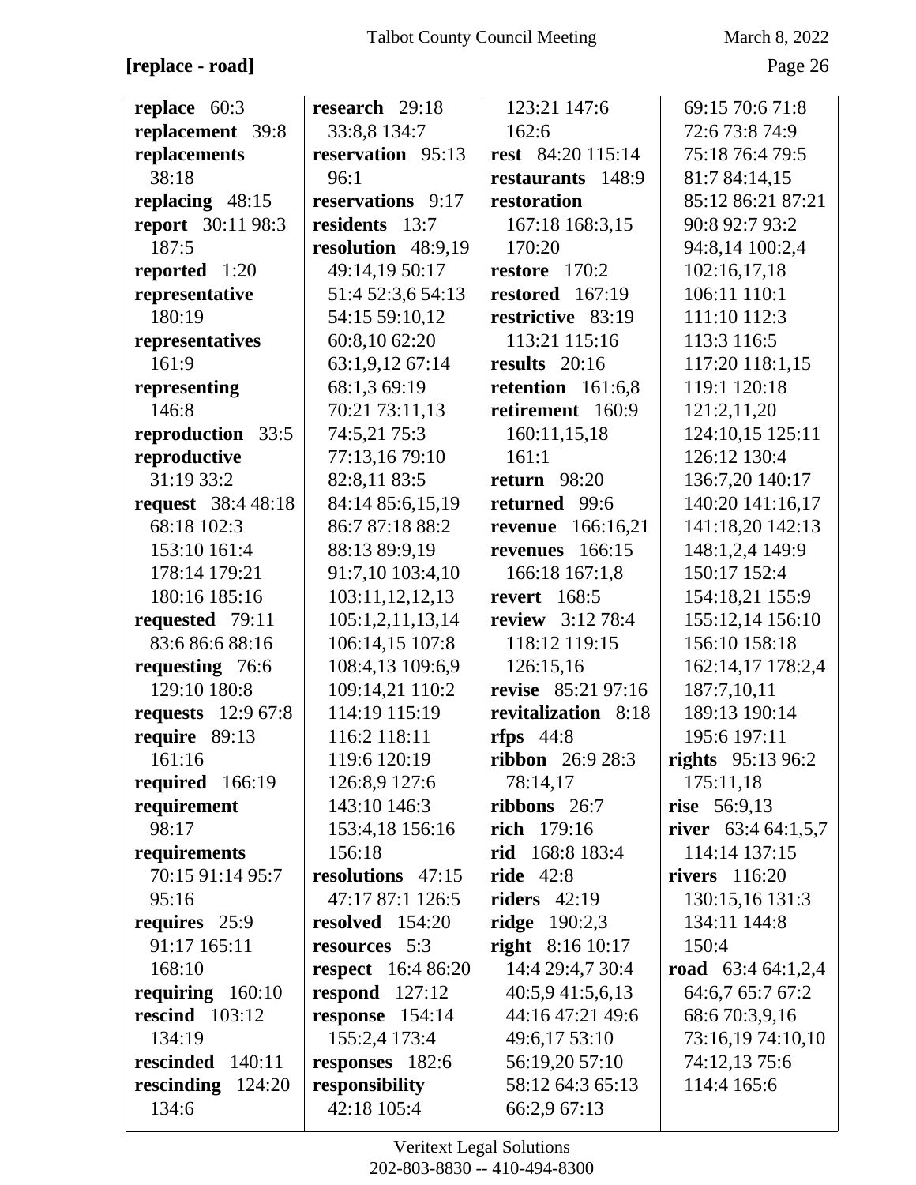**[replace - road]**

**replace** 60:3
**replacement** 39:8
**replacements** 38:18
**replacing** 48:15
**report** 30:11 98:3 187:5
**reported** 1:20
**representative** 180:19
**representatives** 161:9
**representing** 146:8
**reproduction** 33:5
**reproductive** 31:19 33:2
**request** 38:4 48:18 68:18 102:3 153:10 161:4 178:14 179:21 180:16 185:16
**requested** 79:11 83:6 86:6 88:16
**requesting** 76:6 129:10 180:8
**requests** 12:9 67:8
**require** 89:13 161:16
**required** 166:19
**requirement** 98:17
**requirements** 70:15 91:14 95:7 95:16
**requires** 25:9 91:17 165:11 168:10
**requiring** 160:10
**rescind** 103:12 134:19
**rescinded** 140:11
**rescinding** 124:20 134:6
**research** 29:18 33:8,8 134:7
**reservation** 95:13 96:1
**reservations** 9:17
**residents** 13:7
**resolution** 48:9,19 49:14,19 50:17 51:4 52:3,6 54:13 54:15 59:10,12 60:8,10 62:20 63:1,9,12 67:14 68:1,3 69:19 70:21 73:11,13 74:5,21 75:3 77:13,16 79:10 82:8,11 83:5 84:14 85:6,15,19 86:7 87:18 88:2 88:13 89:9,19 91:7,10 103:4,10 103:11,12,12,13 105:1,2,11,13,14 106:14,15 107:8 108:4,13 109:6,9 109:14,21 110:2 114:19 115:19 116:2 118:11 119:6 120:19 126:8,9 127:6 143:10 146:3 153:4,18 156:16 156:18
**resolutions** 47:15 47:17 87:1 126:5
**resolved** 154:20
**resources** 5:3
**respect** 16:4 86:20
**respond** 127:12
**response** 154:14 155:2,4 173:4
**responses** 182:6
**responsibility** 42:18 105:4
123:21 147:6 162:6
**rest** 84:20 115:14
**restaurants** 148:9
**restoration** 167:18 168:3,15 170:20
**restore** 170:2
**restored** 167:19
**restrictive** 83:19 113:21 115:16
**results** 20:16
**retention** 161:6,8
**retirement** 160:9 160:11,15,18 161:1
**return** 98:20
**returned** 99:6
**revenue** 166:16,21
**revenues** 166:15 166:18 167:1,8
**revert** 168:5
**review** 3:12 78:4 118:12 119:15 126:15,16
**revise** 85:21 97:16
**revitalization** 8:18
**rfps** 44:8
**ribbon** 26:9 28:3 78:14,17
**ribbons** 26:7
**rich** 179:16
**rid** 168:8 183:4
**ride** 42:8
**riders** 42:19
**ridge** 190:2,3
**right** 8:16 10:17 14:4 29:4,7 30:4 40:5,9 41:5,6,13 44:16 47:21 49:6 49:6,17 53:10 56:19,20 57:10 58:12 64:3 65:13 66:2,9 67:13
69:15 70:6 71:8 72:6 73:8 74:9 75:18 76:4 79:5 81:7 84:14,15 85:12 86:21 87:21 90:8 92:7 93:2 94:8,14 100:2,4 102:16,17,18 106:11 110:1 111:10 112:3 113:3 116:5 117:20 118:1,15 119:1 120:18 121:2,11,20 124:10,15 125:11 126:12 130:4 136:7,20 140:17 140:20 141:16,17 141:18,20 142:13 148:1,2,4 149:9 150:17 152:4 154:18,21 155:9 155:12,14 156:10 156:10 158:18 162:14,17 178:2,4 187:7,10,11 189:13 190:14 195:6 197:11
**rights** 95:13 96:2 175:11,18
**rise** 56:9,13
**river** 63:4 64:1,5,7 114:14 137:15
**rivers** 116:20 130:15,16 131:3 134:11 144:8 150:4
**road** 63:4 64:1,2,4 64:6,7 65:7 67:2 68:6 70:3,9,16 73:16,19 74:10,10 74:12,13 75:6 114:4 165:6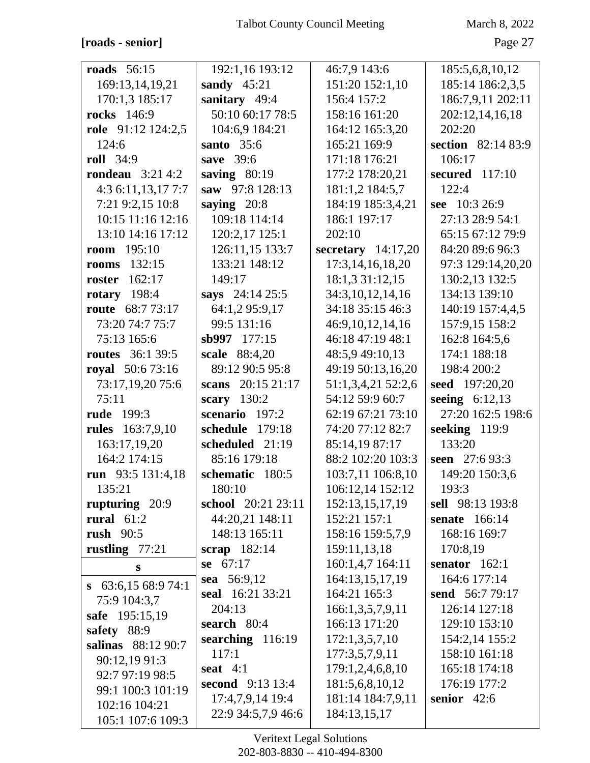**[roads - senior]**

**roads** 56:15 169:13,14,19,21 170:1,3 185:17
**rocks** 146:9
**role** 91:12 124:2,5 124:6
**roll** 34:9
**rondeau** 3:21 4:2 4:3 6:11,13,17 7:7 7:21 9:2,15 10:8 10:15 11:16 12:16 13:10 14:16 17:12
**room** 195:10
**rooms** 132:15
**roster** 162:17
**rotary** 198:4
**route** 68:7 73:17 73:20 74:7 75:7 75:13 165:6
**routes** 36:1 39:5
**royal** 50:6 73:16 73:17,19,20 75:6 75:11
**rude** 199:3
**rules** 163:7,9,10 163:17,19,20 164:2 174:15
**run** 93:5 131:4,18 135:21
**rupturing** 20:9
**rural** 61:2
**rush** 90:5
**rustling** 77:21

**s**

**s** 63:6,15 68:9 74:1 75:9 104:3,7
**safe** 195:15,19
**safety** 88:9
**salinas** 88:12 90:7 90:12,19 91:3 92:7 97:19 98:5 99:1 100:3 101:19 102:16 104:21 105:1 107:6 109:3 192:1,16 193:12
**sandy** 45:21
**sanitary** 49:4 50:10 60:17 78:5 104:6,9 184:21
**santo** 35:6
**save** 39:6
**saving** 80:19
**saw** 97:8 128:13
**saying** 20:8 109:18 114:14 120:2,17 125:1 126:11,15 133:7 133:21 148:12 149:17
**says** 24:14 25:5 64:1,2 95:9,17 99:5 131:16
**sb997** 177:15
**scale** 88:4,20 89:12 90:5 95:8
**scans** 20:15 21:17
**scary** 130:2
**scenario** 197:2
**schedule** 179:18
**scheduled** 21:19 85:16 179:18
**schematic** 180:5 180:10
**school** 20:21 23:11 44:20,21 148:11 148:13 165:11
**scrap** 182:14
**se** 67:17
**sea** 56:9,12
**seal** 16:21 33:21 204:13
**search** 80:4
**searching** 116:19 117:1
**seat** 4:1
**second** 9:13 13:4 17:4,7,9,14 19:4 22:9 34:5,7,9 46:6 46:7,9 143:6 151:20 152:1,10 156:4 157:2 158:16 161:20 164:12 165:3,20 165:21 169:9 171:18 176:21 177:2 178:20,21 181:1,2 184:5,7 184:19 185:3,4,21 186:1 197:17 202:10
**secretary** 14:17,20 17:3,14,16,18,20 18:1,3 31:12,15 34:3,10,12,14,16 34:18 35:15 46:3 46:9,10,12,14,16 46:18 47:19 48:1 48:5,9 49:10,13 49:19 50:13,16,20 51:1,3,4,21 52:2,6 54:12 59:9 60:7 62:19 67:21 73:10 74:20 77:12 82:7 85:14,19 87:17 88:2 102:20 103:3 103:7,11 106:8,10 106:12,14 152:12 152:13,15,17,19 152:21 157:1 158:16 159:5,7,9 159:11,13,18 160:1,4,7 164:11 164:13,15,17,19 164:21 165:3 166:1,3,5,7,9,11 166:13 171:20 172:1,3,5,7,10 177:3,5,7,9,11 179:1,2,4,6,8,10 181:5,6,8,10,12 181:14 184:7,9,11 184:13,15,17 185:5,6,8,10,12 185:14 186:2,3,5 186:7,9,11 202:11 202:12,14,16,18 202:20
**section** 82:14 83:9 106:17
**secured** 117:10 122:4
**see** 10:3 26:9 27:13 28:9 54:1 65:15 67:12 79:9 84:20 89:6 96:3 97:3 129:14,20,20 130:2,13 132:5 134:13 139:10 140:19 157:4,4,5 157:9,15 158:2 162:8 164:5,6 174:1 188:18 198:4 200:2
**seed** 197:20,20
**seeing** 6:12,13 27:20 162:5 198:6
**seeking** 119:9 133:20
**seen** 27:6 93:3 149:20 150:3,6 193:3
**sell** 98:13 193:8
**senate** 166:14 168:16 169:7 170:8,19
**senator** 162:1 164:6 177:14
**send** 56:7 79:17 126:14 127:18 129:10 153:10 154:2,14 155:2 158:10 161:18 165:18 174:18 176:19 177:2
**senior** 42:6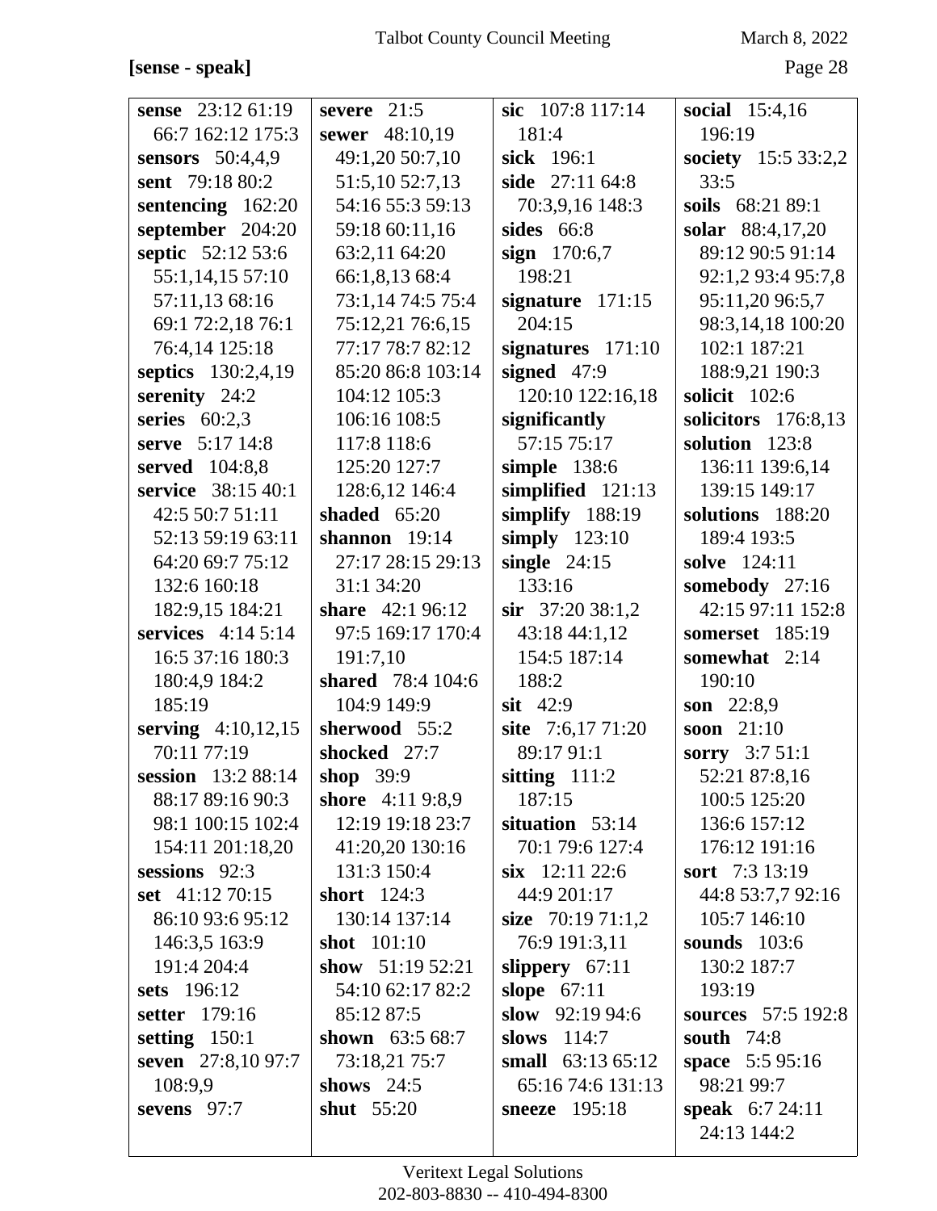**[sense - speak]**

**sense** 23:12 61:19 66:7 162:12 175:3
**sensors** 50:4,4,9
**sent** 79:18 80:2
**sentencing** 162:20
**september** 204:20
**septic** 52:12 53:6 55:1,14,15 57:10 57:11,13 68:16 69:1 72:2,18 76:1 76:4,14 125:18
**septics** 130:2,4,19
**serenity** 24:2
**series** 60:2,3
**serve** 5:17 14:8
**served** 104:8,8
**service** 38:15 40:1 42:5 50:7 51:11 52:13 59:19 63:11 64:20 69:7 75:12 132:6 160:18 182:9,15 184:21
**services** 4:14 5:14 16:5 37:16 180:3 180:4,9 184:2 185:19
**serving** 4:10,12,15 70:11 77:19
**session** 13:2 88:14 88:17 89:16 90:3 98:1 100:15 102:4 154:11 201:18,20
**sessions** 92:3
**set** 41:12 70:15 86:10 93:6 95:12 146:3,5 163:9 191:4 204:4
**sets** 196:12
**setter** 179:16
**setting** 150:1
**seven** 27:8,10 97:7 108:9,9
**sevens** 97:7
**severe** 21:5
**sewer** 48:10,19 49:1,20 50:7,10 51:5,10 52:7,13 54:16 55:3 59:13 59:18 60:11,16 63:2,11 64:20 66:1,8,13 68:4 73:1,14 74:5 75:4 75:12,21 76:6,15 77:17 78:7 82:12 85:20 86:8 103:14 104:12 105:3 106:16 108:5 117:8 118:6 125:20 127:7 128:6,12 146:4
**shaded** 65:20
**shannon** 19:14 27:17 28:15 29:13 31:1 34:20
**share** 42:1 96:12 97:5 169:17 170:4 191:7,10
**shared** 78:4 104:6 104:9 149:9
**sherwood** 55:2
**shocked** 27:7
**shop** 39:9
**shore** 4:11 9:8,9 12:19 19:18 23:7 41:20,20 130:16 131:3 150:4
**short** 124:3 130:14 137:14
**shot** 101:10
**show** 51:19 52:21 54:10 62:17 82:2 85:12 87:5
**shown** 63:5 68:7 73:18,21 75:7
**shows** 24:5
**shut** 55:20
**sic** 107:8 117:14 181:4
**sick** 196:1
**side** 27:11 64:8 70:3,9,16 148:3
**sides** 66:8
**sign** 170:6,7 198:21
**signature** 171:15 204:15
**signatures** 171:10
**signed** 47:9 120:10 122:16,18
**significantly** 57:15 75:17
**simple** 138:6
**simplified** 121:13
**simplify** 188:19
**simply** 123:10
**single** 24:15 133:16
**sir** 37:20 38:1,2 43:18 44:1,12 154:5 187:14 188:2
**sit** 42:9
**site** 7:6,17 71:20 89:17 91:1
**sitting** 111:2 187:15
**situation** 53:14 70:1 79:6 127:4
**six** 12:11 22:6 44:9 201:17
**size** 70:19 71:1,2 76:9 191:3,11
**slippery** 67:11
**slope** 67:11
**slow** 92:19 94:6
**slows** 114:7
**small** 63:13 65:12 65:16 74:6 131:13
**sneeze** 195:18
**social** 15:4,16 196:19
**society** 15:5 33:2,2 33:5
**soils** 68:21 89:1
**solar** 88:4,17,20 89:12 90:5 91:14 92:1,2 93:4 95:7,8 95:11,20 96:5,7 98:3,14,18 100:20 102:1 187:21 188:9,21 190:3
**solicit** 102:6
**solicitors** 176:8,13
**solution** 123:8 136:11 139:6,14 139:15 149:17
**solutions** 188:20 189:4 193:5
**solve** 124:11
**somebody** 27:16 42:15 97:11 152:8
**somerset** 185:19
**somewhat** 2:14 190:10
**son** 22:8,9
**soon** 21:10
**sorry** 3:7 51:1 52:21 87:8,16 100:5 125:20 136:6 157:12 176:12 191:16
**sort** 7:3 13:19 44:8 53:7,7 92:16 105:7 146:10
**sounds** 103:6 130:2 187:7 193:19
**sources** 57:5 192:8
**south** 74:8
**space** 5:5 95:16 98:21 99:7
**speak** 6:7 24:11 24:13 144:2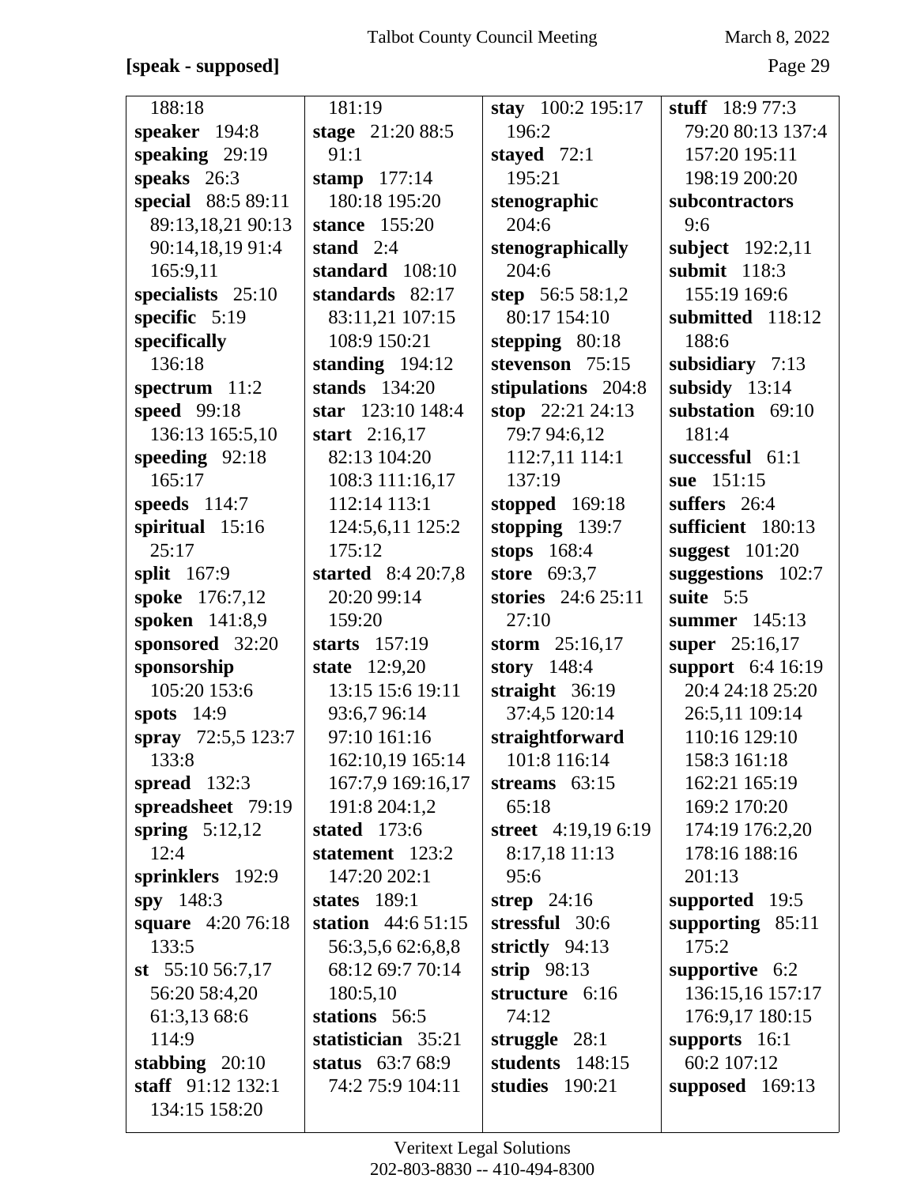**[speak - supposed]**

188:18
**speaker** 194:8
**speaking** 29:19
**speaks** 26:3
**special** 88:5 89:11 89:13,18,21 90:13 90:14,18,19 91:4 165:9,11
**specialists** 25:10
**specific** 5:19
**specifically** 136:18
**spectrum** 11:2
**speed** 99:18 136:13 165:5,10
**speeding** 92:18 165:17
**speeds** 114:7
**spiritual** 15:16 25:17
**split** 167:9
**spoke** 176:7,12
**spoken** 141:8,9
**sponsored** 32:20
**sponsorship** 105:20 153:6
**spots** 14:9
**spray** 72:5,5 123:7 133:8
**spread** 132:3
**spreadsheet** 79:19
**spring** 5:12,12 12:4
**sprinklers** 192:9
**spy** 148:3
**square** 4:20 76:18 133:5
**st** 55:10 56:7,17 56:20 58:4,20 61:3,13 68:6 114:9
**stabbing** 20:10
**staff** 91:12 132:1 134:15 158:20 181:19
**stage** 21:20 88:5 91:1
**stamp** 177:14 180:18 195:20
**stance** 155:20
**stand** 2:4
**standard** 108:10
**standards** 82:17 83:11,21 107:15 108:9 150:21
**standing** 194:12
**stands** 134:20
**star** 123:10 148:4
**start** 2:16,17 82:13 104:20 108:3 111:16,17 112:14 113:1 124:5,6,11 125:2 175:12
**started** 8:4 20:7,8 20:20 99:14 159:20
**starts** 157:19
**state** 12:9,20 13:15 15:6 19:11 93:6,7 96:14 97:10 161:16 162:10,19 165:14 167:7,9 169:16,17 191:8 204:1,2
**stated** 173:6
**statement** 123:2 147:20 202:1
**states** 189:1
**station** 44:6 51:15 56:3,5,6 62:6,8,8 68:12 69:7 70:14 180:5,10
**stations** 56:5
**statistician** 35:21
**status** 63:7 68:9 74:2 75:9 104:11
**stay** 100:2 195:17 196:2
**stayed** 72:1 195:21
**stenographic** 204:6
**stenographically** 204:6
**step** 56:5 58:1,2 80:17 154:10
**stepping** 80:18
**stevenson** 75:15
**stipulations** 204:8
**stop** 22:21 24:13 79:7 94:6,12 112:7,11 114:1 137:19
**stopped** 169:18
**stopping** 139:7
**stops** 168:4
**store** 69:3,7
**stories** 24:6 25:11 27:10
**storm** 25:16,17
**story** 148:4
**straight** 36:19 37:4,5 120:14
**straightforward** 101:8 116:14
**streams** 63:15 65:18
**street** 4:19,19 6:19 8:17,18 11:13 95:6
**strep** 24:16
**stressful** 30:6
**strictly** 94:13
**strip** 98:13
**structure** 6:16 74:12
**struggle** 28:1
**students** 148:15
**studies** 190:21
**stuff** 18:9 77:3 79:20 80:13 137:4 157:20 195:11 198:19 200:20
**subcontractors** 9:6
**subject** 192:2,11
**submit** 118:3 155:19 169:6
**submitted** 118:12 188:6
**subsidiary** 7:13
**subsidy** 13:14
**substation** 69:10 181:4
**successful** 61:1
**sue** 151:15
**suffers** 26:4
**sufficient** 180:13
**suggest** 101:20
**suggestions** 102:7
**suite** 5:5
**summer** 145:13
**super** 25:16,17
**support** 6:4 16:19 20:4 24:18 25:20 26:5,11 109:14 110:16 129:10 158:3 161:18 162:21 165:19 169:2 170:20 174:19 176:2,20 178:16 188:16 201:13
**supported** 19:5
**supporting** 85:11 175:2
**supportive** 6:2 136:15,16 157:17 176:9,17 180:15
**supports** 16:1 60:2 107:12
**supposed** 169:13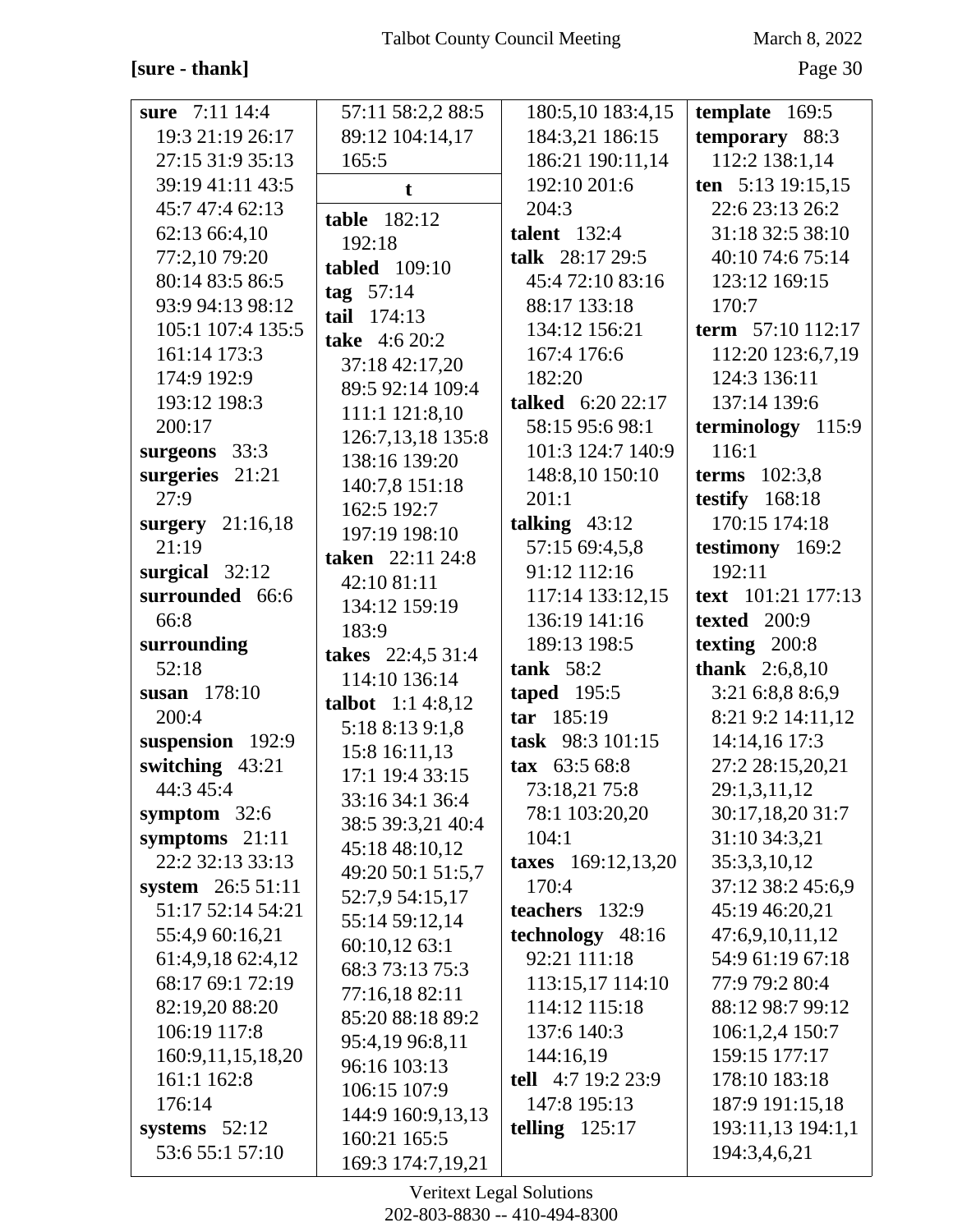**[sure - thank]**

**sure** 7:11 14:4 19:3 21:19 26:17 27:15 31:9 35:13 39:19 41:11 43:5 45:7 47:4 62:13 62:13 66:4,10 77:2,10 79:20 80:14 83:5 86:5 93:9 94:13 98:12 105:1 107:4 135:5 161:14 173:3 174:9 192:9 193:12 198:3 200:17
**surgeons** 33:3
**surgeries** 21:21 27:9
**surgery** 21:16,18 21:19
**surgical** 32:12
**surrounded** 66:6 66:8
**surrounding** 52:18
**susan** 178:10 200:4
**suspension** 192:9
**switching** 43:21 44:3 45:4
**symptom** 32:6
**symptoms** 21:11 22:2 32:13 33:13
**system** 26:5 51:11 51:17 52:14 54:21 55:4,9 60:16,21 61:4,9,18 62:4,12 68:17 69:1 72:19 82:19,20 88:20 106:19 117:8 160:9,11,15,18,20 161:1 162:8 176:14
**systems** 52:12 53:6 55:1 57:10 57:11 58:2,2 88:5 89:12 104:14,17 165:5

**t**

**table** 182:12 192:18
**tabled** 109:10
**tag** 57:14
**tail** 174:13
**take** 4:6 20:2 37:18 42:17,20 89:5 92:14 109:4 111:1 121:8,10 126:7,13,18 135:8 138:16 139:20 140:7,8 151:18 162:5 192:7 197:19 198:10
**taken** 22:11 24:8 42:10 81:11 134:12 159:19 183:9
**takes** 22:4,5 31:4 114:10 136:14
**talbot** 1:1 4:8,12 5:18 8:13 9:1,8 15:8 16:11,13 17:1 19:4 33:15 33:16 34:1 36:4 38:5 39:3,21 40:4 45:18 48:10,12 49:20 50:1 51:5,7 52:7,9 54:15,17 55:14 59:12,14 60:10,12 63:1 68:3 73:13 75:3 77:16,18 82:11 85:20 88:18 89:2 95:4,19 96:8,11 96:16 103:13 106:15 107:9 144:9 160:9,13,13 160:21 165:5 169:3 174:7,19,21 180:5,10 183:4,15 184:3,21 186:15 186:21 190:11,14 192:10 201:6 204:3
**talent** 132:4
**talk** 28:17 29:5 45:4 72:10 83:16 88:17 133:18 134:12 156:21 167:4 176:6 182:20
**talked** 6:20 22:17 58:15 95:6 98:1 101:3 124:7 140:9 148:8,10 150:10 201:1
**talking** 43:12 57:15 69:4,5,8 91:12 112:16 117:14 133:12,15 136:19 141:16 189:13 198:5
**tank** 58:2
**taped** 195:5
**tar** 185:19
**task** 98:3 101:15
**tax** 63:5 68:8 73:18,21 75:8 78:1 103:20,20 104:1
**taxes** 169:12,13,20 170:4
**teachers** 132:9
**technology** 48:16 92:21 111:18 113:15,17 114:10 114:12 115:18 137:6 140:3 144:16,19
**tell** 4:7 19:2 23:9 147:8 195:13
**telling** 125:17
**template** 169:5
**temporary** 88:3 112:2 138:1,14
**ten** 5:13 19:15,15 22:6 23:13 26:2 31:18 32:5 38:10 40:10 74:6 75:14 123:12 169:15 170:7
**term** 57:10 112:17 112:20 123:6,7,19 124:3 136:11 137:14 139:6
**terminology** 115:9 116:1
**terms** 102:3,8
**testify** 168:18 170:15 174:18
**testimony** 169:2 192:11
**text** 101:21 177:13
**texted** 200:9
**texting** 200:8
**thank** 2:6,8,10 3:21 6:8,8 8:6,9 8:21 9:2 14:11,12 14:14,16 17:3 27:2 28:15,20,21 29:1,3,11,12 30:17,18,20 31:7 31:10 34:3,21 35:3,3,10,12 37:12 38:2 45:6,9 45:19 46:20,21 47:6,9,10,11,12 54:9 61:19 67:18 77:9 79:2 80:4 88:12 98:7 99:12 106:1,2,4 150:7 159:15 177:17 178:10 183:18 187:9 191:15,18 193:11,13 194:1,1 194:3,4,6,21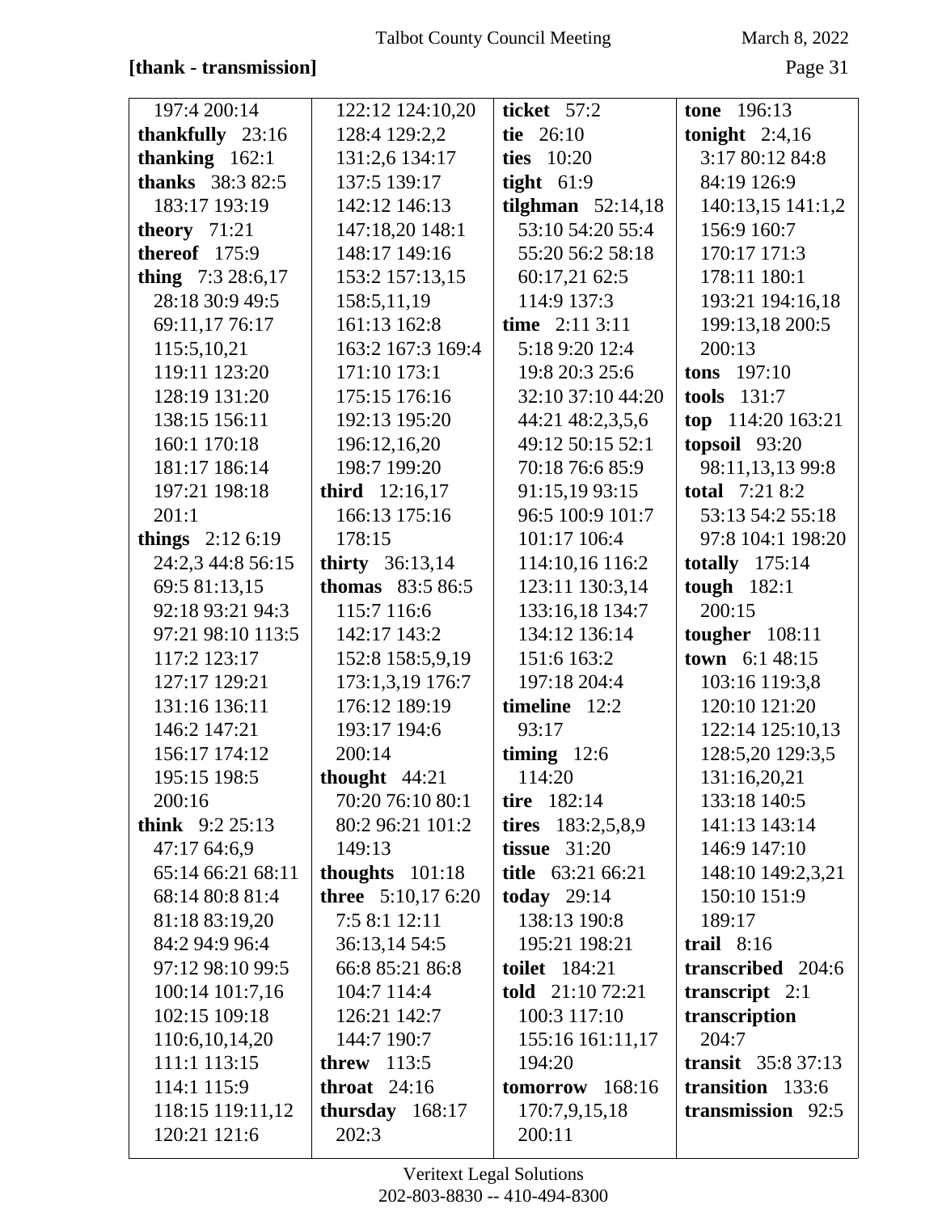**[thank - transmission]**

197:4 200:14
**thankfully** 23:16
**thanking** 162:1
**thanks** 38:3 82:5 183:17 193:19
**theory** 71:21
**thereof** 175:9
**thing** 7:3 28:6,17 28:18 30:9 49:5 69:11,17 76:17 115:5,10,21 119:11 123:20 128:19 131:20 138:15 156:11 160:1 170:18 181:17 186:14 197:21 198:18 201:1
**things** 2:12 6:19 24:2,3 44:8 56:15 69:5 81:13,15 92:18 93:21 94:3 97:21 98:10 113:5 117:2 123:17 127:17 129:21 131:16 136:11 146:2 147:21 156:17 174:12 195:15 198:5 200:16
**think** 9:2 25:13 47:17 64:6,9 65:14 66:21 68:11 68:14 80:8 81:4 81:18 83:19,20 84:2 94:9 96:4 97:12 98:10 99:5 100:14 101:7,16 102:15 109:18 110:6,10,14,20 111:1 113:15 114:1 115:9 118:15 119:11,12 120:21 121:6 122:12 124:10,20 128:4 129:2,2 131:2,6 134:17 137:5 139:17 142:12 146:13 147:18,20 148:1 148:17 149:16 153:2 157:13,15 158:5,11,19 161:13 162:8 163:2 167:3 169:4 171:10 173:1 175:15 176:16 192:13 195:20 196:12,16,20 198:7 199:20
**third** 12:16,17 166:13 175:16 178:15
**thirty** 36:13,14
**thomas** 83:5 86:5 115:7 116:6 142:17 143:2 152:8 158:5,9,19 173:1,3,19 176:7 176:12 189:19 193:17 194:6 200:14
**thought** 44:21 70:20 76:10 80:1 80:2 96:21 101:2 149:13
**thoughts** 101:18
**three** 5:10,17 6:20 7:5 8:1 12:11 36:13,14 54:5 66:8 85:21 86:8 104:7 114:4 126:21 142:7 144:7 190:7
**threw** 113:5
**throat** 24:16
**thursday** 168:17 202:3
**ticket** 57:2
**tie** 26:10
**ties** 10:20
**tight** 61:9
**tilghman** 52:14,18 53:10 54:20 55:4 55:20 56:2 58:18 60:17,21 62:5 114:9 137:3
**time** 2:11 3:11 5:18 9:20 12:4 19:8 20:3 25:6 32:10 37:10 44:20 44:21 48:2,3,5,6 49:12 50:15 52:1 70:18 76:6 85:9 91:15,19 93:15 96:5 100:9 101:7 101:17 106:4 114:10,16 116:2 123:11 130:3,14 133:16,18 134:7 134:12 136:14 151:6 163:2 197:18 204:4
**timeline** 12:2 93:17
**timing** 12:6 114:20
**tire** 182:14
**tires** 183:2,5,8,9
**tissue** 31:20
**title** 63:21 66:21
**today** 29:14 138:13 190:8 195:21 198:21
**toilet** 184:21
**told** 21:10 72:21 100:3 117:10 155:16 161:11,17 194:20
**tomorrow** 168:16 170:7,9,15,18 200:11
**tone** 196:13
**tonight** 2:4,16 3:17 80:12 84:8 84:19 126:9 140:13,15 141:1,2 156:9 160:7 170:17 171:3 178:11 180:1 193:21 194:16,18 199:13,18 200:5 200:13
**tons** 197:10
**tools** 131:7
**top** 114:20 163:21
**topsoil** 93:20 98:11,13,13 99:8
**total** 7:21 8:2 53:13 54:2 55:18 97:8 104:1 198:20
**totally** 175:14
**tough** 182:1 200:15
**tougher** 108:11
**town** 6:1 48:15 103:16 119:3,8 120:10 121:20 122:14 125:10,13 128:5,20 129:3,5 131:16,20,21 133:18 140:5 141:13 143:14 146:9 147:10 148:10 149:2,3,21 150:10 151:9 189:17
**trail** 8:16
**transcribed** 204:6
**transcript** 2:1
**transcription** 204:7
**transit** 35:8 37:13
**transition** 133:6
**transmission** 92:5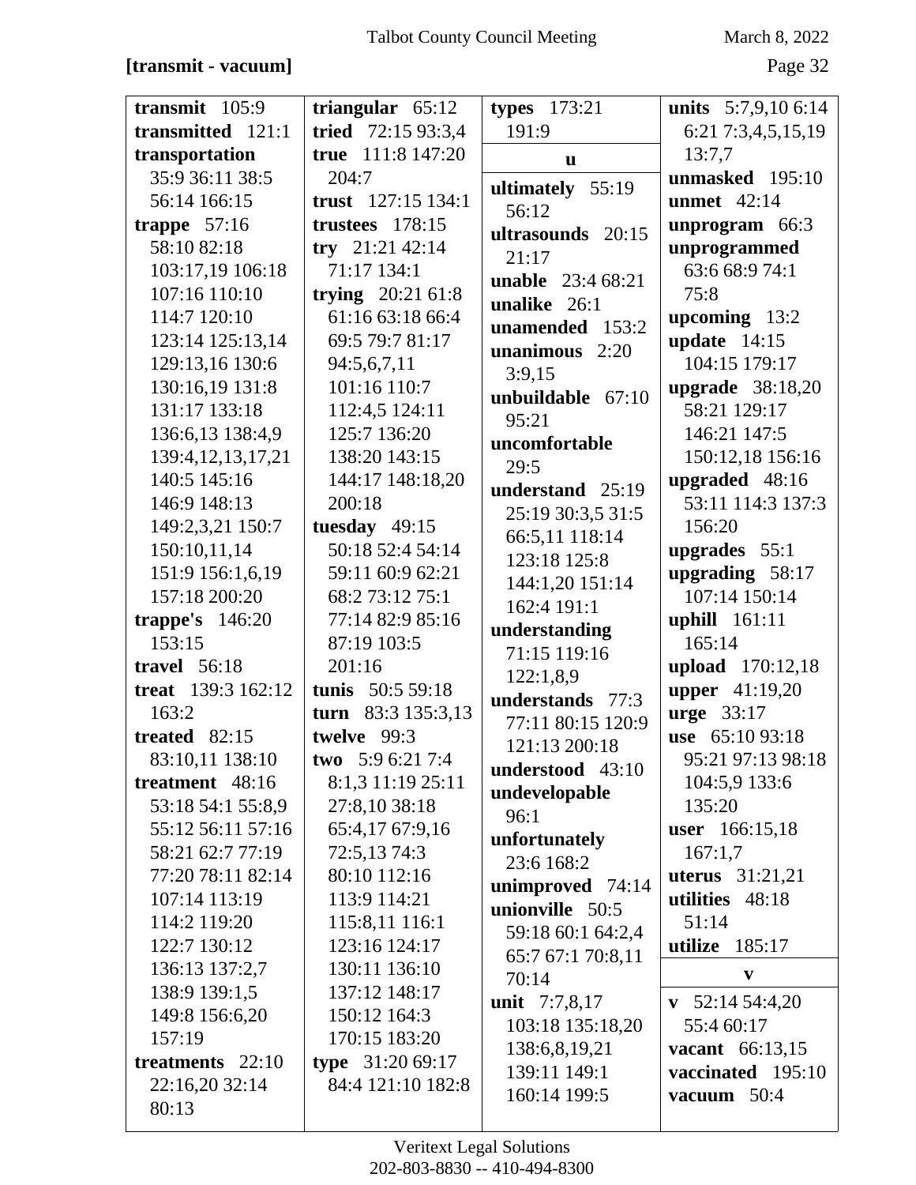**[transmit - vacuum]**

**transmit** 105:9
**transmitted** 121:1
**transportation** 35:9 36:11 38:5 56:14 166:15
**trappe** 57:16 58:10 82:18 103:17,19 106:18 107:16 110:10 114:7 120:10 123:14 125:13,14 129:13,16 130:6 130:16,19 131:8 131:17 133:18 136:6,13 138:4,9 139:4,12,13,17,21 140:5 145:16 146:9 148:13 149:2,3,21 150:7 150:10,11,14 151:9 156:1,6,19 157:18 200:20
**trappe's** 146:20 153:15
**travel** 56:18
**treat** 139:3 162:12 163:2
**treated** 82:15 83:10,11 138:10
**treatment** 48:16 53:18 54:1 55:8,9 55:12 56:11 57:16 58:21 62:7 77:19 77:20 78:11 82:14 107:14 113:19 114:2 119:20 122:7 130:12 136:13 137:2,7 138:9 139:1,5 149:8 156:6,20 157:19
**treatments** 22:10 22:16,20 32:14 80:13
**triangular** 65:12
**tried** 72:15 93:3,4
**true** 111:8 147:20 204:7
**trust** 127:15 134:1
**trustees** 178:15
**try** 21:21 42:14 71:17 134:1
**trying** 20:21 61:8 61:16 63:18 66:4 69:5 79:7 81:17 94:5,6,7,11 101:16 110:7 112:4,5 124:11 125:7 136:20 138:20 143:15 144:17 148:18,20 200:18
**tuesday** 49:15 50:18 52:4 54:14 59:11 60:9 62:21 68:2 73:12 75:1 77:14 82:9 85:16 87:19 103:5 201:16
**tunis** 50:5 59:18
**turn** 83:3 135:3,13
**twelve** 99:3
**two** 5:9 6:21 7:4 8:1,3 11:19 25:11 27:8,10 38:18 65:4,17 67:9,16 72:5,13 74:3 80:10 112:16 113:9 114:21 115:8,11 116:1 123:16 124:17 130:11 136:10 137:12 148:17 150:12 164:3 170:15 183:20
**type** 31:20 69:17 84:4 121:10 182:8
**types** 173:21 191:9

**u**

**ultimately** 55:19 56:12
**ultrasounds** 20:15 21:17
**unable** 23:4 68:21
**unalike** 26:1
**unamended** 153:2
**unanimous** 2:20 3:9,15
**unbuildable** 67:10 95:21
**uncomfortable** 29:5
**understand** 25:19 25:19 30:3,5 31:5 66:5,11 118:14 123:18 125:8 144:1,20 151:14 162:4 191:1
**understanding** 71:15 119:16 122:1,8,9
**understands** 77:3 77:11 80:15 120:9 121:13 200:18
**understood** 43:10
**undevelopable** 96:1
**unfortunately** 23:6 168:2
**unimproved** 74:14
**unionville** 50:5 59:18 60:1 64:2,4 65:7 67:1 70:8,11 70:14
**unit** 7:7,8,17 103:18 135:18,20 138:6,8,19,21 139:11 149:1 160:14 199:5
**units** 5:7,9,10 6:14 6:21 7:3,4,5,15,19 13:7,7
**unmasked** 195:10
**unmet** 42:14
**unprogram** 66:3
**unprogrammed** 63:6 68:9 74:1 75:8
**upcoming** 13:2
**update** 14:15 104:15 179:17
**upgrade** 38:18,20 58:21 129:17 146:21 147:5 150:12,18 156:16
**upgraded** 48:16 53:11 114:3 137:3 156:20
**upgrades** 55:1
**upgrading** 58:17 107:14 150:14
**uphill** 161:11 165:14
**upload** 170:12,18
**upper** 41:19,20
**urge** 33:17
**use** 65:10 93:18 95:21 97:13 98:18 104:5,9 133:6 135:20
**user** 166:15,18 167:1,7
**uterus** 31:21,21
**utilities** 48:18 51:14
**utilize** 185:17

**v**

**v** 52:14 54:4,20 55:4 60:17
**vacant** 66:13,15
**vaccinated** 195:10
**vacuum** 50:4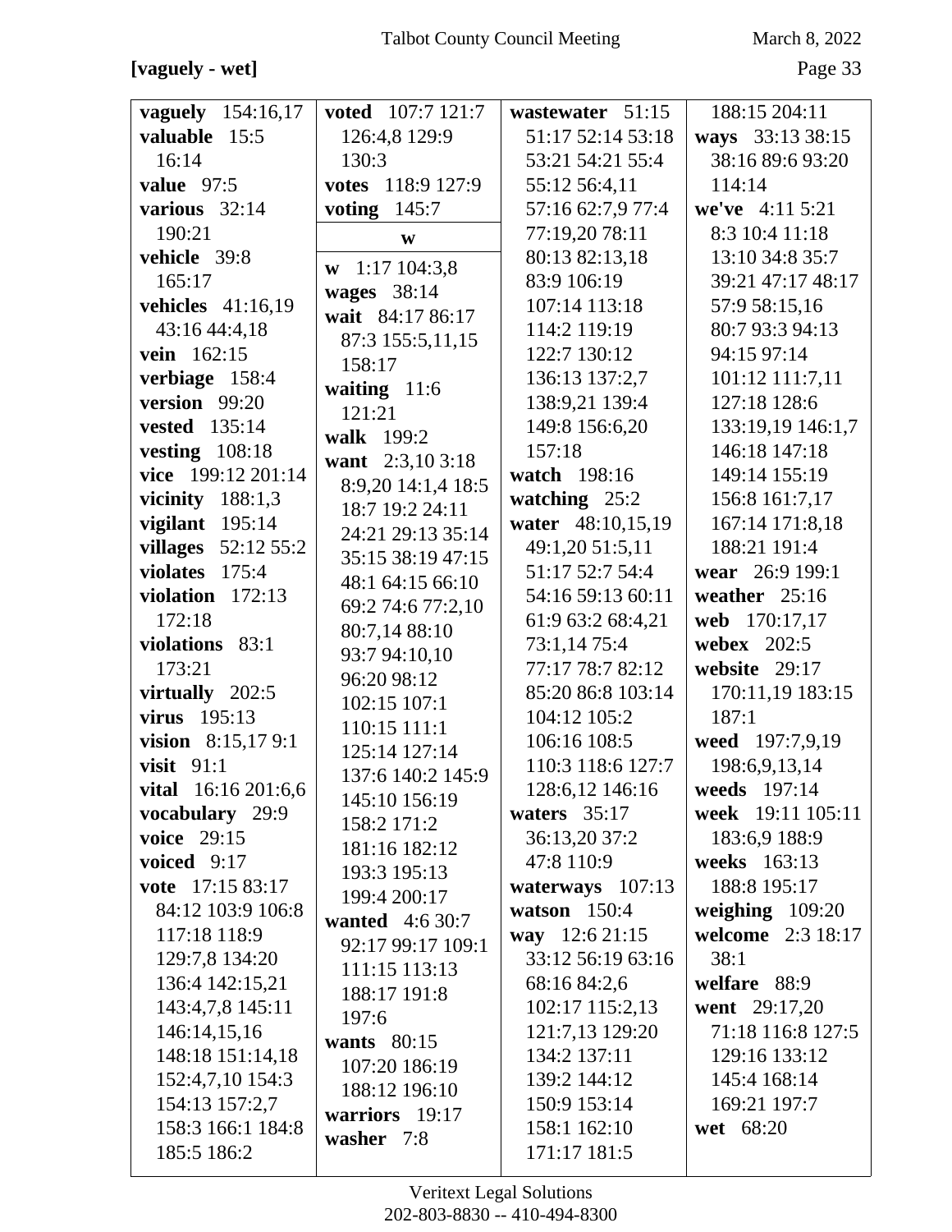**[vaguely - wet]**

**vaguely** 154:16,17
**valuable** 15:5 16:14
**value** 97:5
**various** 32:14 190:21
**vehicle** 39:8 165:17
**vehicles** 41:16,19 43:16 44:4,18
**vein** 162:15
**verbiage** 158:4
**version** 99:20
**vested** 135:14
**vesting** 108:18
**vice** 199:12 201:14
**vicinity** 188:1,3
**vigilant** 195:14
**villages** 52:12 55:2
**violates** 175:4
**violation** 172:13 172:18
**violations** 83:1 173:21
**virtually** 202:5
**virus** 195:13
**vision** 8:15,17 9:1
**visit** 91:1
**vital** 16:16 201:6,6
**vocabulary** 29:9
**voice** 29:15
**voiced** 9:17
**vote** 17:15 83:17 84:12 103:9 106:8 117:18 118:9 129:7,8 134:20 136:4 142:15,21 143:4,7,8 145:11 146:14,15,16 148:18 151:14,18 152:4,7,10 154:3 154:13 157:2,7 158:3 166:1 184:8 185:5 186:2
**voted** 107:7 121:7 126:4,8 129:9 130:3
**votes** 118:9 127:9
**voting** 145:7

**w**

**w** 1:17 104:3,8
**wages** 38:14
**wait** 84:17 86:17 87:3 155:5,11,15 158:17
**waiting** 11:6 121:21
**walk** 199:2
**want** 2:3,10 3:18 8:9,20 14:1,4 18:5 18:7 19:2 24:11 24:21 29:13 35:14 35:15 38:19 47:15 48:1 64:15 66:10 69:2 74:6 77:2,10 80:7,14 88:10 93:7 94:10,10 96:20 98:12 102:15 107:1 110:15 111:1 125:14 127:14 137:6 140:2 145:9 145:10 156:19 158:2 171:2 181:16 182:12 193:3 195:13 199:4 200:17
**wanted** 4:6 30:7 92:17 99:17 109:1 111:15 113:13 188:17 191:8 197:6
**wants** 80:15 107:20 186:19 188:12 196:10
**warriors** 19:17
**washer** 7:8
**wastewater** 51:15 51:17 52:14 53:18 53:21 54:21 55:4 55:12 56:4,11 57:16 62:7,9 77:4 77:19,20 78:11 80:13 82:13,18 83:9 106:19 107:14 113:18 114:2 119:19 122:7 130:12 136:13 137:2,7 138:9,21 139:4 149:8 156:6,20 157:18
**watch** 198:16
**watching** 25:2
**water** 48:10,15,19 49:1,20 51:5,11 51:17 52:7 54:4 54:16 59:13 60:11 61:9 63:2 68:4,21 73:1,14 75:4 77:17 78:7 82:12 85:20 86:8 103:14 104:12 105:2 106:16 108:5 110:3 118:6 127:7 128:6,12 146:16
**waters** 35:17 36:13,20 37:2 47:8 110:9
**waterways** 107:13
**watson** 150:4
**way** 12:6 21:15 33:12 56:19 63:16 68:16 84:2,6 102:17 115:2,13 121:7,13 129:20 134:2 137:11 139:2 144:12 150:9 153:14 158:1 162:10 171:17 181:5 188:15 204:11
**ways** 33:13 38:15 38:16 89:6 93:20 114:14
**we've** 4:11 5:21 8:3 10:4 11:18 13:10 34:8 35:7 39:21 47:17 48:17 57:9 58:15,16 80:7 93:3 94:13 94:15 97:14 101:12 111:7,11 127:18 128:6 133:19,19 146:1,7 146:18 147:18 149:14 155:19 156:8 161:7,17 167:14 171:8,18 188:21 191:4
**wear** 26:9 199:1
**weather** 25:16
**web** 170:17,17
**webex** 202:5
**website** 29:17 170:11,19 183:15 187:1
**weed** 197:7,9,19 198:6,9,13,14
**weeds** 197:14
**week** 19:11 105:11 183:6,9 188:9
**weeks** 163:13 188:8 195:17
**weighing** 109:20
**welcome** 2:3 18:17 38:1
**welfare** 88:9
**went** 29:17,20 71:18 116:8 127:5 129:16 133:12 145:4 168:14 169:21 197:7
**wet** 68:20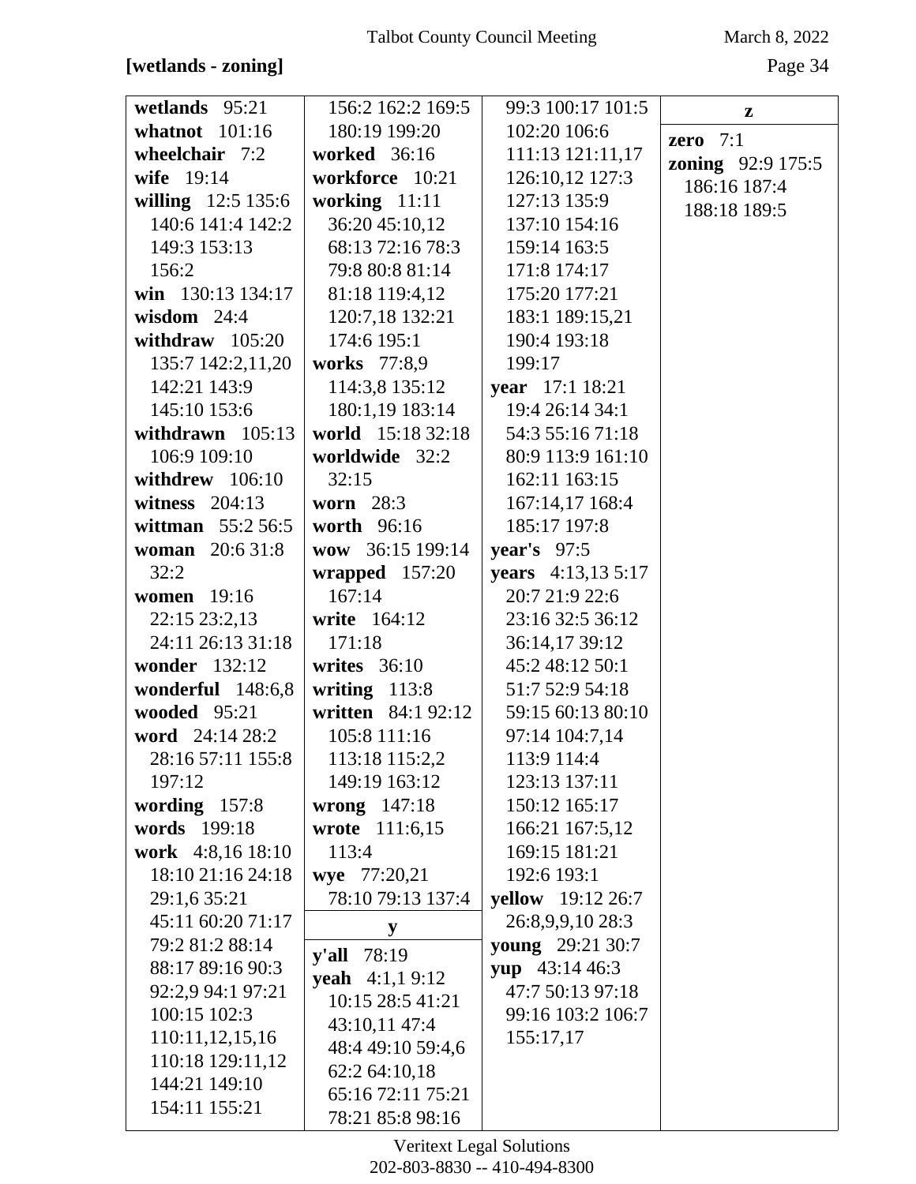**[wetlands - zoning]**

**wetlands** 95:21
**whatnot** 101:16
**wheelchair** 7:2
**wife** 19:14
**willing** 12:5 135:6 140:6 141:4 142:2 149:3 153:13 156:2
**win** 130:13 134:17
**wisdom** 24:4
**withdraw** 105:20 135:7 142:2,11,20 142:21 143:9 145:10 153:6
**withdrawn** 105:13 106:9 109:10
**withdrew** 106:10
**witness** 204:13
**wittman** 55:2 56:5
**woman** 20:6 31:8 32:2
**women** 19:16 22:15 23:2,13 24:11 26:13 31:18
**wonder** 132:12
**wonderful** 148:6,8
**wooded** 95:21
**word** 24:14 28:2 28:16 57:11 155:8 197:12
**wording** 157:8
**words** 199:18
**work** 4:8,16 18:10 18:10 21:16 24:18 29:1,6 35:21 45:11 60:20 71:17 79:2 81:2 88:14 88:17 89:16 90:3 92:2,9 94:1 97:21 100:15 102:3 110:11,12,15,16 110:18 129:11,12 144:21 149:10 154:11 155:21 156:2 162:2 169:5 180:19 199:20
**worked** 36:16
**workforce** 10:21
**working** 11:11 36:20 45:10,12 68:13 72:16 78:3 79:8 80:8 81:14 81:18 119:4,12 120:7,18 132:21 174:6 195:1
**works** 77:8,9 114:3,8 135:12 180:1,19 183:14
**world** 15:18 32:18
**worldwide** 32:2 32:15
**worn** 28:3
**worth** 96:16
**wow** 36:15 199:14
**wrapped** 157:20 167:14
**write** 164:12 171:18
**writes** 36:10
**writing** 113:8
**written** 84:1 92:12 105:8 111:16 113:18 115:2,2 149:19 163:12
**wrong** 147:18
**wrote** 111:6,15 113:4
**wye** 77:20,21 78:10 79:13 137:4

**y**

**y'all** 78:19
**yeah** 4:1,1 9:12 10:15 28:5 41:21 43:10,11 47:4 48:4 49:10 59:4,6 62:2 64:10,18 65:16 72:11 75:21 78:21 85:8 98:16 99:3 100:17 101:5 102:20 106:6 111:13 121:11,17 126:10,12 127:3 127:13 135:9 137:10 154:16 159:14 163:5 171:8 174:17 175:20 177:21 183:1 189:15,21 190:4 193:18 199:17
**year** 17:1 18:21 19:4 26:14 34:1 54:3 55:16 71:18 80:9 113:9 161:10 162:11 163:15 167:14,17 168:4 185:17 197:8
**year's** 97:5
**years** 4:13,13 5:17 20:7 21:9 22:6 23:16 32:5 36:12 36:14,17 39:12 45:2 48:12 50:1 51:7 52:9 54:18 59:15 60:13 80:10 97:14 104:7,14 113:9 114:4 123:13 137:11 150:12 165:17 166:21 167:5,12 169:15 181:21 192:6 193:1
**yellow** 19:12 26:7 26:8,9,9,10 28:3
**young** 29:21 30:7
**yup** 43:14 46:3 47:7 50:13 97:18 99:16 103:2 106:7 155:17,17

**z**

**zero** 7:1
**zoning** 92:9 175:5 186:16 187:4 188:18 189:5